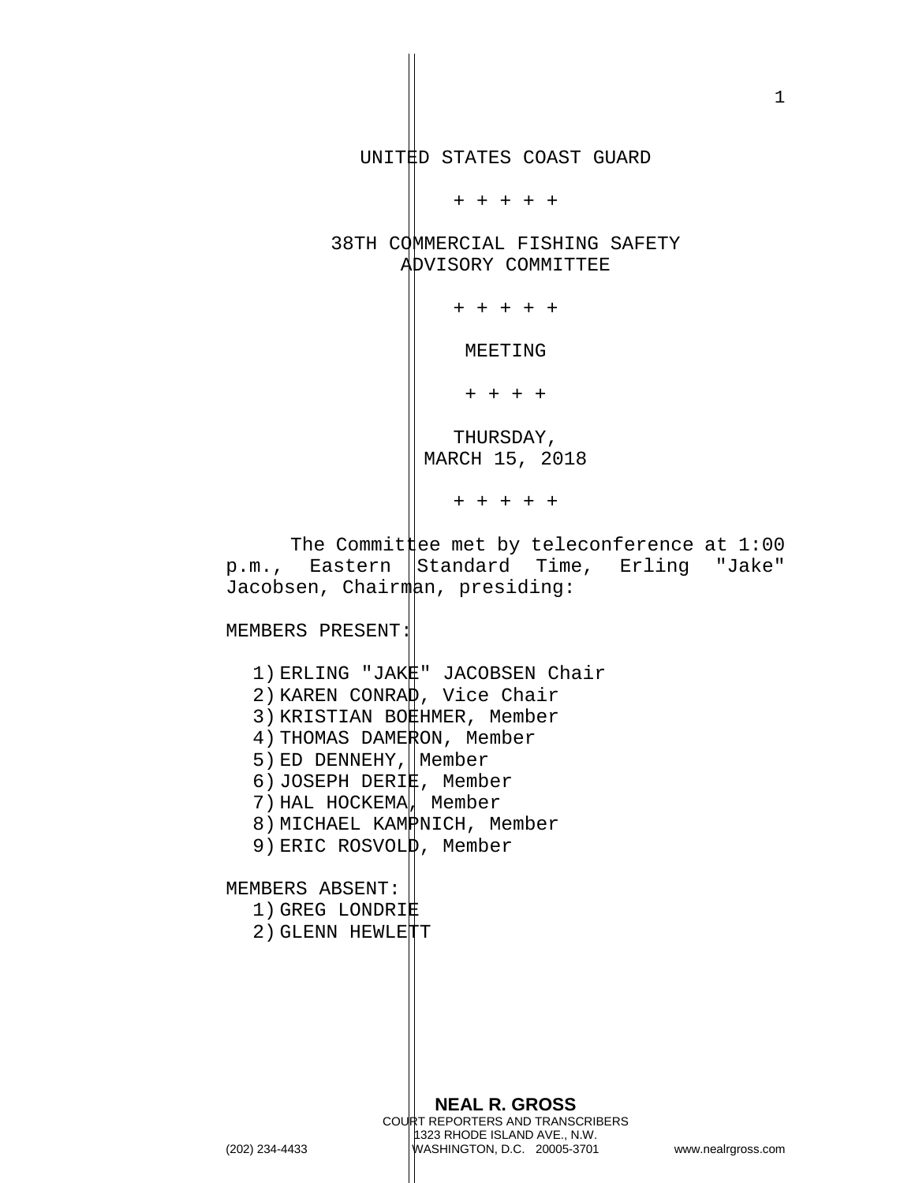UNITED STATES COAST GUARD

\+ + + + +

38TH COMMERCIAL FISHING SAFETY ADVISORY COMMITTEE

\+ + + + +

MEETING

\+ + + +

THURSDAY,
MARCH 15, 2018

\+ + + + +

The Committee met by teleconference at 1:00 p.m., Eastern Standard Time, Erling "Jake" Jacobsen, Chairman, presiding:

MEMBERS PRESENT:

1) ERLING "JAKE" JACOBSEN Chair
2) KAREN CONRAD, Vice Chair
3) KRISTIAN BOEHMER, Member
4) THOMAS DAMERON, Member
5) ED DENNEHY, Member
6) JOSEPH DERIE, Member
7) HAL HOCKEMA, Member
8) MICHAEL KAMPNICH, Member
9) ERIC ROSVOLD, Member

MEMBERS ABSENT:

1) GREG LONDRIE
2) GLENN HEWLETT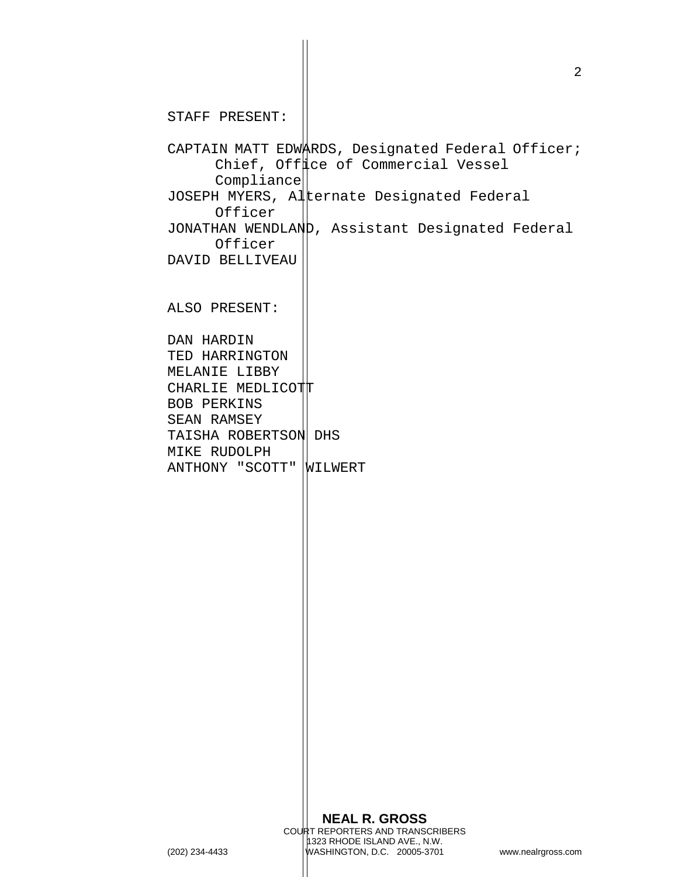STAFF PRESENT:

CAPTAIN MATT EDWARDS, Designated Federal Officer; Chief, Office of Commercial Vessel Compliance
JOSEPH MYERS, Alternate Designated Federal Officer
JONATHAN WENDLAND, Assistant Designated Federal Officer
DAVID BELLIVEAU

ALSO PRESENT:

DAN HARDIN
TED HARRINGTON
MELANIE LIBBY
CHARLIE MEDLICOTT
BOB PERKINS
SEAN RAMSEY
TAISHA ROBERTSON DHS
MIKE RUDOLPH
ANTHONY "SCOTT" WILWERT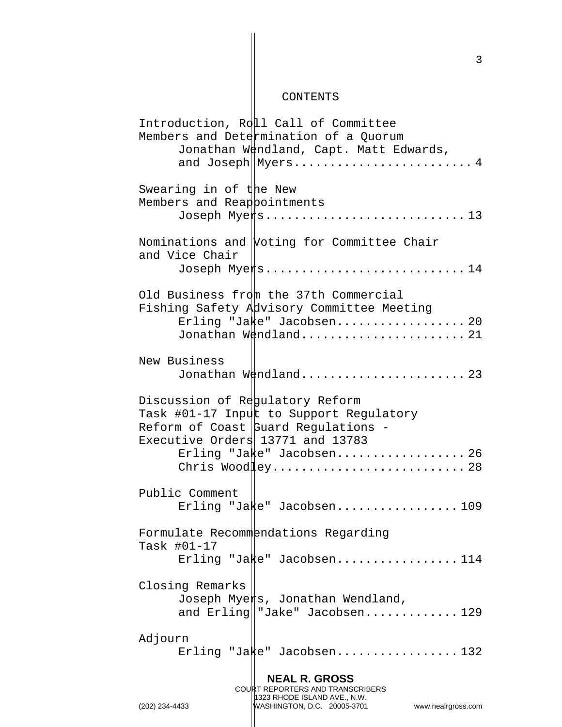# CONTENTS

Introduction, Roll Call of Committee Members and Determination of a Quorum
- Jonathan Wendland, Capt. Matt Edwards, and Joseph Myers .......................... 4

Swearing in of the New Members and Reappointments
- Joseph Myers .......................... 13

Nominations and Voting for Committee Chair and Vice Chair
- Joseph Myers .......................... 14

Old Business from the 37th Commercial Fishing Safety Advisory Committee Meeting
- Erling "Jake" Jacobsen .......................... 20
- Jonathan Wendland .......................... 21

New Business
- Jonathan Wendland .......................... 23

Discussion of Regulatory Reform Task #01-17 Input to Support Regulatory Reform of Coast Guard Regulations - Executive Orders 13771 and 13783
- Erling "Jake" Jacobsen .......................... 26
- Chris Woodley .......................... 28

Public Comment
- Erling "Jake" Jacobsen .......................... 109

Formulate Recommendations Regarding Task #01-17
- Erling "Jake" Jacobsen .......................... 114

Closing Remarks
- Joseph Myers, Jonathan Wendland, and Erling "Jake" Jacobsen .......................... 129

Adjourn
- Erling "Jake" Jacobsen .......................... 132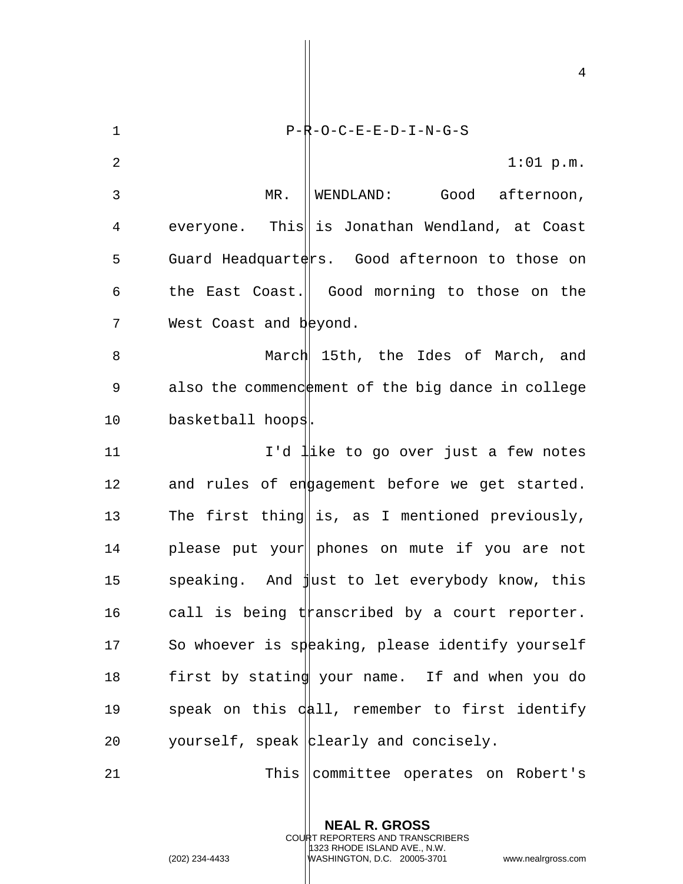P-R-O-C-E-E-D-I-N-G-S

1:01 p.m.

MR. WENDLAND: Good afternoon, everyone. This is Jonathan Wendland, at Coast Guard Headquarters. Good afternoon to those on the East Coast. Good morning to those on the West Coast and beyond.

March 15th, the Ides of March, and also the commencement of the big dance in college basketball hoops.

I'd like to go over just a few notes and rules of engagement before we get started. The first thing is, as I mentioned previously, please put your phones on mute if you are not speaking. And just to let everybody know, this call is being transcribed by a court reporter. So whoever is speaking, please identify yourself first by stating your name. If and when you do speak on this call, remember to first identify yourself, speak clearly and concisely.

This committee operates on Robert's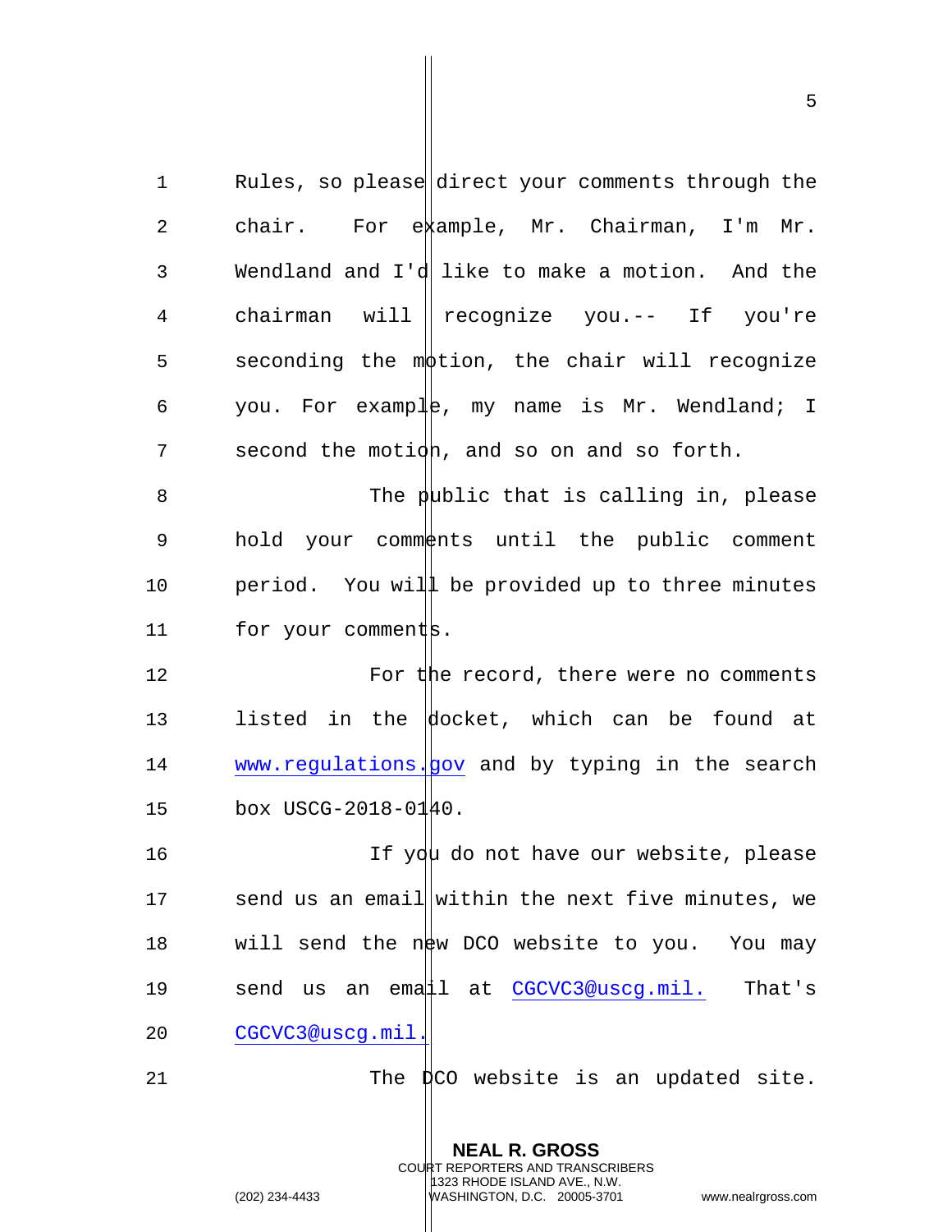Rules, so please direct your comments through the chair. For example, Mr. Chairman, I'm Mr. Wendland and I'd like to make a motion. And the chairman will recognize you.-- If you're seconding the motion, the chair will recognize you. For example, my name is Mr. Wendland; I second the motion, and so on and so forth.

The public that is calling in, please hold your comments until the public comment period. You will be provided up to three minutes for your comments.

For the record, there were no comments listed in the docket, which can be found at www.regulations.gov and by typing in the search box USCG-2018-0140.

If you do not have our website, please send us an email within the next five minutes, we will send the new DCO website to you. You may send us an email at CGCVC3@uscg.mil. That's CGCVC3@uscg.mil.

The DCO website is an updated site.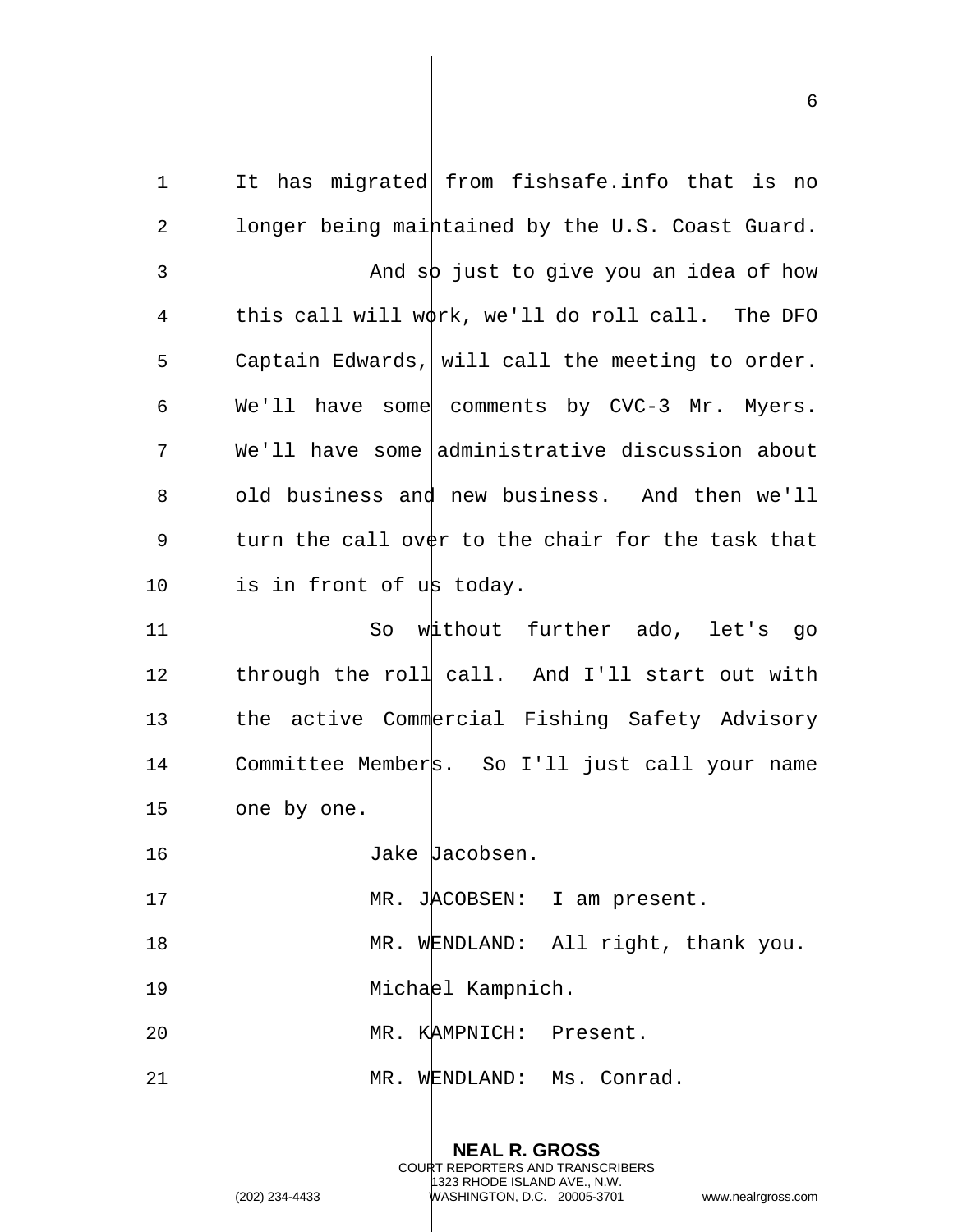It has migrated from fishsafe.info that is no longer being maintained by the U.S. Coast Guard.

And so just to give you an idea of how this call will work, we'll do roll call. The DFO Captain Edwards, will call the meeting to order. We'll have some comments by CVC-3 Mr. Myers. We'll have some administrative discussion about old business and new business. And then we'll turn the call over to the chair for the task that is in front of us today.

So without further ado, let's go through the roll call. And I'll start out with the active Commercial Fishing Safety Advisory Committee Members. So I'll just call your name one by one.

Jake Jacobsen.

MR. JACOBSEN: I am present.

MR. WENDLAND: All right, thank you. Michael Kampnich.

MR. KAMPNICH: Present.

MR. WENDLAND: Ms. Conrad.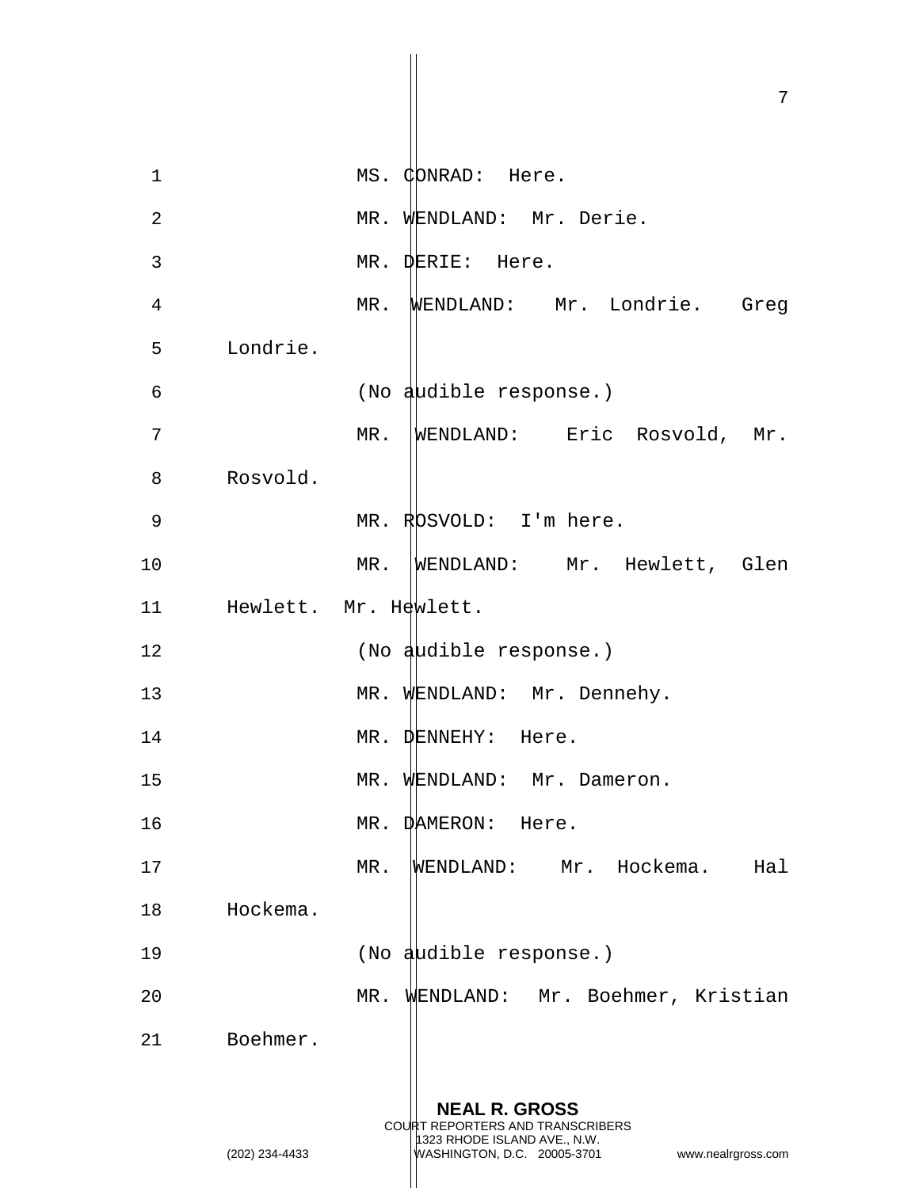MS. CONRAD: Here.

MR. WENDLAND: Mr. Derie.

MR. DERIE: Here.

MR. WENDLAND: Mr. Londrie. Greg Londrie.

(No audible response.)

MR. WENDLAND: Eric Rosvold, Mr. Rosvold.

MR. ROSVOLD: I'm here.

MR. WENDLAND: Mr. Hewlett, Glen Hewlett. Mr. Hewlett.

(No audible response.)

MR. WENDLAND: Mr. Dennehy.

MR. DENNEHY: Here.

MR. WENDLAND: Mr. Dameron.

MR. DAMERON: Here.

MR. WENDLAND: Mr. Hockema. Hal Hockema.

(No audible response.)

MR. WENDLAND: Mr. Boehmer, Kristian Boehmer.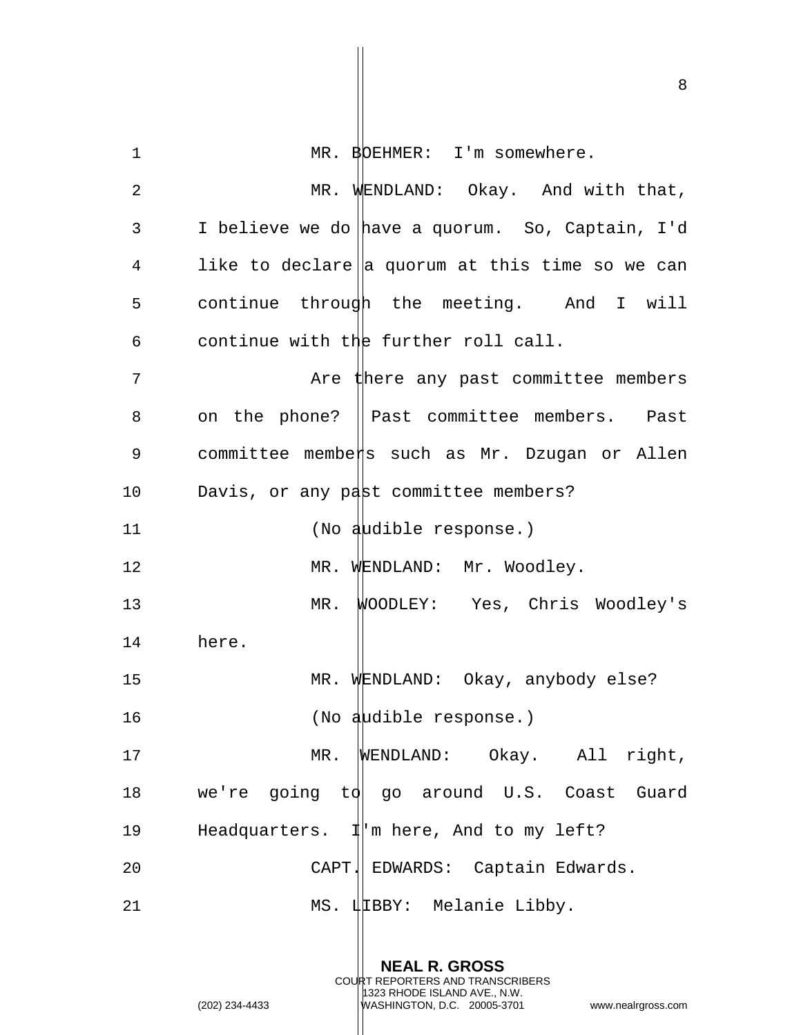MR. BOEHMER: I'm somewhere.

MR. WENDLAND: Okay. And with that, I believe we do have a quorum. So, Captain, I'd like to declare a quorum at this time so we can continue through the meeting. And I will continue with the further roll call.

Are there any past committee members on the phone? Past committee members. Past committee members such as Mr. Dzugan or Allen Davis, or any past committee members?

(No audible response.)

MR. WENDLAND: Mr. Woodley.

MR. WOODLEY: Yes, Chris Woodley's here.

MR. WENDLAND: Okay, anybody else?

(No audible response.)

MR. WENDLAND: Okay. All right, we're going to go around U.S. Coast Guard Headquarters. I'm here, And to my left?

CAPT. EDWARDS: Captain Edwards.

MS. LIBBY: Melanie Libby.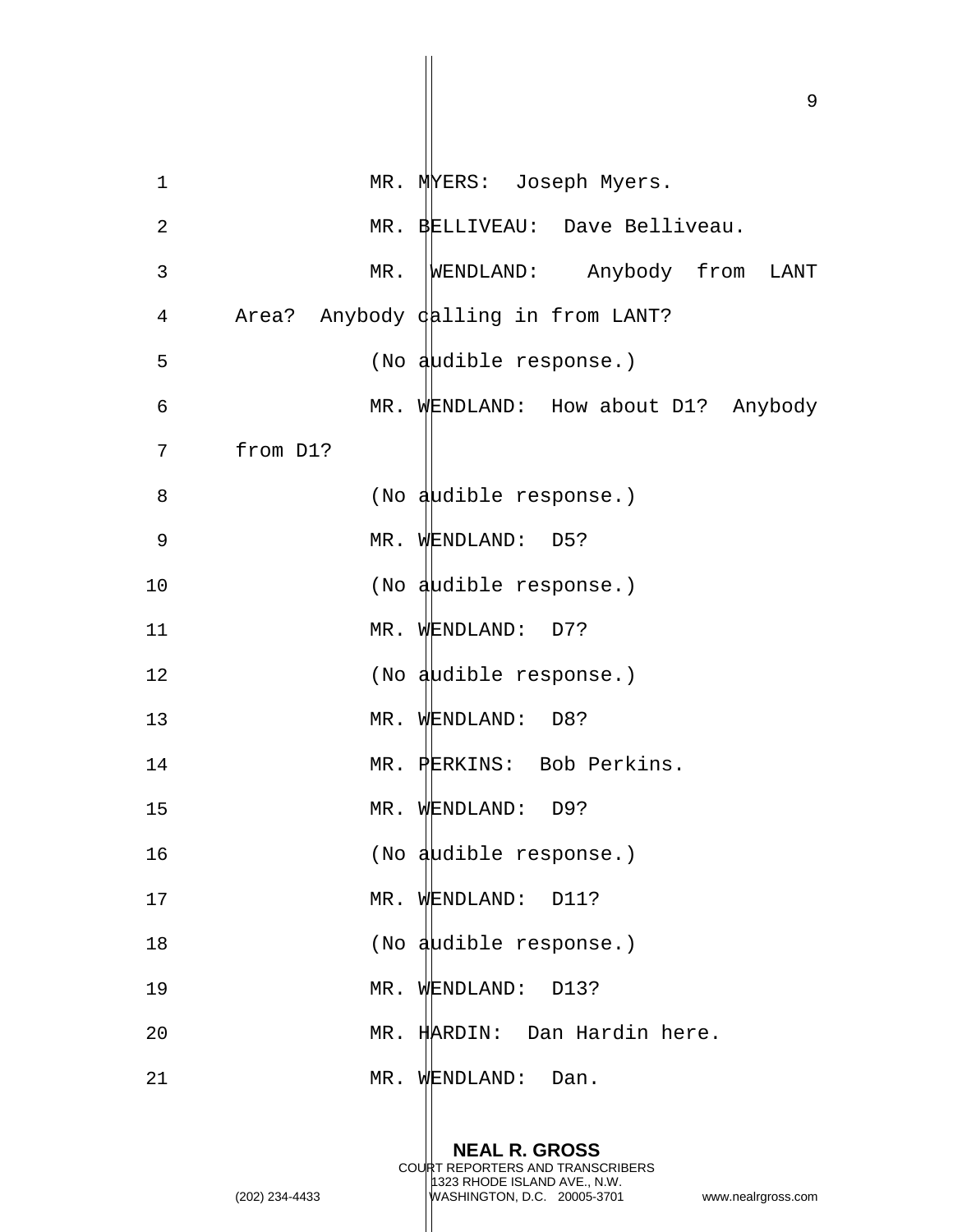MR. MYERS: Joseph Myers.

MR. BELLIVEAU: Dave Belliveau.

MR. WENDLAND: Anybody from LANT Area? Anybody calling in from LANT?

(No audible response.)

MR. WENDLAND: How about D1? Anybody from D1?

(No audible response.)

MR. WENDLAND: D5?

(No audible response.)

MR. WENDLAND: D7?

(No audible response.)

MR. WENDLAND: D8?

MR. PERKINS: Bob Perkins.

MR. WENDLAND: D9?

(No audible response.)

MR. WENDLAND: D11?

(No audible response.)

MR. WENDLAND: D13?

MR. HARDIN: Dan Hardin here.

MR. WENDLAND: Dan.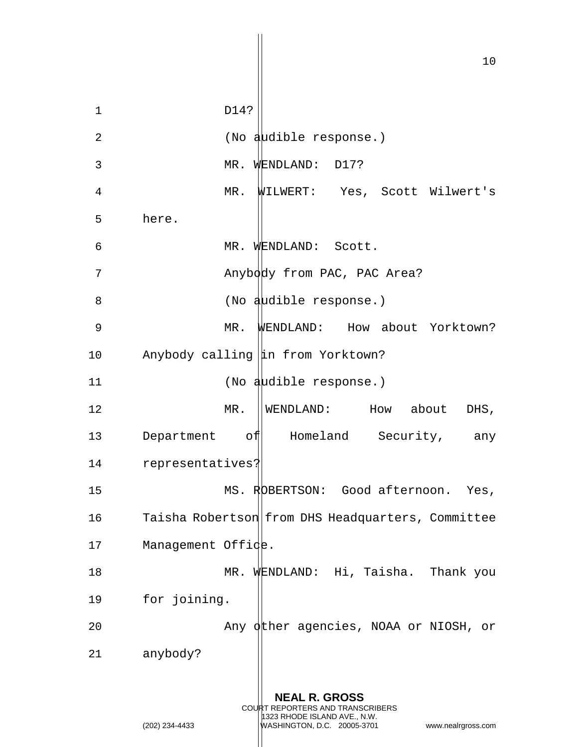D14?

(No audible response.)

MR. WENDLAND: D17?

MR. WILWERT: Yes, Scott Wilwert's here.

MR. WENDLAND: Scott.

Anybody from PAC, PAC Area?

(No audible response.)

MR. WENDLAND: How about Yorktown? Anybody calling in from Yorktown?

(No audible response.)

MR. WENDLAND: How about DHS, Department of Homeland Security, any representatives?

MS. ROBERTSON: Good afternoon. Yes, Taisha Robertson from DHS Headquarters, Committee Management Office.

MR. WENDLAND: Hi, Taisha. Thank you for joining.

Any other agencies, NOAA or NIOSH, or anybody?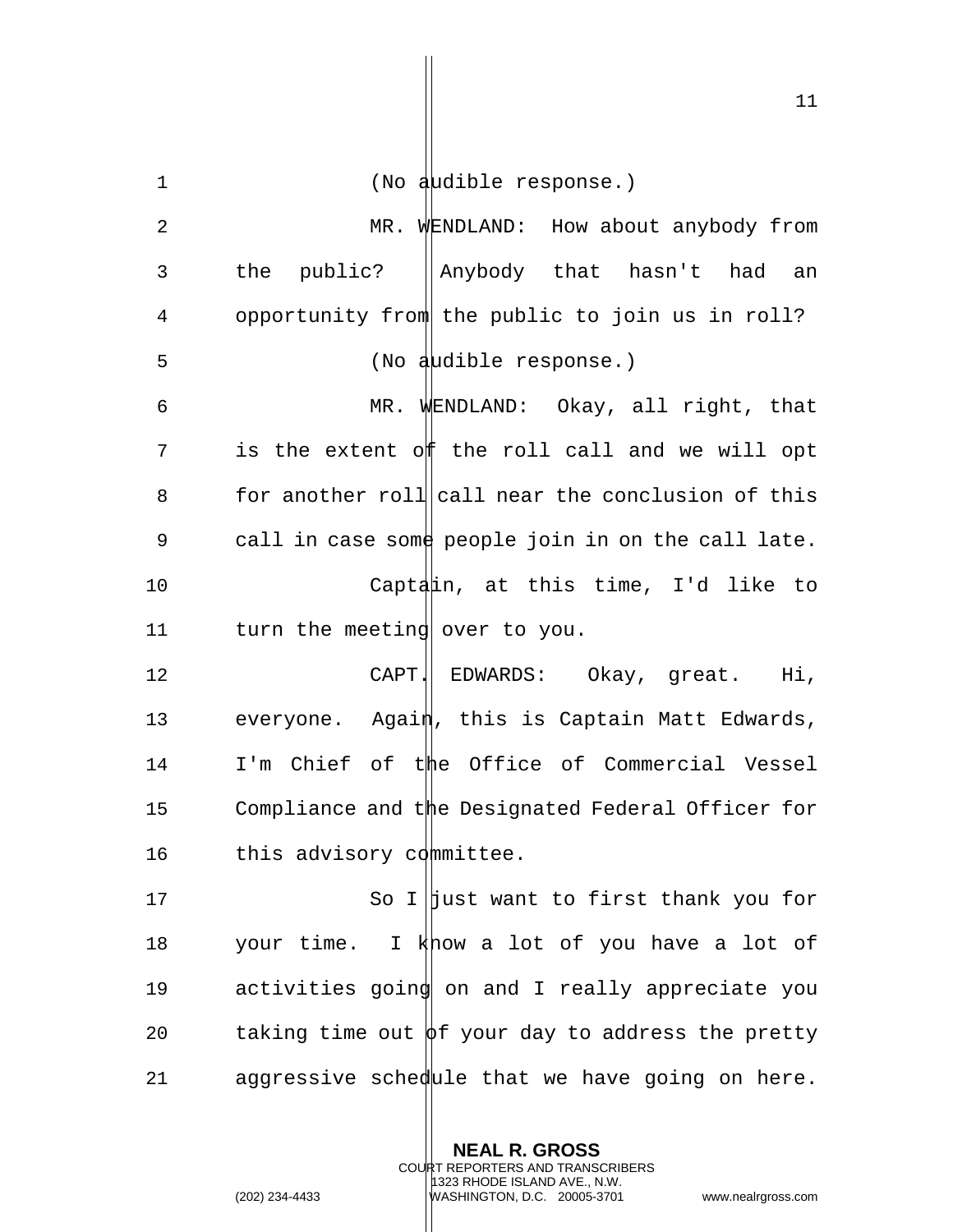(No audible response.)

MR. WENDLAND: How about anybody from the public? Anybody that hasn't had an opportunity from the public to join us in roll?

(No audible response.)

MR. WENDLAND: Okay, all right, that is the extent of the roll call and we will opt for another roll call near the conclusion of this call in case some people join in on the call late.

Captain, at this time, I'd like to turn the meeting over to you.

CAPT. EDWARDS: Okay, great. Hi, everyone. Again, this is Captain Matt Edwards, I'm Chief of the Office of Commercial Vessel Compliance and the Designated Federal Officer for this advisory committee.

So I just want to first thank you for your time. I know a lot of you have a lot of activities going on and I really appreciate you taking time out of your day to address the pretty aggressive schedule that we have going on here.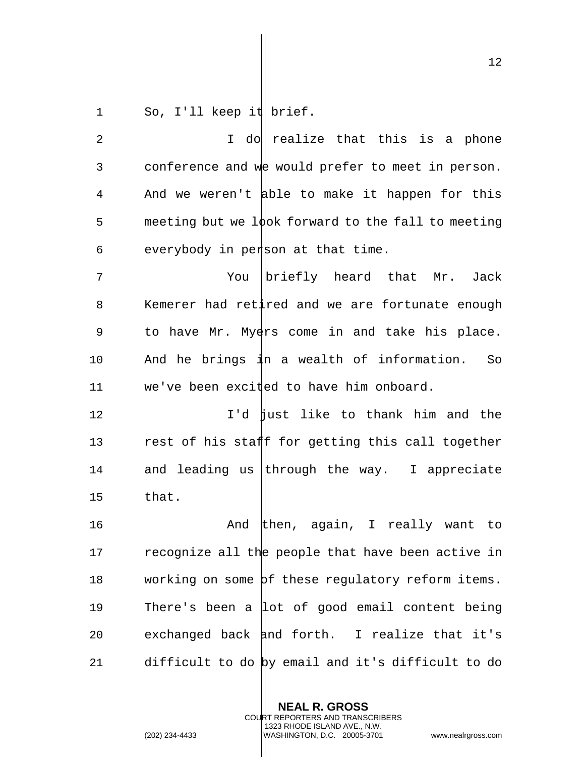So, I'll keep it brief.

I do realize that this is a phone conference and we would prefer to meet in person. And we weren't able to make it happen for this meeting but we look forward to the fall to meeting everybody in person at that time.

You briefly heard that Mr. Jack Kemerer had retired and we are fortunate enough to have Mr. Myers come in and take his place. And he brings in a wealth of information. So we've been excited to have him onboard.

I'd just like to thank him and the rest of his staff for getting this call together and leading us through the way. I appreciate that.

And then, again, I really want to recognize all the people that have been active in working on some of these regulatory reform items. There's been a lot of good email content being exchanged back and forth. I realize that it's difficult to do by email and it's difficult to do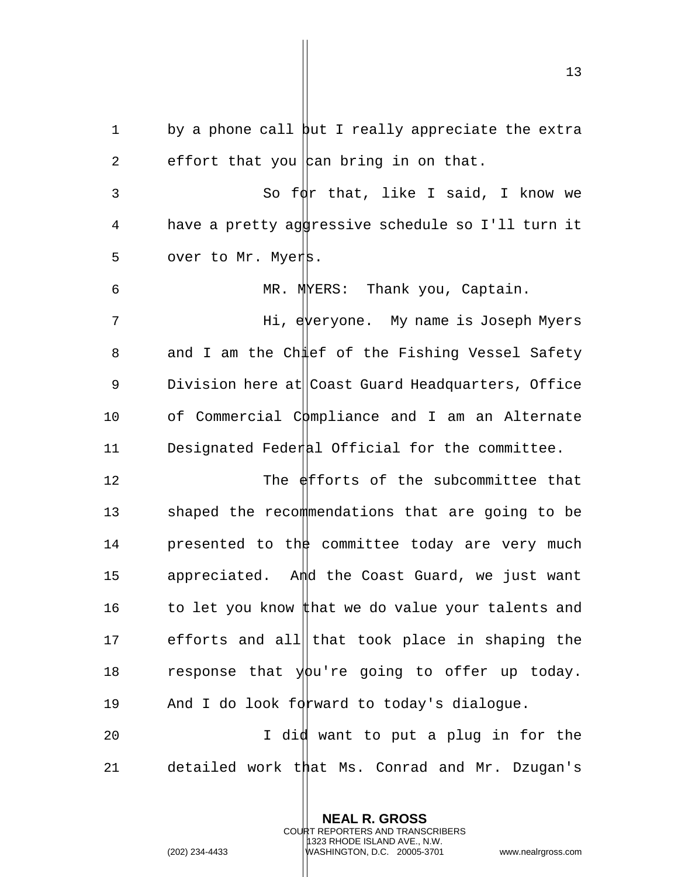by a phone call but I really appreciate the extra effort that you can bring in on that.

So for that, like I said, I know we have a pretty aggressive schedule so I'll turn it over to Mr. Myers.

MR. MYERS: Thank you, Captain.

Hi, everyone. My name is Joseph Myers and I am the Chief of the Fishing Vessel Safety Division here at Coast Guard Headquarters, Office of Commercial Compliance and I am an Alternate Designated Federal Official for the committee.

The efforts of the subcommittee that shaped the recommendations that are going to be presented to the committee today are very much appreciated. And the Coast Guard, we just want to let you know that we do value your talents and efforts and all that took place in shaping the response that you're going to offer up today. And I do look forward to today's dialogue.

I did want to put a plug in for the detailed work that Ms. Conrad and Mr. Dzugan's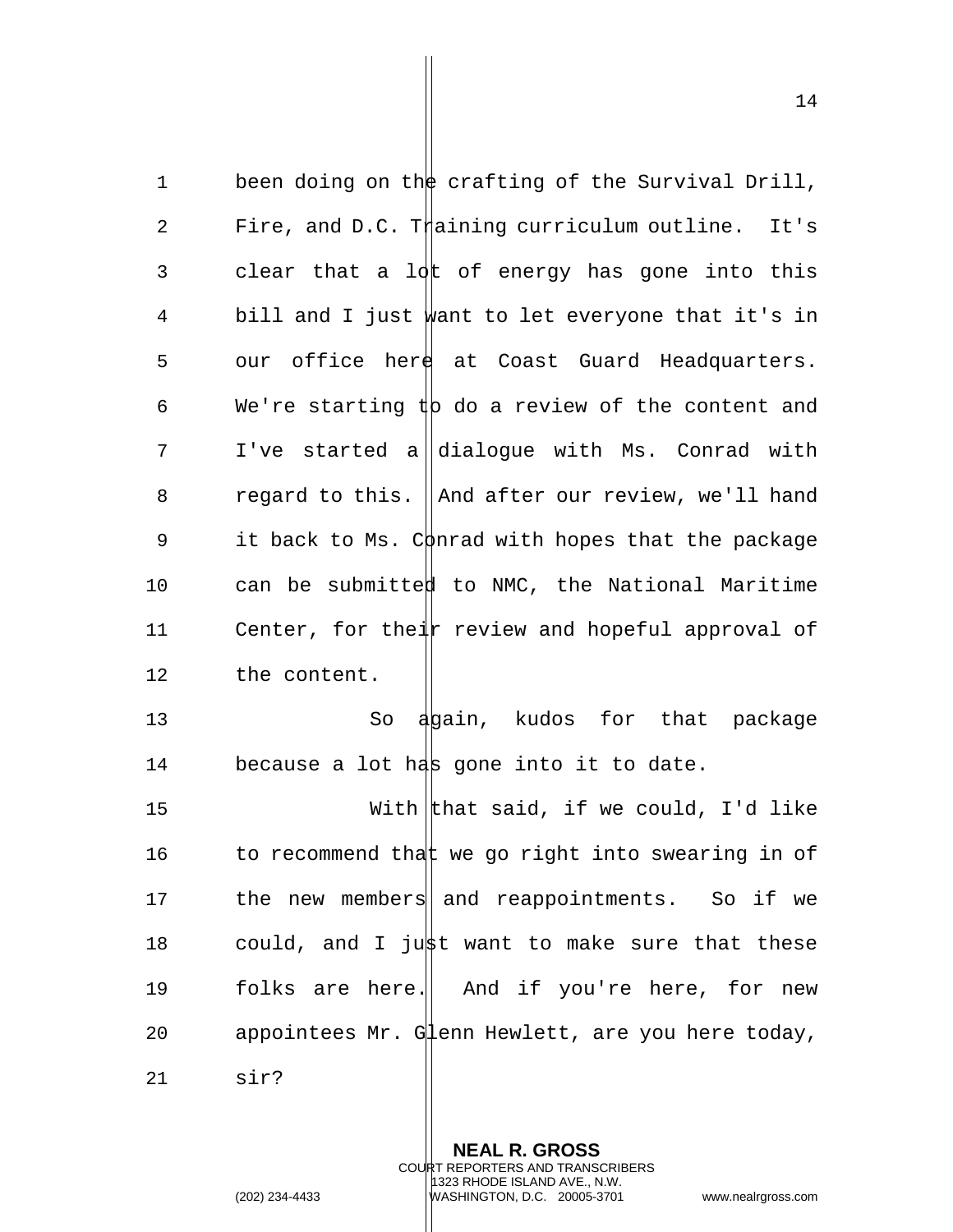been doing on the crafting of the Survival Drill, Fire, and D.C. Training curriculum outline. It's clear that a lot of energy has gone into this bill and I just want to let everyone that it's in our office here at Coast Guard Headquarters. We're starting to do a review of the content and I've started a dialogue with Ms. Conrad with regard to this. And after our review, we'll hand it back to Ms. Conrad with hopes that the package can be submitted to NMC, the National Maritime Center, for their review and hopeful approval of the content.

So again, kudos for that package because a lot has gone into it to date.

With that said, if we could, I'd like to recommend that we go right into swearing in of the new members and reappointments. So if we could, and I just want to make sure that these folks are here. And if you're here, for new appointees Mr. Glenn Hewlett, are you here today, sir?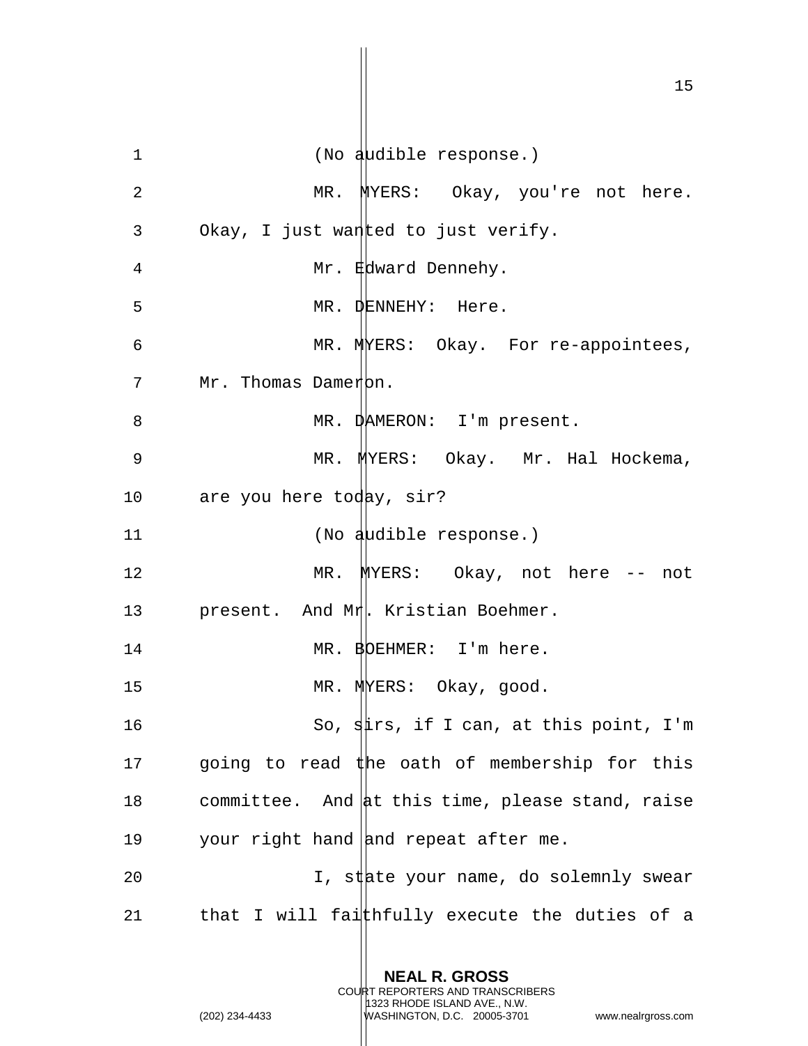(No audible response.)

MR. MYERS: Okay, you're not here. Okay, I just wanted to just verify.

Mr. Edward Dennehy.

MR. DENNEHY: Here.

MR. MYERS: Okay. For re-appointees, Mr. Thomas Dameron.

MR. DAMERON: I'm present.

MR. MYERS: Okay. Mr. Hal Hockema, are you here today, sir?

(No audible response.)

MR. MYERS: Okay, not here -- not present. And Mr. Kristian Boehmer.

MR. BOEHMER: I'm here.

MR. MYERS: Okay, good.

So, sirs, if I can, at this point, I'm going to read the oath of membership for this committee. And at this time, please stand, raise your right hand and repeat after me.

I, state your name, do solemnly swear that I will faithfully execute the duties of a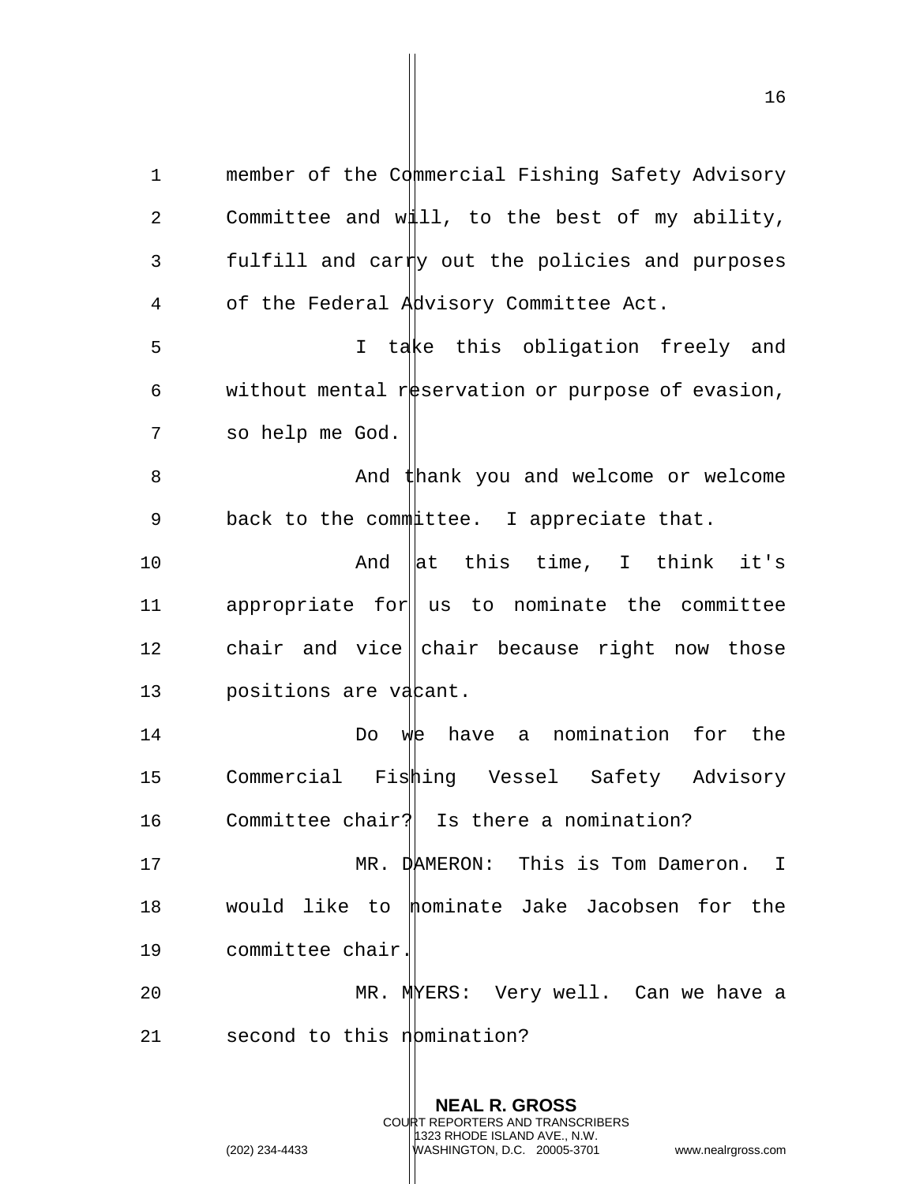member of the Commercial Fishing Safety Advisory Committee and will, to the best of my ability, fulfill and carry out the policies and purposes of the Federal Advisory Committee Act.

I take this obligation freely and without mental reservation or purpose of evasion, so help me God.

And thank you and welcome or welcome back to the committee. I appreciate that.

And at this time, I think it's appropriate for us to nominate the committee chair and vice chair because right now those positions are vacant.

Do we have a nomination for the Commercial Fishing Vessel Safety Advisory Committee chair? Is there a nomination?

MR. DAMERON: This is Tom Dameron. I would like to nominate Jake Jacobsen for the committee chair.

MR. MYERS: Very well. Can we have a second to this nomination?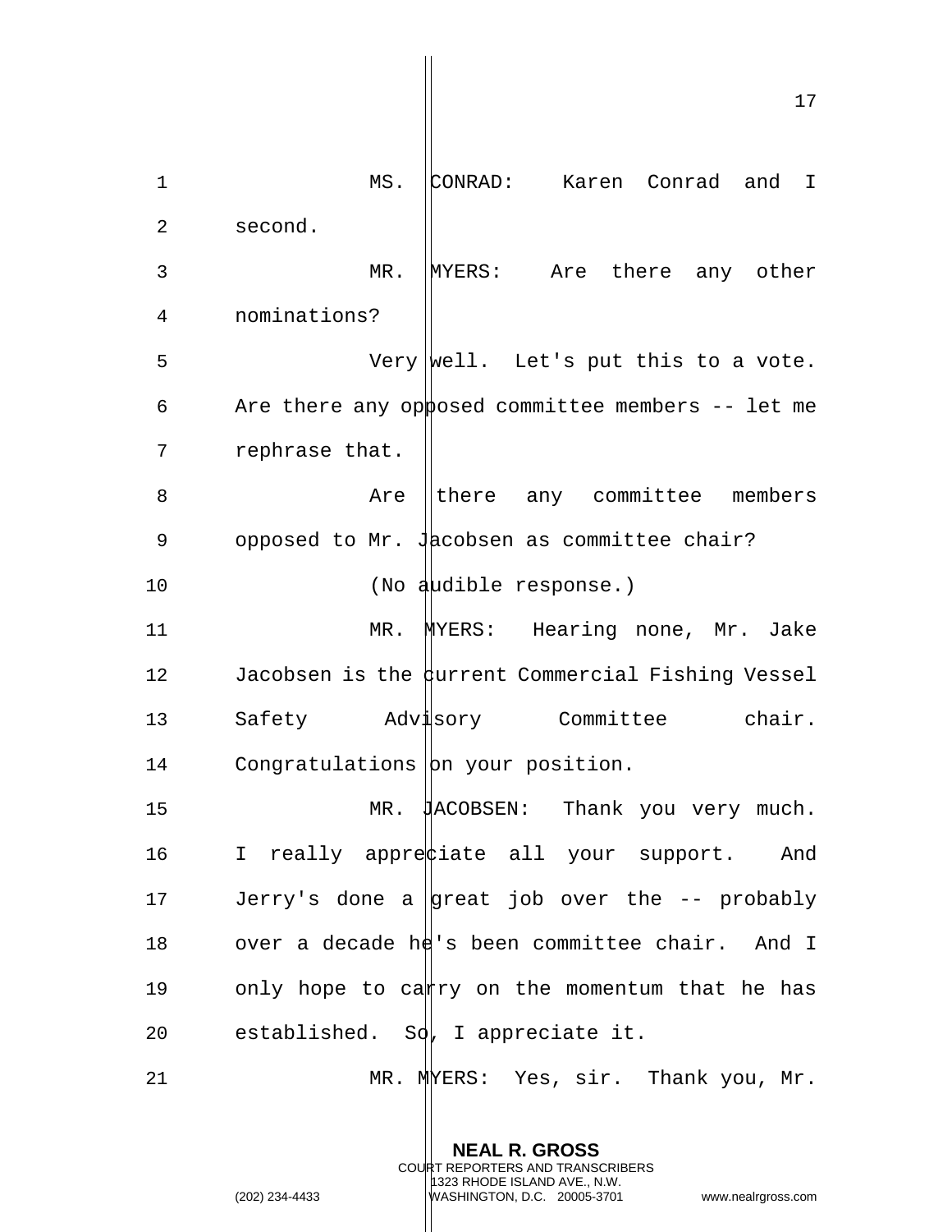MS. CONRAD: Karen Conrad and I second.

MR. MYERS: Are there any other nominations?

Very well. Let's put this to a vote. Are there any opposed committee members -- let me rephrase that.

Are there any committee members opposed to Mr. Jacobsen as committee chair?

(No audible response.)

MR. MYERS: Hearing none, Mr. Jake Jacobsen is the current Commercial Fishing Vessel Safety Advisory Committee chair. Congratulations on your position.

MR. JACOBSEN: Thank you very much. I really appreciate all your support. And Jerry's done a great job over the -- probably over a decade he's been committee chair. And I only hope to carry on the momentum that he has established. So, I appreciate it.

MR. MYERS: Yes, sir. Thank you, Mr.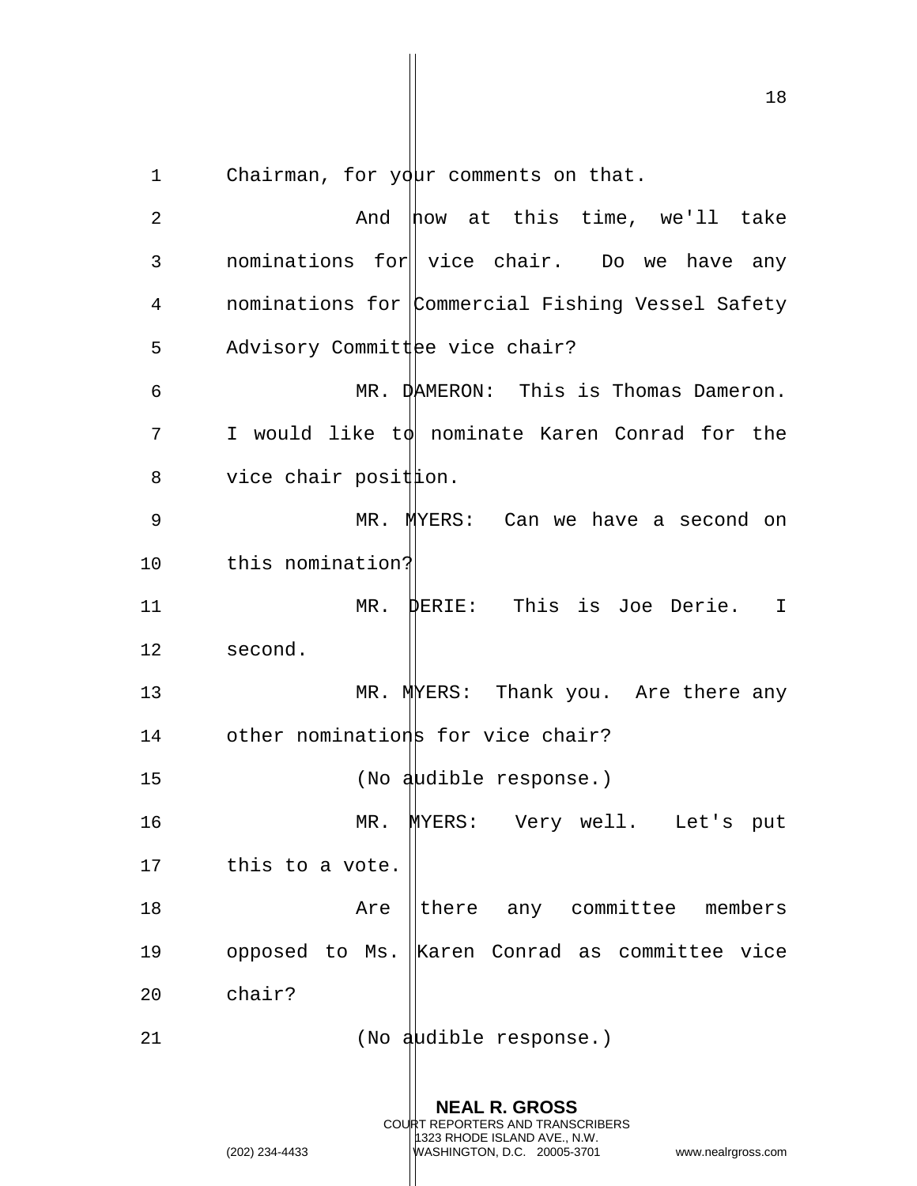Chairman, for your comments on that.

And now at this time, we'll take nominations for vice chair. Do we have any nominations for Commercial Fishing Vessel Safety Advisory Committee vice chair?

MR. DAMERON: This is Thomas Dameron. I would like to nominate Karen Conrad for the vice chair position.

MR. MYERS: Can we have a second on this nomination?

MR. DERIE: This is Joe Derie. I second.

MR. MYERS: Thank you. Are there any other nominations for vice chair?

(No audible response.)

MR. MYERS: Very well. Let's put this to a vote.

Are there any committee members opposed to Ms. Karen Conrad as committee vice chair?

(No audible response.)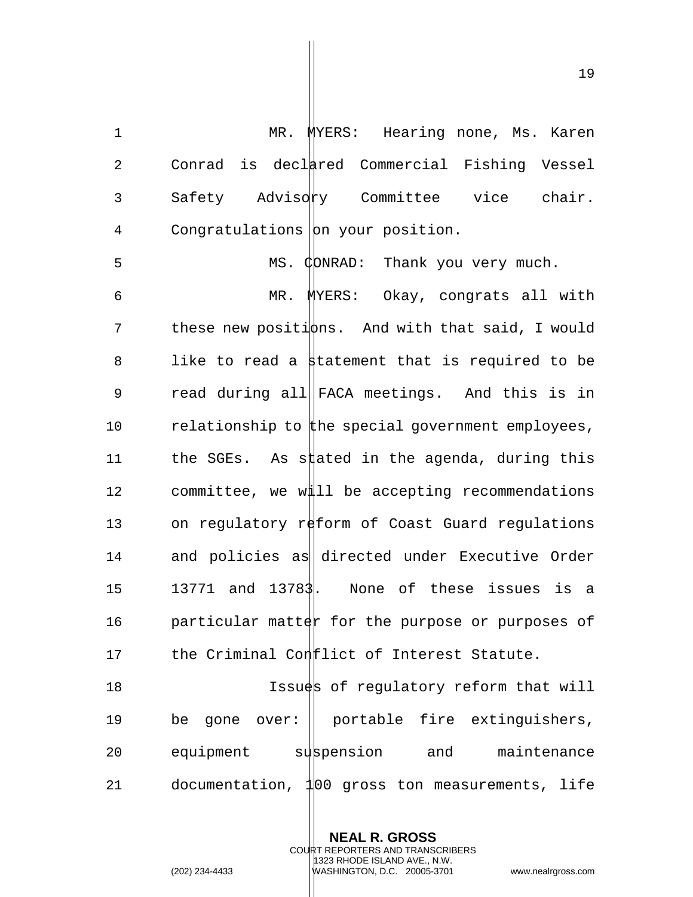MR. MYERS: Hearing none, Ms. Karen Conrad is declared Commercial Fishing Vessel Safety Advisory Committee vice chair. Congratulations on your position.

MS. CONRAD: Thank you very much.

MR. MYERS: Okay, congrats all with these new positions. And with that said, I would like to read a statement that is required to be read during all FACA meetings. And this is in relationship to the special government employees, the SGEs. As stated in the agenda, during this committee, we will be accepting recommendations on regulatory reform of Coast Guard regulations and policies as directed under Executive Order 13771 and 13783. None of these issues is a particular matter for the purpose or purposes of the Criminal Conflict of Interest Statute.

Issues of regulatory reform that will be gone over: portable fire extinguishers, equipment suspension and maintenance documentation, 100 gross ton measurements, life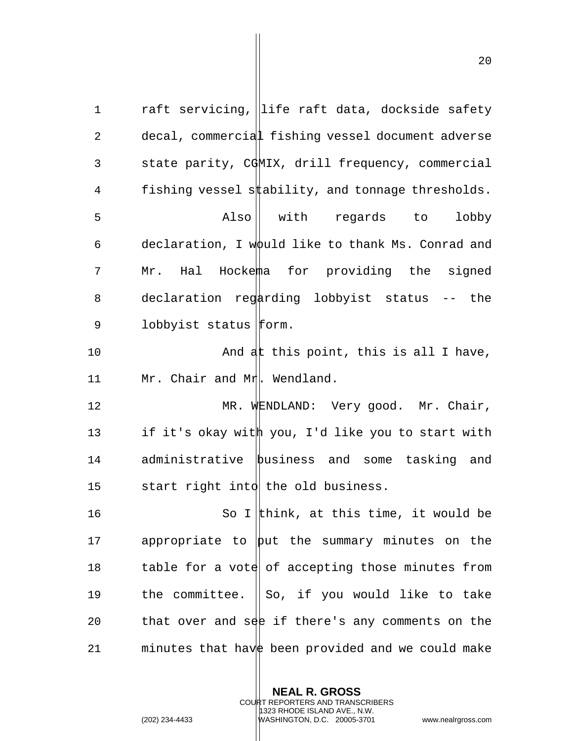raft servicing, life raft data, dockside safety decal, commercial fishing vessel document adverse state parity, CGMIX, drill frequency, commercial fishing vessel stability, and tonnage thresholds.

Also with regards to lobby declaration, I would like to thank Ms. Conrad and Mr. Hal Hockema for providing the signed declaration regarding lobbyist status -- the lobbyist status form.

And at this point, this is all I have, Mr. Chair and Mr. Wendland.

MR. WENDLAND: Very good. Mr. Chair, if it's okay with you, I'd like you to start with administrative business and some tasking and start right into the old business.

So I think, at this time, it would be appropriate to put the summary minutes on the table for a vote of accepting those minutes from the committee. So, if you would like to take that over and see if there's any comments on the minutes that have been provided and we could make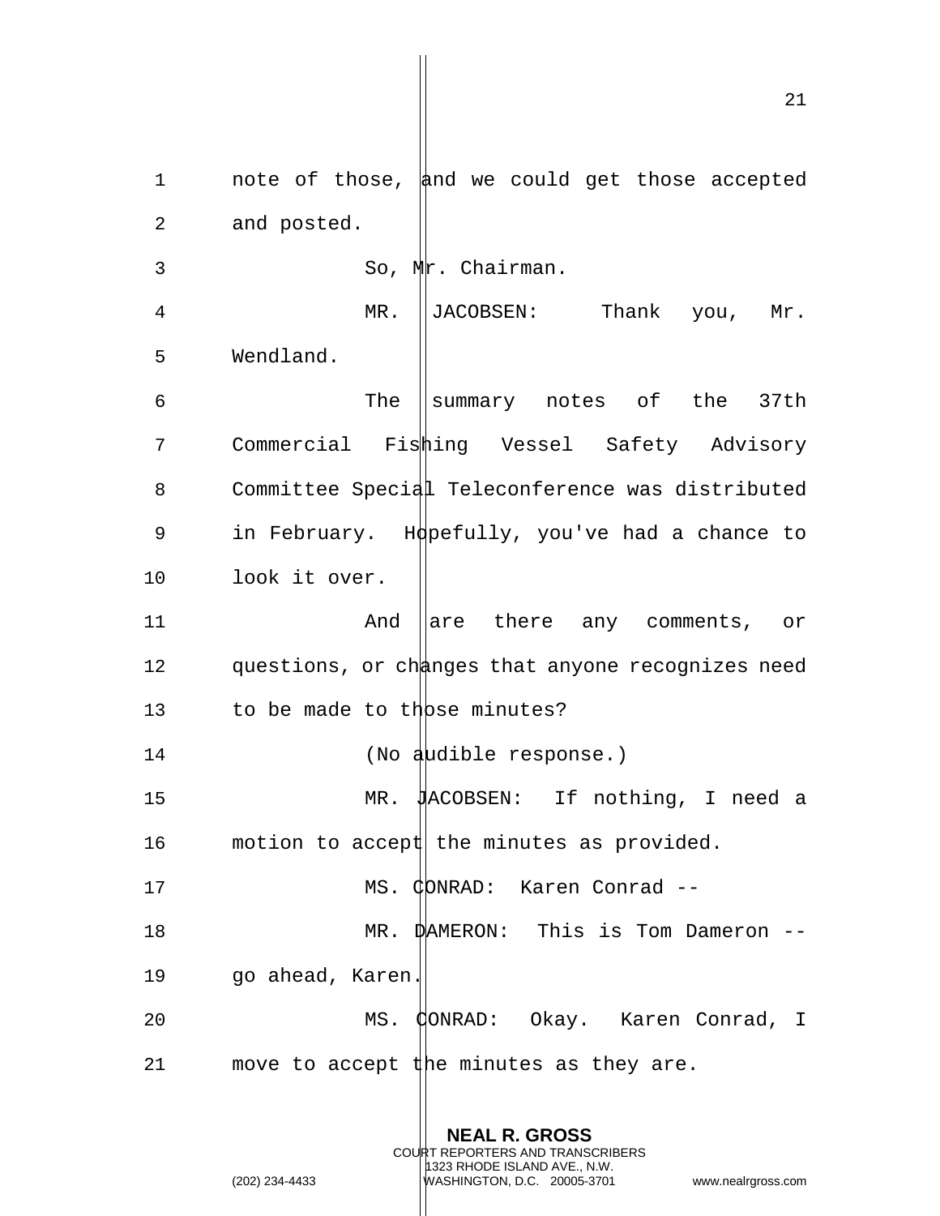note of those, and we could get those accepted and posted.

So, Mr. Chairman.

MR. JACOBSEN: Thank you, Mr. Wendland.

The summary notes of the 37th Commercial Fishing Vessel Safety Advisory Committee Special Teleconference was distributed in February. Hopefully, you've had a chance to look it over.

And are there any comments, or questions, or changes that anyone recognizes need to be made to those minutes?

(No audible response.)

MR. JACOBSEN: If nothing, I need a motion to accept the minutes as provided.

MS. CONRAD: Karen Conrad --

MR. DAMERON: This is Tom Dameron -- go ahead, Karen.

MS. CONRAD: Okay. Karen Conrad, I move to accept the minutes as they are.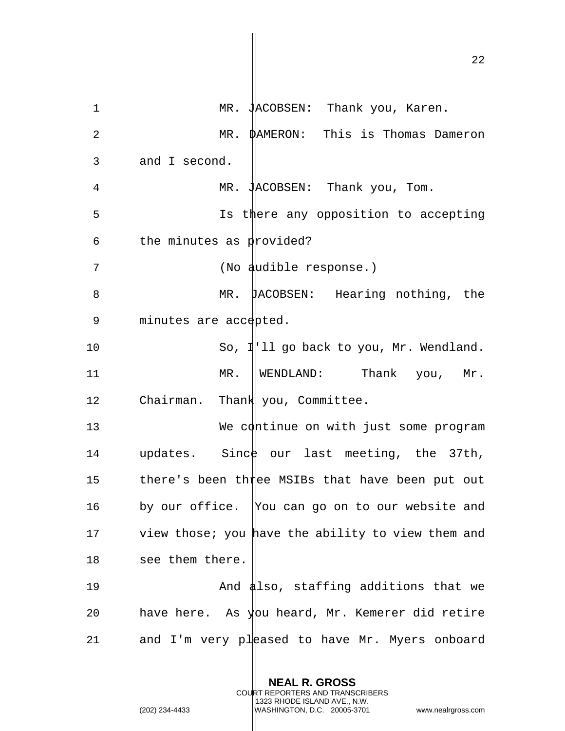MR. JACOBSEN: Thank you, Karen.

MR. DAMERON: This is Thomas Dameron and I second.

MR. JACOBSEN: Thank you, Tom.

Is there any opposition to accepting the minutes as provided?

(No audible response.)

MR. JACOBSEN: Hearing nothing, the minutes are accepted.

So, I'll go back to you, Mr. Wendland.

MR. WENDLAND: Thank you, Mr. Chairman. Thank you, Committee.

We continue on with just some program updates. Since our last meeting, the 37th, there's been three MSIBs that have been put out by our office. You can go on to our website and view those; you have the ability to view them and see them there.

And also, staffing additions that we have here. As you heard, Mr. Kemerer did retire and I'm very pleased to have Mr. Myers onboard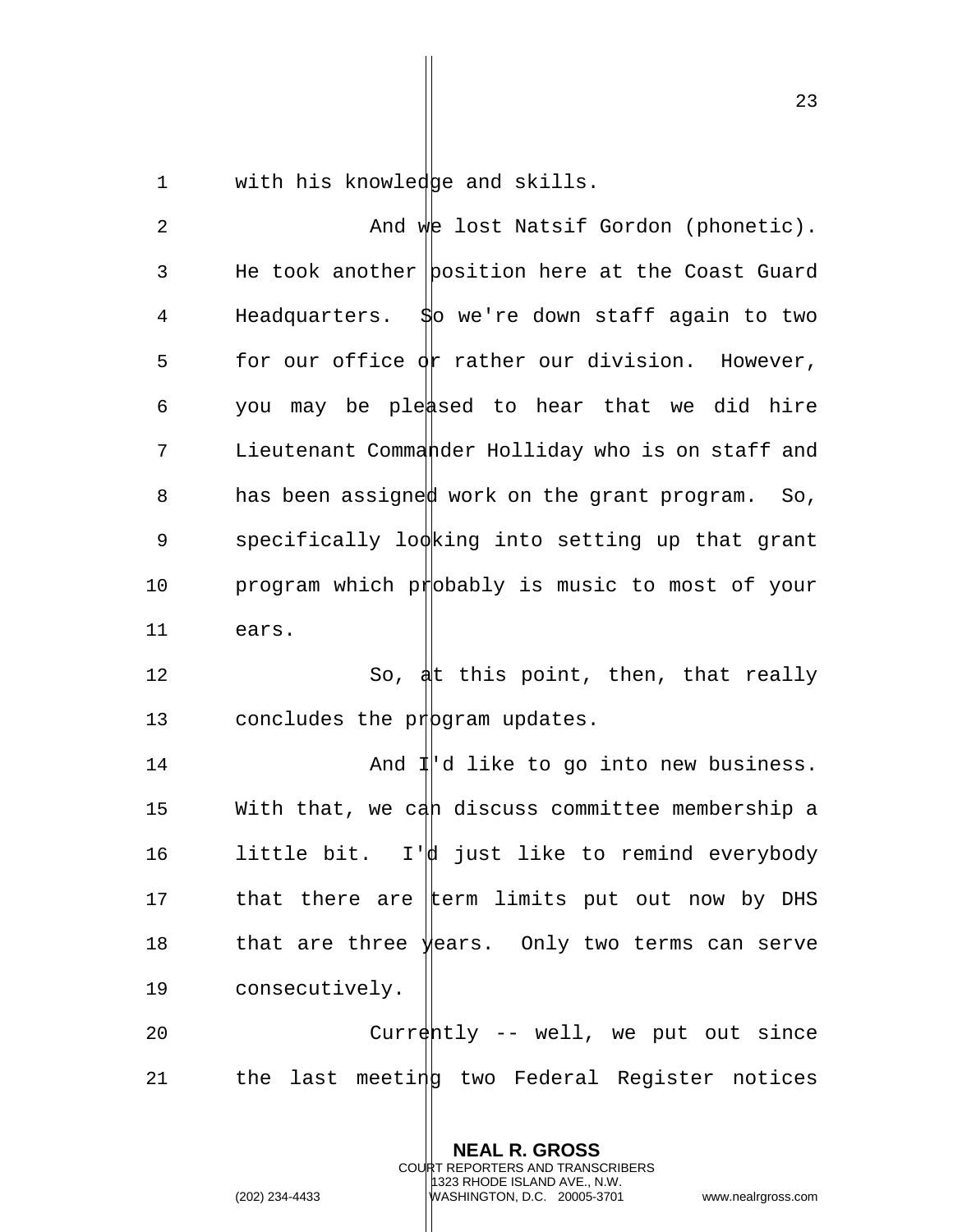with his knowledge and skills.

And we lost Natsif Gordon (phonetic). He took another position here at the Coast Guard Headquarters. So we're down staff again to two for our office or rather our division. However, you may be pleased to hear that we did hire Lieutenant Commander Holliday who is on staff and has been assigned work on the grant program. So, specifically looking into setting up that grant program which probably is music to most of your ears.

So, at this point, then, that really concludes the program updates.

And I'd like to go into new business. With that, we can discuss committee membership a little bit. I'd just like to remind everybody that there are term limits put out now by DHS that are three years. Only two terms can serve consecutively.

Currently -- well, we put out since the last meeting two Federal Register notices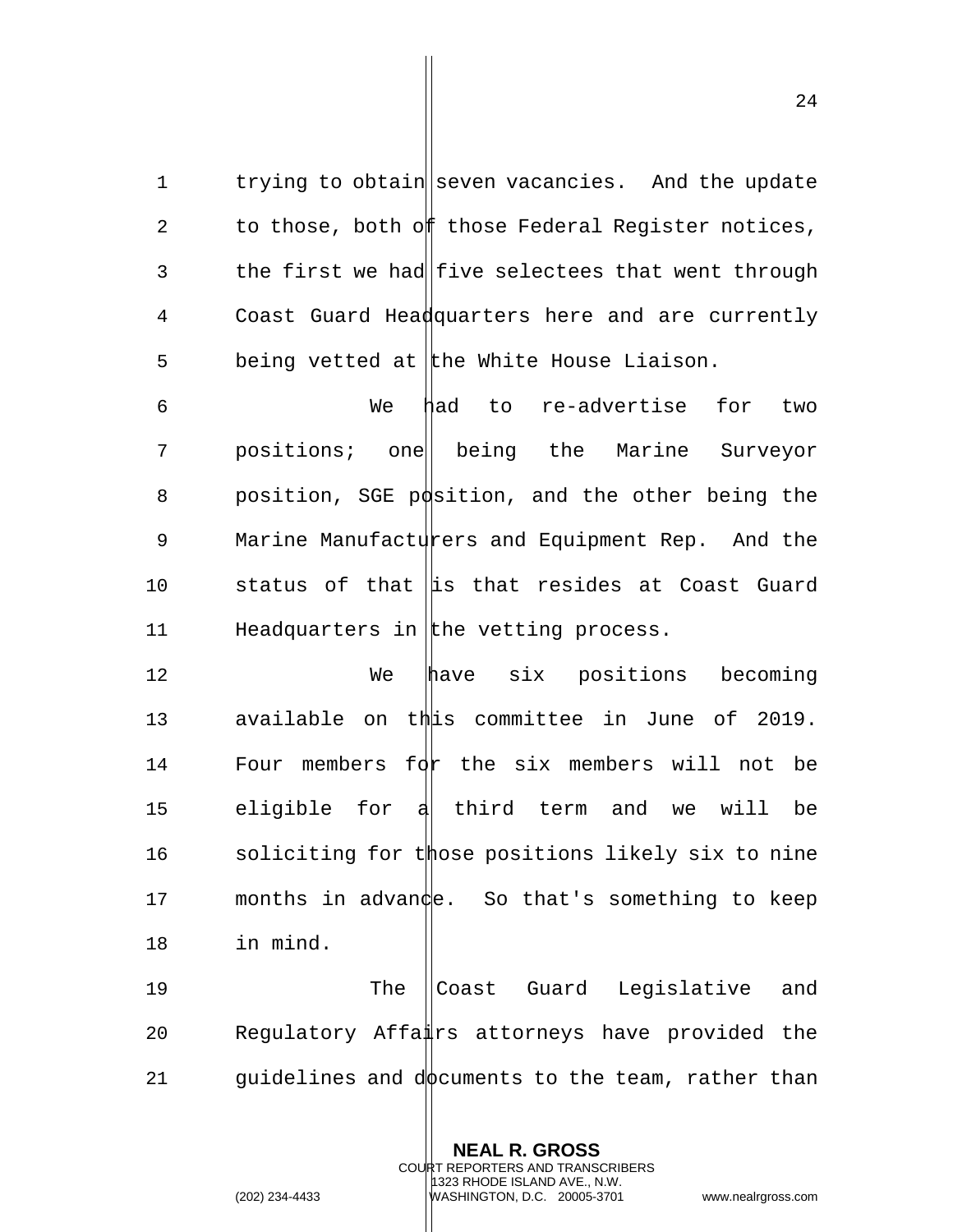trying to obtain seven vacancies. And the update to those, both of those Federal Register notices, the first we had five selectees that went through Coast Guard Headquarters here and are currently being vetted at the White House Liaison.

We had to re-advertise for two positions; one being the Marine Surveyor position, SGE position, and the other being the Marine Manufacturers and Equipment Rep. And the status of that is that resides at Coast Guard Headquarters in the vetting process.

We have six positions becoming available on this committee in June of 2019. Four members for the six members will not be eligible for a third term and we will be soliciting for those positions likely six to nine months in advance. So that's something to keep in mind.

The Coast Guard Legislative and Regulatory Affairs attorneys have provided the guidelines and documents to the team, rather than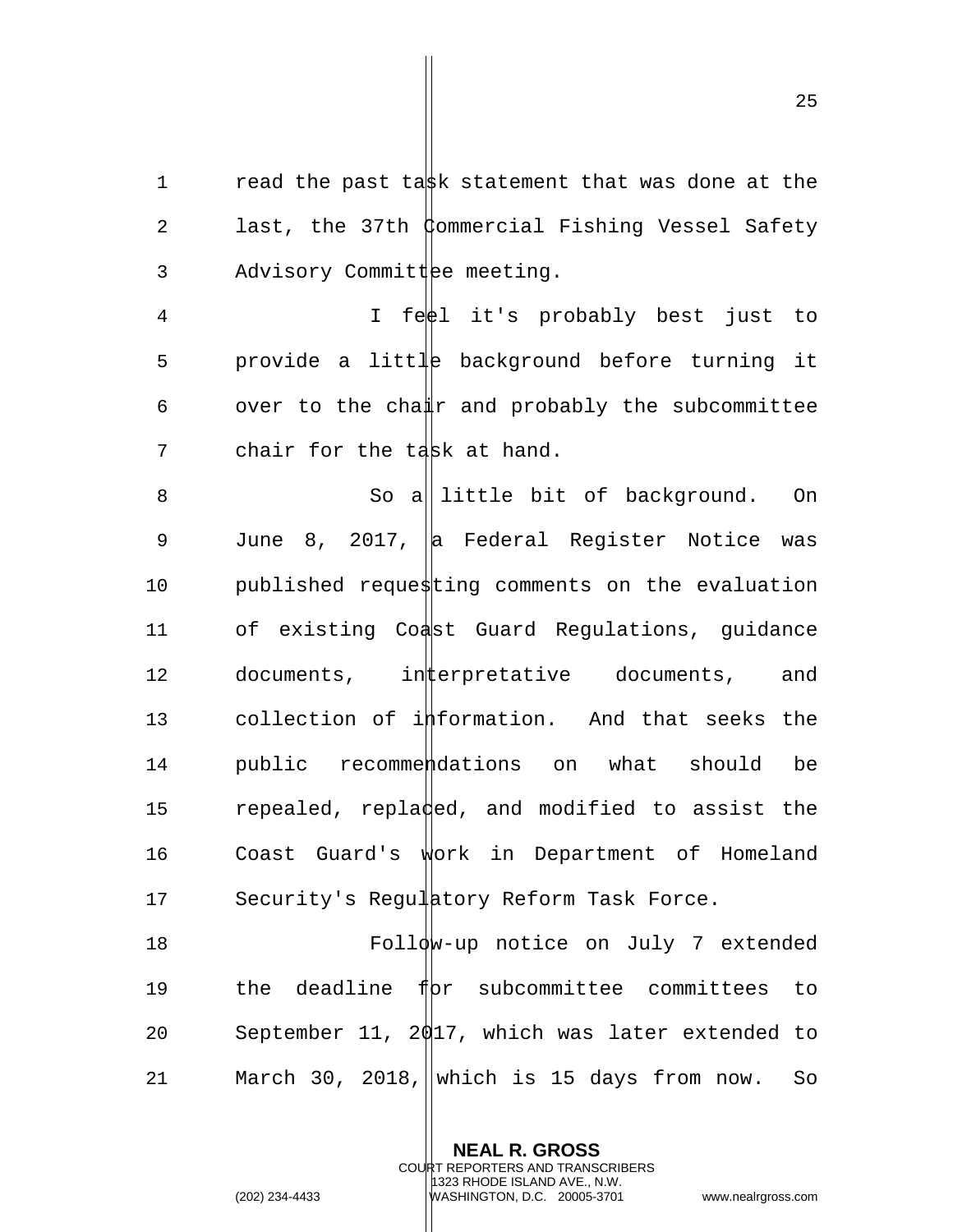read the past task statement that was done at the last, the 37th Commercial Fishing Vessel Safety Advisory Committee meeting.

I feel it's probably best just to provide a little background before turning it over to the chair and probably the subcommittee chair for the task at hand.

So a little bit of background. On June 8, 2017, a Federal Register Notice was published requesting comments on the evaluation of existing Coast Guard Regulations, guidance documents, interpretative documents, and collection of information. And that seeks the public recommendations on what should be repealed, replaced, and modified to assist the Coast Guard's work in Department of Homeland Security's Regulatory Reform Task Force.

Follow-up notice on July 7 extended the deadline for subcommittee committees to September 11, 2017, which was later extended to March 30, 2018, which is 15 days from now. So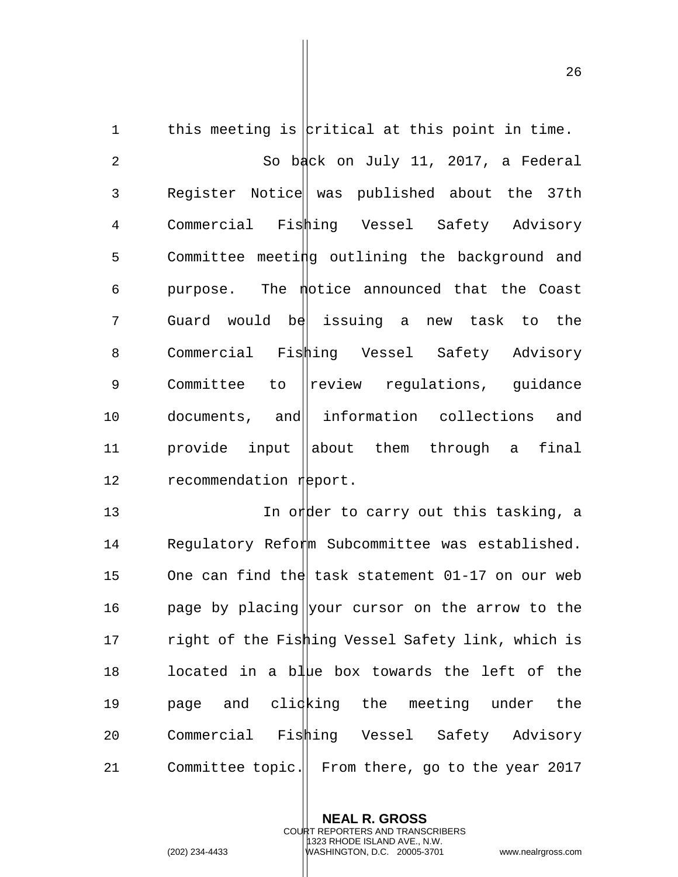this meeting is critical at this point in time.

So back on July 11, 2017, a Federal Register Notice was published about the 37th Commercial Fishing Vessel Safety Advisory Committee meeting outlining the background and purpose. The notice announced that the Coast Guard would be issuing a new task to the Commercial Fishing Vessel Safety Advisory Committee to review regulations, guidance documents, and information collections and provide input about them through a final recommendation report.

In order to carry out this tasking, a Regulatory Reform Subcommittee was established. One can find the task statement 01-17 on our web page by placing your cursor on the arrow to the right of the Fishing Vessel Safety link, which is located in a blue box towards the left of the page and clicking the meeting under the Commercial Fishing Vessel Safety Advisory Committee topic. From there, go to the year 2017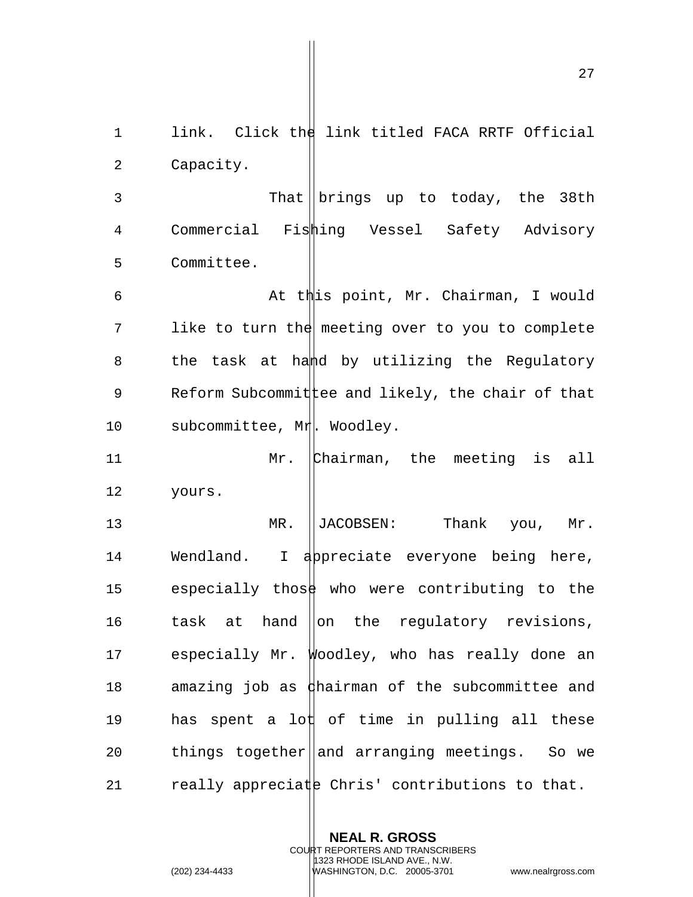link. Click the link titled FACA RRTF Official Capacity.

That brings up to today, the 38th Commercial Fishing Vessel Safety Advisory Committee.

At this point, Mr. Chairman, I would like to turn the meeting over to you to complete the task at hand by utilizing the Regulatory Reform Subcommittee and likely, the chair of that subcommittee, Mr. Woodley.

Mr. Chairman, the meeting is all yours.

MR. JACOBSEN: Thank you, Mr. Wendland. I appreciate everyone being here, especially those who were contributing to the task at hand on the regulatory revisions, especially Mr. Woodley, who has really done an amazing job as chairman of the subcommittee and has spent a lot of time in pulling all these things together and arranging meetings. So we really appreciate Chris' contributions to that.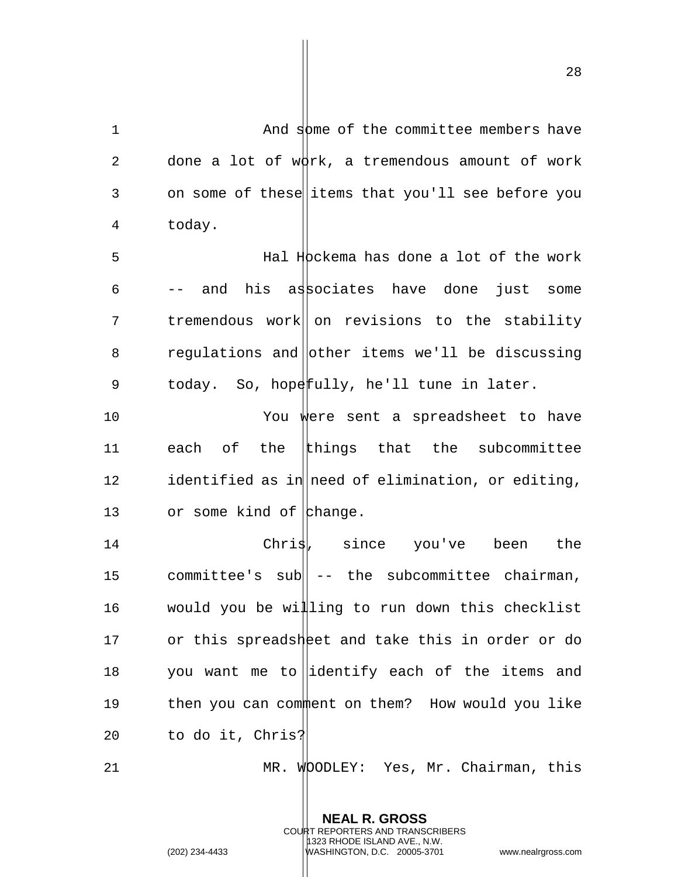And some of the committee members have done a lot of work, a tremendous amount of work on some of these items that you'll see before you today.

Hal Hockema has done a lot of the work -- and his associates have done just some tremendous work on revisions to the stability regulations and other items we'll be discussing today. So, hopefully, he'll tune in later.

You were sent a spreadsheet to have each of the things that the subcommittee identified as in need of elimination, or editing, or some kind of change.

Chris, since you've been the committee's sub -- the subcommittee chairman, would you be willing to run down this checklist or this spreadsheet and take this in order or do you want me to identify each of the items and then you can comment on them? How would you like to do it, Chris?

MR. WOODLEY: Yes, Mr. Chairman, this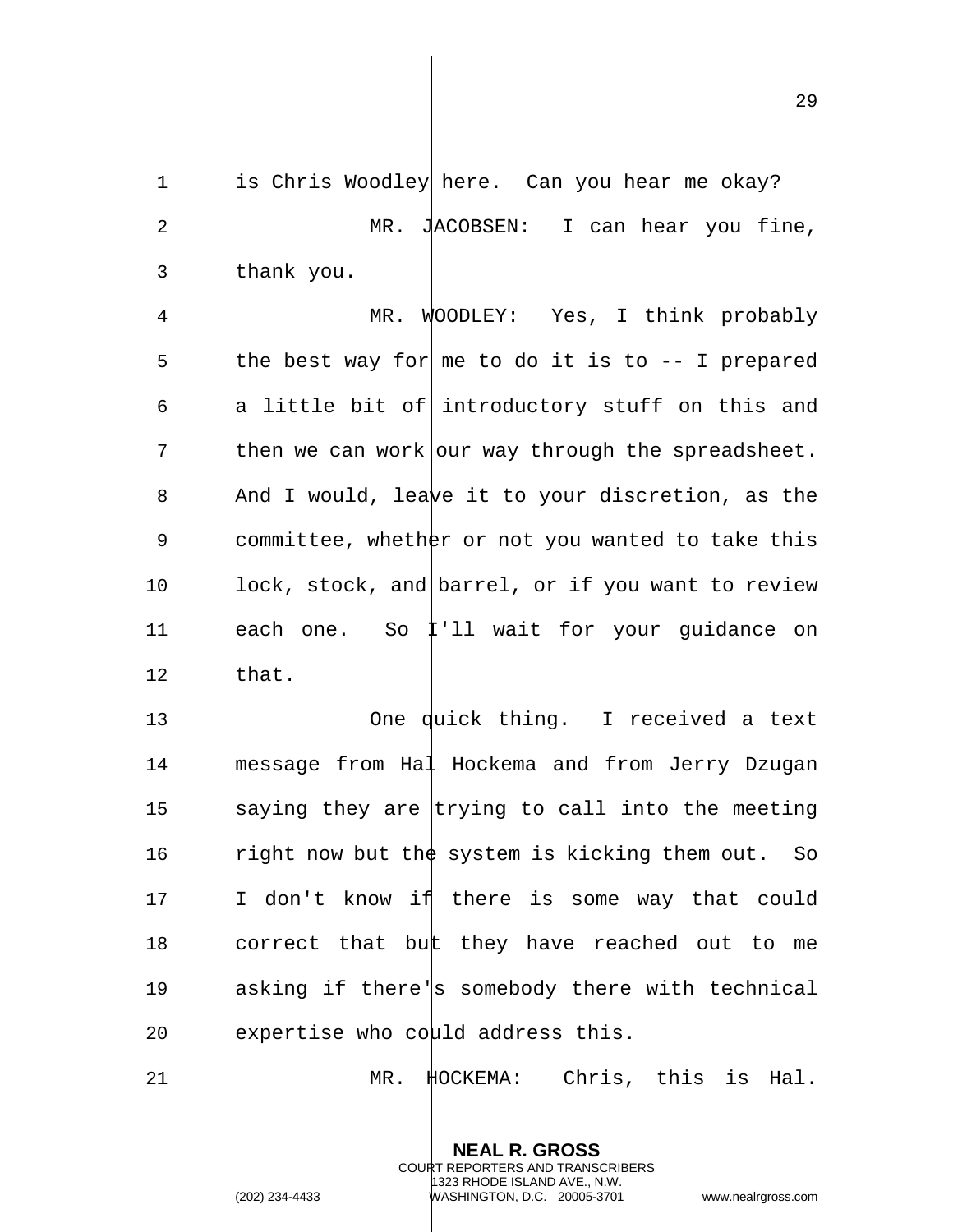is Chris Woodley here. Can you hear me okay?

MR. JACOBSEN: I can hear you fine, thank you.

MR. WOODLEY: Yes, I think probably the best way for me to do it is to -- I prepared a little bit of introductory stuff on this and then we can work our way through the spreadsheet. And I would, leave it to your discretion, as the committee, whether or not you wanted to take this lock, stock, and barrel, or if you want to review each one. So I'll wait for your guidance on that.

One quick thing. I received a text message from Hal Hockema and from Jerry Dzugan saying they are trying to call into the meeting right now but the system is kicking them out. So I don't know if there is some way that could correct that but they have reached out to me asking if there's somebody there with technical expertise who could address this.

MR. HOCKEMA: Chris, this is Hal.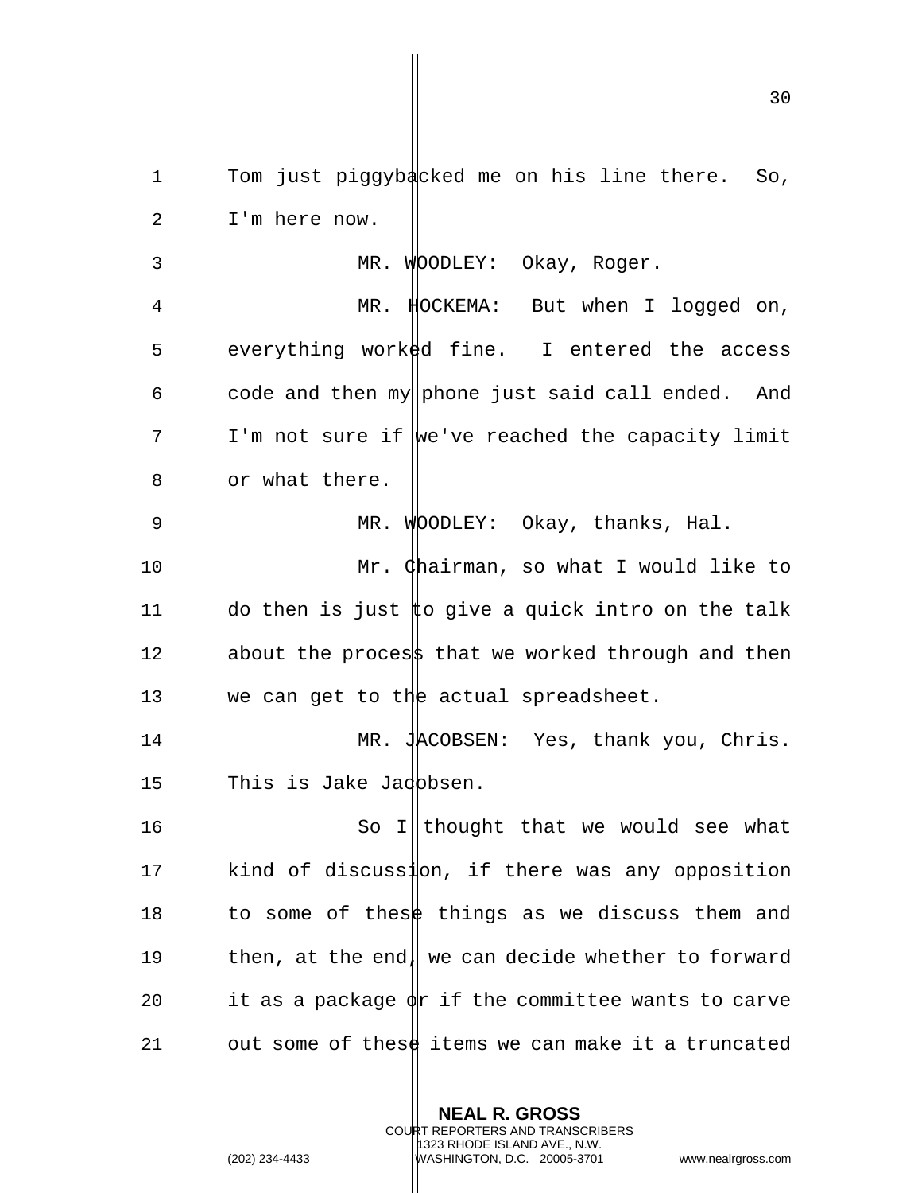Tom just piggybacked me on his line there. So, I'm here now.

MR. WOODLEY: Okay, Roger.

MR. HOCKEMA: But when I logged on, everything worked fine. I entered the access code and then my phone just said call ended. And I'm not sure if we've reached the capacity limit or what there.

MR. WOODLEY: Okay, thanks, Hal.

Mr. Chairman, so what I would like to do then is just to give a quick intro on the talk about the process that we worked through and then we can get to the actual spreadsheet.

MR. JACOBSEN: Yes, thank you, Chris. This is Jake Jacobsen.

So I thought that we would see what kind of discussion, if there was any opposition to some of these things as we discuss them and then, at the end, we can decide whether to forward it as a package or if the committee wants to carve out some of these items we can make it a truncated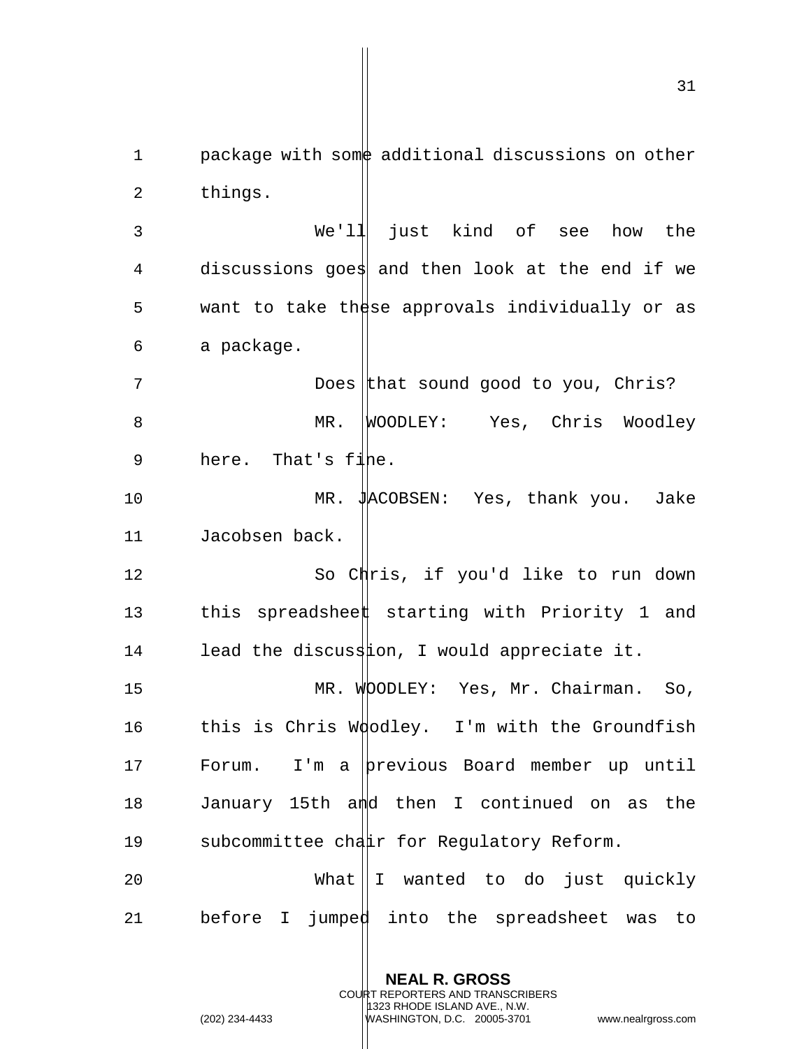package with some additional discussions on other things.

We'll just kind of see how the discussions goes and then look at the end if we want to take these approvals individually or as a package.

Does that sound good to you, Chris?

MR. WOODLEY: Yes, Chris Woodley here. That's fine.

MR. JACOBSEN: Yes, thank you. Jake Jacobsen back.

So Chris, if you'd like to run down this spreadsheet starting with Priority 1 and lead the discussion, I would appreciate it.

MR. WOODLEY: Yes, Mr. Chairman. So, this is Chris Woodley. I'm with the Groundfish Forum. I'm a previous Board member up until January 15th and then I continued on as the subcommittee chair for Regulatory Reform.

What I wanted to do just quickly before I jumped into the spreadsheet was to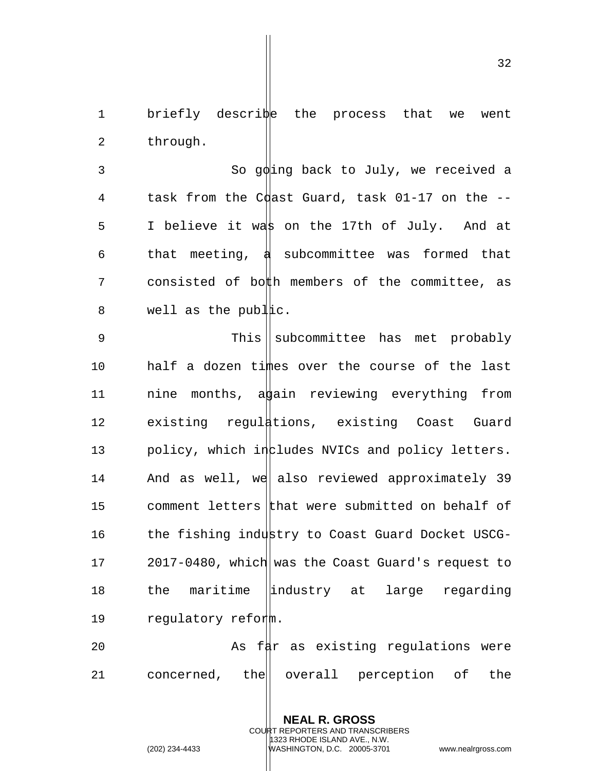briefly describe the process that we went through.

So going back to July, we received a task from the Coast Guard, task 01-17 on the -- I believe it was on the 17th of July. And at that meeting, a subcommittee was formed that consisted of both members of the committee, as well as the public.

This subcommittee has met probably half a dozen times over the course of the last nine months, again reviewing everything from existing regulations, existing Coast Guard policy, which includes NVICs and policy letters. And as well, we also reviewed approximately 39 comment letters that were submitted on behalf of the fishing industry to Coast Guard Docket USCG-2017-0480, which was the Coast Guard's request to the maritime industry at large regarding regulatory reform.

As far as existing regulations were concerned, the overall perception of the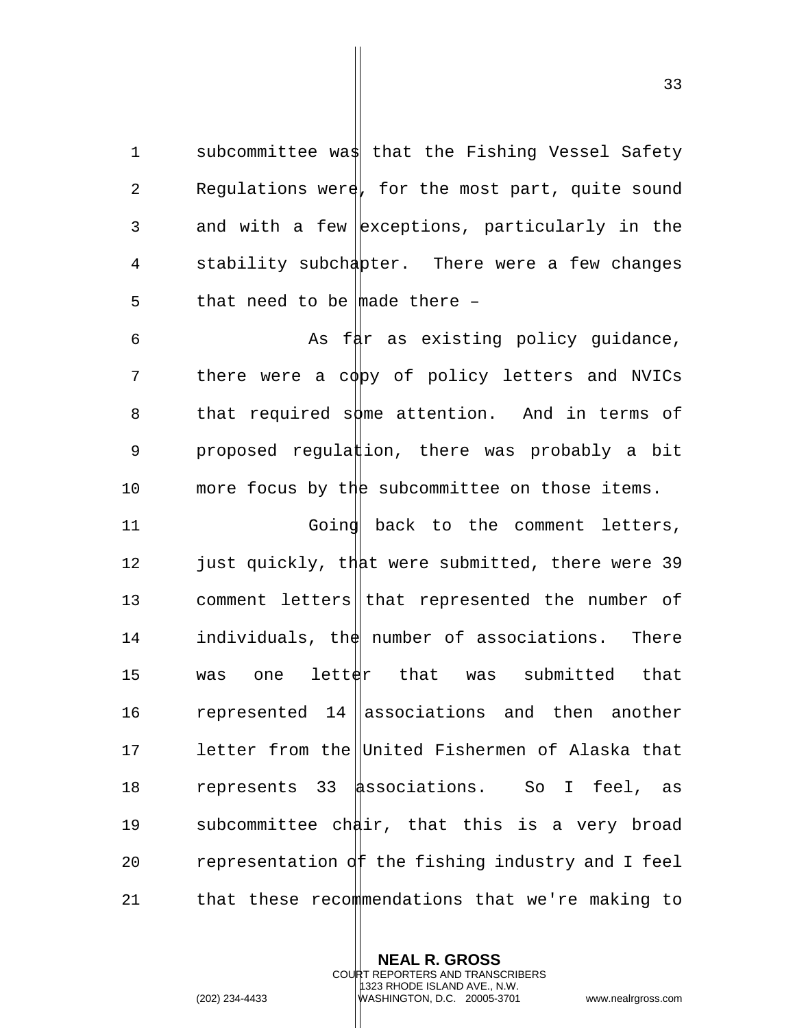subcommittee was that the Fishing Vessel Safety Regulations were, for the most part, quite sound and with a few exceptions, particularly in the stability subchapter. There were a few changes that need to be made there –

As far as existing policy guidance, there were a copy of policy letters and NVICs that required some attention. And in terms of proposed regulation, there was probably a bit more focus by the subcommittee on those items.

Going back to the comment letters, just quickly, that were submitted, there were 39 comment letters that represented the number of individuals, the number of associations. There was one letter that was submitted that represented 14 associations and then another letter from the United Fishermen of Alaska that represents 33 associations. So I feel, as subcommittee chair, that this is a very broad representation of the fishing industry and I feel that these recommendations that we're making to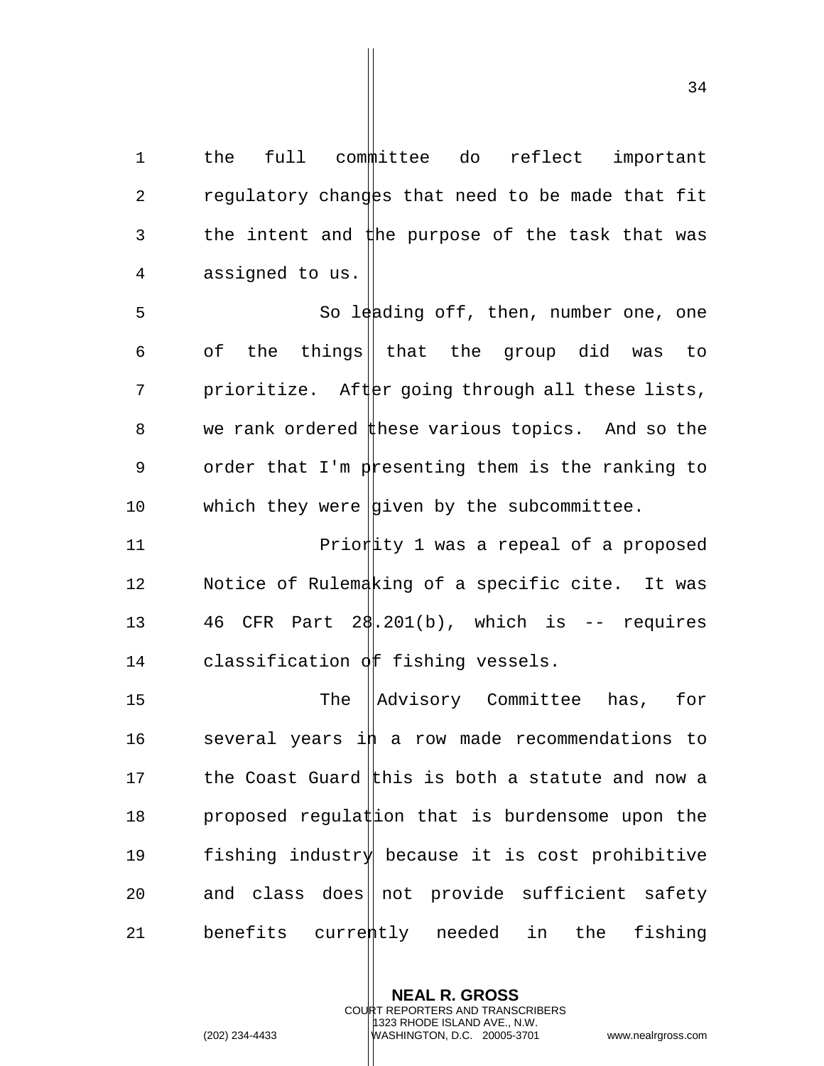the full committee do reflect important regulatory changes that need to be made that fit the intent and the purpose of the task that was assigned to us.

So leading off, then, number one, one of the things that the group did was to prioritize. After going through all these lists, we rank ordered these various topics. And so the order that I'm presenting them is the ranking to which they were given by the subcommittee.

Priority 1 was a repeal of a proposed Notice of Rulemaking of a specific cite. It was 46 CFR Part 28.201(b), which is -- requires classification of fishing vessels.

The Advisory Committee has, for several years in a row made recommendations to the Coast Guard this is both a statute and now a proposed regulation that is burdensome upon the fishing industry because it is cost prohibitive and class does not provide sufficient safety benefits currently needed in the fishing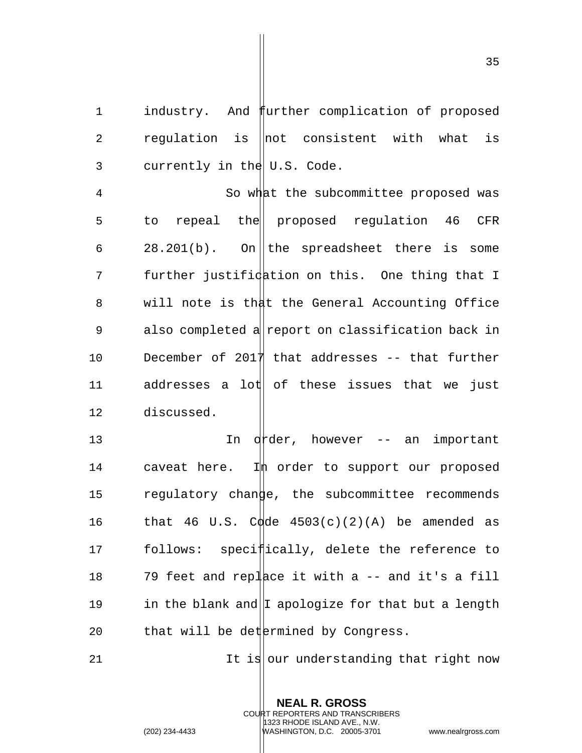industry. And further complication of proposed regulation is not consistent with what is currently in the U.S. Code.

So what the subcommittee proposed was to repeal the proposed regulation 46 CFR 28.201(b). On the spreadsheet there is some further justification on this. One thing that I will note is that the General Accounting Office also completed a report on classification back in December of 2017 that addresses -- that further addresses a lot of these issues that we just discussed.

In order, however -- an important caveat here. In order to support our proposed regulatory change, the subcommittee recommends that 46 U.S. Code 4503(c)(2)(A) be amended as follows: specifically, delete the reference to 79 feet and replace it with a -- and it's a fill in the blank and I apologize for that but a length that will be determined by Congress.

It is our understanding that right now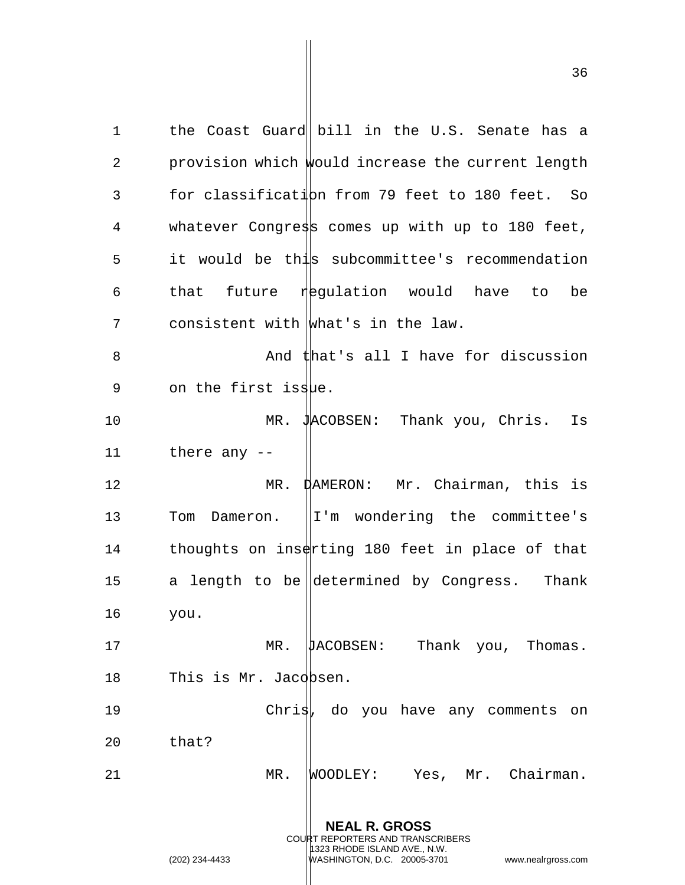the Coast Guard bill in the U.S. Senate has a provision which would increase the current length for classification from 79 feet to 180 feet. So whatever Congress comes up with up to 180 feet, it would be this subcommittee's recommendation that future regulation would have to be consistent with what's in the law.

And that's all I have for discussion on the first issue.

MR. JACOBSEN: Thank you, Chris. Is there any --

MR. DAMERON: Mr. Chairman, this is Tom Dameron. I'm wondering the committee's thoughts on inserting 180 feet in place of that a length to be determined by Congress. Thank you.

MR. JACOBSEN: Thank you, Thomas. This is Mr. Jacobsen.

Chris, do you have any comments on that?

MR. WOODLEY: Yes, Mr. Chairman.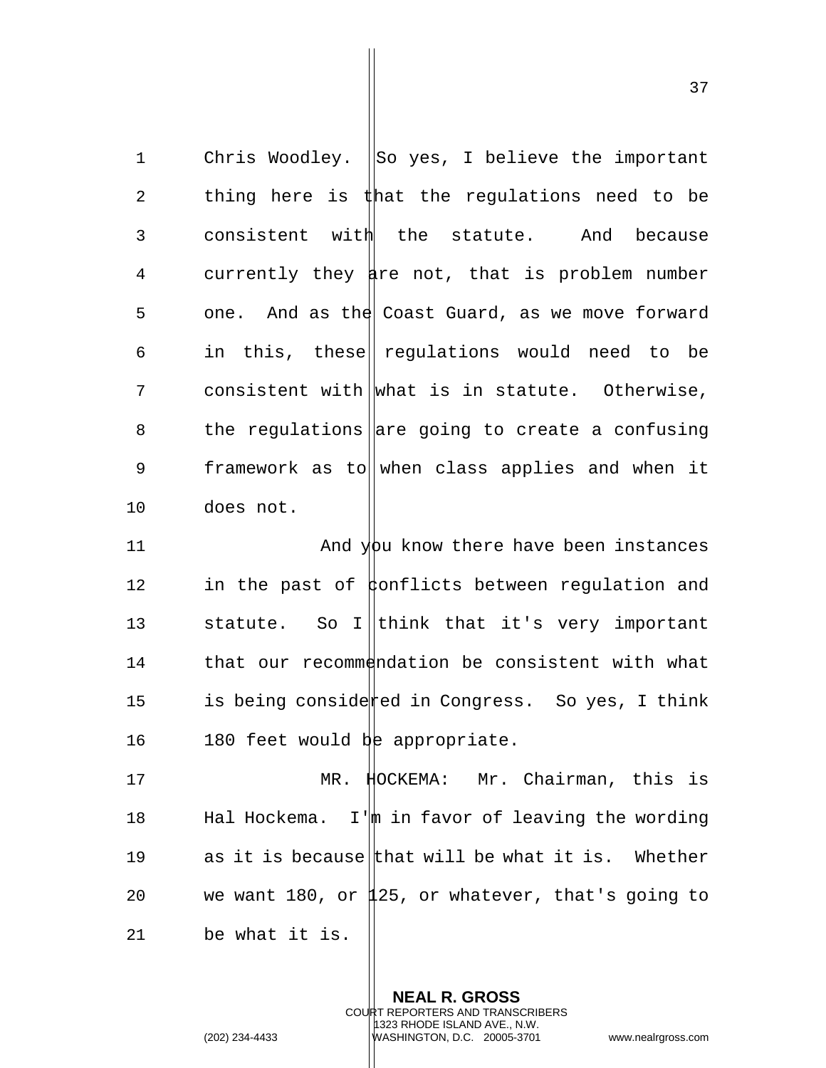Chris Woodley. So yes, I believe the important thing here is that the regulations need to be consistent with the statute. And because currently they are not, that is problem number one. And as the Coast Guard, as we move forward in this, these regulations would need to be consistent with what is in statute. Otherwise, the regulations are going to create a confusing framework as to when class applies and when it does not.

And you know there have been instances in the past of conflicts between regulation and statute. So I think that it's very important that our recommendation be consistent with what is being considered in Congress. So yes, I think 180 feet would be appropriate.

MR. HOCKEMA: Mr. Chairman, this is Hal Hockema. I'm in favor of leaving the wording as it is because that will be what it is. Whether we want 180, or 125, or whatever, that's going to be what it is.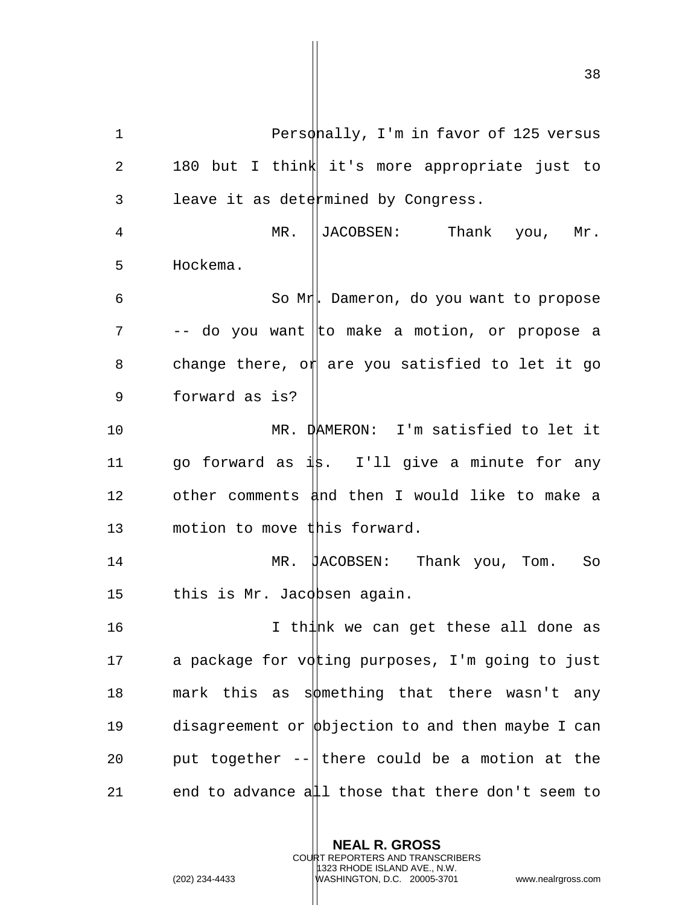Personally, I'm in favor of 125 versus 180 but I think it's more appropriate just to leave it as determined by Congress.

MR. JACOBSEN: Thank you, Mr. Hockema.

So Mr. Dameron, do you want to propose -- do you want to make a motion, or propose a change there, or are you satisfied to let it go forward as is?

MR. DAMERON: I'm satisfied to let it go forward as is. I'll give a minute for any other comments and then I would like to make a motion to move this forward.

MR. JACOBSEN: Thank you, Tom. So this is Mr. Jacobsen again.

I think we can get these all done as a package for voting purposes, I'm going to just mark this as something that there wasn't any disagreement or objection to and then maybe I can put together -- there could be a motion at the end to advance all those that there don't seem to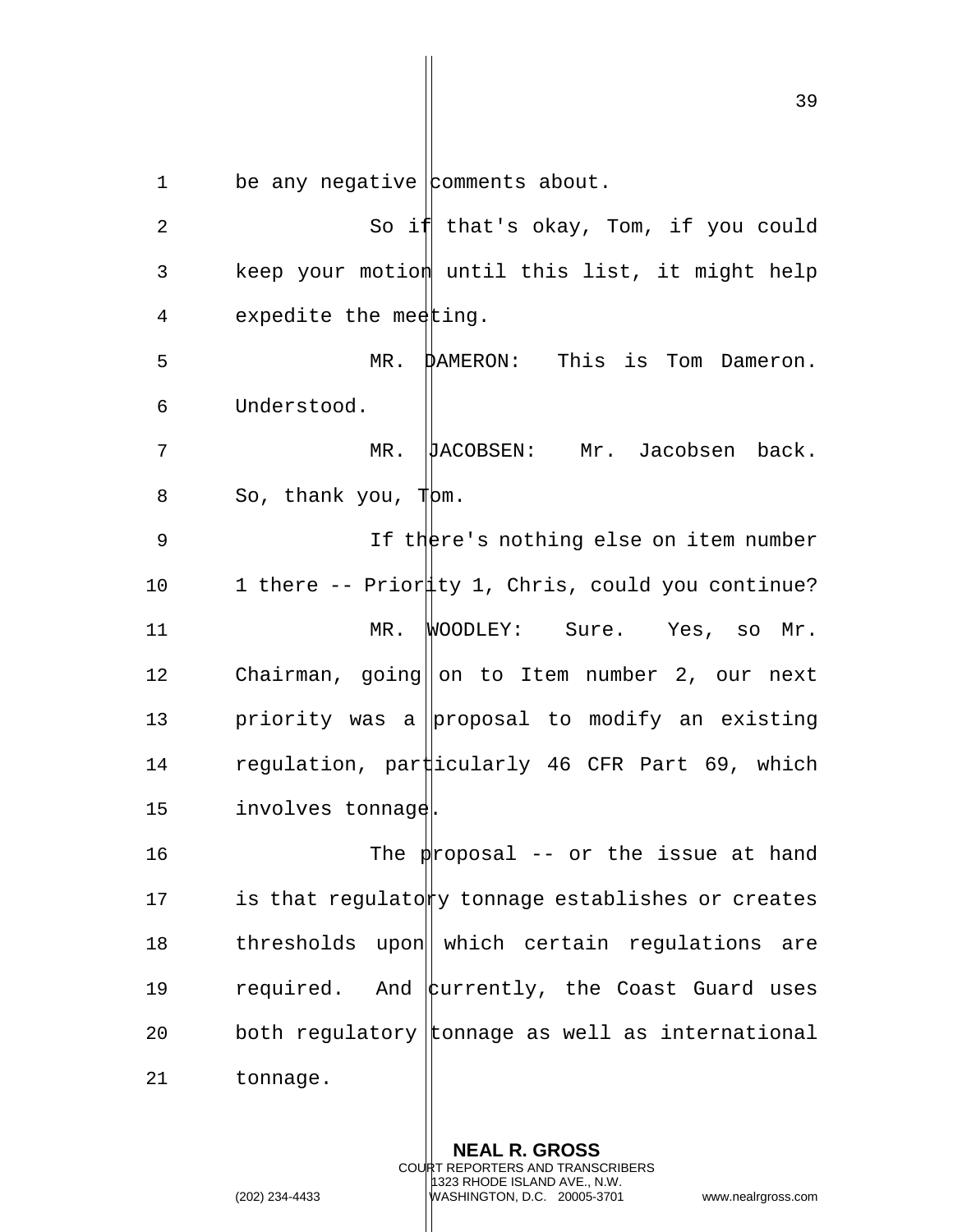be any negative comments about.

So if that's okay, Tom, if you could keep your motion until this list, it might help expedite the meeting.

MR. DAMERON: This is Tom Dameron. Understood.

MR. JACOBSEN: Mr. Jacobsen back. So, thank you, Tom.

If there's nothing else on item number 1 there -- Priority 1, Chris, could you continue?

MR. WOODLEY: Sure. Yes, so Mr. Chairman, going on to Item number 2, our next priority was a proposal to modify an existing regulation, particularly 46 CFR Part 69, which involves tonnage.

The proposal -- or the issue at hand is that regulatory tonnage establishes or creates thresholds upon which certain regulations are required. And currently, the Coast Guard uses both regulatory tonnage as well as international tonnage.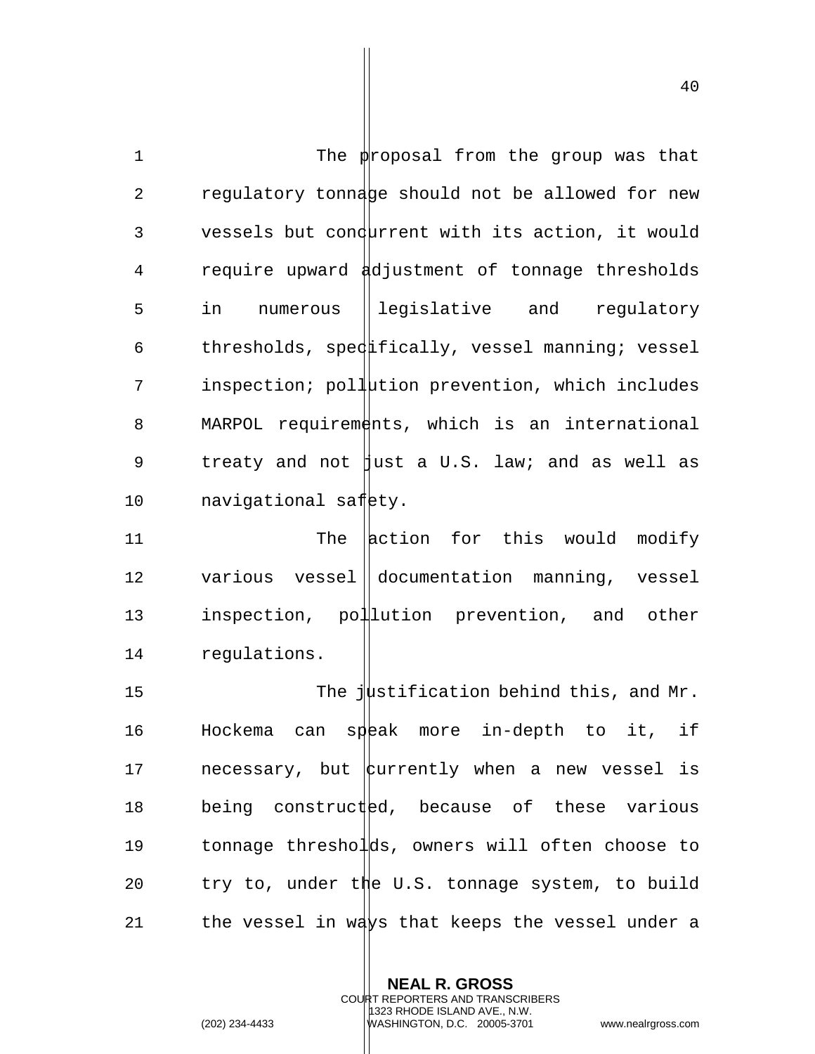The proposal from the group was that regulatory tonnage should not be allowed for new vessels but concurrent with its action, it would require upward adjustment of tonnage thresholds in numerous legislative and regulatory thresholds, specifically, vessel manning; vessel inspection; pollution prevention, which includes MARPOL requirements, which is an international treaty and not just a U.S. law; and as well as navigational safety.

The action for this would modify various vessel documentation manning, vessel inspection, pollution prevention, and other regulations.

The justification behind this, and Mr. Hockema can speak more in-depth to it, if necessary, but currently when a new vessel is being constructed, because of these various tonnage thresholds, owners will often choose to try to, under the U.S. tonnage system, to build the vessel in ways that keeps the vessel under a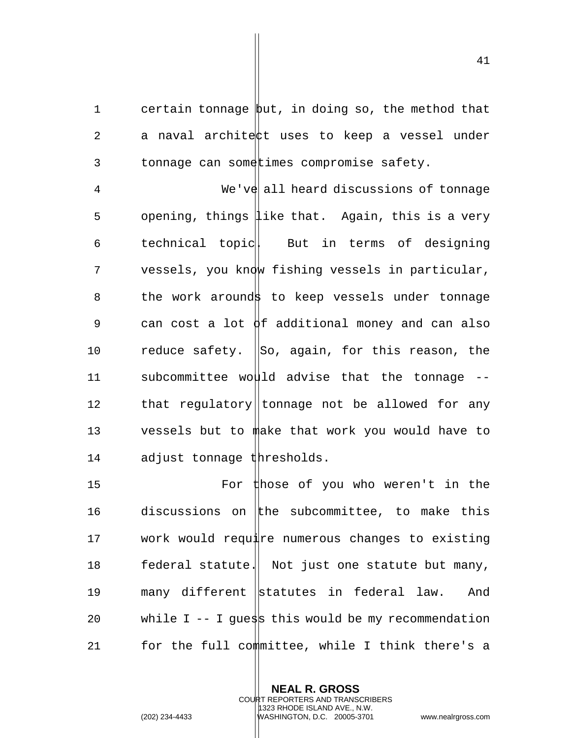certain tonnage but, in doing so, the method that a naval architect uses to keep a vessel under tonnage can sometimes compromise safety.

We've all heard discussions of tonnage opening, things like that. Again, this is a very technical topic. But in terms of designing vessels, you know fishing vessels in particular, the work arounds to keep vessels under tonnage can cost a lot of additional money and can also reduce safety. So, again, for this reason, the subcommittee would advise that the tonnage -- that regulatory tonnage not be allowed for any vessels but to make that work you would have to adjust tonnage thresholds.

For those of you who weren't in the discussions on the subcommittee, to make this work would require numerous changes to existing federal statute. Not just one statute but many, many different statutes in federal law. And while I -- I guess this would be my recommendation for the full committee, while I think there's a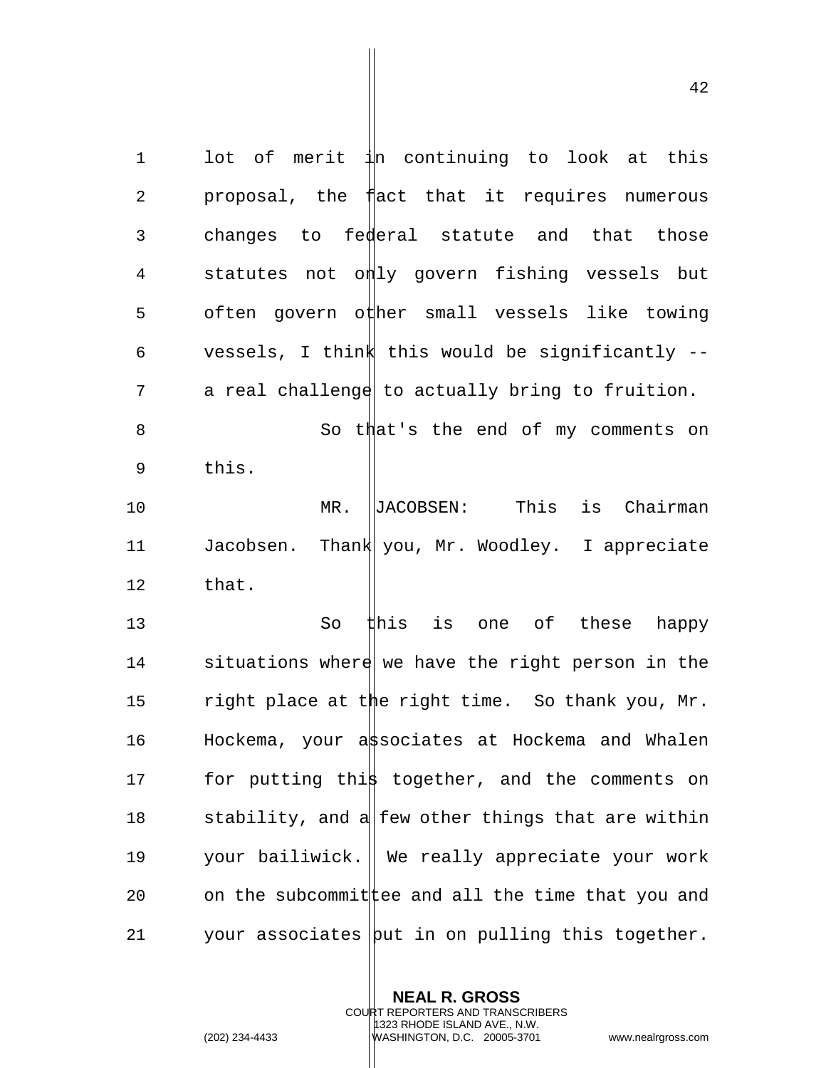lot of merit in continuing to look at this proposal, the fact that it requires numerous changes to federal statute and that those statutes not only govern fishing vessels but often govern other small vessels like towing vessels, I think this would be significantly -- a real challenge to actually bring to fruition.

So that's the end of my comments on this.

MR. JACOBSEN: This is Chairman Jacobsen. Thank you, Mr. Woodley. I appreciate that.

So this is one of these happy situations where we have the right person in the right place at the right time. So thank you, Mr. Hockema, your associates at Hockema and Whalen for putting this together, and the comments on stability, and a few other things that are within your bailiwick. We really appreciate your work on the subcommittee and all the time that you and your associates put in on pulling this together.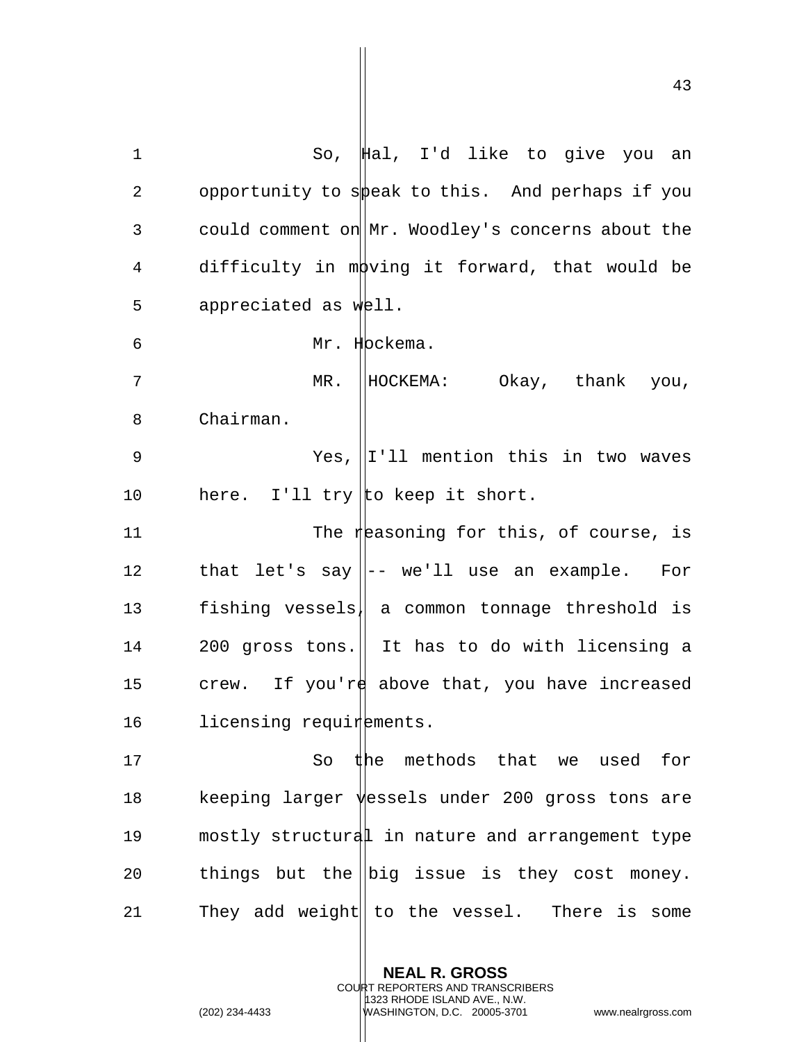So, Hal, I'd like to give you an opportunity to speak to this. And perhaps if you could comment on Mr. Woodley's concerns about the difficulty in moving it forward, that would be appreciated as well.

Mr. Hockema.

MR. HOCKEMA: Okay, thank you, Chairman.

Yes, I'll mention this in two waves here. I'll try to keep it short.

The reasoning for this, of course, is that let's say -- we'll use an example. For fishing vessels, a common tonnage threshold is 200 gross tons. It has to do with licensing a crew. If you're above that, you have increased licensing requirements.

So the methods that we used for keeping larger vessels under 200 gross tons are mostly structural in nature and arrangement type things but the big issue is they cost money. They add weight to the vessel. There is some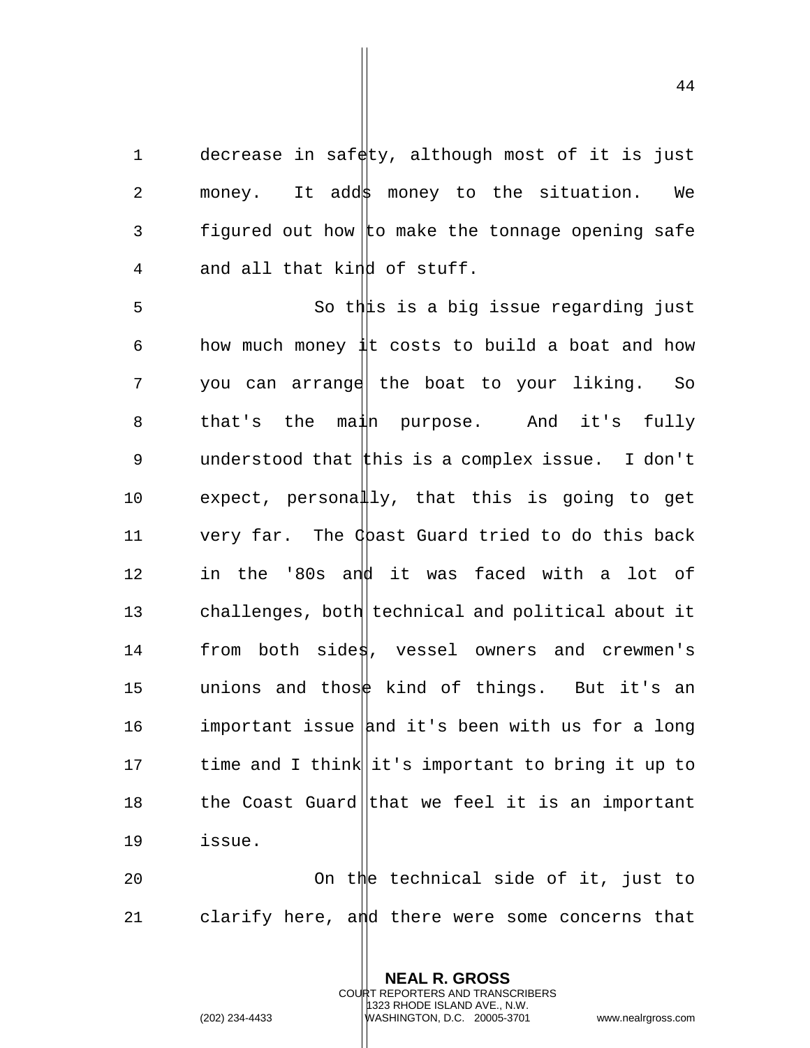decrease in safety, although most of it is just money. It adds money to the situation. We figured out how to make the tonnage opening safe and all that kind of stuff.

So this is a big issue regarding just how much money it costs to build a boat and how you can arrange the boat to your liking. So that's the main purpose. And it's fully understood that this is a complex issue. I don't expect, personally, that this is going to get very far. The Coast Guard tried to do this back in the '80s and it was faced with a lot of challenges, both technical and political about it from both sides, vessel owners and crewmen's unions and those kind of things. But it's an important issue and it's been with us for a long time and I think it's important to bring it up to the Coast Guard that we feel it is an important issue.

On the technical side of it, just to clarify here, and there were some concerns that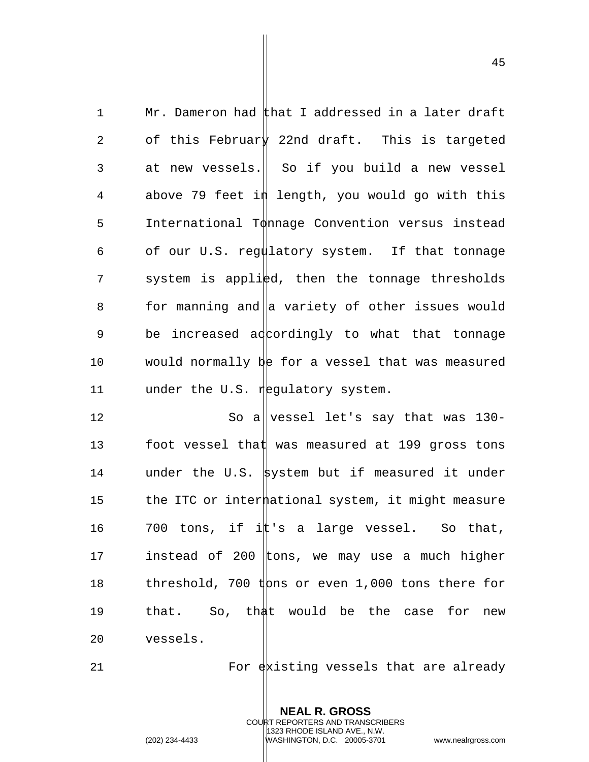Mr. Dameron had that I addressed in a later draft of this February 22nd draft. This is targeted at new vessels. So if you build a new vessel above 79 feet in length, you would go with this International Tonnage Convention versus instead of our U.S. regulatory system. If that tonnage system is applied, then the tonnage thresholds for manning and a variety of other issues would be increased accordingly to what that tonnage would normally be for a vessel that was measured under the U.S. regulatory system.

So a vessel let's say that was 130-foot vessel that was measured at 199 gross tons under the U.S. system but if measured it under the ITC or international system, it might measure 700 tons, if it's a large vessel. So that, instead of 200 tons, we may use a much higher threshold, 700 tons or even 1,000 tons there for that. So, that would be the case for new vessels.

For existing vessels that are already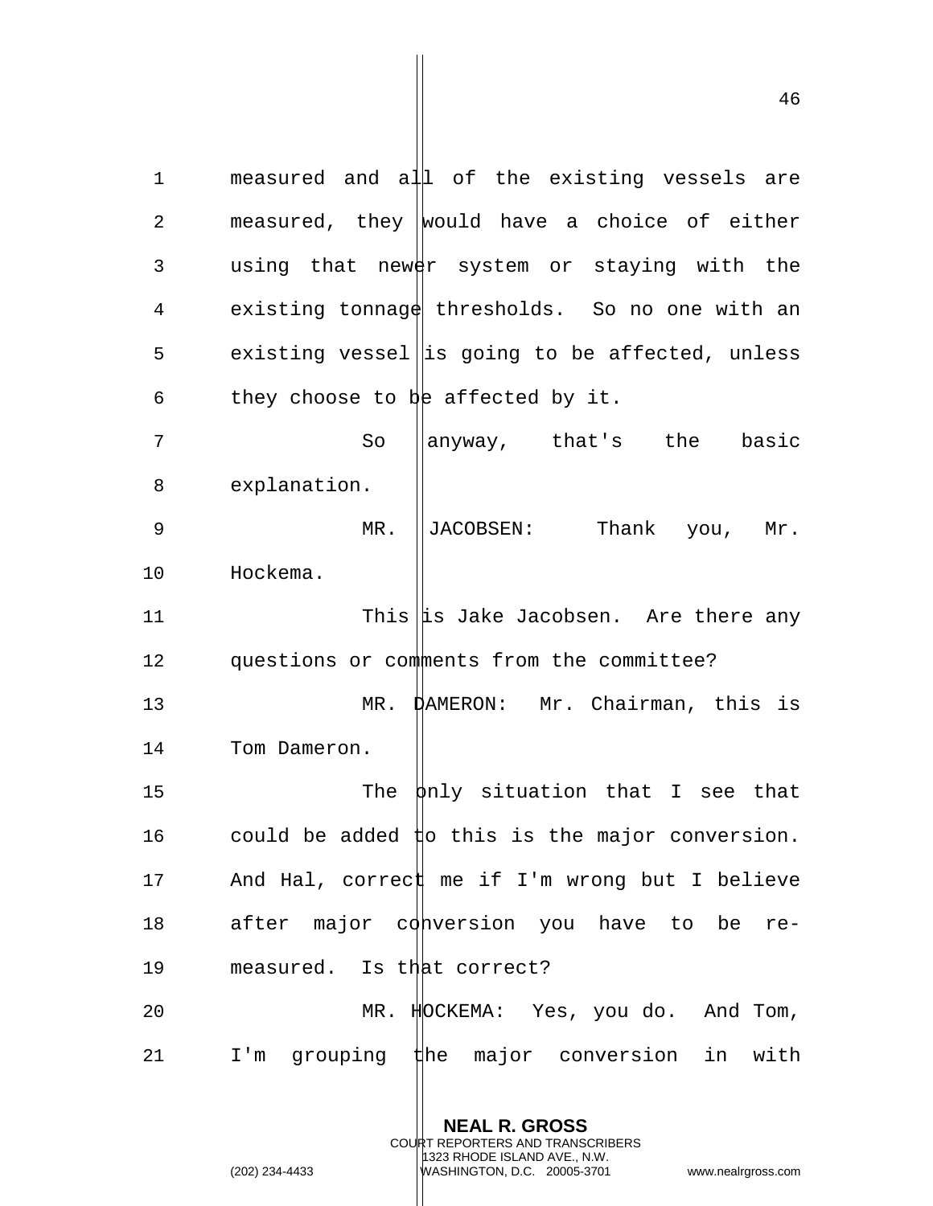measured and all of the existing vessels are measured, they would have a choice of either using that newer system or staying with the existing tonnage thresholds. So no one with an existing vessel is going to be affected, unless they choose to be affected by it.

So anyway, that's the basic explanation.

MR. JACOBSEN: Thank you, Mr. Hockema.

This is Jake Jacobsen. Are there any questions or comments from the committee?

MR. DAMERON: Mr. Chairman, this is Tom Dameron.

The only situation that I see that could be added to this is the major conversion. And Hal, correct me if I'm wrong but I believe after major conversion you have to be re-measured. Is that correct?

MR. HOCKEMA: Yes, you do. And Tom, I'm grouping the major conversion in with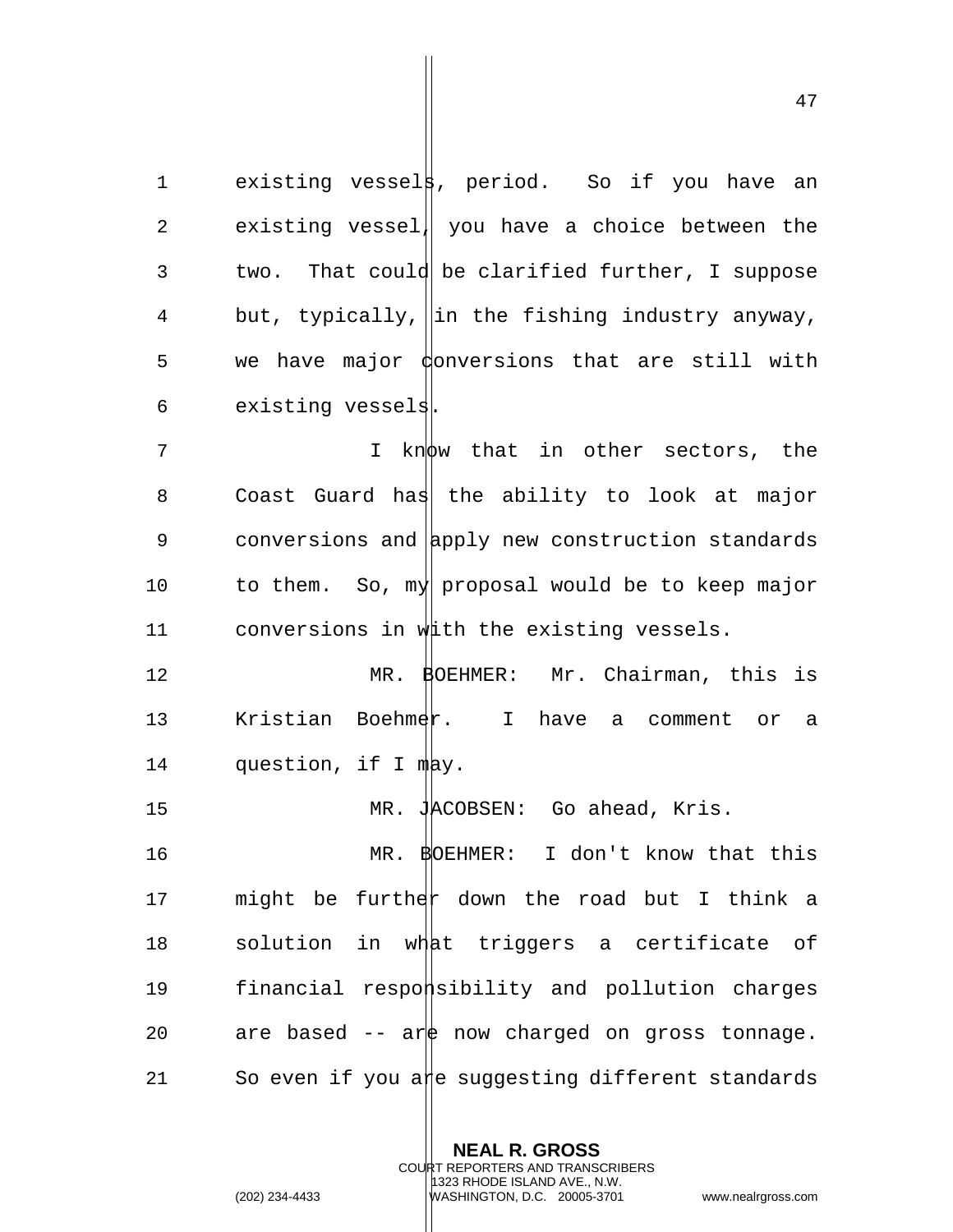existing vessels, period. So if you have an existing vessel, you have a choice between the two. That could be clarified further, I suppose but, typically, in the fishing industry anyway, we have major conversions that are still with existing vessels.

I know that in other sectors, the Coast Guard has the ability to look at major conversions and apply new construction standards to them. So, my proposal would be to keep major conversions in with the existing vessels.

MR. BOEHMER: Mr. Chairman, this is Kristian Boehmer. I have a comment or a question, if I may.

MR. JACOBSEN: Go ahead, Kris.

MR. BOEHMER: I don't know that this might be further down the road but I think a solution in what triggers a certificate of financial responsibility and pollution charges are based -- are now charged on gross tonnage. So even if you are suggesting different standards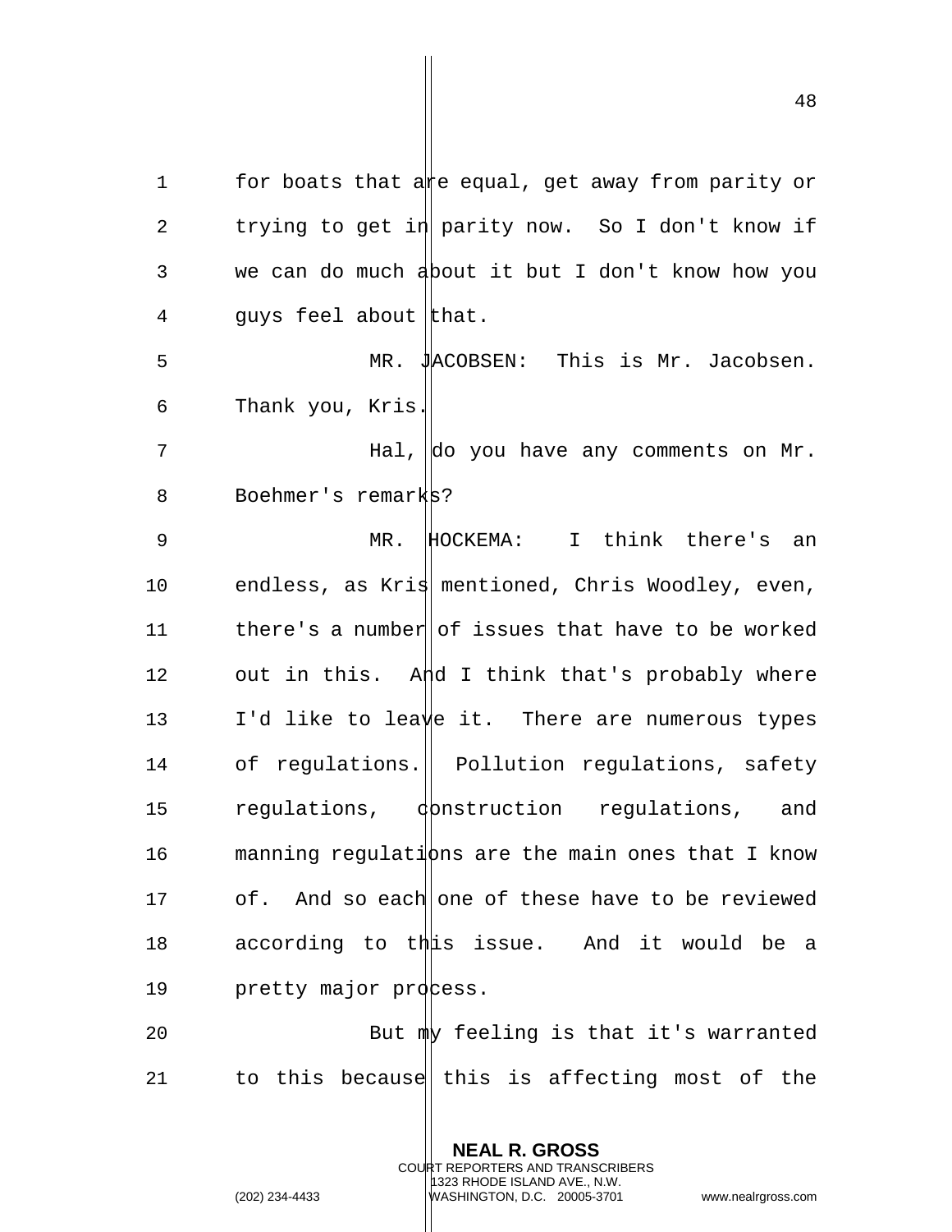for boats that are equal, get away from parity or trying to get in parity now. So I don't know if we can do much about it but I don't know how you guys feel about that.

MR. JACOBSEN: This is Mr. Jacobsen. Thank you, Kris.

Hal, do you have any comments on Mr. Boehmer's remarks?

MR. HOCKEMA: I think there's an endless, as Kris mentioned, Chris Woodley, even, there's a number of issues that have to be worked out in this. And I think that's probably where I'd like to leave it. There are numerous types of regulations. Pollution regulations, safety regulations, construction regulations, and manning regulations are the main ones that I know of. And so each one of these have to be reviewed according to this issue. And it would be a pretty major process.

But my feeling is that it's warranted to this because this is affecting most of the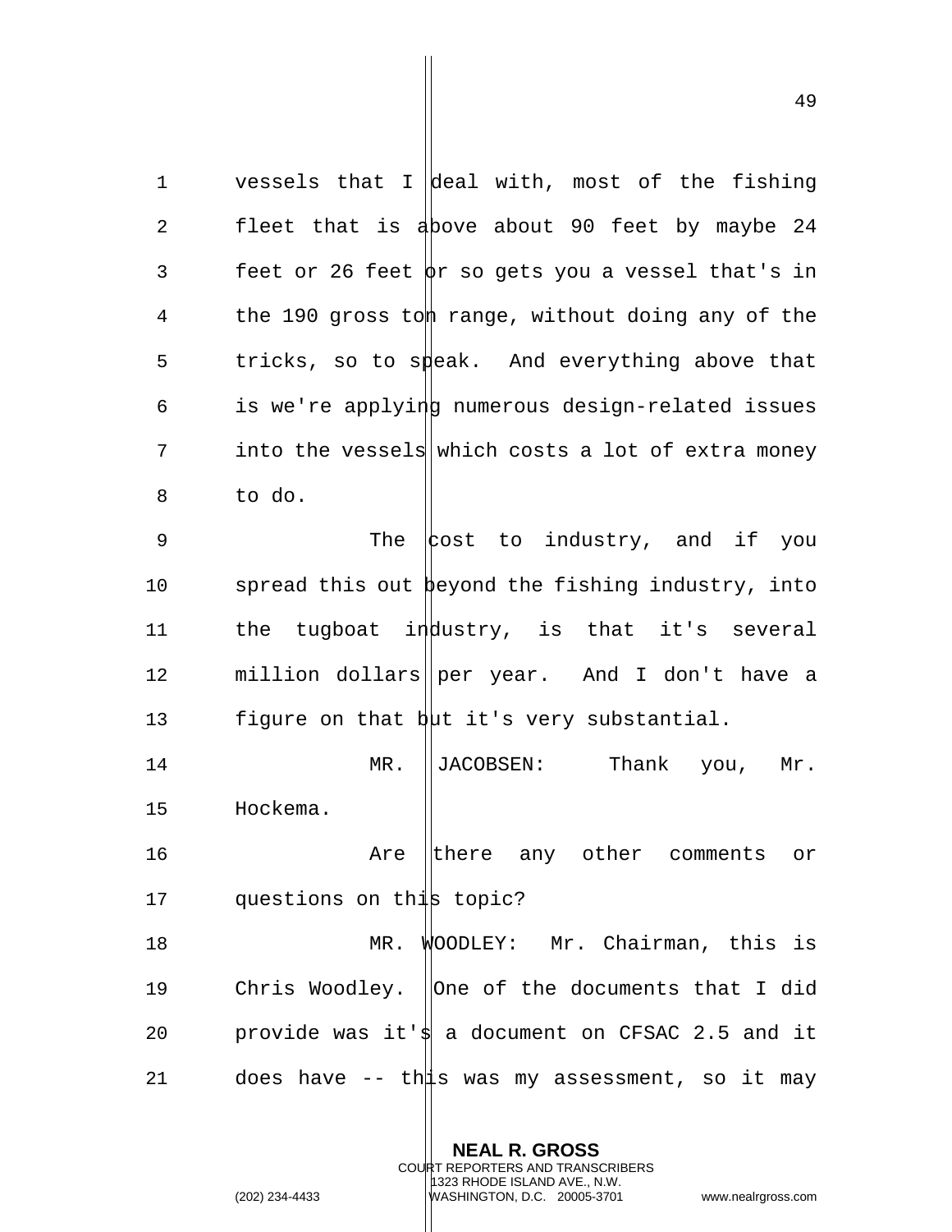vessels that I deal with, most of the fishing fleet that is above about 90 feet by maybe 24 feet or 26 feet or so gets you a vessel that's in the 190 gross ton range, without doing any of the tricks, so to speak. And everything above that is we're applying numerous design-related issues into the vessels which costs a lot of extra money to do.

The cost to industry, and if you spread this out beyond the fishing industry, into the tugboat industry, is that it's several million dollars per year. And I don't have a figure on that but it's very substantial.

MR. JACOBSEN: Thank you, Mr. Hockema.

Are there any other comments or questions on this topic?

MR. WOODLEY: Mr. Chairman, this is Chris Woodley. One of the documents that I did provide was it's a document on CFSAC 2.5 and it does have -- this was my assessment, so it may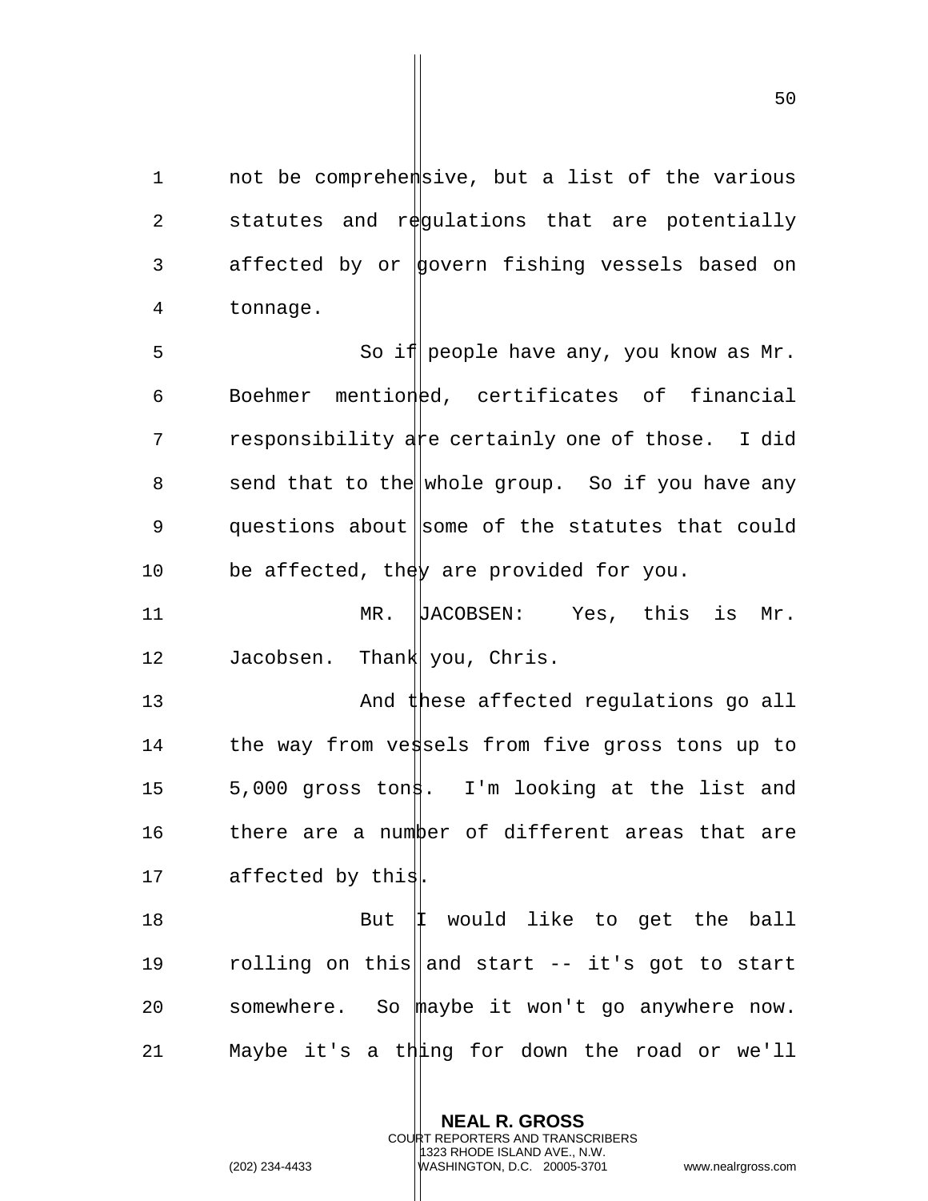not be comprehensive, but a list of the various statutes and regulations that are potentially affected by or govern fishing vessels based on tonnage.

So if people have any, you know as Mr. Boehmer mentioned, certificates of financial responsibility are certainly one of those. I did send that to the whole group. So if you have any questions about some of the statutes that could be affected, they are provided for you.

MR. JACOBSEN: Yes, this is Mr. Jacobsen. Thank you, Chris.

And these affected regulations go all the way from vessels from five gross tons up to 5,000 gross tons. I'm looking at the list and there are a number of different areas that are affected by this.

But I would like to get the ball rolling on this and start -- it's got to start somewhere. So maybe it won't go anywhere now. Maybe it's a thing for down the road or we'll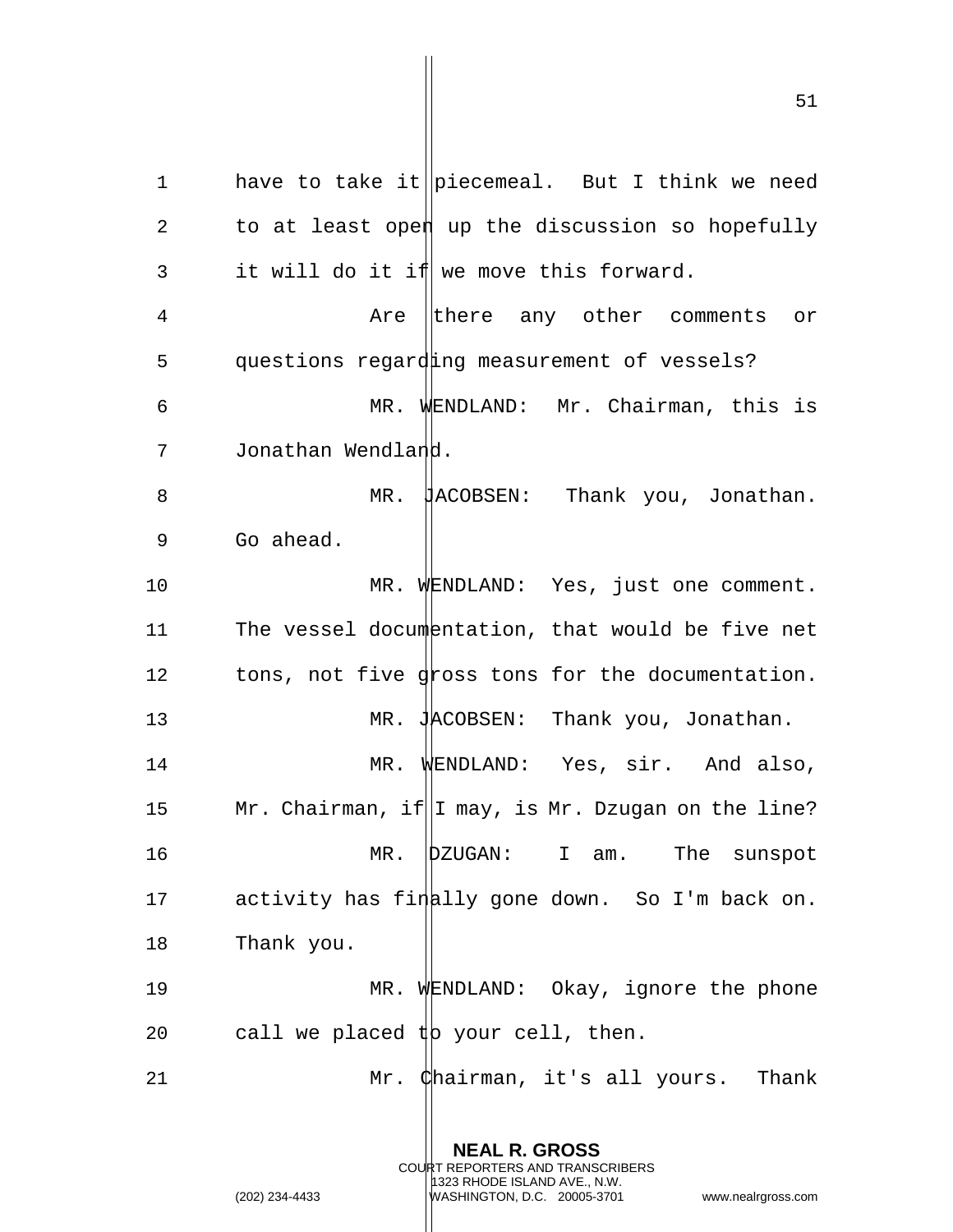have to take it piecemeal. But I think we need to at least open up the discussion so hopefully it will do it if we move this forward.

Are there any other comments or questions regarding measurement of vessels?

MR. WENDLAND: Mr. Chairman, this is Jonathan Wendland.

MR. JACOBSEN: Thank you, Jonathan. Go ahead.

MR. WENDLAND: Yes, just one comment. The vessel documentation, that would be five net tons, not five gross tons for the documentation.

MR. JACOBSEN: Thank you, Jonathan.

MR. WENDLAND: Yes, sir. And also, Mr. Chairman, if I may, is Mr. Dzugan on the line?

MR. DZUGAN: I am. The sunspot activity has finally gone down. So I'm back on. Thank you.

MR. WENDLAND: Okay, ignore the phone call we placed to your cell, then.

Mr. Chairman, it's all yours. Thank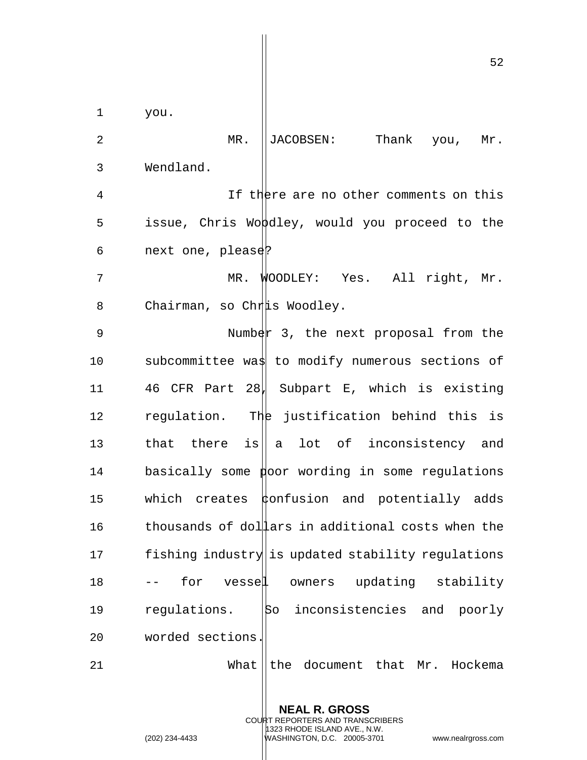you.

MR. JACOBSEN: Thank you, Mr. Wendland.

If there are no other comments on this issue, Chris Woodley, would you proceed to the next one, please?

MR. WOODLEY: Yes. All right, Mr. Chairman, so Chris Woodley.

Number 3, the next proposal from the subcommittee was to modify numerous sections of 46 CFR Part 28, Subpart E, which is existing regulation. The justification behind this is that there is a lot of inconsistency and basically some poor wording in some regulations which creates confusion and potentially adds thousands of dollars in additional costs when the fishing industry is updated stability regulations -- for vessel owners updating stability regulations. So inconsistencies and poorly worded sections.

What the document that Mr. Hockema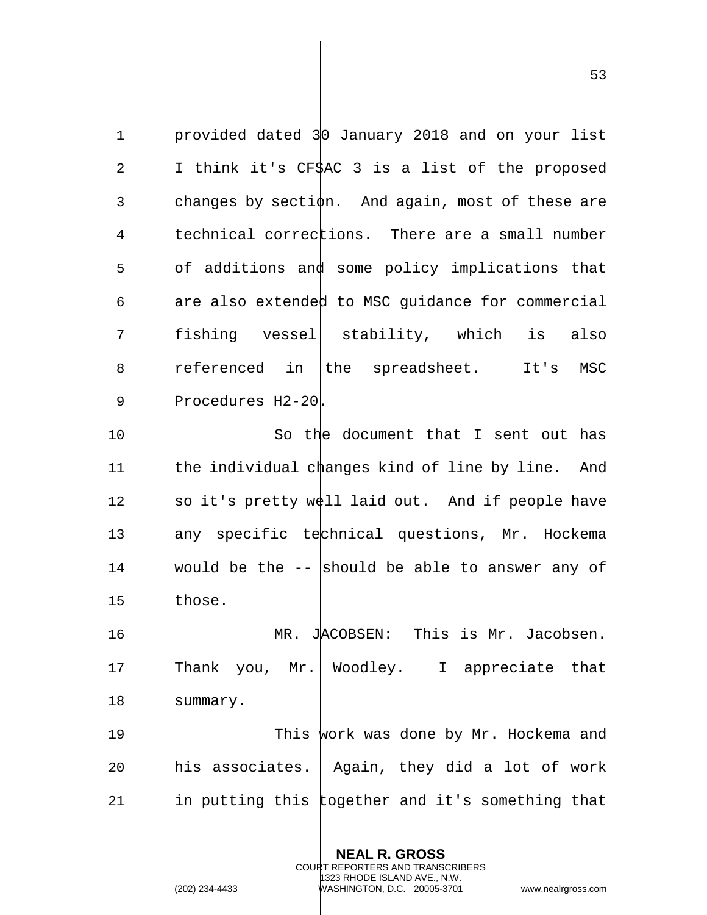provided dated 30 January 2018 and on your list I think it's CFSAC 3 is a list of the proposed changes by section. And again, most of these are technical corrections. There are a small number of additions and some policy implications that are also extended to MSC guidance for commercial fishing vessel stability, which is also referenced in the spreadsheet. It's MSC Procedures H2-20.

So the document that I sent out has the individual changes kind of line by line. And so it's pretty well laid out. And if people have any specific technical questions, Mr. Hockema would be the -- should be able to answer any of those.

MR. JACOBSEN: This is Mr. Jacobsen. Thank you, Mr. Woodley. I appreciate that summary.

This work was done by Mr. Hockema and his associates. Again, they did a lot of work in putting this together and it's something that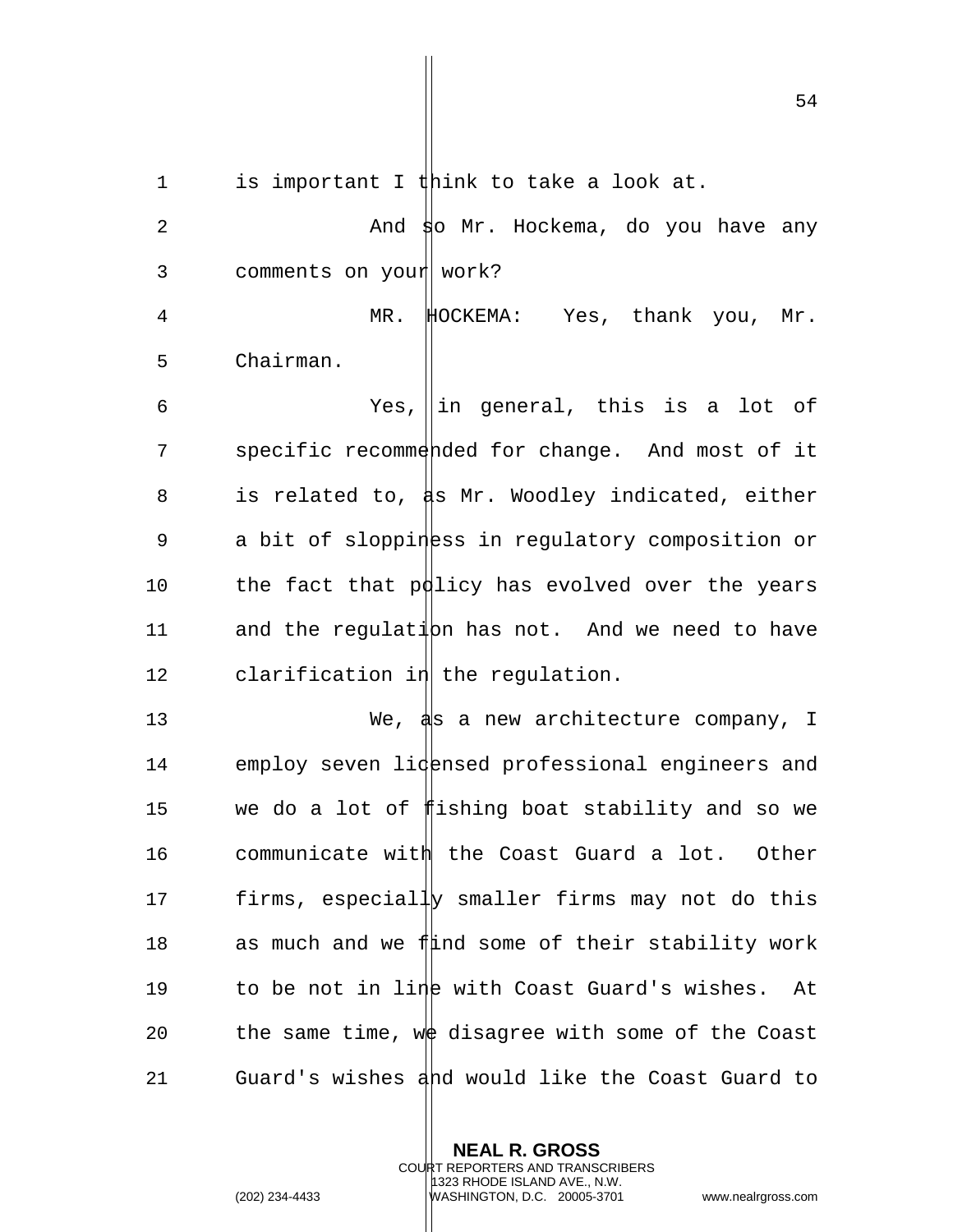is important I think to take a look at.

And so Mr. Hockema, do you have any comments on your work?

MR. HOCKEMA: Yes, thank you, Mr. Chairman.

Yes, in general, this is a lot of specific recommended for change. And most of it is related to, as Mr. Woodley indicated, either a bit of sloppiness in regulatory composition or the fact that policy has evolved over the years and the regulation has not. And we need to have clarification in the regulation.

We, as a new architecture company, I employ seven licensed professional engineers and we do a lot of fishing boat stability and so we communicate with the Coast Guard a lot. Other firms, especially smaller firms may not do this as much and we find some of their stability work to be not in line with Coast Guard's wishes. At the same time, we disagree with some of the Coast Guard's wishes and would like the Coast Guard to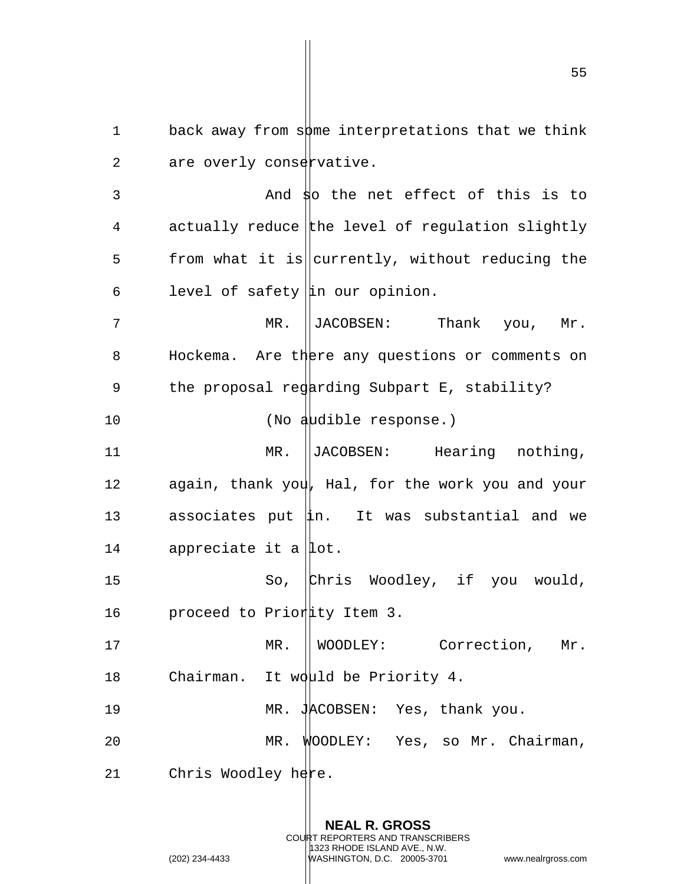back away from some interpretations that we think are overly conservative.

And so the net effect of this is to actually reduce the level of regulation slightly from what it is currently, without reducing the level of safety in our opinion.

MR. JACOBSEN: Thank you, Mr. Hockema. Are there any questions or comments on the proposal regarding Subpart E, stability?

(No audible response.)

MR. JACOBSEN: Hearing nothing, again, thank you, Hal, for the work you and your associates put in. It was substantial and we appreciate it a lot.

So, Chris Woodley, if you would, proceed to Priority Item 3.

MR. WOODLEY: Correction, Mr. Chairman. It would be Priority 4.

MR. JACOBSEN: Yes, thank you.

MR. WOODLEY: Yes, so Mr. Chairman, Chris Woodley here.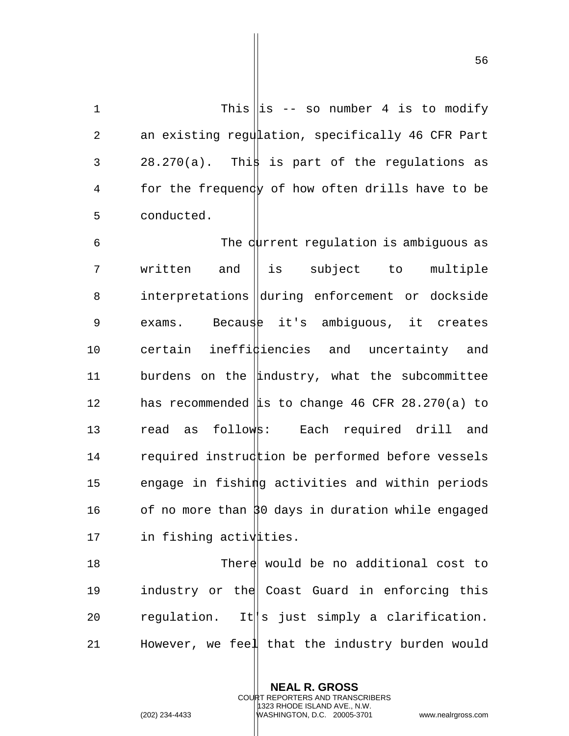This is -- so number 4 is to modify an existing regulation, specifically 46 CFR Part 28.270(a). This is part of the regulations as for the frequency of how often drills have to be conducted.

The current regulation is ambiguous as written and is subject to multiple interpretations during enforcement or dockside exams. Because it's ambiguous, it creates certain inefficiencies and uncertainty and burdens on the industry, what the subcommittee has recommended is to change 46 CFR 28.270(a) to read as follows: Each required drill and required instruction be performed before vessels engage in fishing activities and within periods of no more than 30 days in duration while engaged in fishing activities.

There would be no additional cost to industry or the Coast Guard in enforcing this regulation. It's just simply a clarification. However, we feel that the industry burden would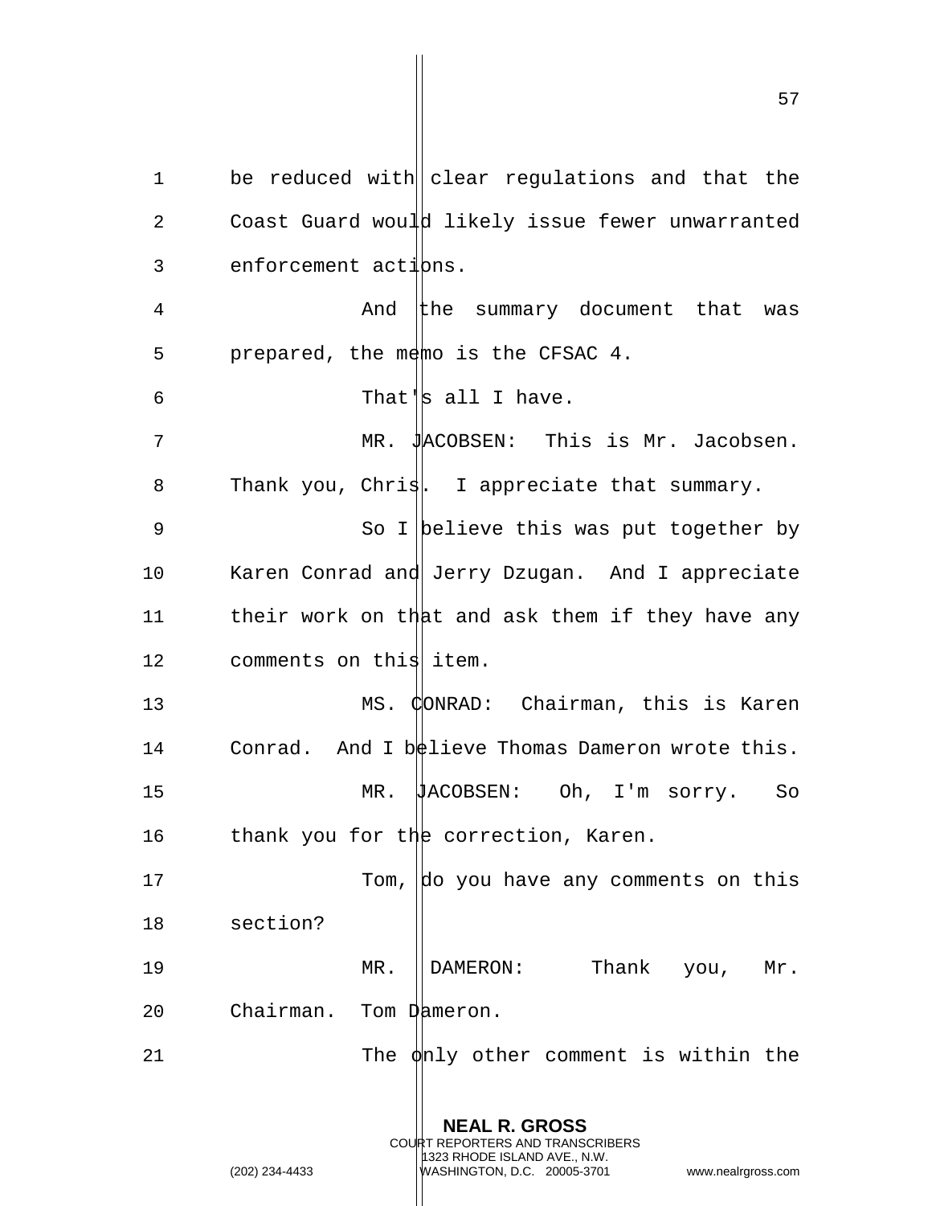be reduced with clear regulations and that the Coast Guard would likely issue fewer unwarranted enforcement actions.

And the summary document that was prepared, the memo is the CFSAC 4.

That's all I have.

MR. JACOBSEN: This is Mr. Jacobsen. Thank you, Chris. I appreciate that summary.

So I believe this was put together by Karen Conrad and Jerry Dzugan. And I appreciate their work on that and ask them if they have any comments on this item.

MS. CONRAD: Chairman, this is Karen Conrad. And I believe Thomas Dameron wrote this.

MR. JACOBSEN: Oh, I'm sorry. So thank you for the correction, Karen.

Tom, do you have any comments on this section?

MR. DAMERON: Thank you, Mr. Chairman. Tom Dameron.

The only other comment is within the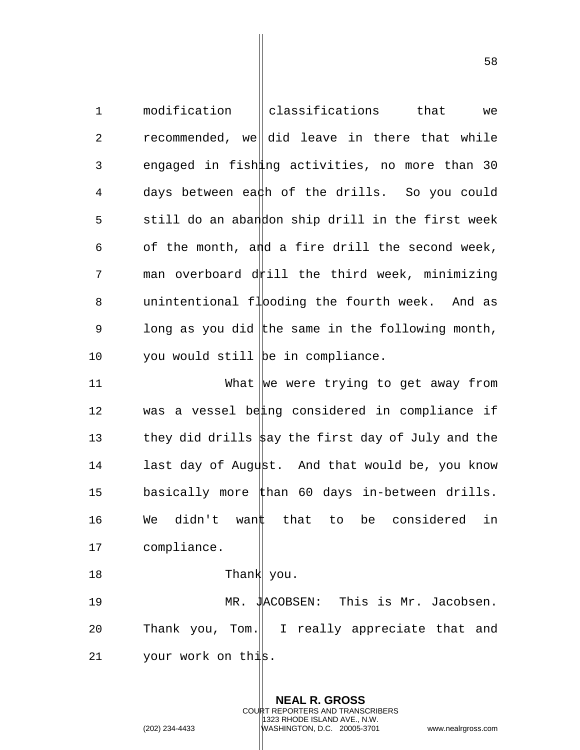modification classifications that we recommended, we did leave in there that while engaged in fishing activities, no more than 30 days between each of the drills. So you could still do an abandon ship drill in the first week of the month, and a fire drill the second week, man overboard drill the third week, minimizing unintentional flooding the fourth week. And as long as you did the same in the following month, you would still be in compliance.

What we were trying to get away from was a vessel being considered in compliance if they did drills say the first day of July and the last day of August. And that would be, you know basically more than 60 days in-between drills. We didn't want that to be considered in compliance.

Thank you.

MR. JACOBSEN: This is Mr. Jacobsen. Thank you, Tom. I really appreciate that and your work on this.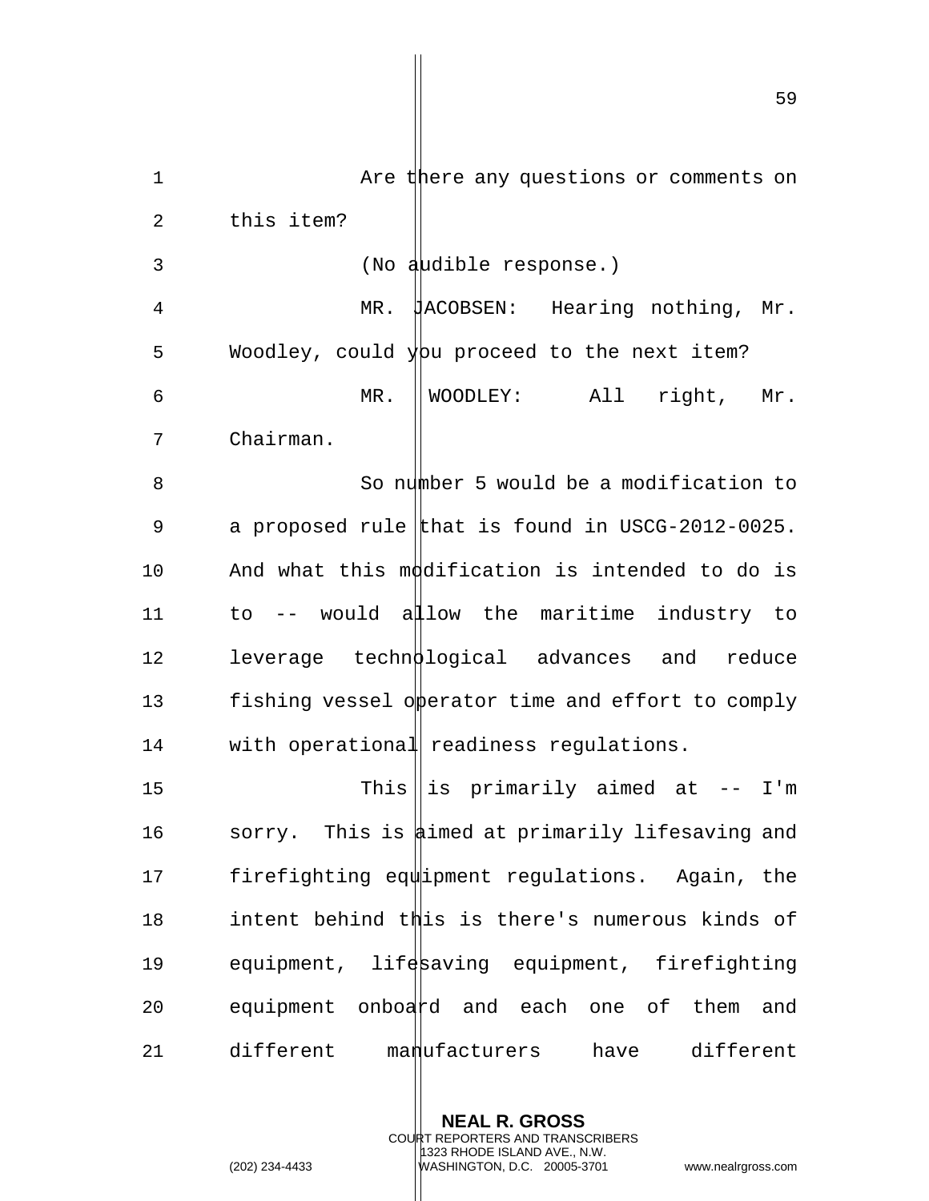Are there any questions or comments on this item?

(No audible response.)

MR. JACOBSEN: Hearing nothing, Mr. Woodley, could you proceed to the next item?

MR. WOODLEY: All right, Mr. Chairman.

So number 5 would be a modification to a proposed rule that is found in USCG-2012-0025. And what this modification is intended to do is to -- would allow the maritime industry to leverage technological advances and reduce fishing vessel operator time and effort to comply with operational readiness regulations.

This is primarily aimed at -- I'm sorry. This is aimed at primarily lifesaving and firefighting equipment regulations. Again, the intent behind this is there's numerous kinds of equipment, lifesaving equipment, firefighting equipment onboard and each one of them and different manufacturers have different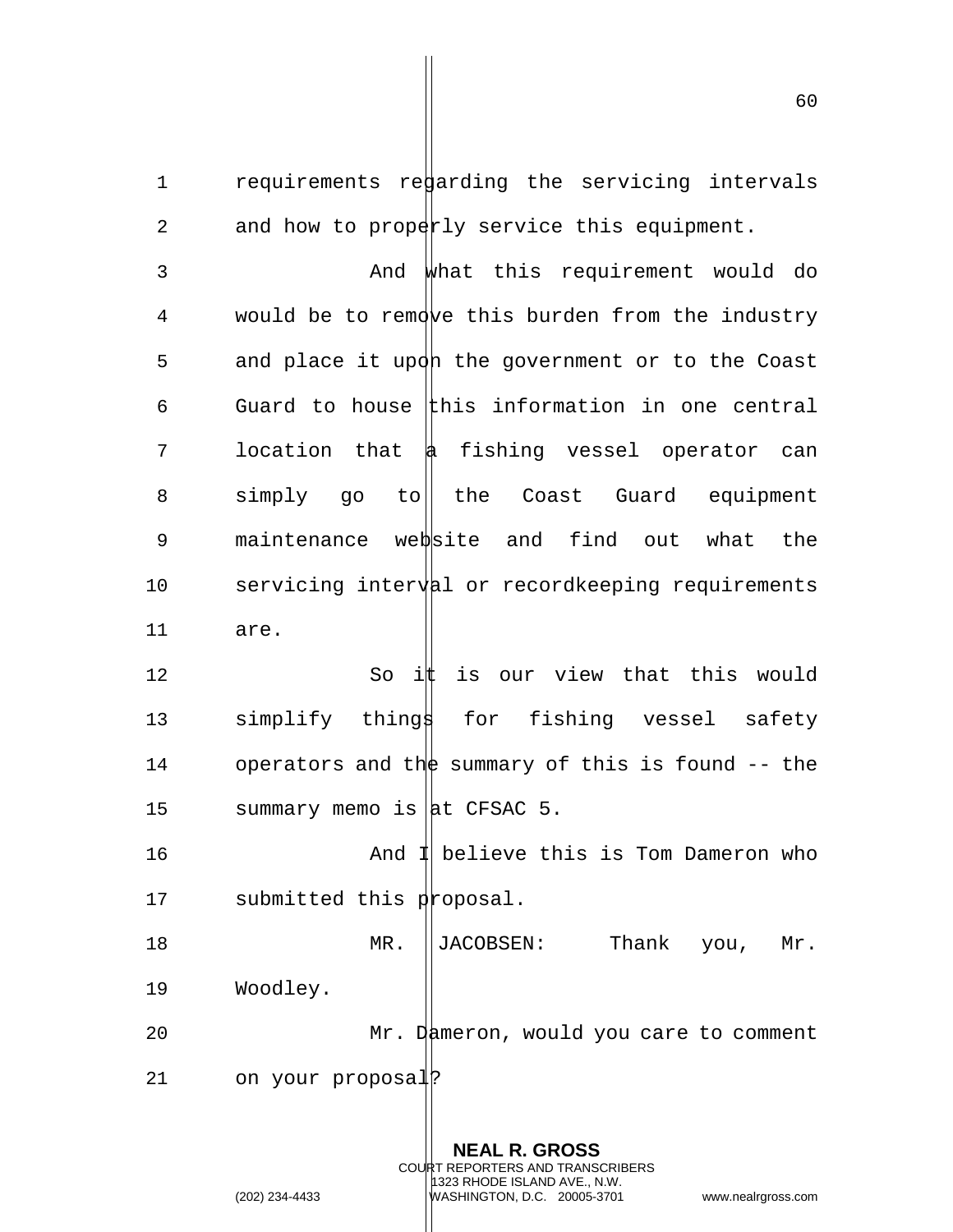requirements regarding the servicing intervals and how to properly service this equipment.

And what this requirement would do would be to remove this burden from the industry and place it upon the government or to the Coast Guard to house this information in one central location that a fishing vessel operator can simply go to the Coast Guard equipment maintenance website and find out what the servicing interval or recordkeeping requirements are.

So it is our view that this would simplify things for fishing vessel safety operators and the summary of this is found -- the summary memo is at CFSAC 5.

And I believe this is Tom Dameron who submitted this proposal.

MR. JACOBSEN: Thank you, Mr. Woodley.

Mr. Dameron, would you care to comment on your proposal?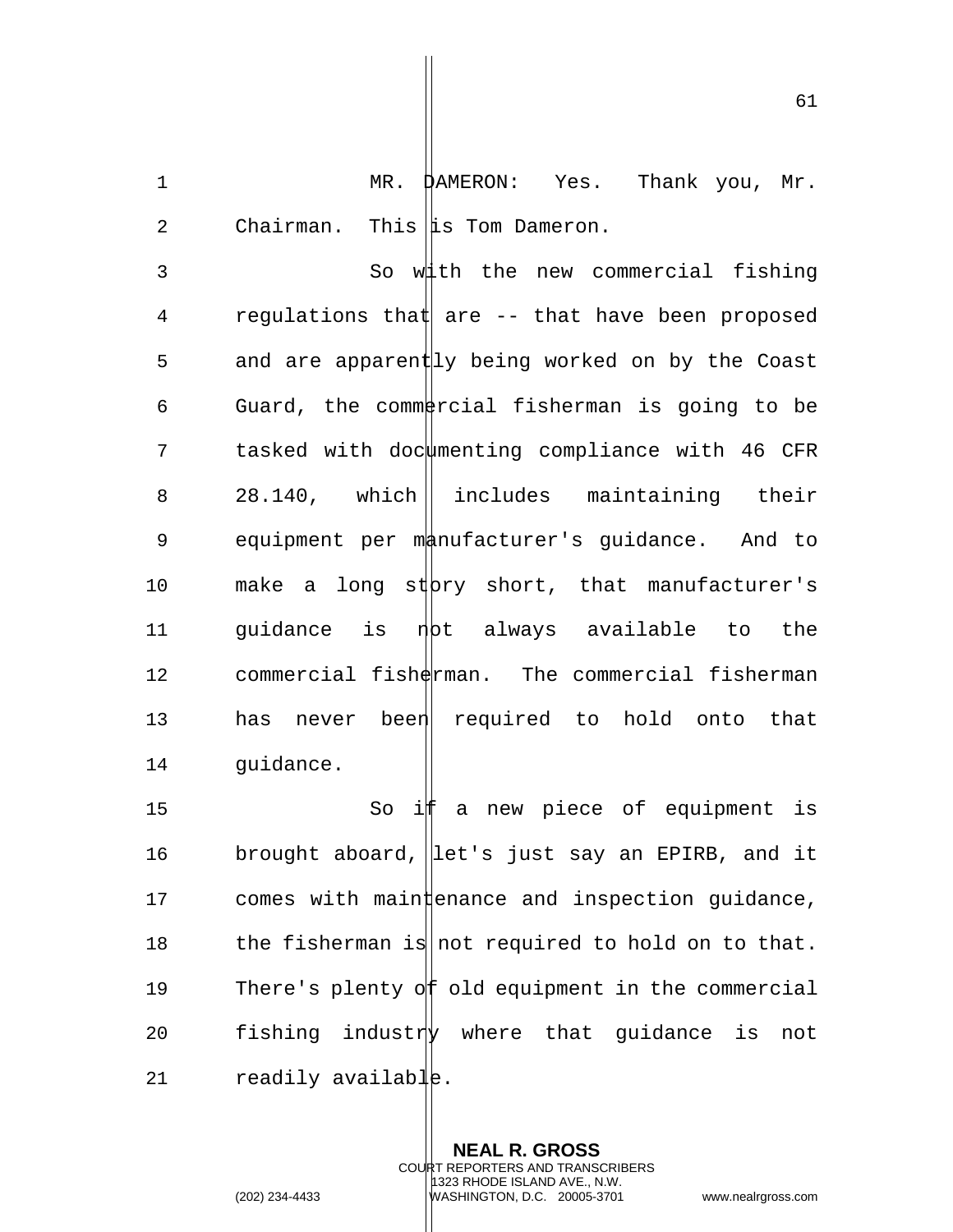MR. DAMERON: Yes. Thank you, Mr. Chairman. This is Tom Dameron.

So with the new commercial fishing regulations that are -- that have been proposed and are apparently being worked on by the Coast Guard, the commercial fisherman is going to be tasked with documenting compliance with 46 CFR 28.140, which includes maintaining their equipment per manufacturer's guidance. And to make a long story short, that manufacturer's guidance is not always available to the commercial fisherman. The commercial fisherman has never been required to hold onto that guidance.

So if a new piece of equipment is brought aboard, let's just say an EPIRB, and it comes with maintenance and inspection guidance, the fisherman is not required to hold on to that. There's plenty of old equipment in the commercial fishing industry where that guidance is not readily available.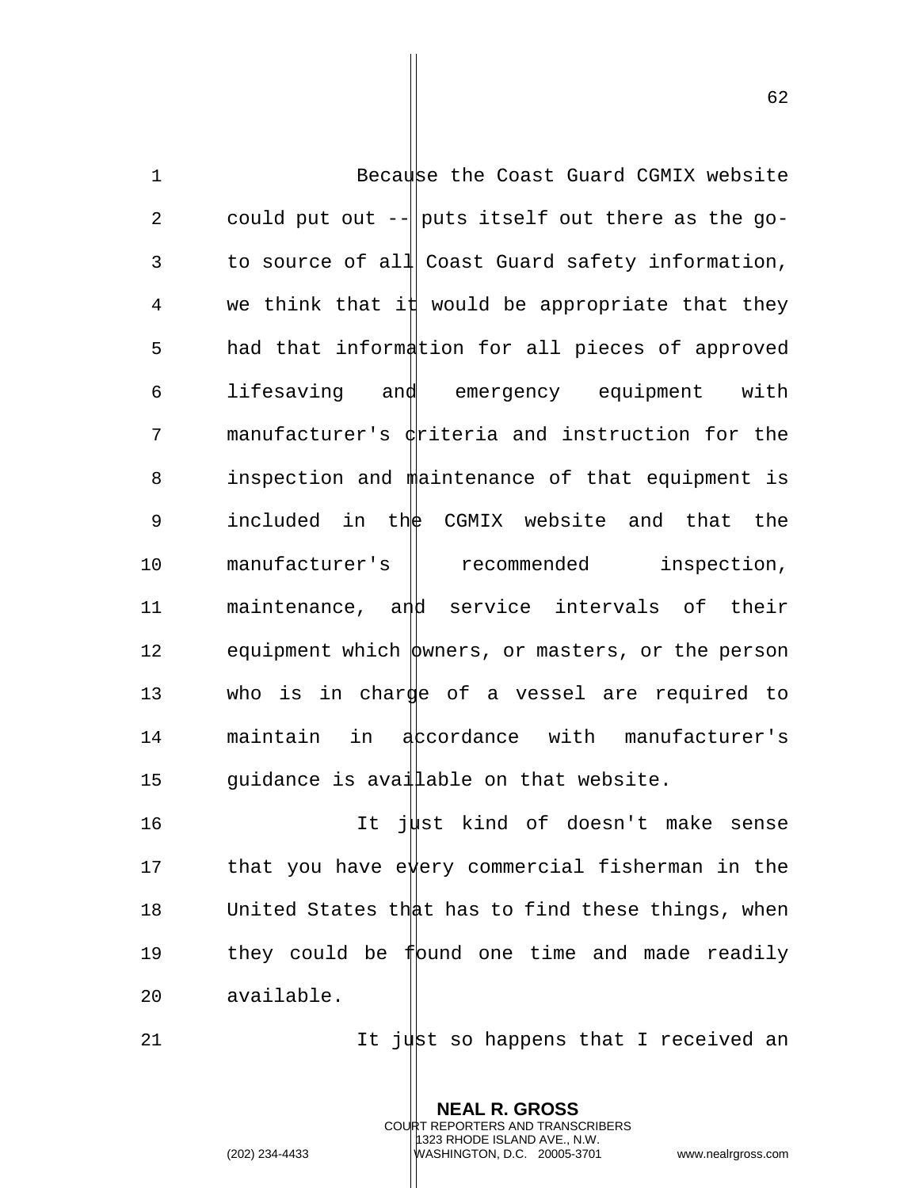Because the Coast Guard CGMIX website could put out -- puts itself out there as the go-to source of all Coast Guard safety information, we think that it would be appropriate that they had that information for all pieces of approved lifesaving and emergency equipment with manufacturer's criteria and instruction for the inspection and maintenance of that equipment is included in the CGMIX website and that the manufacturer's recommended inspection, maintenance, and service intervals of their equipment which owners, or masters, or the person who is in charge of a vessel are required to maintain in accordance with manufacturer's guidance is available on that website.

It just kind of doesn't make sense that you have every commercial fisherman in the United States that has to find these things, when they could be found one time and made readily available.

It just so happens that I received an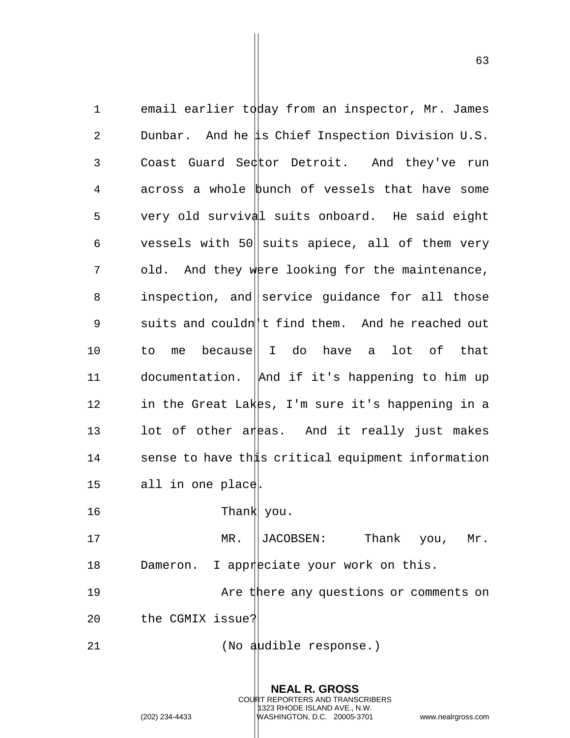email earlier today from an inspector, Mr. James Dunbar. And he is Chief Inspection Division U.S. Coast Guard Sector Detroit. And they've run across a whole bunch of vessels that have some very old survival suits onboard. He said eight vessels with 50 suits apiece, all of them very old. And they were looking for the maintenance, inspection, and service guidance for all those suits and couldn't find them. And he reached out to me because I do have a lot of that documentation. And if it's happening to him up in the Great Lakes, I'm sure it's happening in a lot of other areas. And it really just makes sense to have this critical equipment information all in one place.

Thank you.

MR. JACOBSEN: Thank you, Mr. Dameron. I appreciate your work on this.

Are there any questions or comments on the CGMIX issue?

(No audible response.)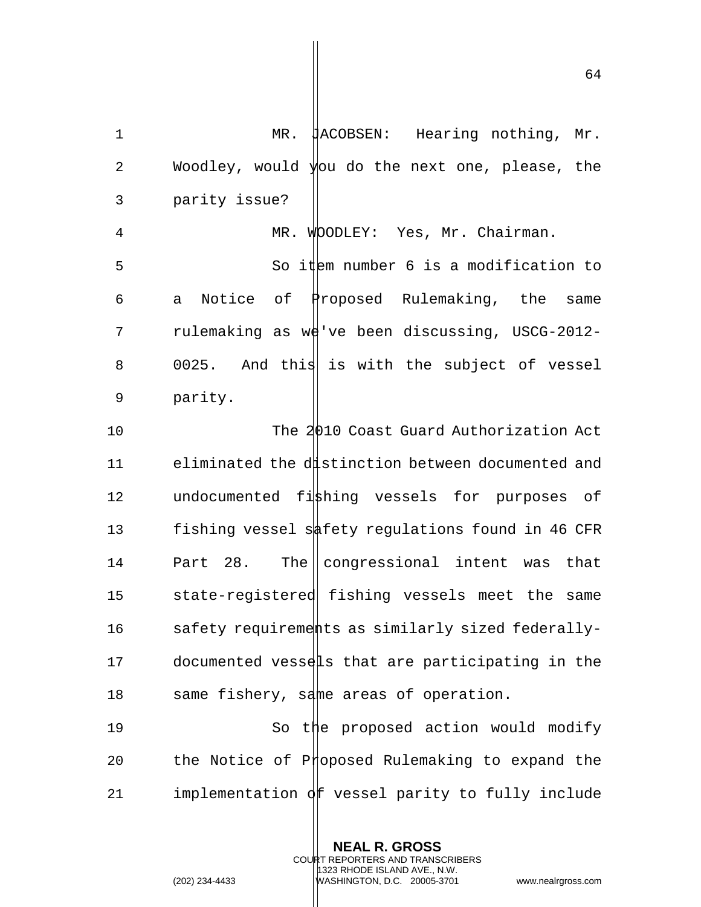MR. JACOBSEN: Hearing nothing, Mr. Woodley, would you do the next one, please, the parity issue?

MR. WOODLEY: Yes, Mr. Chairman.

So item number 6 is a modification to a Notice of Proposed Rulemaking, the same rulemaking as we've been discussing, USCG-2012-0025. And this is with the subject of vessel parity.

The 2010 Coast Guard Authorization Act eliminated the distinction between documented and undocumented fishing vessels for purposes of fishing vessel safety regulations found in 46 CFR Part 28. The congressional intent was that state-registered fishing vessels meet the same safety requirements as similarly sized federally-documented vessels that are participating in the same fishery, same areas of operation.

So the proposed action would modify the Notice of Proposed Rulemaking to expand the implementation of vessel parity to fully include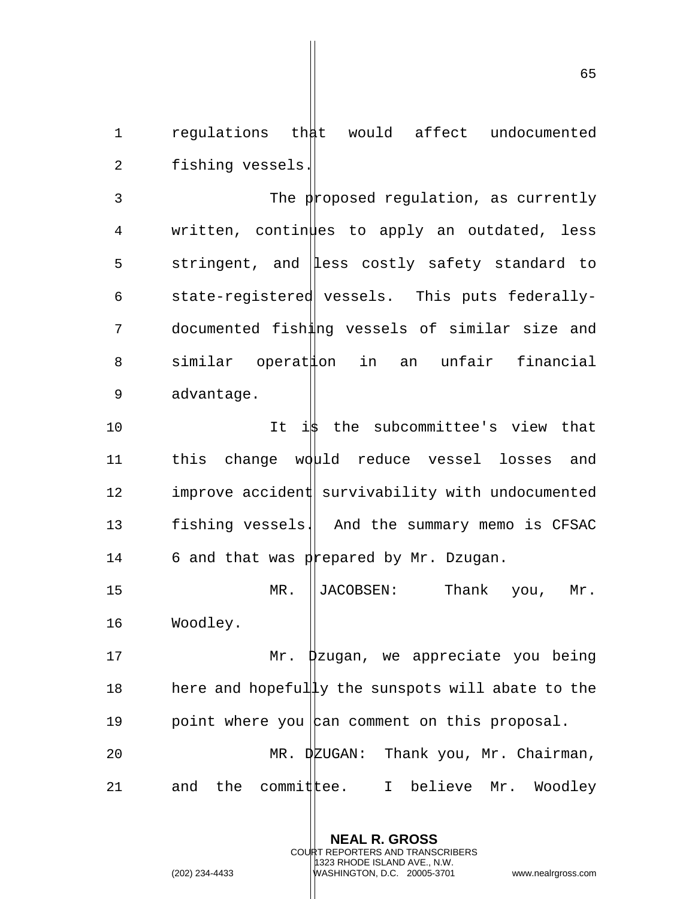regulations that would affect undocumented fishing vessels.

The proposed regulation, as currently written, continues to apply an outdated, less stringent, and less costly safety standard to state-registered vessels. This puts federally-documented fishing vessels of similar size and similar operation in an unfair financial advantage.

It is the subcommittee's view that this change would reduce vessel losses and improve accident survivability with undocumented fishing vessels. And the summary memo is CFSAC 6 and that was prepared by Mr. Dzugan.

MR. JACOBSEN: Thank you, Mr. Woodley.

Mr. Dzugan, we appreciate you being here and hopefully the sunspots will abate to the point where you can comment on this proposal.

MR. DZUGAN: Thank you, Mr. Chairman, and the committee. I believe Mr. Woodley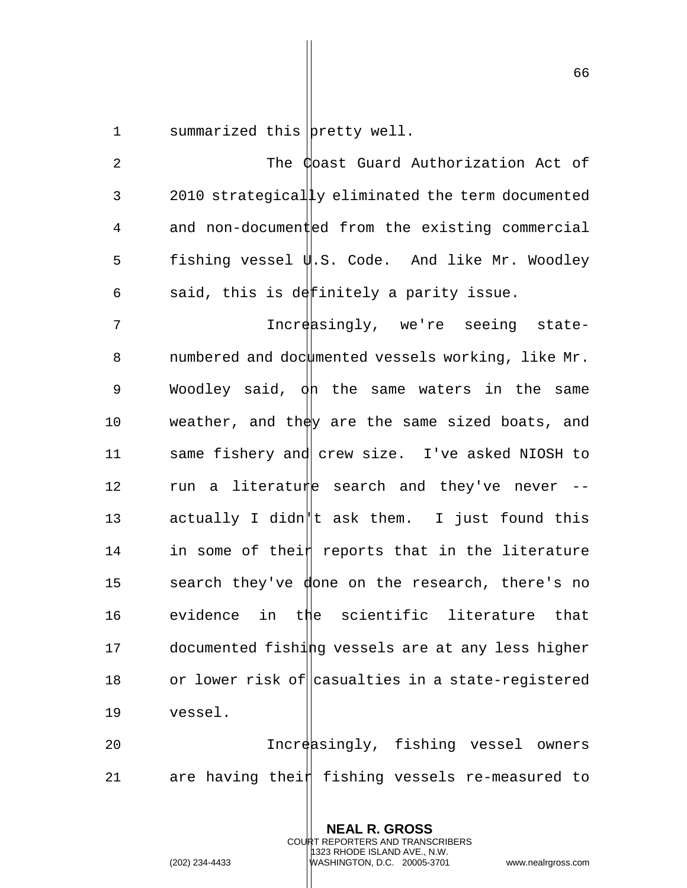summarized this pretty well.

The Coast Guard Authorization Act of 2010 strategically eliminated the term documented and non-documented from the existing commercial fishing vessel U.S. Code. And like Mr. Woodley said, this is definitely a parity issue.

Increasingly, we're seeing state-numbered and documented vessels working, like Mr. Woodley said, on the same waters in the same weather, and they are the same sized boats, and same fishery and crew size. I've asked NIOSH to run a literature search and they've never -- actually I didn't ask them. I just found this in some of their reports that in the literature search they've done on the research, there's no evidence in the scientific literature that documented fishing vessels are at any less higher or lower risk of casualties in a state-registered vessel.

Increasingly, fishing vessel owners are having their fishing vessels re-measured to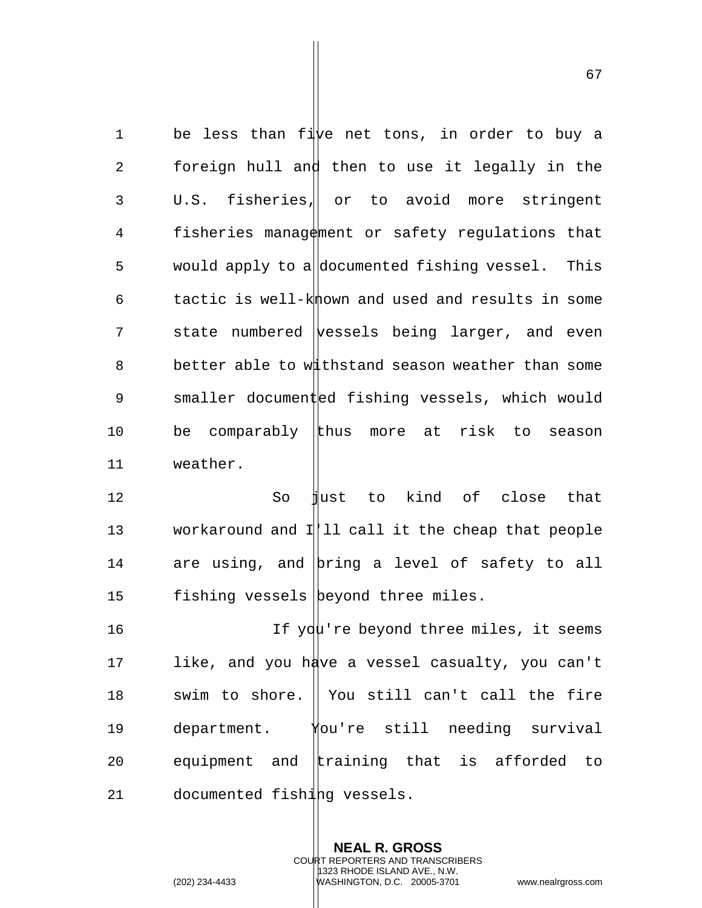be less than five net tons, in order to buy a foreign hull and then to use it legally in the U.S. fisheries, or to avoid more stringent fisheries management or safety regulations that would apply to a documented fishing vessel. This tactic is well-known and used and results in some state numbered vessels being larger, and even better able to withstand season weather than some smaller documented fishing vessels, which would be comparably thus more at risk to season weather.

So just to kind of close that workaround and I'll call it the cheap that people are using, and bring a level of safety to all fishing vessels beyond three miles.

If you're beyond three miles, it seems like, and you have a vessel casualty, you can't swim to shore. You still can't call the fire department. You're still needing survival equipment and training that is afforded to documented fishing vessels.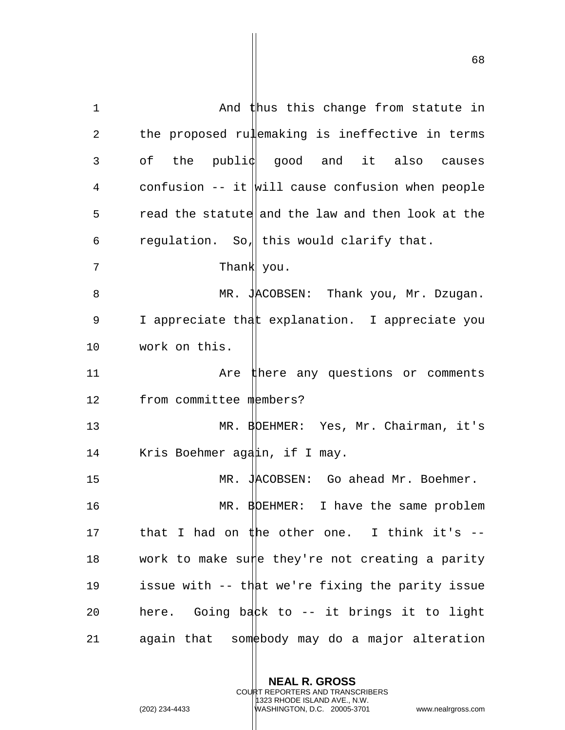And thus this change from statute in the proposed rulemaking is ineffective in terms of the public good and it also causes confusion -- it will cause confusion when people read the statute and the law and then look at the regulation. So, this would clarify that.

Thank you.

MR. JACOBSEN: Thank you, Mr. Dzugan. I appreciate that explanation. I appreciate you work on this.

Are there any questions or comments from committee members?

MR. BOEHMER: Yes, Mr. Chairman, it's Kris Boehmer again, if I may.

MR. JACOBSEN: Go ahead Mr. Boehmer.

MR. BOEHMER: I have the same problem that I had on the other one. I think it's -- work to make sure they're not creating a parity issue with -- that we're fixing the parity issue here. Going back to -- it brings it to light again that somebody may do a major alteration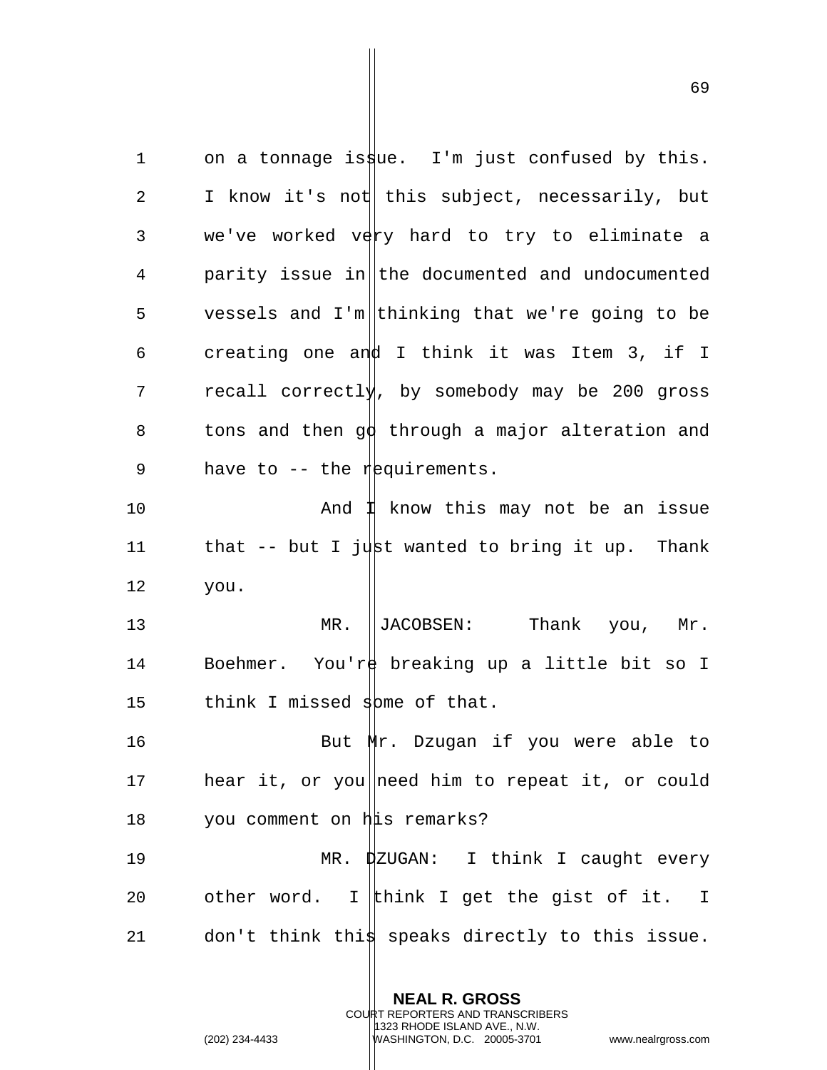on a tonnage issue. I'm just confused by this. I know it's not this subject, necessarily, but we've worked very hard to try to eliminate a parity issue in the documented and undocumented vessels and I'm thinking that we're going to be creating one and I think it was Item 3, if I recall correctly, by somebody may be 200 gross tons and then go through a major alteration and have to -- the requirements.

And I know this may not be an issue that -- but I just wanted to bring it up. Thank you.

MR. JACOBSEN: Thank you, Mr. Boehmer. You're breaking up a little bit so I think I missed some of that.

But Mr. Dzugan if you were able to hear it, or you need him to repeat it, or could you comment on his remarks?

MR. DZUGAN: I think I caught every other word. I think I get the gist of it. I don't think this speaks directly to this issue.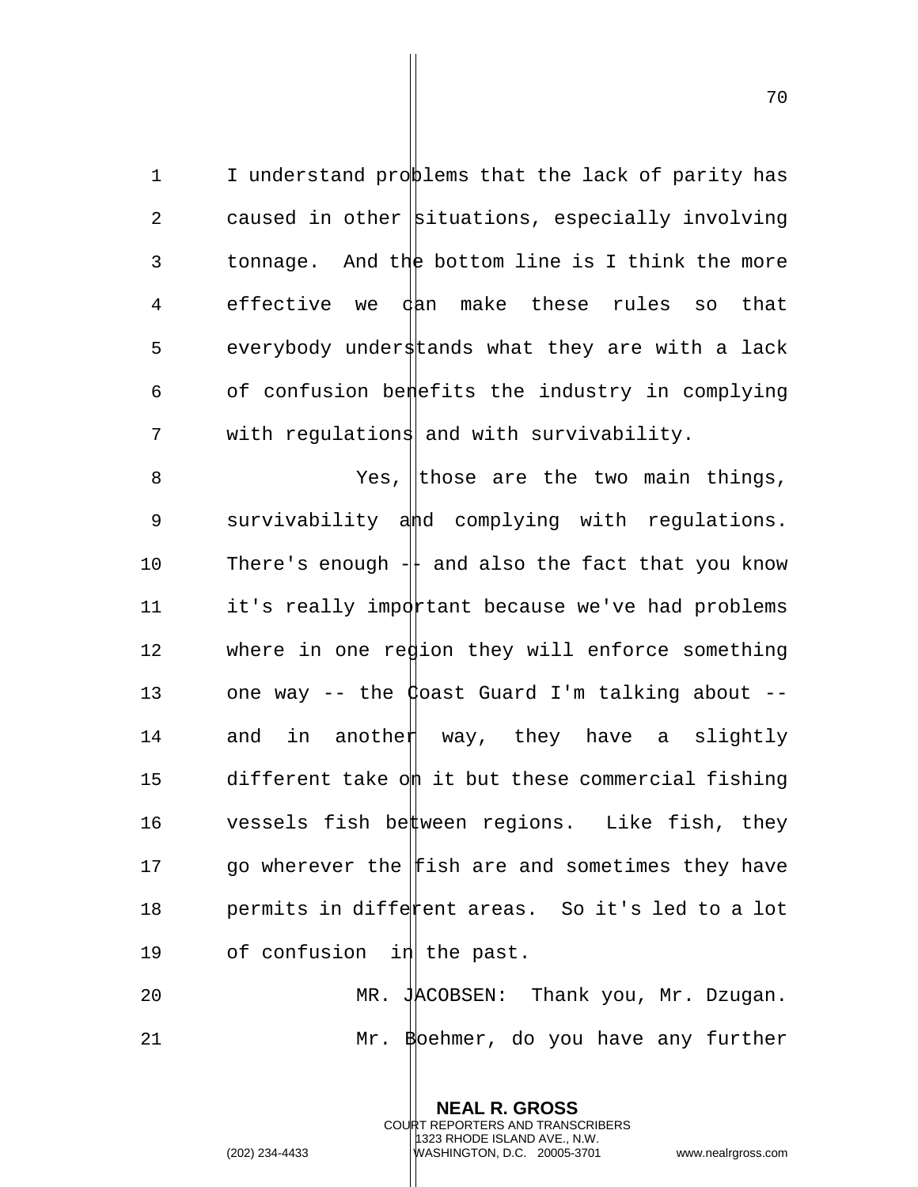I understand problems that the lack of parity has caused in other situations, especially involving tonnage. And the bottom line is I think the more effective we can make these rules so that everybody understands what they are with a lack of confusion benefits the industry in complying with regulations and with survivability.

Yes, those are the two main things, survivability and complying with regulations. There's enough -- and also the fact that you know it's really important because we've had problems where in one region they will enforce something one way -- the Coast Guard I'm talking about -- and in another way, they have a slightly different take on it but these commercial fishing vessels fish between regions. Like fish, they go wherever the fish are and sometimes they have permits in different areas. So it's led to a lot of confusion in the past.

MR. JACOBSEN: Thank you, Mr. Dzugan.

Mr. Boehmer, do you have any further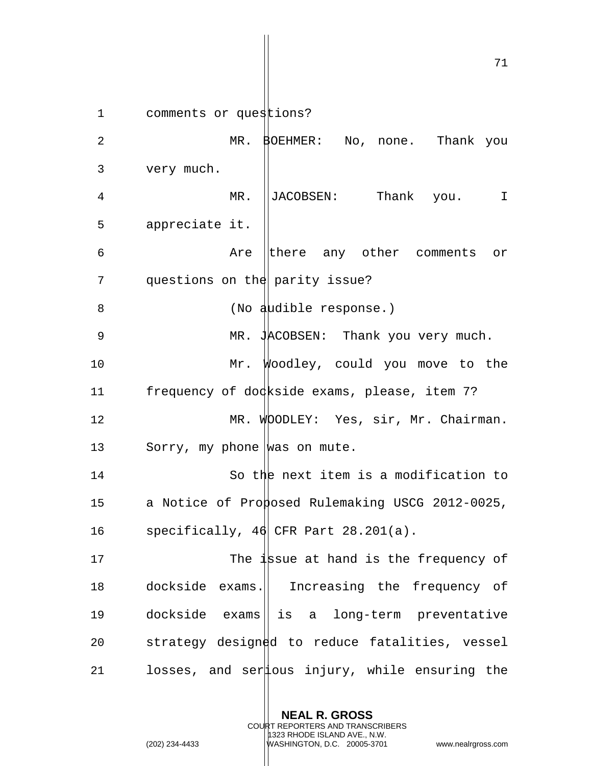comments or questions?

MR. BOEHMER: No, none. Thank you very much.

MR. JACOBSEN: Thank you. I appreciate it.

Are there any other comments or questions on the parity issue?

(No audible response.)

MR. JACOBSEN: Thank you very much.

Mr. Woodley, could you move to the frequency of dockside exams, please, item 7?

MR. WOODLEY: Yes, sir, Mr. Chairman. Sorry, my phone was on mute.

So the next item is a modification to a Notice of Proposed Rulemaking USCG 2012-0025, specifically, 46 CFR Part 28.201(a).

The issue at hand is the frequency of dockside exams. Increasing the frequency of dockside exams is a long-term preventative strategy designed to reduce fatalities, vessel losses, and serious injury, while ensuring the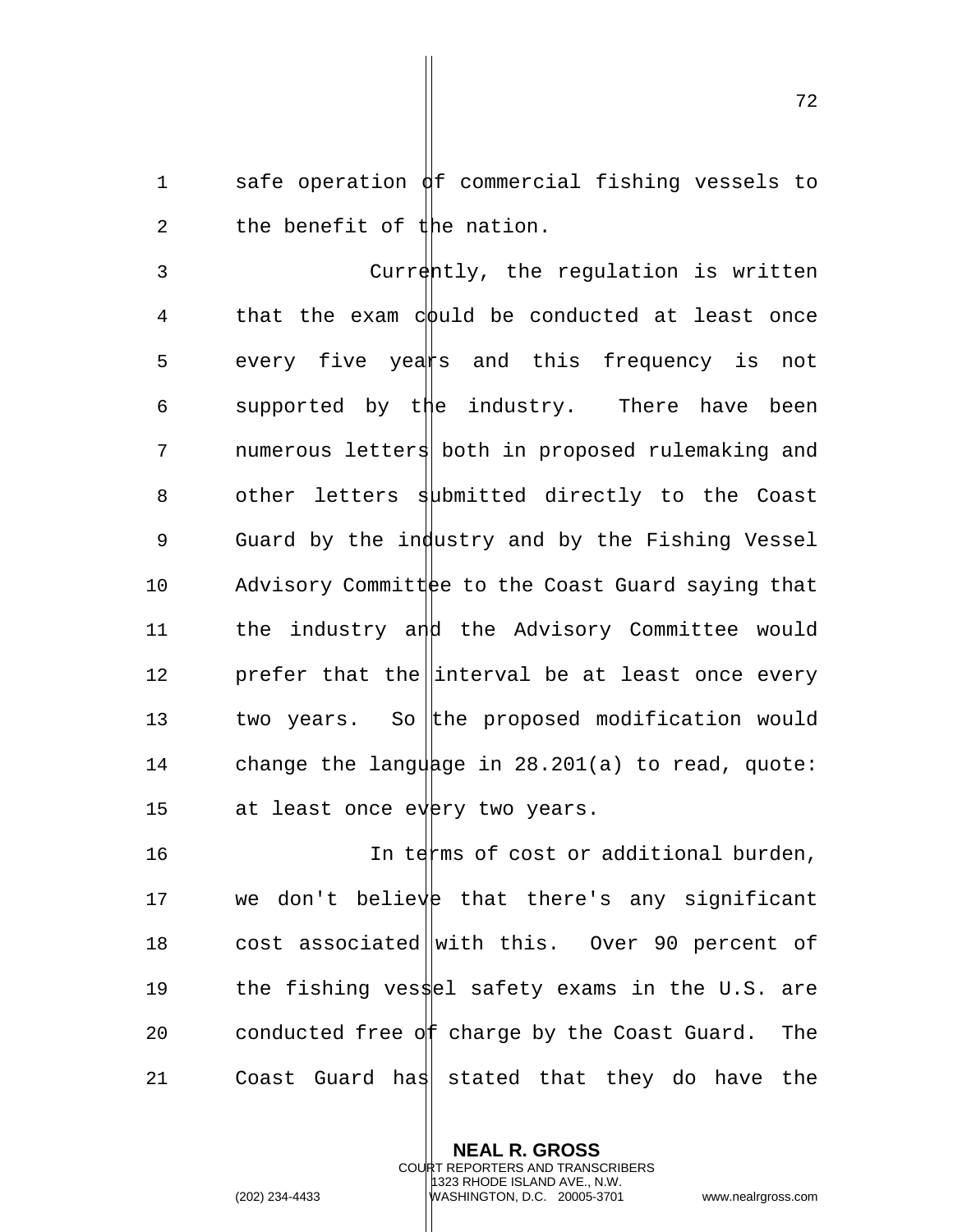safe operation of commercial fishing vessels to the benefit of the nation.

Currently, the regulation is written that the exam could be conducted at least once every five years and this frequency is not supported by the industry. There have been numerous letters both in proposed rulemaking and other letters submitted directly to the Coast Guard by the industry and by the Fishing Vessel Advisory Committee to the Coast Guard saying that the industry and the Advisory Committee would prefer that the interval be at least once every two years. So the proposed modification would change the language in 28.201(a) to read, quote: at least once every two years.

In terms of cost or additional burden, we don't believe that there's any significant cost associated with this. Over 90 percent of the fishing vessel safety exams in the U.S. are conducted free of charge by the Coast Guard. The Coast Guard has stated that they do have the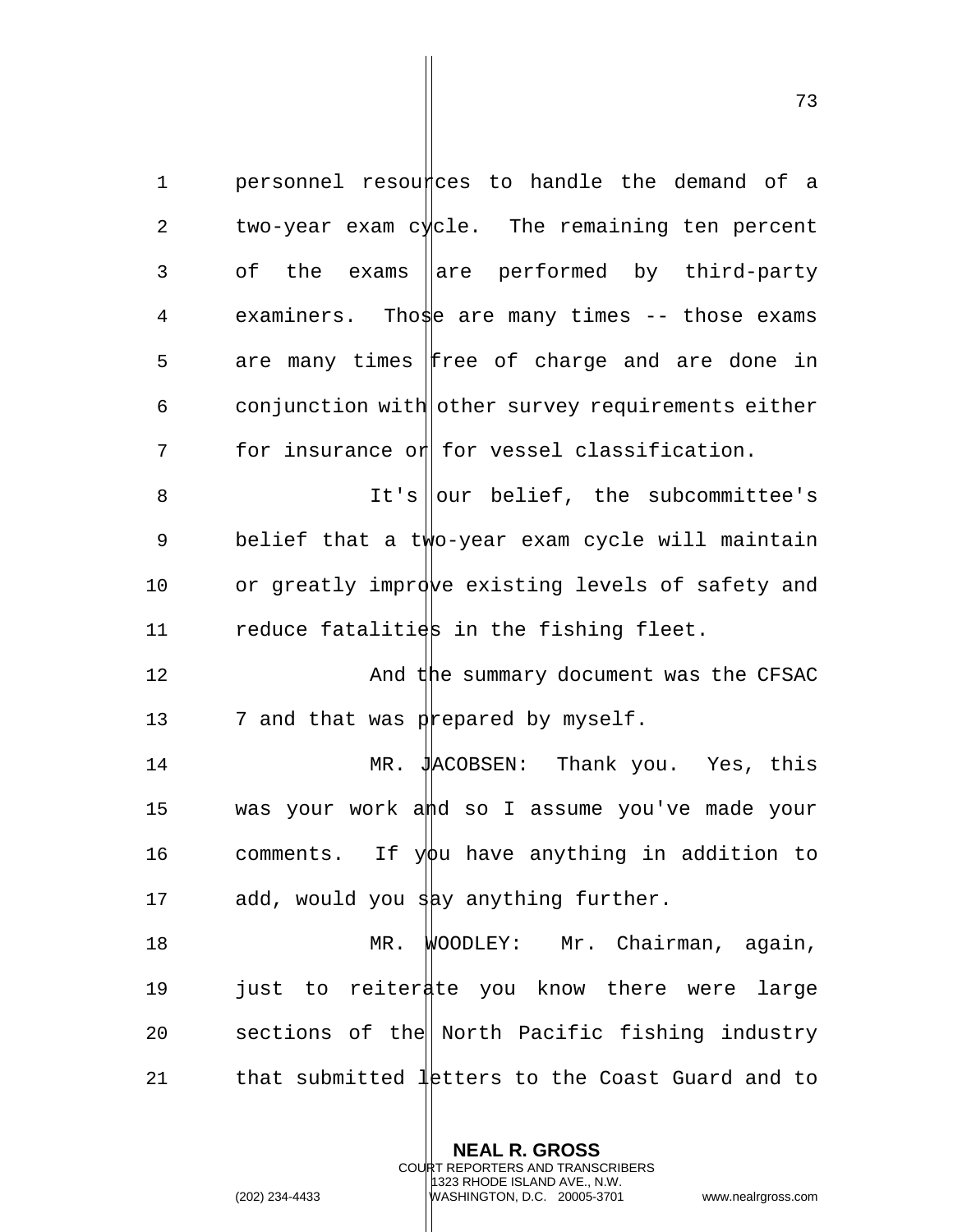personnel resources to handle the demand of a two-year exam cycle. The remaining ten percent of the exams are performed by third-party examiners. Those are many times -- those exams are many times free of charge and are done in conjunction with other survey requirements either for insurance or for vessel classification.

It's our belief, the subcommittee's belief that a two-year exam cycle will maintain or greatly improve existing levels of safety and reduce fatalities in the fishing fleet.

And the summary document was the CFSAC 7 and that was prepared by myself.

MR. JACOBSEN: Thank you. Yes, this was your work and so I assume you've made your comments. If you have anything in addition to add, would you say anything further.

MR. WOODLEY: Mr. Chairman, again, just to reiterate you know there were large sections of the North Pacific fishing industry that submitted letters to the Coast Guard and to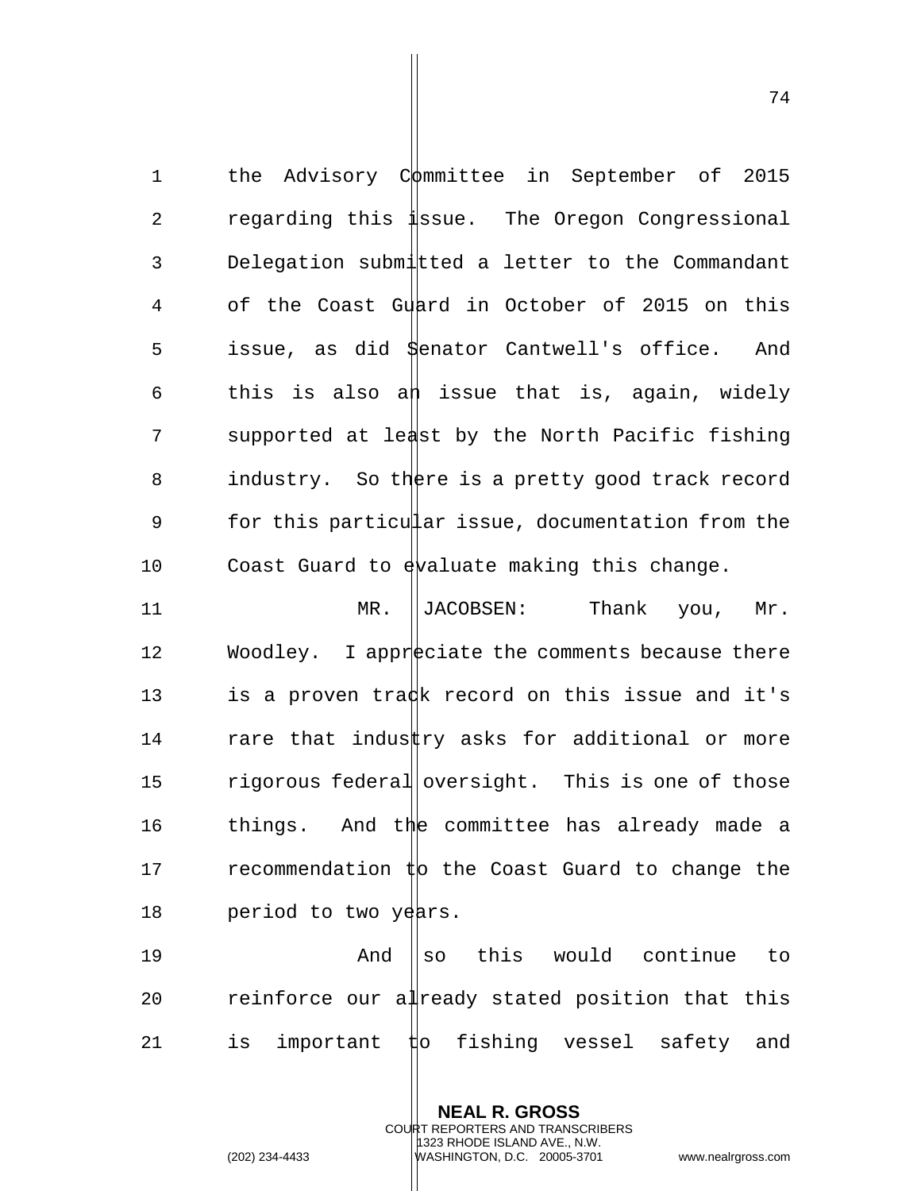the Advisory Committee in September of 2015 regarding this issue. The Oregon Congressional Delegation submitted a letter to the Commandant of the Coast Guard in October of 2015 on this issue, as did Senator Cantwell's office. And this is also an issue that is, again, widely supported at least by the North Pacific fishing industry. So there is a pretty good track record for this particular issue, documentation from the Coast Guard to evaluate making this change.

MR. JACOBSEN: Thank you, Mr. Woodley. I appreciate the comments because there is a proven track record on this issue and it's rare that industry asks for additional or more rigorous federal oversight. This is one of those things. And the committee has already made a recommendation to the Coast Guard to change the period to two years.

And so this would continue to reinforce our already stated position that this is important to fishing vessel safety and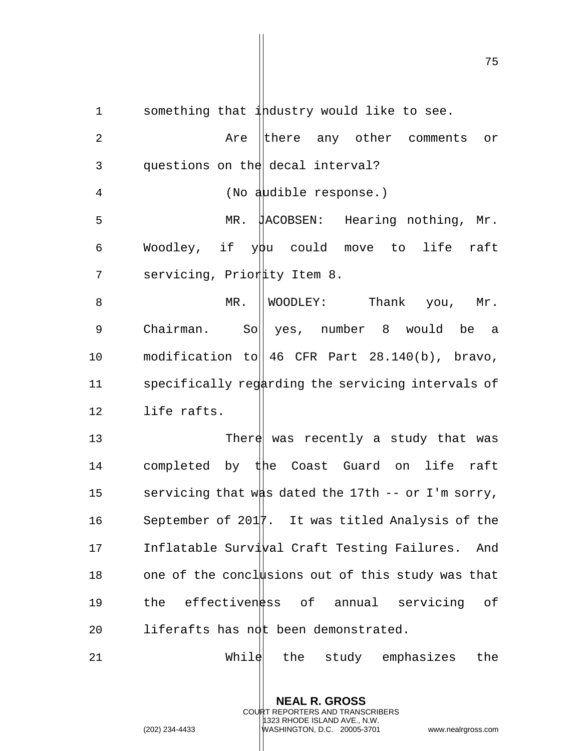something that industry would like to see.

Are there any other comments or questions on the decal interval?

(No audible response.)

MR. JACOBSEN: Hearing nothing, Mr. Woodley, if you could move to life raft servicing, Priority Item 8.

MR. WOODLEY: Thank you, Mr. Chairman. So yes, number 8 would be a modification to 46 CFR Part 28.140(b), bravo, specifically regarding the servicing intervals of life rafts.

There was recently a study that was completed by the Coast Guard on life raft servicing that was dated the 17th -- or I'm sorry, September of 2017. It was titled Analysis of the Inflatable Survival Craft Testing Failures. And one of the conclusions out of this study was that the effectiveness of annual servicing of liferafts has not been demonstrated.

While the study emphasizes the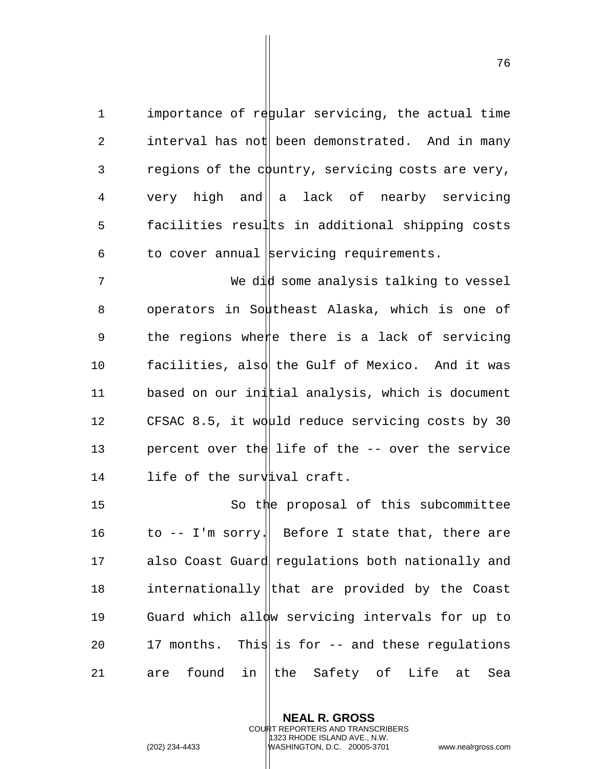importance of regular servicing, the actual time interval has not been demonstrated. And in many regions of the country, servicing costs are very, very high and a lack of nearby servicing facilities results in additional shipping costs to cover annual servicing requirements.

We did some analysis talking to vessel operators in Southeast Alaska, which is one of the regions where there is a lack of servicing facilities, also the Gulf of Mexico. And it was based on our initial analysis, which is document CFSAC 8.5, it would reduce servicing costs by 30 percent over the life of the -- over the service life of the survival craft.

So the proposal of this subcommittee to -- I'm sorry. Before I state that, there are also Coast Guard regulations both nationally and internationally that are provided by the Coast Guard which allow servicing intervals for up to 17 months. This is for -- and these regulations are found in the Safety of Life at Sea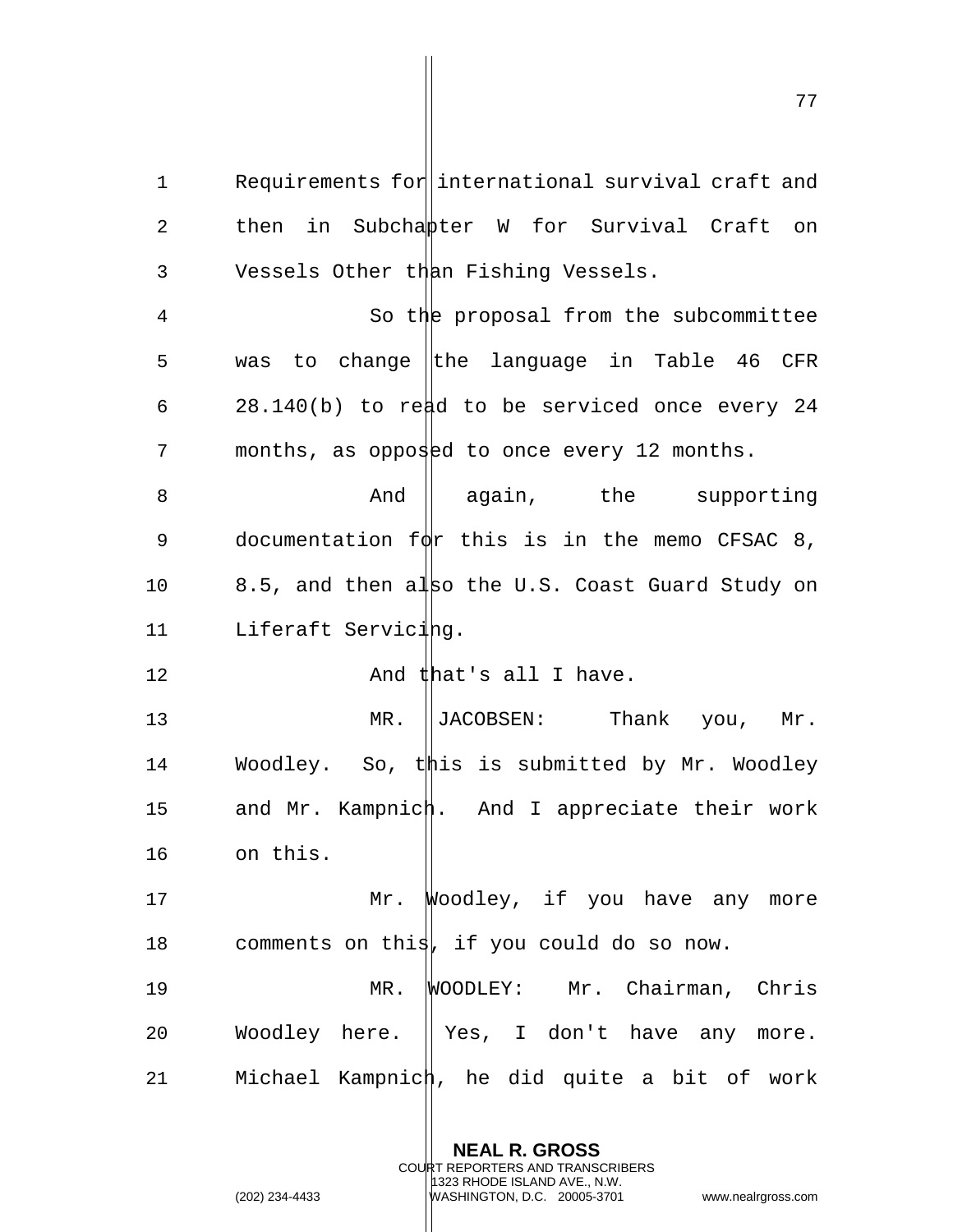Requirements for international survival craft and then in Subchapter W for Survival Craft on Vessels Other than Fishing Vessels.

So the proposal from the subcommittee was to change the language in Table 46 CFR 28.140(b) to read to be serviced once every 24 months, as opposed to once every 12 months.

And again, the supporting documentation for this is in the memo CFSAC 8, 8.5, and then also the U.S. Coast Guard Study on Liferaft Servicing.

And that's all I have.

MR. JACOBSEN: Thank you, Mr. Woodley. So, this is submitted by Mr. Woodley and Mr. Kampnich. And I appreciate their work on this.

Mr. Woodley, if you have any more comments on this, if you could do so now.

MR. WOODLEY: Mr. Chairman, Chris Woodley here. Yes, I don't have any more. Michael Kampnich, he did quite a bit of work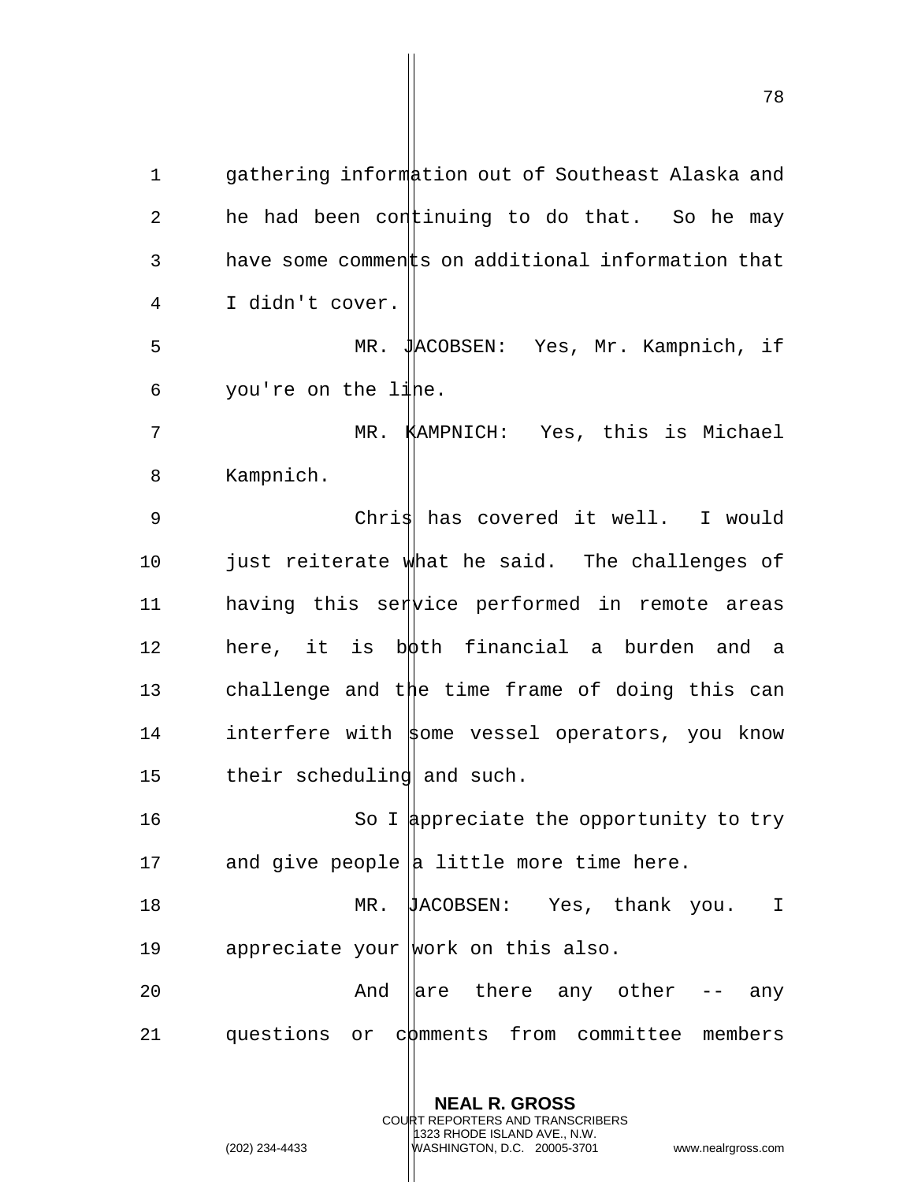gathering information out of Southeast Alaska and he had been continuing to do that. So he may have some comments on additional information that I didn't cover.

MR. JACOBSEN: Yes, Mr. Kampnich, if you're on the line.

MR. KAMPNICH: Yes, this is Michael Kampnich.

Chris has covered it well. I would just reiterate what he said. The challenges of having this service performed in remote areas here, it is both financial a burden and a challenge and the time frame of doing this can interfere with some vessel operators, you know their scheduling and such.

So I appreciate the opportunity to try and give people a little more time here.

MR. JACOBSEN: Yes, thank you. I appreciate your work on this also.

And are there any other -- any questions or comments from committee members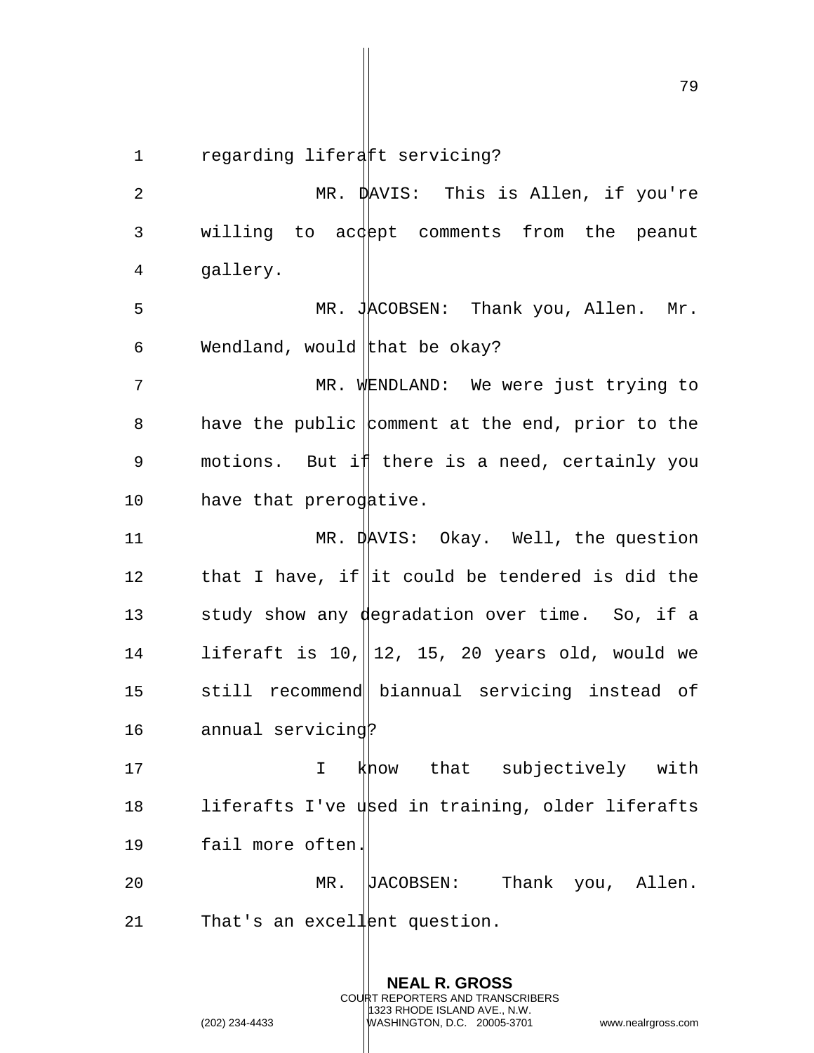regarding liferaft servicing?

MR. DAVIS: This is Allen, if you're willing to accept comments from the peanut gallery.

MR. JACOBSEN: Thank you, Allen. Mr. Wendland, would that be okay?

MR. WENDLAND: We were just trying to have the public comment at the end, prior to the motions. But if there is a need, certainly you have that prerogative.

MR. DAVIS: Okay. Well, the question that I have, if it could be tendered is did the study show any degradation over time. So, if a liferaft is 10, 12, 15, 20 years old, would we still recommend biannual servicing instead of annual servicing?

I know that subjectively with liferafts I've used in training, older liferafts fail more often.

MR. JACOBSEN: Thank you, Allen. That's an excellent question.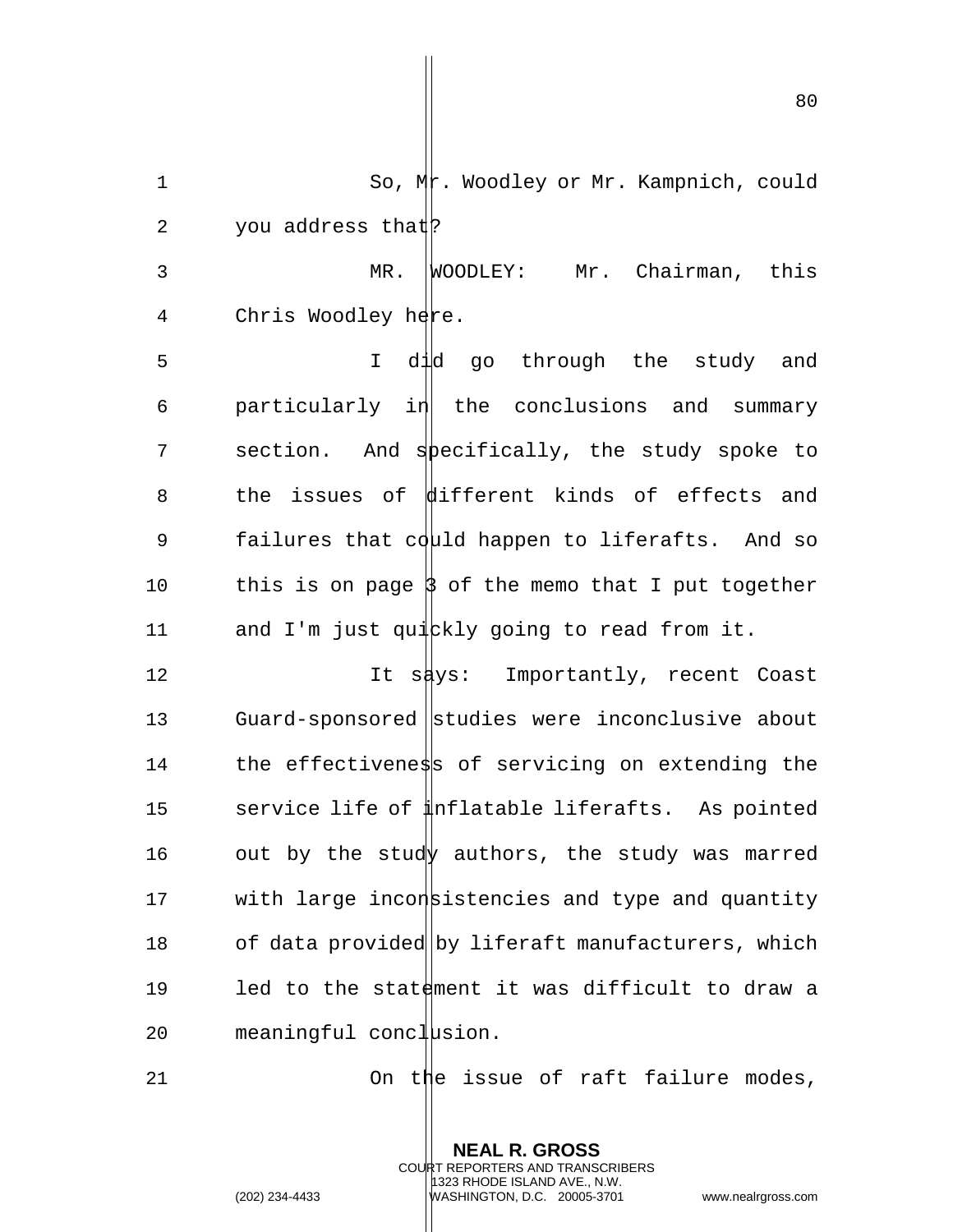So, Mr. Woodley or Mr. Kampnich, could you address that?

MR. WOODLEY: Mr. Chairman, this Chris Woodley here.

I did go through the study and particularly in the conclusions and summary section. And specifically, the study spoke to the issues of different kinds of effects and failures that could happen to liferafts. And so this is on page 3 of the memo that I put together and I'm just quickly going to read from it.

It says: Importantly, recent Coast Guard-sponsored studies were inconclusive about the effectiveness of servicing on extending the service life of inflatable liferafts. As pointed out by the study authors, the study was marred with large inconsistencies and type and quantity of data provided by liferaft manufacturers, which led to the statement it was difficult to draw a meaningful conclusion.

On the issue of raft failure modes,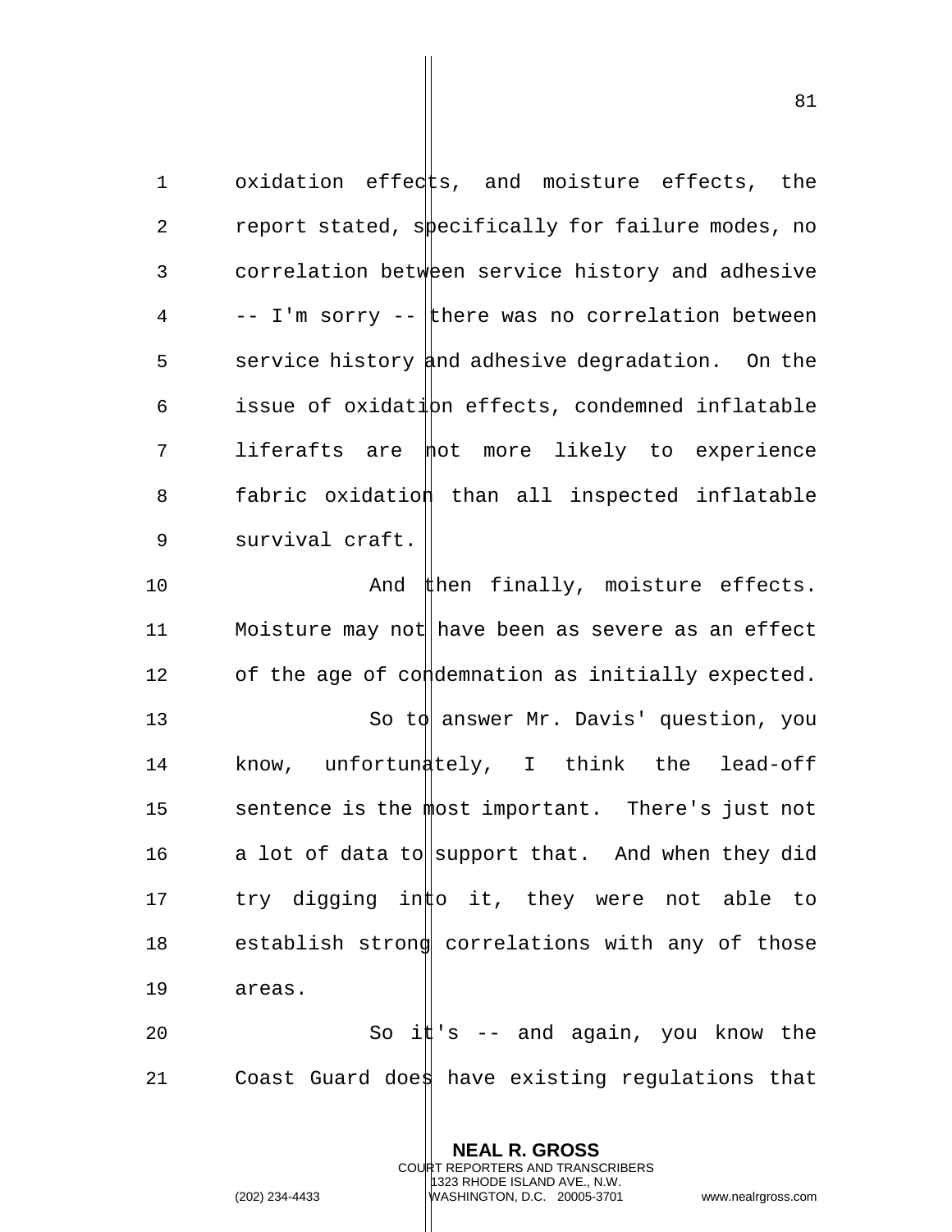oxidation effects, and moisture effects, the report stated, specifically for failure modes, no correlation between service history and adhesive -- I'm sorry -- there was no correlation between service history and adhesive degradation. On the issue of oxidation effects, condemned inflatable liferafts are not more likely to experience fabric oxidation than all inspected inflatable survival craft.

And then finally, moisture effects. Moisture may not have been as severe as an effect of the age of condemnation as initially expected.

So to answer Mr. Davis' question, you know, unfortunately, I think the lead-off sentence is the most important. There's just not a lot of data to support that. And when they did try digging into it, they were not able to establish strong correlations with any of those areas.

So it's -- and again, you know the Coast Guard does have existing regulations that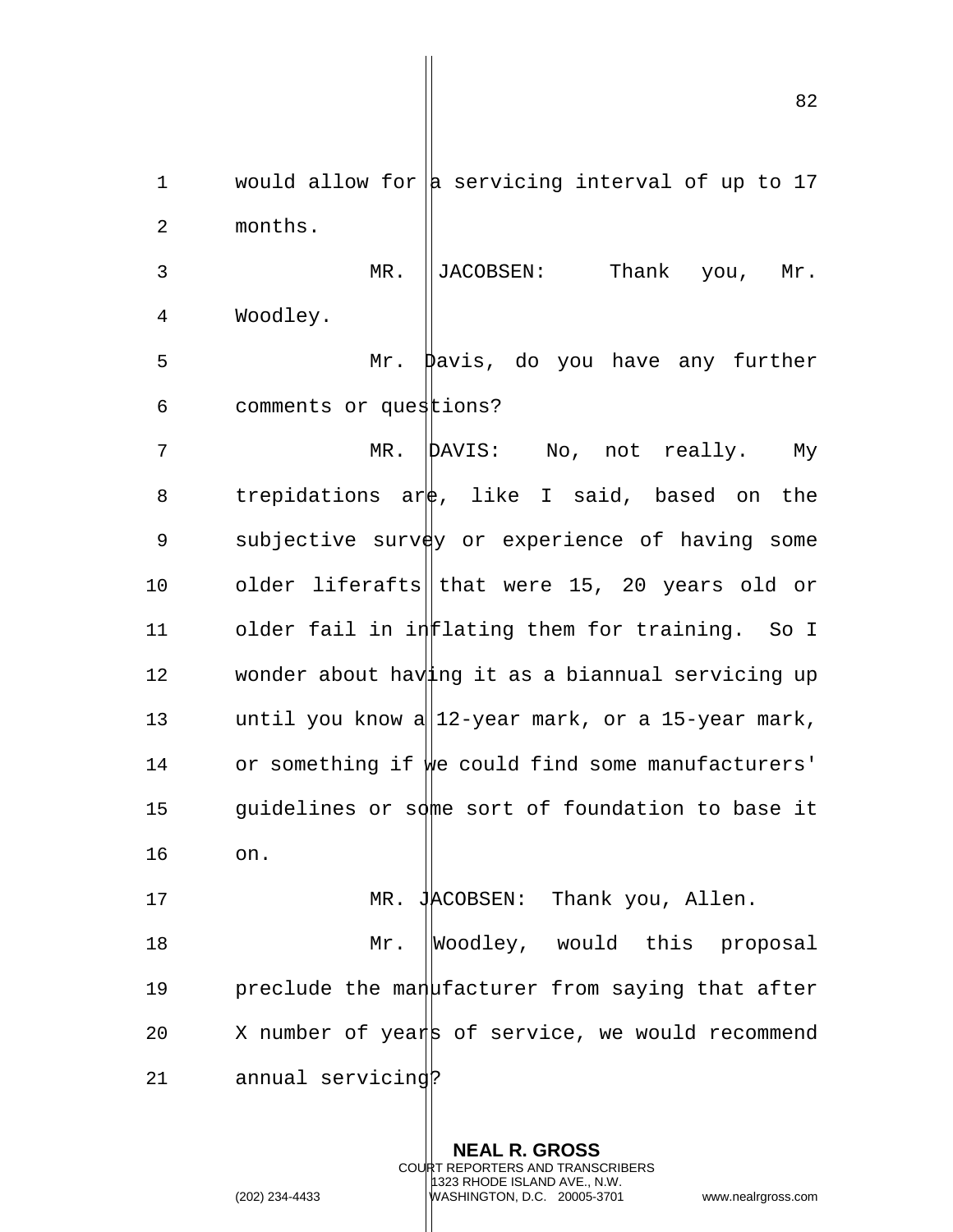would allow for a servicing interval of up to 17 months.

MR. JACOBSEN: Thank you, Mr. Woodley.

Mr. Davis, do you have any further comments or questions?

MR. DAVIS: No, not really. My trepidations are, like I said, based on the subjective survey or experience of having some older liferafts that were 15, 20 years old or older fail in inflating them for training. So I wonder about having it as a biannual servicing up until you know a 12-year mark, or a 15-year mark, or something if we could find some manufacturers' guidelines or some sort of foundation to base it on.

MR. JACOBSEN: Thank you, Allen.

Mr. Woodley, would this proposal preclude the manufacturer from saying that after X number of years of service, we would recommend annual servicing?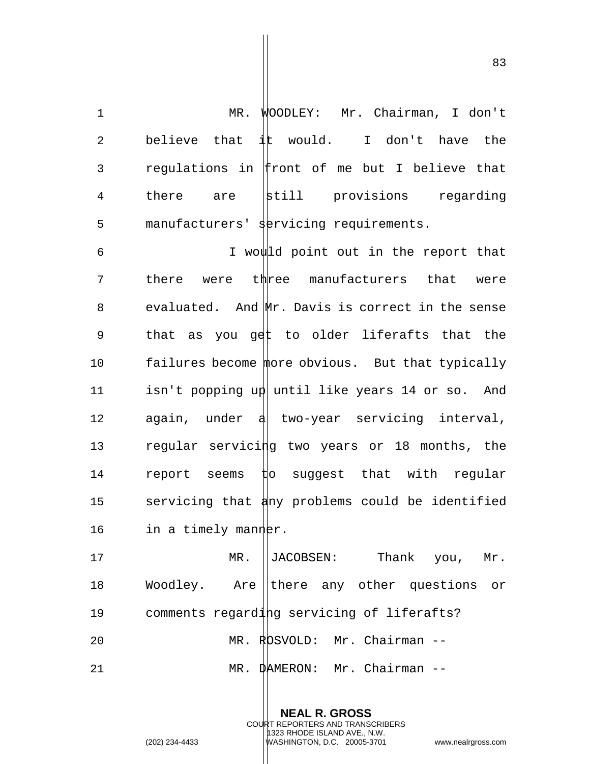MR. WOODLEY: Mr. Chairman, I don't believe that it would. I don't have the regulations in front of me but I believe that there are still provisions regarding manufacturers' servicing requirements.

I would point out in the report that there were three manufacturers that were evaluated. And Mr. Davis is correct in the sense that as you get to older liferafts that the failures become more obvious. But that typically isn't popping up until like years 14 or so. And again, under a two-year servicing interval, regular servicing two years or 18 months, the report seems to suggest that with regular servicing that any problems could be identified in a timely manner.

MR. JACOBSEN: Thank you, Mr. Woodley. Are there any other questions or comments regarding servicing of liferafts?

MR. ROSVOLD: Mr. Chairman --

MR. DAMERON: Mr. Chairman --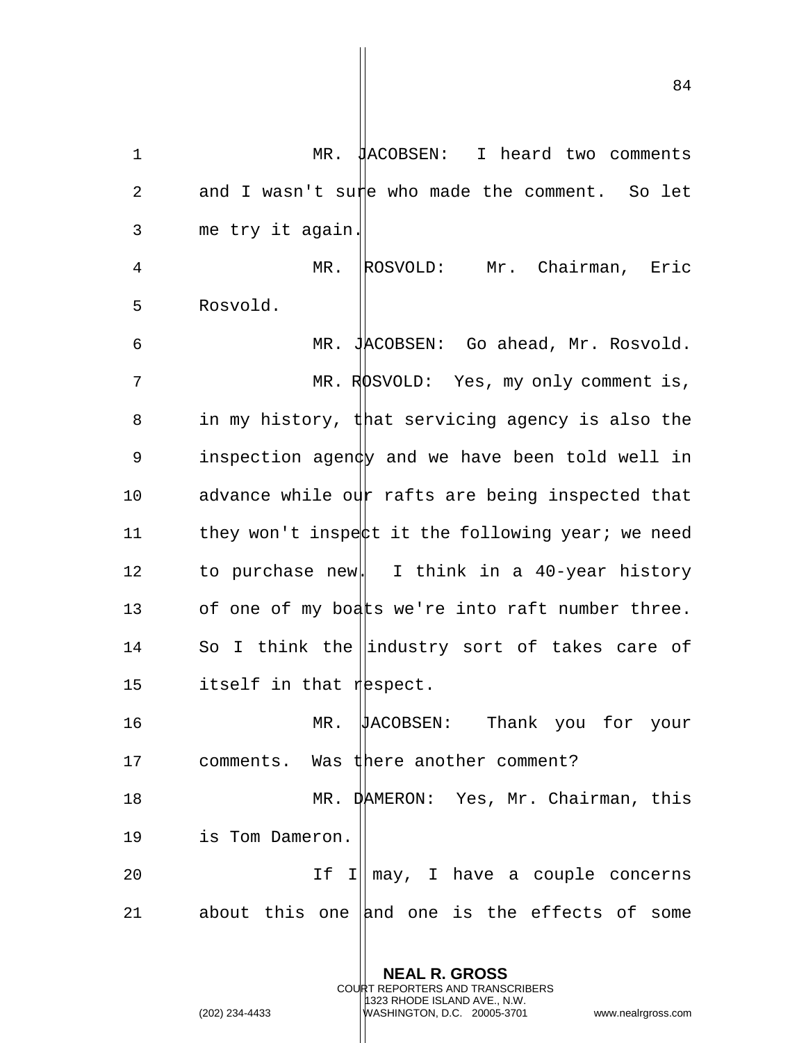MR. JACOBSEN: I heard two comments and I wasn't sure who made the comment. So let me try it again.

MR. ROSVOLD: Mr. Chairman, Eric Rosvold.

MR. JACOBSEN: Go ahead, Mr. Rosvold.

MR. ROSVOLD: Yes, my only comment is, in my history, that servicing agency is also the inspection agency and we have been told well in advance while our rafts are being inspected that they won't inspect it the following year; we need to purchase new. I think in a 40-year history of one of my boats we're into raft number three. So I think the industry sort of takes care of itself in that respect.

MR. JACOBSEN: Thank you for your comments. Was there another comment?

MR. DAMERON: Yes, Mr. Chairman, this is Tom Dameron.

If I may, I have a couple concerns about this one and one is the effects of some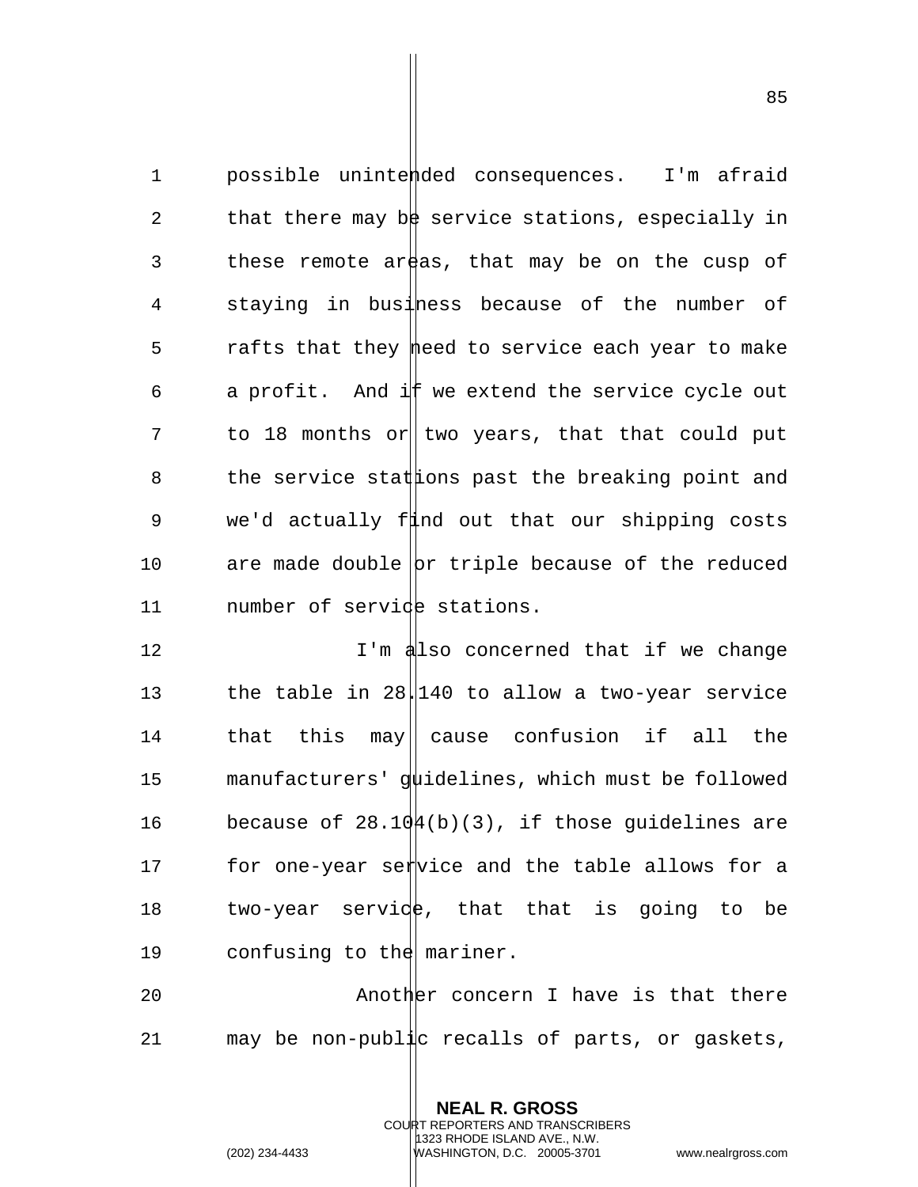possible unintended consequences. I'm afraid that there may be service stations, especially in these remote areas, that may be on the cusp of staying in business because of the number of rafts that they need to service each year to make a profit. And if we extend the service cycle out to 18 months or two years, that that could put the service stations past the breaking point and we'd actually find out that our shipping costs are made double or triple because of the reduced number of service stations.

I'm also concerned that if we change the table in 28.140 to allow a two-year service that this may cause confusion if all the manufacturers' guidelines, which must be followed because of 28.104(b)(3), if those guidelines are for one-year service and the table allows for a two-year service, that that is going to be confusing to the mariner.

Another concern I have is that there may be non-public recalls of parts, or gaskets,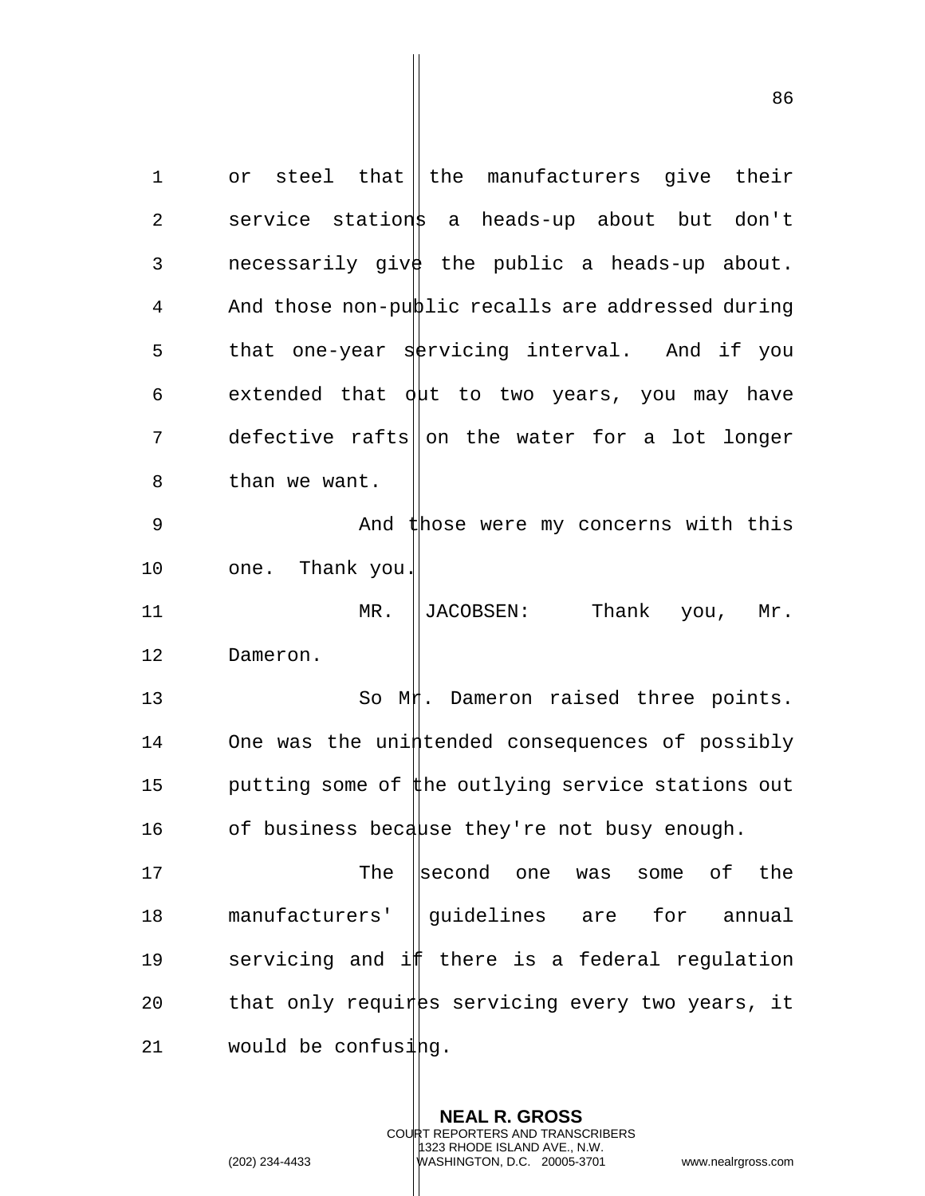or steel that the manufacturers give their service stations a heads-up about but don't necessarily give the public a heads-up about. And those non-public recalls are addressed during that one-year servicing interval. And if you extended that out to two years, you may have defective rafts on the water for a lot longer than we want.

And those were my concerns with this one. Thank you.

MR. JACOBSEN: Thank you, Mr. Dameron.

So Mr. Dameron raised three points. One was the unintended consequences of possibly putting some of the outlying service stations out of business because they're not busy enough.

The second one was some of the manufacturers' guidelines are for annual servicing and if there is a federal regulation that only requires servicing every two years, it would be confusing.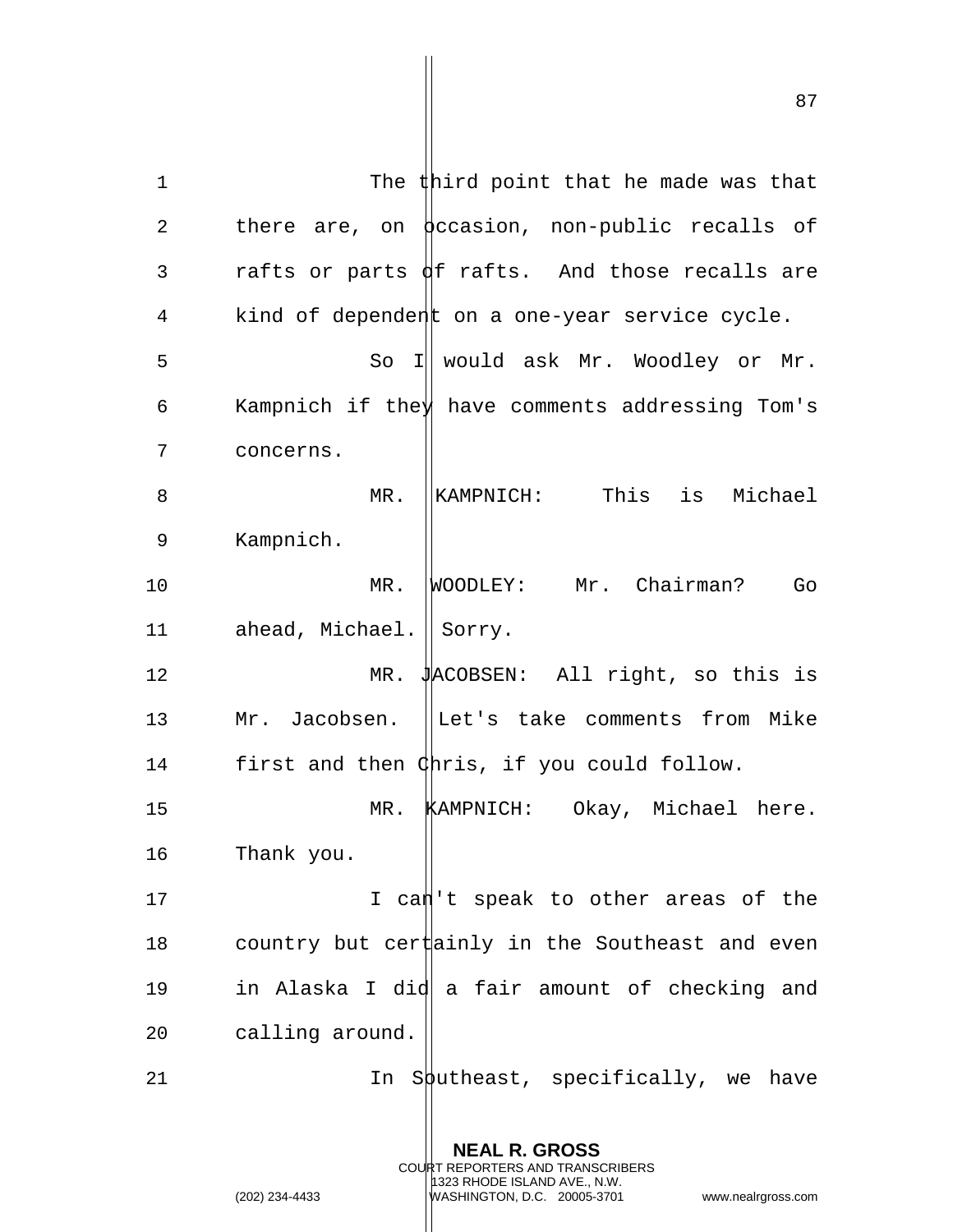The third point that he made was that there are, on occasion, non-public recalls of rafts or parts of rafts. And those recalls are kind of dependent on a one-year service cycle.

So I would ask Mr. Woodley or Mr. Kampnich if they have comments addressing Tom's concerns.

MR. KAMPNICH: This is Michael Kampnich.

MR. WOODLEY: Mr. Chairman? Go ahead, Michael. Sorry.

MR. JACOBSEN: All right, so this is Mr. Jacobsen. Let's take comments from Mike first and then Chris, if you could follow.

MR. KAMPNICH: Okay, Michael here. Thank you.

I can't speak to other areas of the country but certainly in the Southeast and even in Alaska I did a fair amount of checking and calling around.

In Southeast, specifically, we have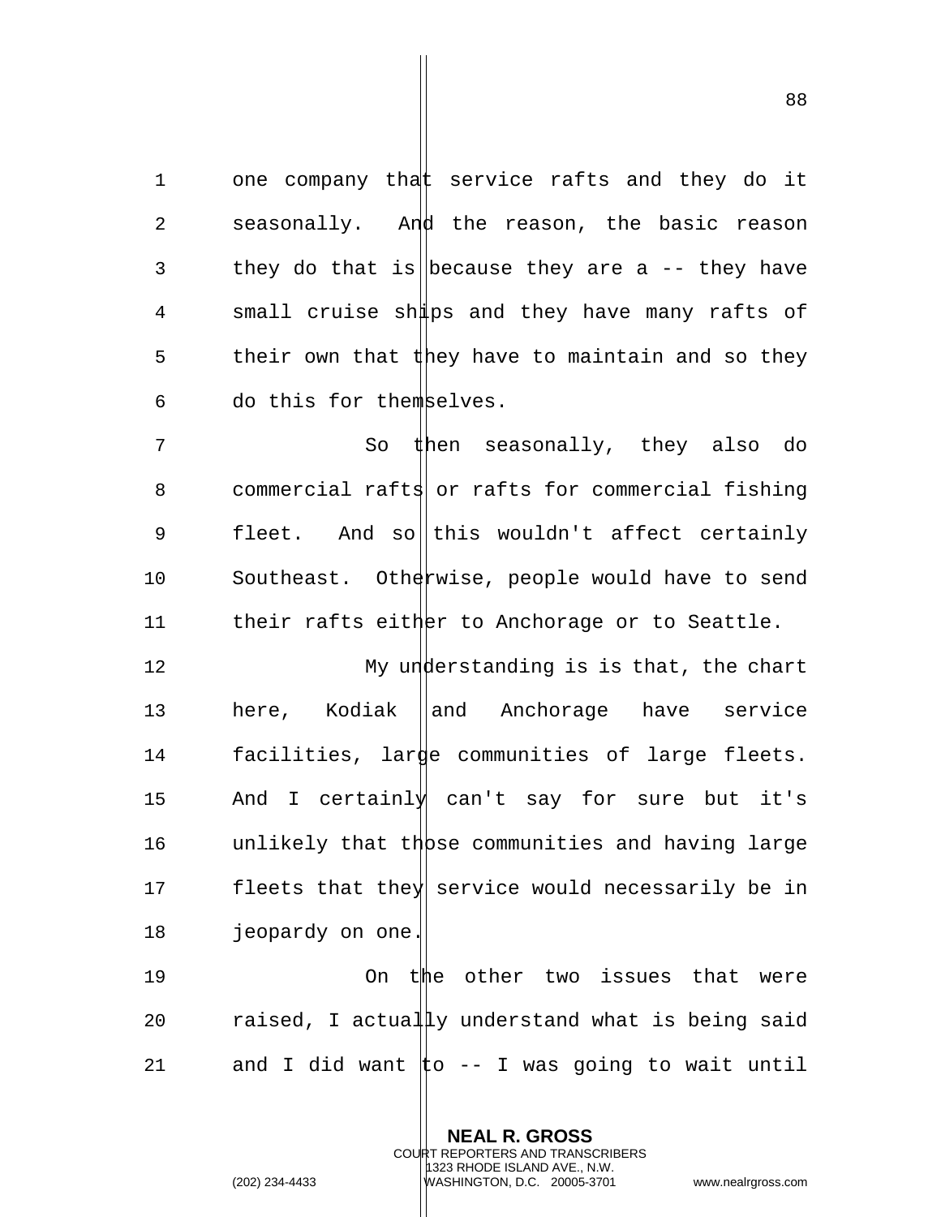one company that service rafts and they do it seasonally. And the reason, the basic reason they do that is because they are a -- they have small cruise ships and they have many rafts of their own that they have to maintain and so they do this for themselves.

So then seasonally, they also do commercial rafts or rafts for commercial fishing fleet. And so this wouldn't affect certainly Southeast. Otherwise, people would have to send their rafts either to Anchorage or to Seattle.

My understanding is is that, the chart here, Kodiak and Anchorage have service facilities, large communities of large fleets. And I certainly can't say for sure but it's unlikely that those communities and having large fleets that they service would necessarily be in jeopardy on one.

On the other two issues that were raised, I actually understand what is being said and I did want to -- I was going to wait until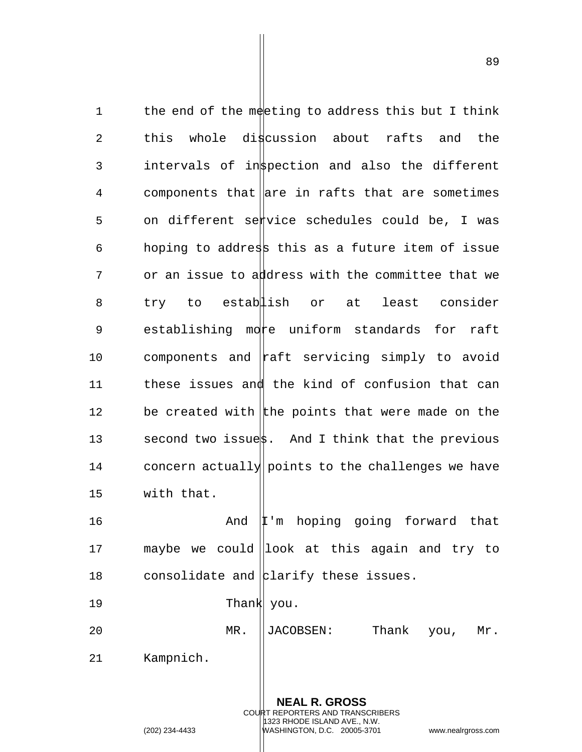the end of the meeting to address this but I think this whole discussion about rafts and the intervals of inspection and also the different components that are in rafts that are sometimes on different service schedules could be, I was hoping to address this as a future item of issue or an issue to address with the committee that we try to establish or at least consider establishing more uniform standards for raft components and raft servicing simply to avoid these issues and the kind of confusion that can be created with the points that were made on the second two issues. And I think that the previous concern actually points to the challenges we have with that.

And I'm hoping going forward that maybe we could look at this again and try to consolidate and clarify these issues.

Thank you.

MR. JACOBSEN: Thank you, Mr. Kampnich.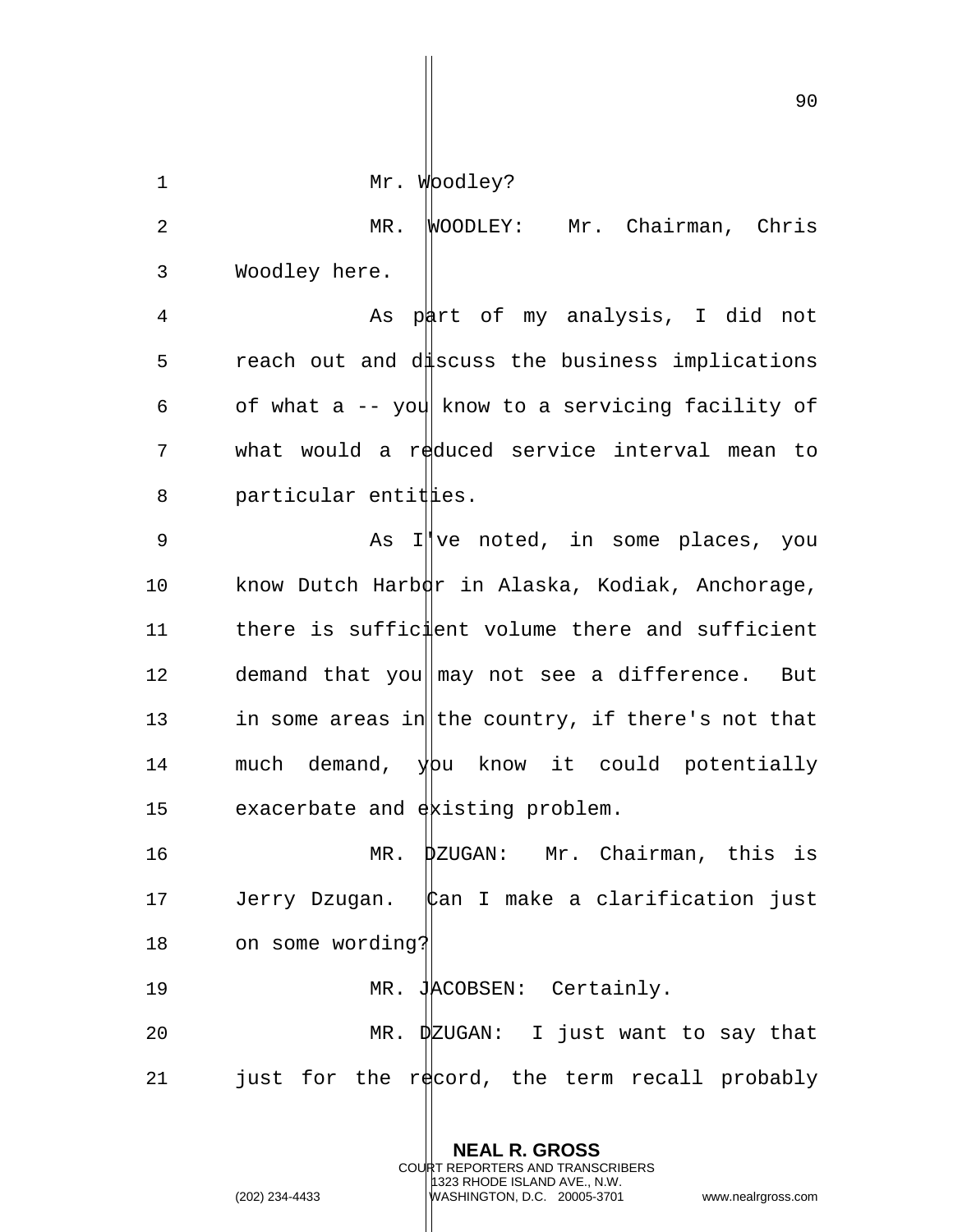Mr. Woodley?

MR. WOODLEY: Mr. Chairman, Chris Woodley here.

As part of my analysis, I did not reach out and discuss the business implications of what a -- you know to a servicing facility of what would a reduced service interval mean to particular entities.

As I've noted, in some places, you know Dutch Harbor in Alaska, Kodiak, Anchorage, there is sufficient volume there and sufficient demand that you may not see a difference. But in some areas in the country, if there's not that much demand, you know it could potentially exacerbate and existing problem.

MR. DZUGAN: Mr. Chairman, this is Jerry Dzugan. Can I make a clarification just on some wording?

MR. JACOBSEN: Certainly.

MR. DZUGAN: I just want to say that just for the record, the term recall probably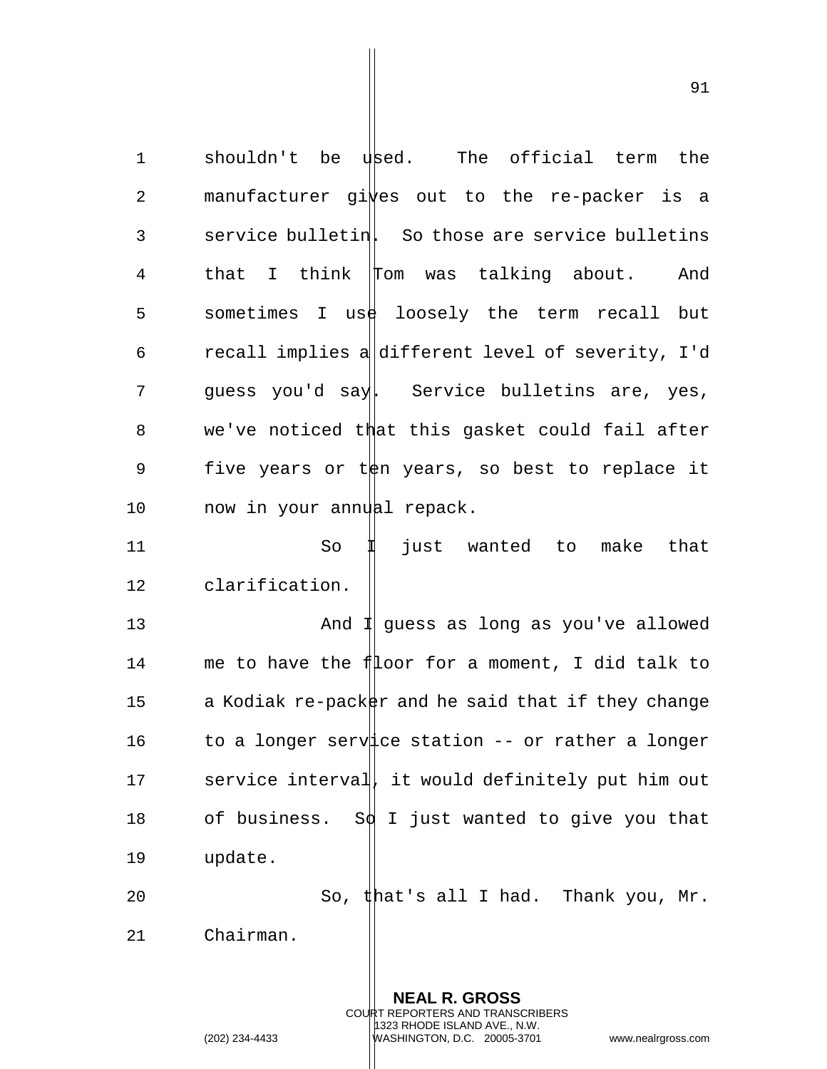shouldn't be used. The official term the manufacturer gives out to the re-packer is a service bulletin. So those are service bulletins that I think Tom was talking about. And sometimes I use loosely the term recall but recall implies a different level of severity, I'd guess you'd say. Service bulletins are, yes, we've noticed that this gasket could fail after five years or ten years, so best to replace it now in your annual repack.

So I just wanted to make that clarification.

And I guess as long as you've allowed me to have the floor for a moment, I did talk to a Kodiak re-packer and he said that if they change to a longer service station -- or rather a longer service interval, it would definitely put him out of business. So I just wanted to give you that update.

So, that's all I had. Thank you, Mr. Chairman.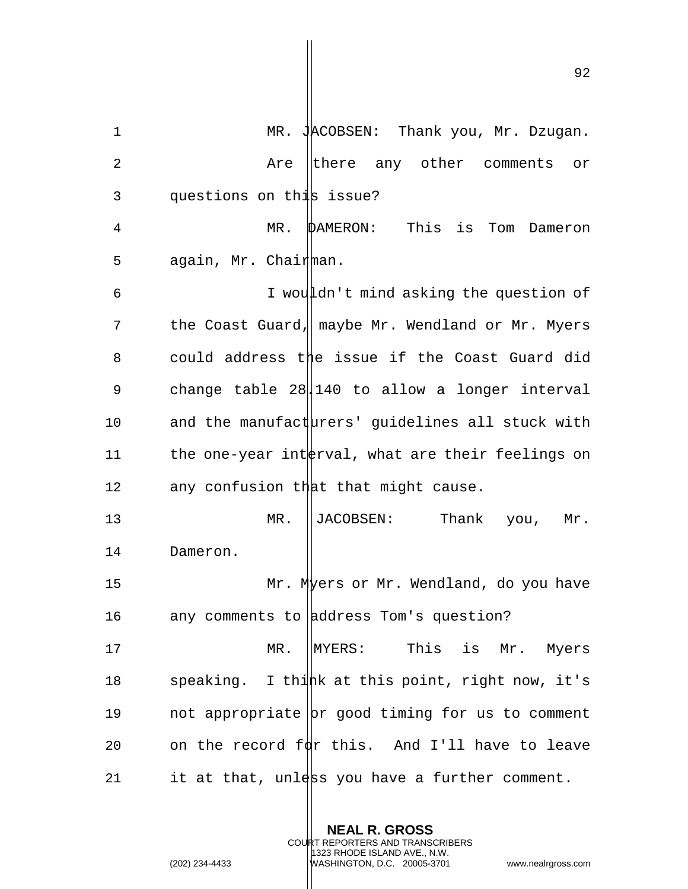MR. JACOBSEN: Thank you, Mr. Dzugan.

Are there any other comments or questions on this issue?

MR. DAMERON: This is Tom Dameron again, Mr. Chairman.

I wouldn't mind asking the question of the Coast Guard, maybe Mr. Wendland or Mr. Myers could address the issue if the Coast Guard did change table 28.140 to allow a longer interval and the manufacturers' guidelines all stuck with the one-year interval, what are their feelings on any confusion that that might cause.

MR. JACOBSEN: Thank you, Mr. Dameron.

Mr. Myers or Mr. Wendland, do you have any comments to address Tom's question?

MR. MYERS: This is Mr. Myers speaking. I think at this point, right now, it's not appropriate or good timing for us to comment on the record for this. And I'll have to leave it at that, unless you have a further comment.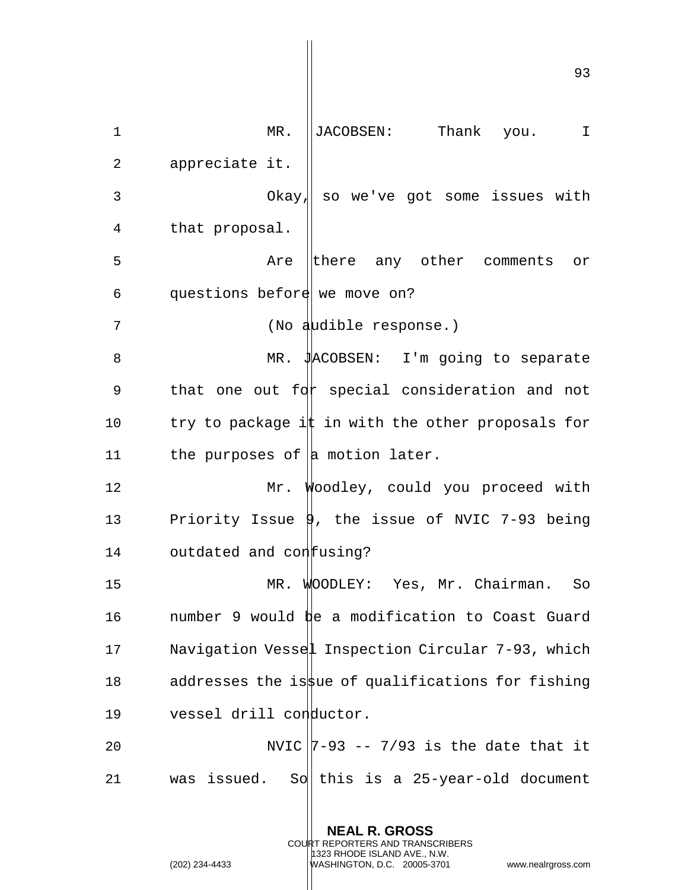MR. JACOBSEN: Thank you. I appreciate it.

Okay, so we've got some issues with that proposal.

Are there any other comments or questions before we move on?

(No audible response.)

MR. JACOBSEN: I'm going to separate that one out for special consideration and not try to package it in with the other proposals for the purposes of a motion later.

Mr. Woodley, could you proceed with Priority Issue 9, the issue of NVIC 7-93 being outdated and confusing?

MR. WOODLEY: Yes, Mr. Chairman. So number 9 would be a modification to Coast Guard Navigation Vessel Inspection Circular 7-93, which addresses the issue of qualifications for fishing vessel drill conductor.

NVIC 7-93 -- 7/93 is the date that it was issued. So this is a 25-year-old document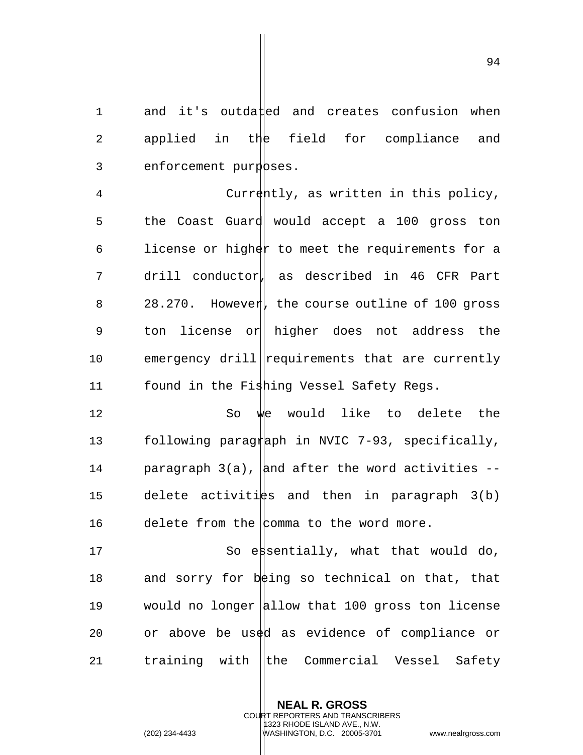and it's outdated and creates confusion when applied in the field for compliance and enforcement purposes.

Currently, as written in this policy, the Coast Guard would accept a 100 gross ton license or higher to meet the requirements for a drill conductor, as described in 46 CFR Part 28.270. However, the course outline of 100 gross ton license or higher does not address the emergency drill requirements that are currently found in the Fishing Vessel Safety Regs.

So we would like to delete the following paragraph in NVIC 7-93, specifically, paragraph 3(a), and after the word activities -- delete activities and then in paragraph 3(b) delete from the comma to the word more.

So essentially, what that would do, and sorry for being so technical on that, that would no longer allow that 100 gross ton license or above be used as evidence of compliance or training with the Commercial Vessel Safety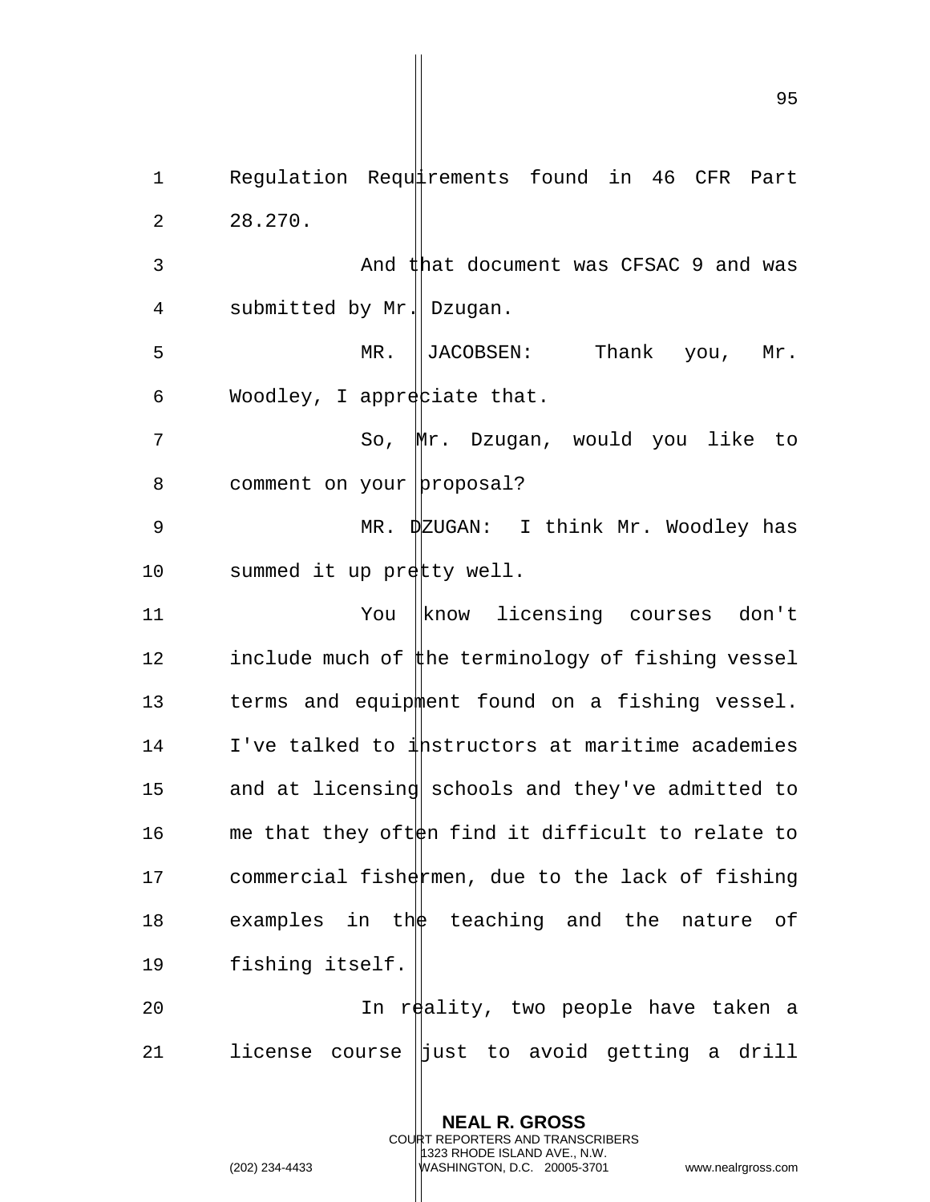Regulation Requirements found in 46 CFR Part 28.270.

And that document was CFSAC 9 and was submitted by Mr. Dzugan.

MR. JACOBSEN: Thank you, Mr. Woodley, I appreciate that.

So, Mr. Dzugan, would you like to comment on your proposal?

MR. DZUGAN: I think Mr. Woodley has summed it up pretty well.

You know licensing courses don't include much of the terminology of fishing vessel terms and equipment found on a fishing vessel. I've talked to instructors at maritime academies and at licensing schools and they've admitted to me that they often find it difficult to relate to commercial fishermen, due to the lack of fishing examples in the teaching and the nature of fishing itself.

In reality, two people have taken a license course just to avoid getting a drill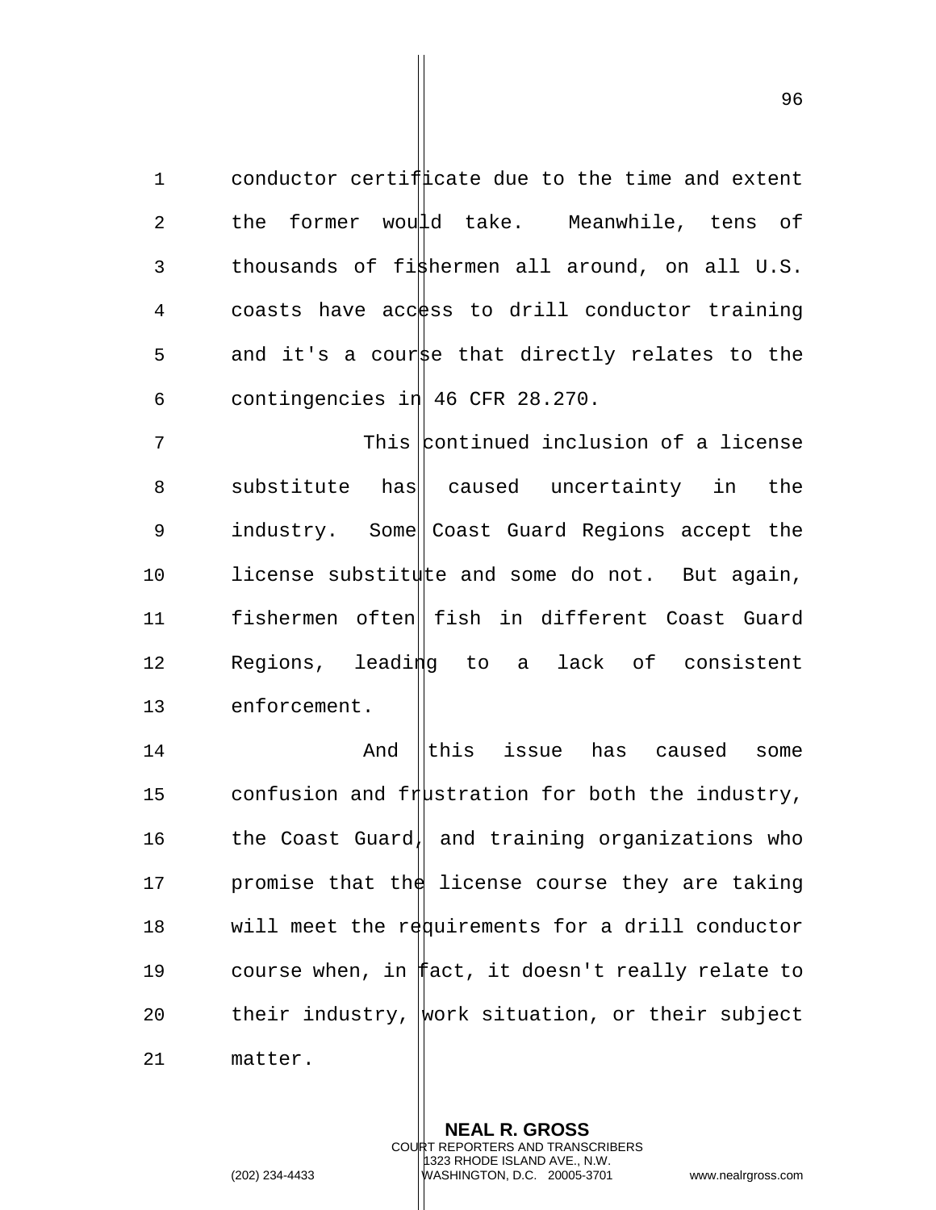conductor certificate due to the time and extent the former would take. Meanwhile, tens of thousands of fishermen all around, on all U.S. coasts have access to drill conductor training and it's a course that directly relates to the contingencies in 46 CFR 28.270.

This continued inclusion of a license substitute has caused uncertainty in the industry. Some Coast Guard Regions accept the license substitute and some do not. But again, fishermen often fish in different Coast Guard Regions, leading to a lack of consistent enforcement.

And this issue has caused some confusion and frustration for both the industry, the Coast Guard, and training organizations who promise that the license course they are taking will meet the requirements for a drill conductor course when, in fact, it doesn't really relate to their industry, work situation, or their subject matter.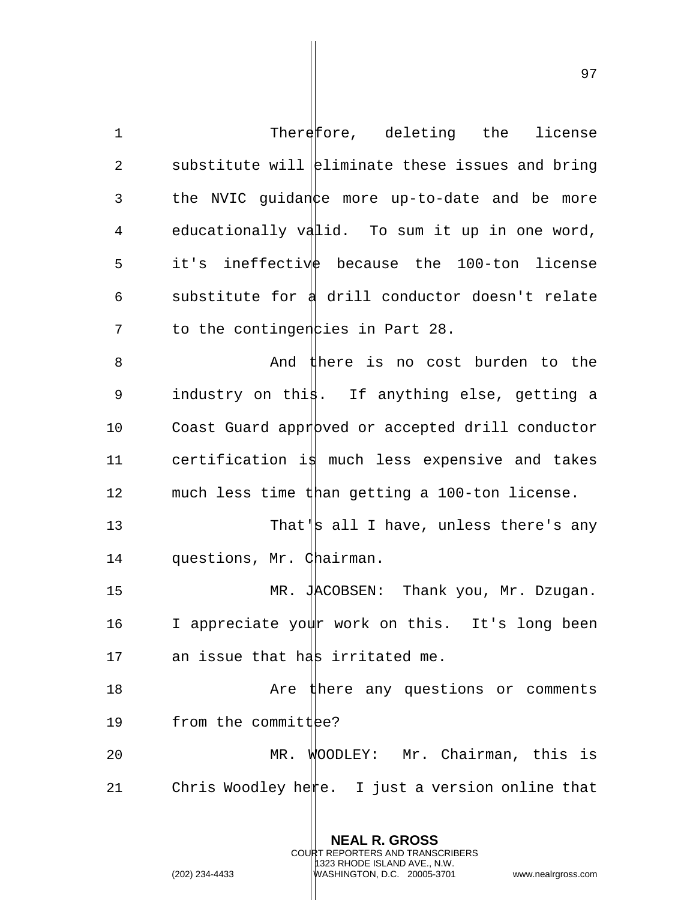Therefore, deleting the license substitute will eliminate these issues and bring the NVIC guidance more up-to-date and be more educationally valid. To sum it up in one word, it's ineffective because the 100-ton license substitute for a drill conductor doesn't relate to the contingencies in Part 28.

And there is no cost burden to the industry on this. If anything else, getting a Coast Guard approved or accepted drill conductor certification is much less expensive and takes much less time than getting a 100-ton license.

That's all I have, unless there's any questions, Mr. Chairman.

MR. JACOBSEN: Thank you, Mr. Dzugan. I appreciate your work on this. It's long been an issue that has irritated me.

Are there any questions or comments from the committee?

MR. WOODLEY: Mr. Chairman, this is Chris Woodley here. I just a version online that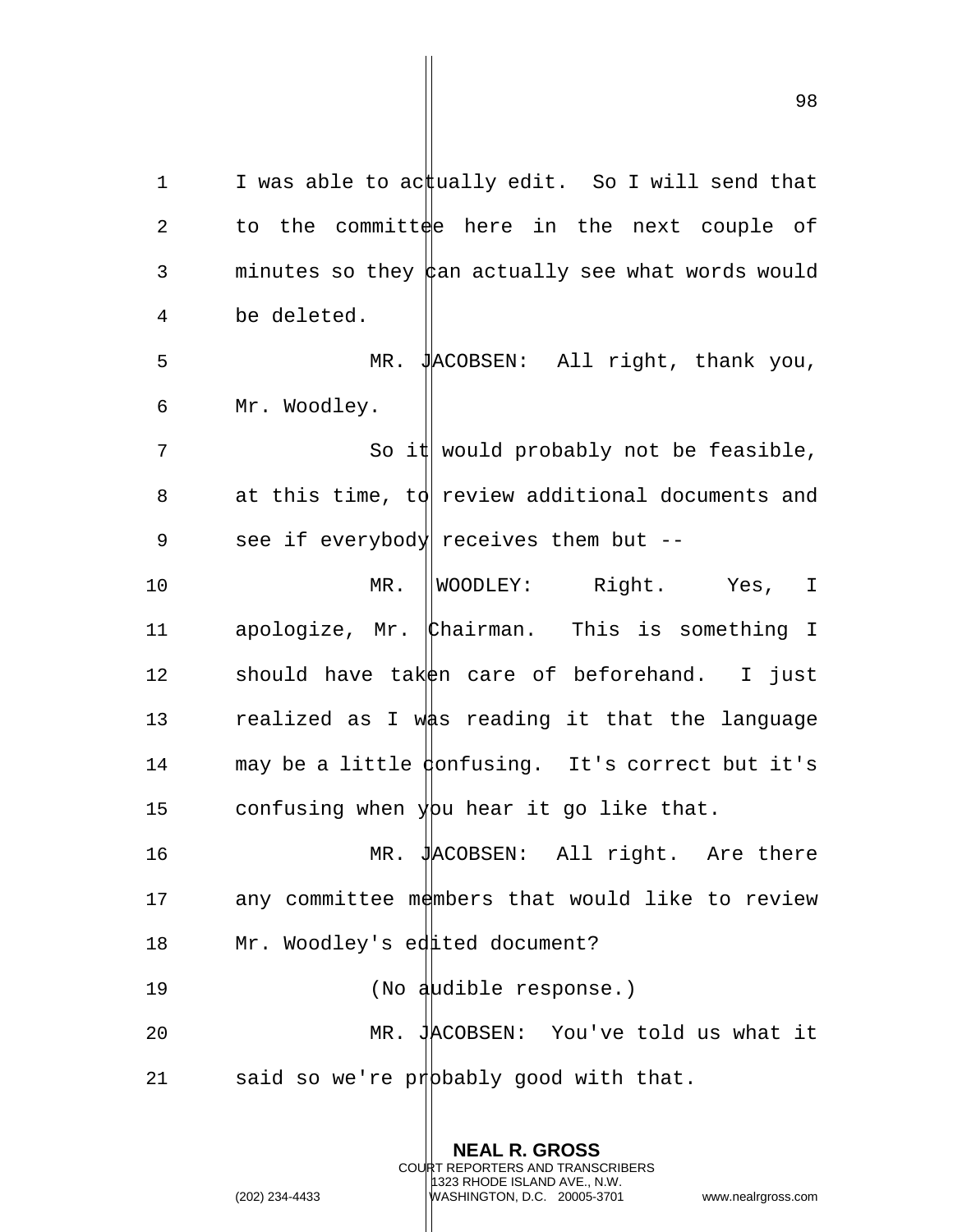I was able to actually edit. So I will send that to the committee here in the next couple of minutes so they can actually see what words would be deleted.

MR. JACOBSEN: All right, thank you, Mr. Woodley.

So it would probably not be feasible, at this time, to review additional documents and see if everybody receives them but --

MR. WOODLEY: Right. Yes, I apologize, Mr. Chairman. This is something I should have taken care of beforehand. I just realized as I was reading it that the language may be a little confusing. It's correct but it's confusing when you hear it go like that.

MR. JACOBSEN: All right. Are there any committee members that would like to review Mr. Woodley's edited document?

(No audible response.)

MR. JACOBSEN: You've told us what it said so we're probably good with that.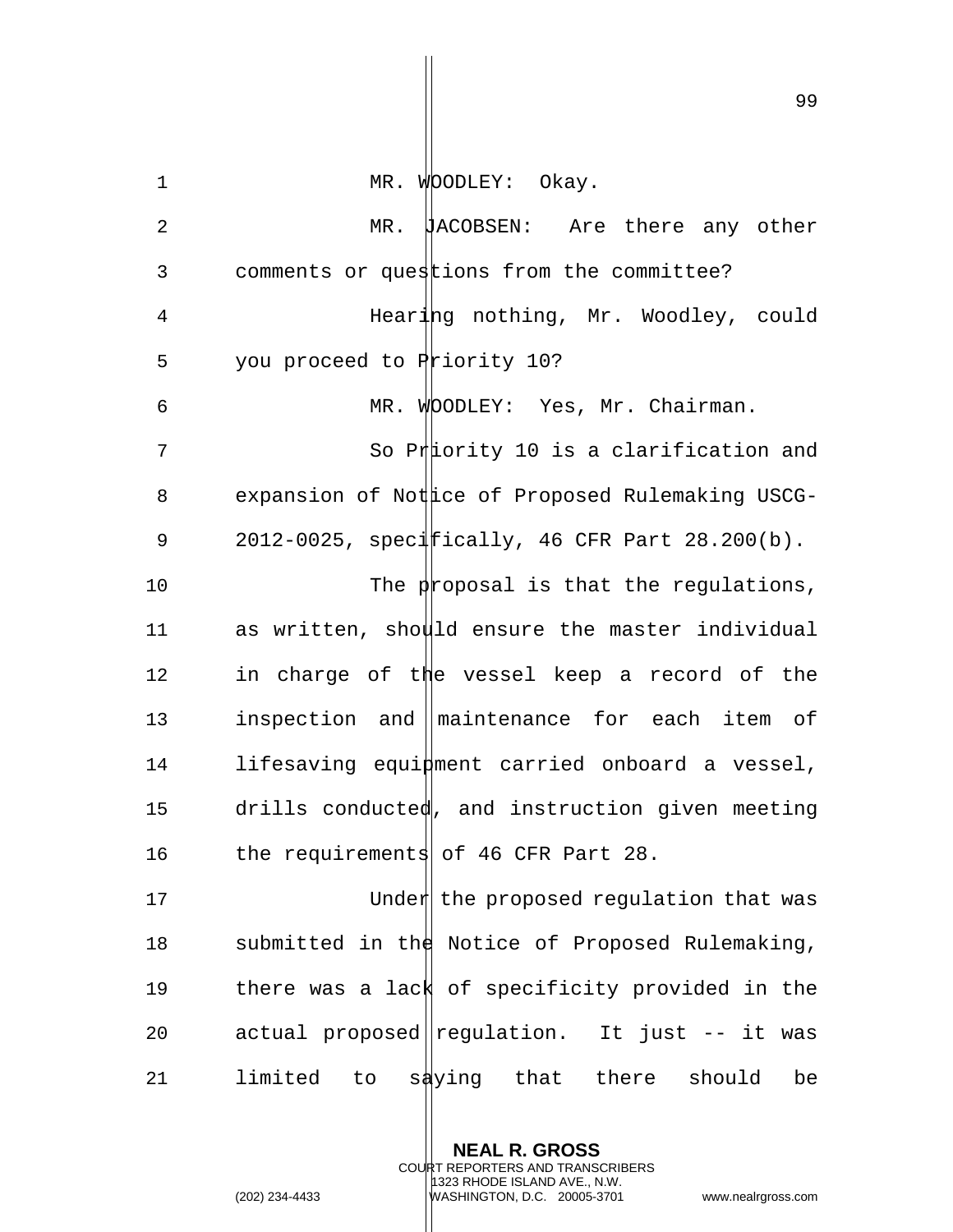MR. WOODLEY: Okay.

MR. JACOBSEN: Are there any other comments or questions from the committee?

Hearing nothing, Mr. Woodley, could you proceed to Priority 10?

MR. WOODLEY: Yes, Mr. Chairman.

So Priority 10 is a clarification and expansion of Notice of Proposed Rulemaking USCG-2012-0025, specifically, 46 CFR Part 28.200(b).

The proposal is that the regulations, as written, should ensure the master individual in charge of the vessel keep a record of the inspection and maintenance for each item of lifesaving equipment carried onboard a vessel, drills conducted, and instruction given meeting the requirements of 46 CFR Part 28.

Under the proposed regulation that was submitted in the Notice of Proposed Rulemaking, there was a lack of specificity provided in the actual proposed regulation. It just -- it was limited to saying that there should be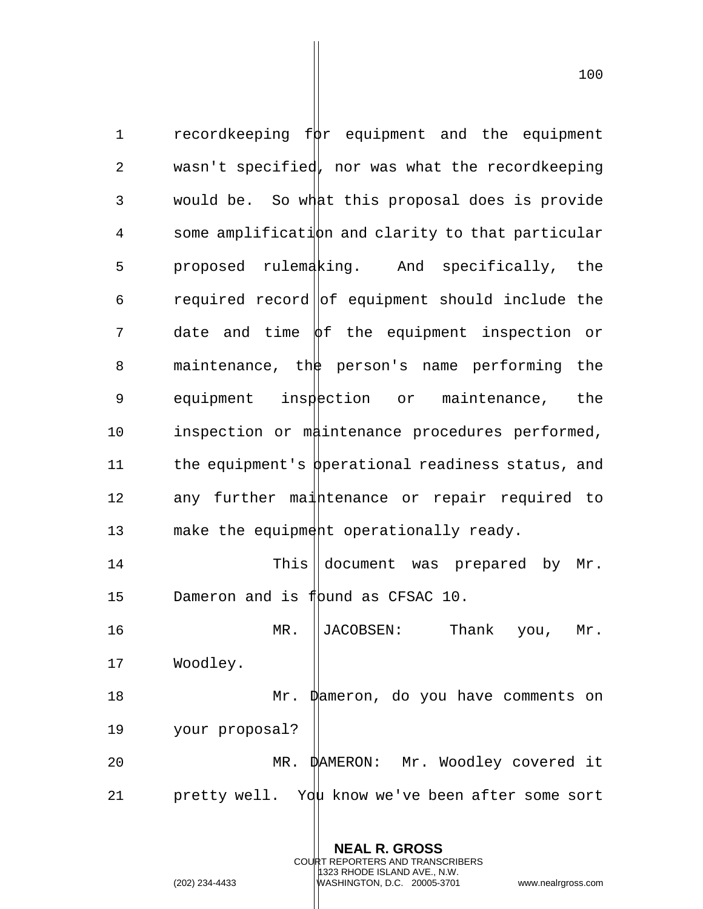recordkeeping for equipment and the equipment wasn't specified, nor was what the recordkeeping would be. So what this proposal does is provide some amplification and clarity to that particular proposed rulemaking. And specifically, the required record of equipment should include the date and time of the equipment inspection or maintenance, the person's name performing the equipment inspection or maintenance, the inspection or maintenance procedures performed, the equipment's operational readiness status, and any further maintenance or repair required to make the equipment operationally ready.

This document was prepared by Mr. Dameron and is found as CFSAC 10.

MR. JACOBSEN: Thank you, Mr. Woodley.

Mr. Dameron, do you have comments on your proposal?

MR. DAMERON: Mr. Woodley covered it pretty well. You know we've been after some sort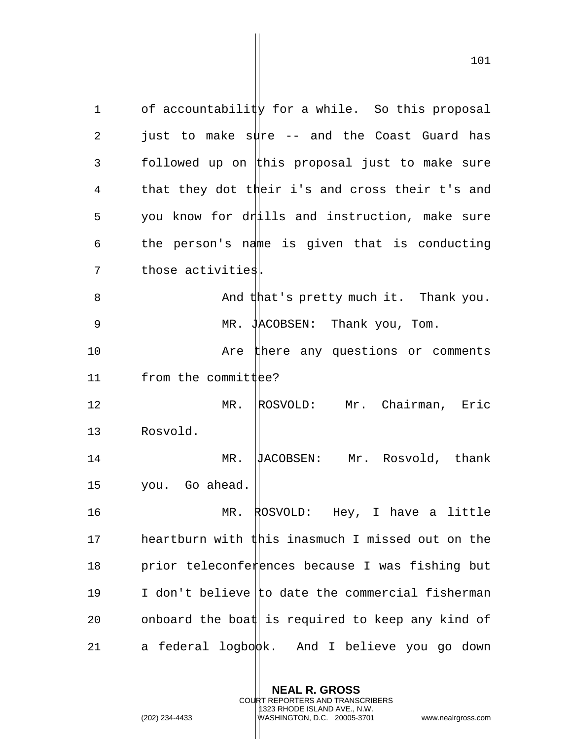of accountability for a while. So this proposal just to make sure -- and the Coast Guard has followed up on this proposal just to make sure that they dot their i's and cross their t's and you know for drills and instruction, make sure the person's name is given that is conducting those activities.

And that's pretty much it. Thank you.

MR. JACOBSEN: Thank you, Tom.

Are there any questions or comments from the committee?

MR. ROSVOLD: Mr. Chairman, Eric Rosvold.

MR. JACOBSEN: Mr. Rosvold, thank you. Go ahead.

MR. ROSVOLD: Hey, I have a little heartburn with this inasmuch I missed out on the prior teleconferences because I was fishing but I don't believe to date the commercial fisherman onboard the boat is required to keep any kind of a federal logbook. And I believe you go down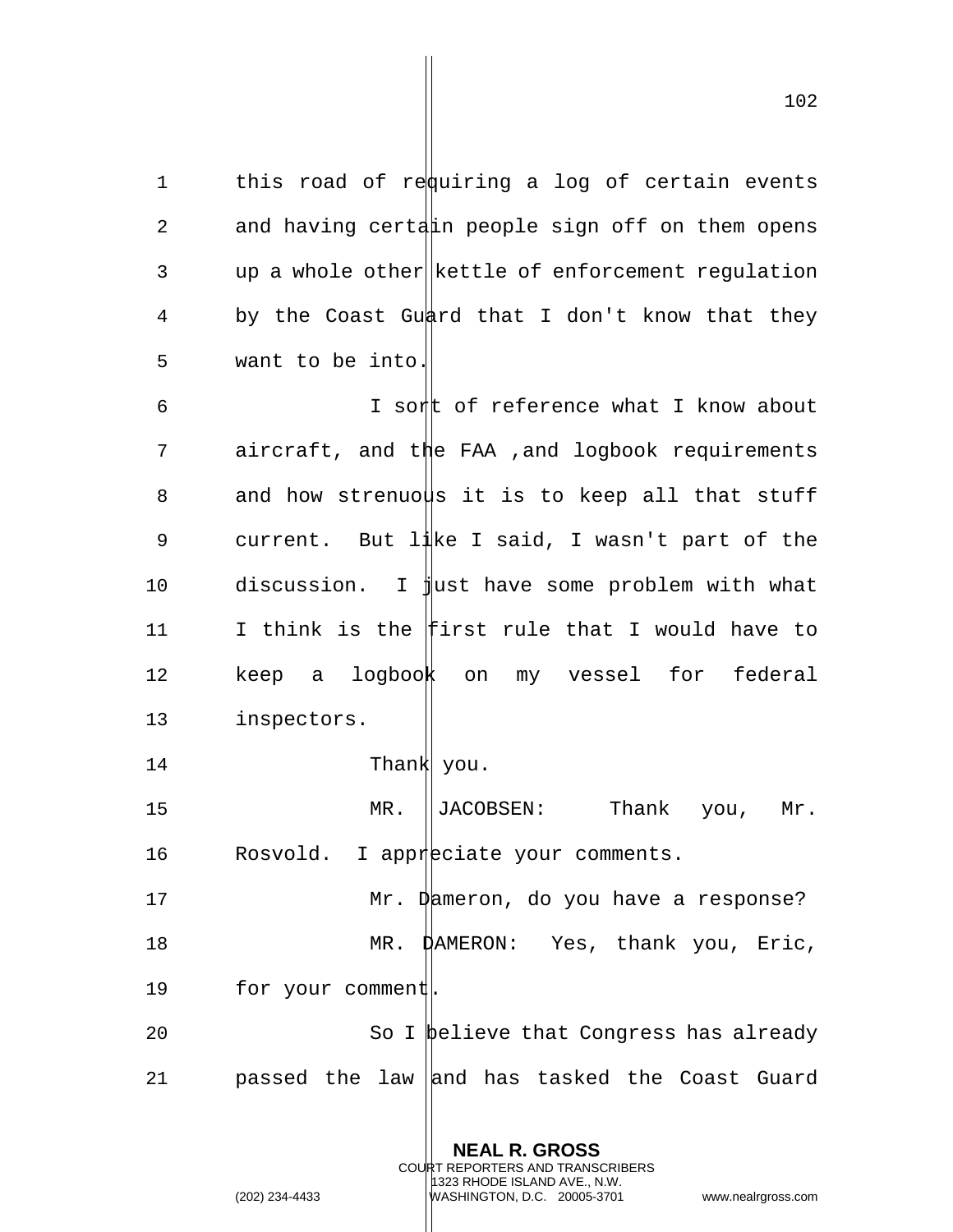this road of requiring a log of certain events and having certain people sign off on them opens up a whole other kettle of enforcement regulation by the Coast Guard that I don't know that they want to be into.

I sort of reference what I know about aircraft, and the FAA ,and logbook requirements and how strenuous it is to keep all that stuff current. But like I said, I wasn't part of the discussion. I just have some problem with what I think is the first rule that I would have to keep a logbook on my vessel for federal inspectors.

Thank you.

MR. JACOBSEN: Thank you, Mr. Rosvold. I appreciate your comments.

Mr. Dameron, do you have a response?

MR. DAMERON: Yes, thank you, Eric, for your comment.

So I believe that Congress has already passed the law and has tasked the Coast Guard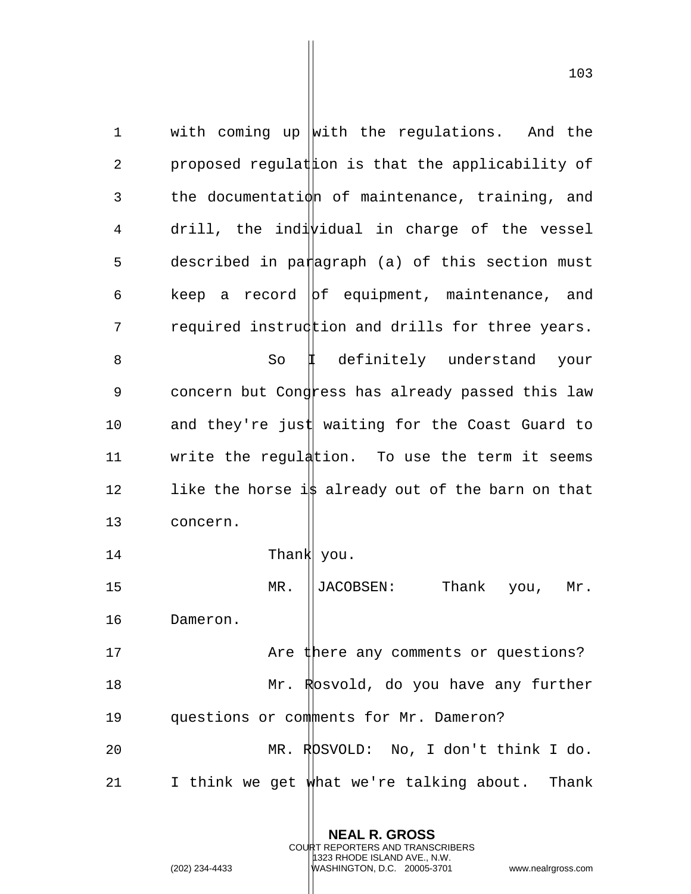with coming up with the regulations. And the proposed regulation is that the applicability of the documentation of maintenance, training, and drill, the individual in charge of the vessel described in paragraph (a) of this section must keep a record of equipment, maintenance, and required instruction and drills for three years.

So I definitely understand your concern but Congress has already passed this law and they're just waiting for the Coast Guard to write the regulation. To use the term it seems like the horse is already out of the barn on that concern.

Thank you.

MR. JACOBSEN: Thank you, Mr. Dameron.

Are there any comments or questions?

Mr. Rosvold, do you have any further questions or comments for Mr. Dameron?

MR. ROSVOLD: No, I don't think I do. I think we get what we're talking about. Thank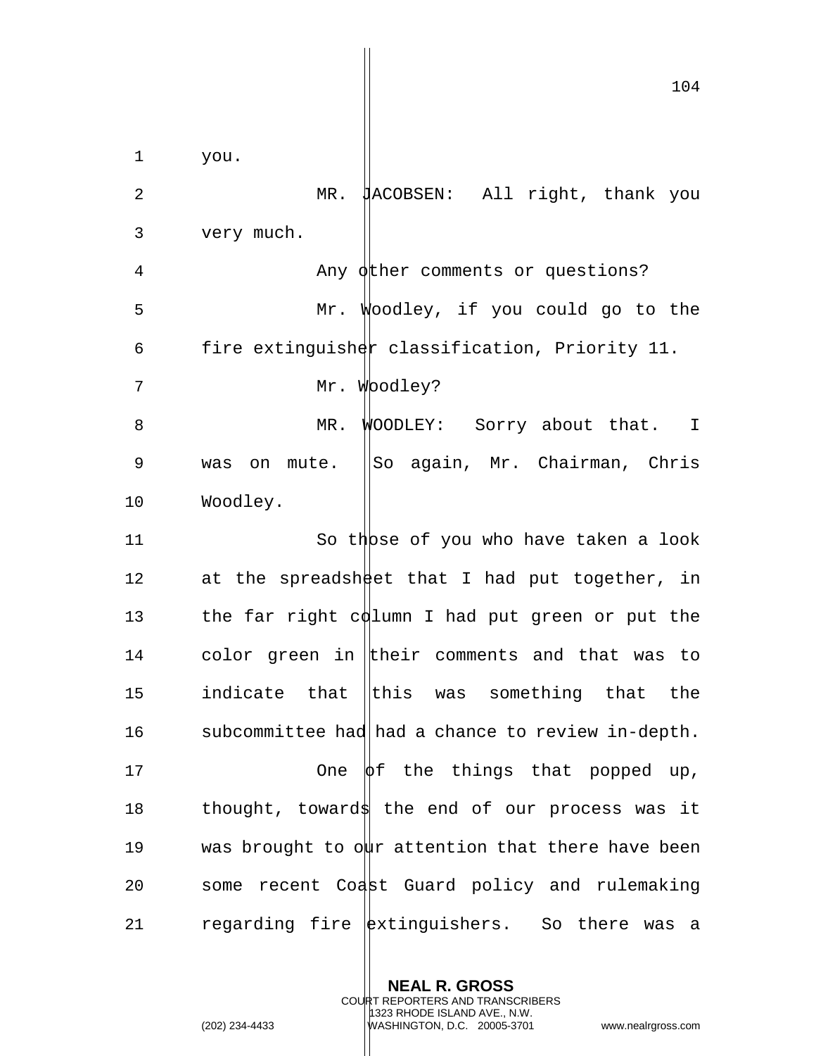you.

MR. JACOBSEN: All right, thank you very much.

Any other comments or questions?

Mr. Woodley, if you could go to the fire extinguisher classification, Priority 11.

Mr. Woodley?

MR. WOODLEY: Sorry about that. I was on mute. So again, Mr. Chairman, Chris Woodley.

So those of you who have taken a look at the spreadsheet that I had put together, in the far right column I had put green or put the color green in their comments and that was to indicate that this was something that the subcommittee had had a chance to review in-depth.

One of the things that popped up, thought, towards the end of our process was it was brought to our attention that there have been some recent Coast Guard policy and rulemaking regarding fire extinguishers. So there was a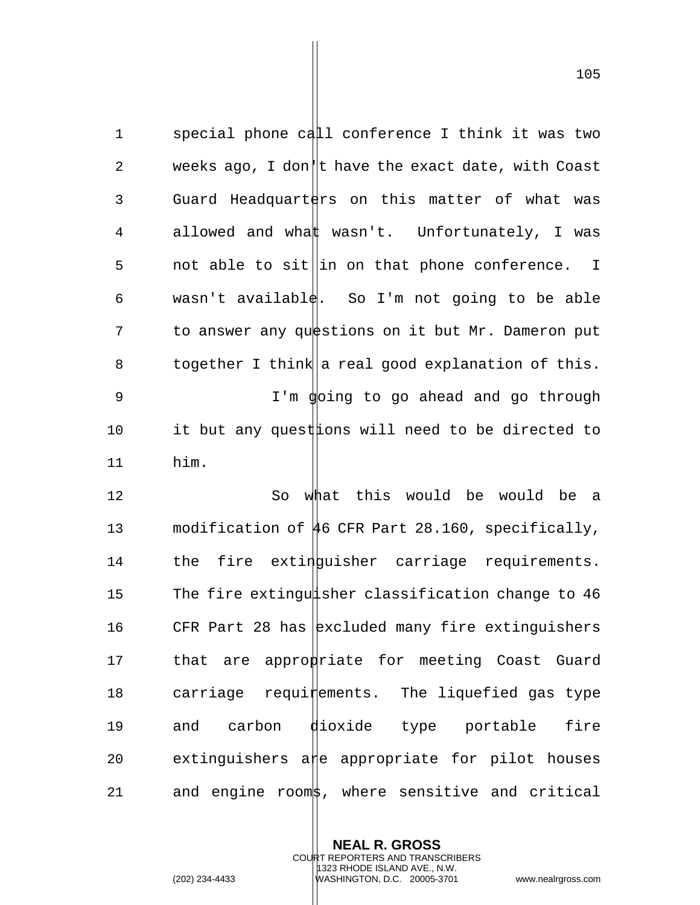special phone call conference I think it was two weeks ago, I don't have the exact date, with Coast Guard Headquarters on this matter of what was allowed and what wasn't. Unfortunately, I was not able to sit in on that phone conference. I wasn't available. So I'm not going to be able to answer any questions on it but Mr. Dameron put together I think a real good explanation of this.

I'm going to go ahead and go through it but any questions will need to be directed to him.

So what this would be would be a modification of 46 CFR Part 28.160, specifically, the fire extinguisher carriage requirements. The fire extinguisher classification change to 46 CFR Part 28 has excluded many fire extinguishers that are appropriate for meeting Coast Guard carriage requirements. The liquefied gas type and carbon dioxide type portable fire extinguishers are appropriate for pilot houses and engine rooms, where sensitive and critical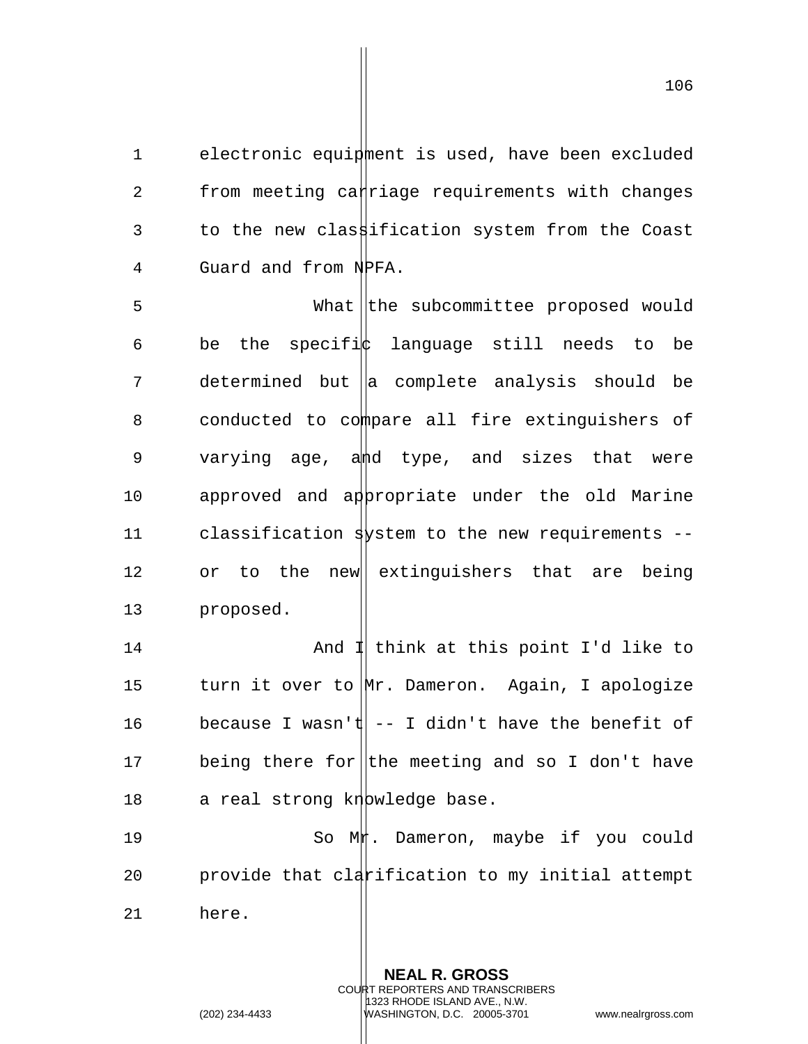electronic equipment is used, have been excluded from meeting carriage requirements with changes to the new classification system from the Coast Guard and from NPFA.

What the subcommittee proposed would be the specific language still needs to be determined but a complete analysis should be conducted to compare all fire extinguishers of varying age, and type, and sizes that were approved and appropriate under the old Marine classification system to the new requirements -- or to the new extinguishers that are being proposed.

And I think at this point I'd like to turn it over to Mr. Dameron. Again, I apologize because I wasn't -- I didn't have the benefit of being there for the meeting and so I don't have a real strong knowledge base.

So Mr. Dameron, maybe if you could provide that clarification to my initial attempt here.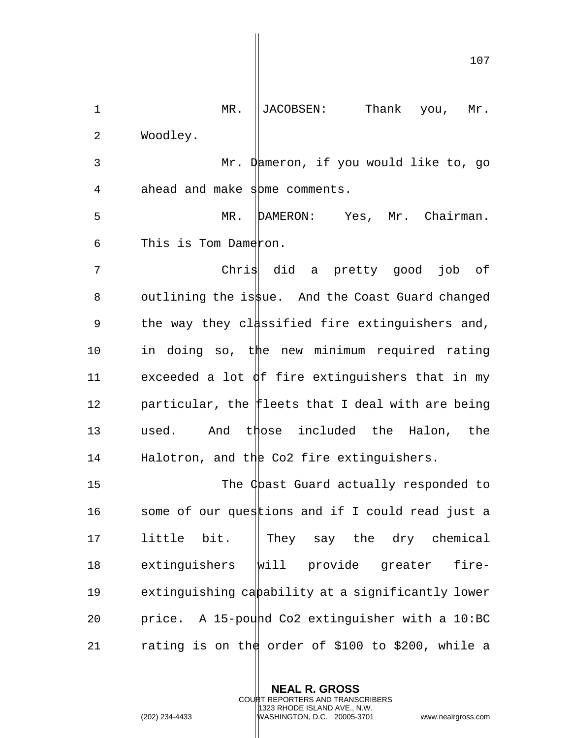MR. JACOBSEN: Thank you, Mr. Woodley.

Mr. Dameron, if you would like to, go ahead and make some comments.

MR. DAMERON: Yes, Mr. Chairman. This is Tom Dameron.

Chris did a pretty good job of outlining the issue. And the Coast Guard changed the way they classified fire extinguishers and, in doing so, the new minimum required rating exceeded a lot of fire extinguishers that in my particular, the fleets that I deal with are being used. And those included the Halon, the Halotron, and the Co2 fire extinguishers.

The Coast Guard actually responded to some of our questions and if I could read just a little bit. They say the dry chemical extinguishers will provide greater fire-extinguishing capability at a significantly lower price. A 15-pound Co2 extinguisher with a 10:BC rating is on the order of $100 to $200, while a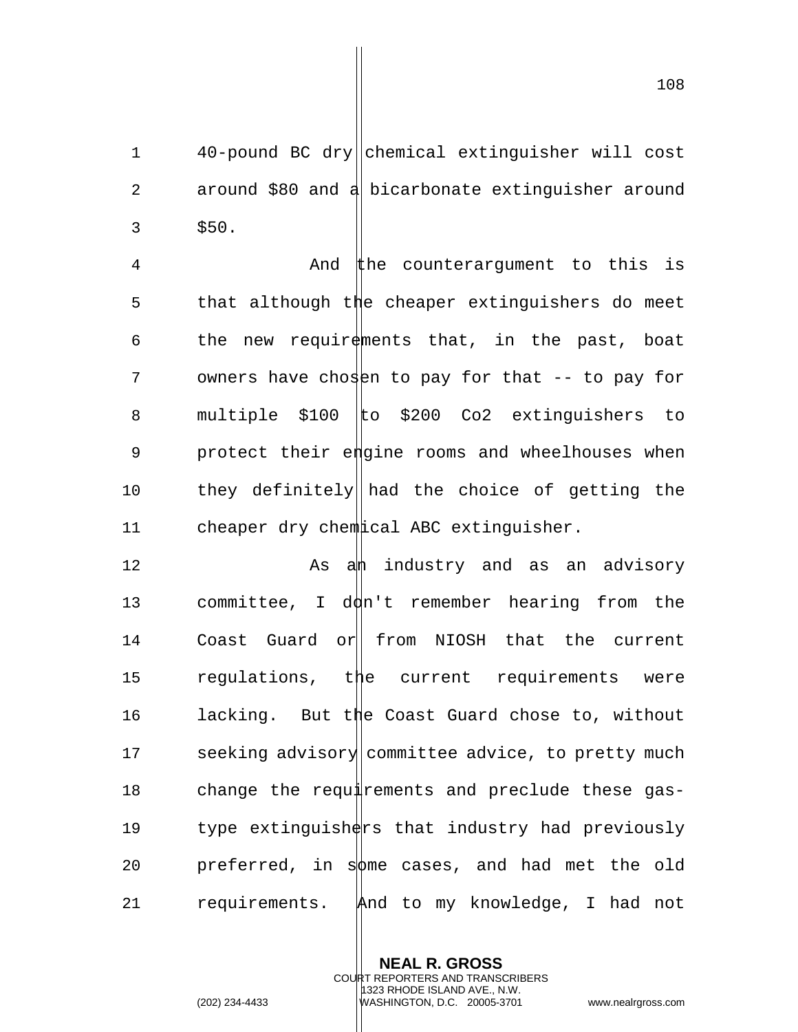40-pound BC dry chemical extinguisher will cost around $80 and a bicarbonate extinguisher around $50.

And the counterargument to this is that although the cheaper extinguishers do meet the new requirements that, in the past, boat owners have chosen to pay for that -- to pay for multiple $100 to $200 Co2 extinguishers to protect their engine rooms and wheelhouses when they definitely had the choice of getting the cheaper dry chemical ABC extinguisher.

As an industry and as an advisory committee, I don't remember hearing from the Coast Guard or from NIOSH that the current regulations, the current requirements were lacking. But the Coast Guard chose to, without seeking advisory committee advice, to pretty much change the requirements and preclude these gas-type extinguishers that industry had previously preferred, in some cases, and had met the old requirements. And to my knowledge, I had not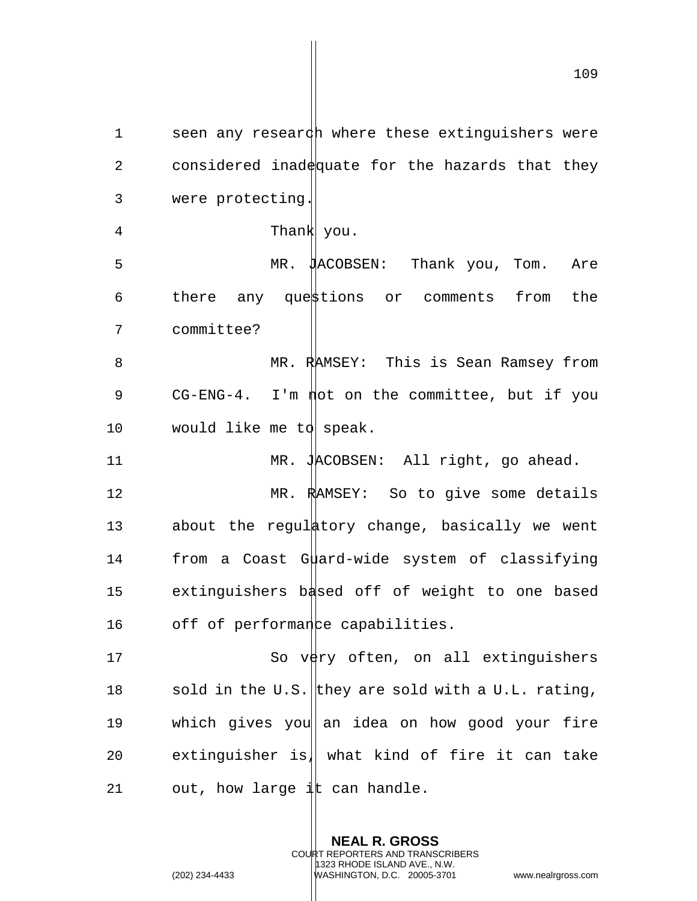seen any research where these extinguishers were considered inadequate for the hazards that they were protecting.

Thank you.

MR. JACOBSEN: Thank you, Tom. Are there any questions or comments from the committee?

MR. RAMSEY: This is Sean Ramsey from CG-ENG-4. I'm not on the committee, but if you would like me to speak.

MR. JACOBSEN: All right, go ahead.

MR. RAMSEY: So to give some details about the regulatory change, basically we went from a Coast Guard-wide system of classifying extinguishers based off of weight to one based off of performance capabilities.

So very often, on all extinguishers sold in the U.S. they are sold with a U.L. rating, which gives you an idea on how good your fire extinguisher is, what kind of fire it can take out, how large it can handle.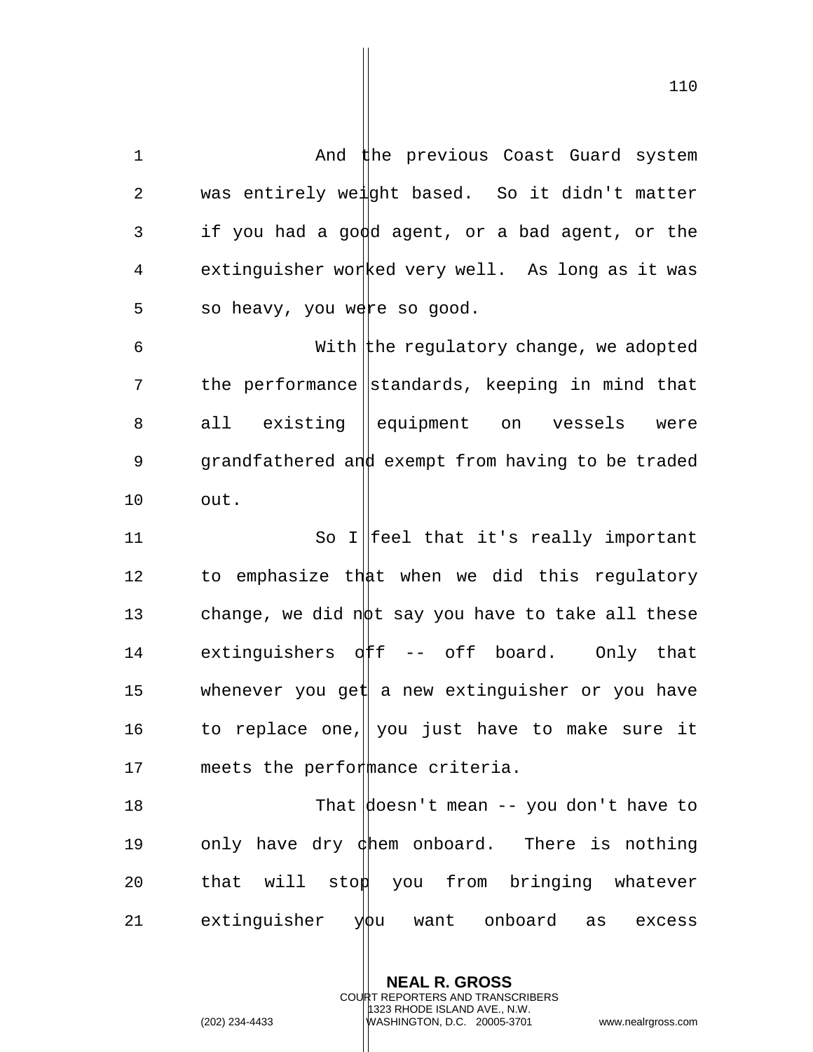And the previous Coast Guard system was entirely weight based. So it didn't matter if you had a good agent, or a bad agent, or the extinguisher worked very well. As long as it was so heavy, you were so good.

With the regulatory change, we adopted the performance standards, keeping in mind that all existing equipment on vessels were grandfathered and exempt from having to be traded out.

So I feel that it's really important to emphasize that when we did this regulatory change, we did not say you have to take all these extinguishers off -- off board. Only that whenever you get a new extinguisher or you have to replace one, you just have to make sure it meets the performance criteria.

That doesn't mean -- you don't have to only have dry chem onboard. There is nothing that will stop you from bringing whatever extinguisher you want onboard as excess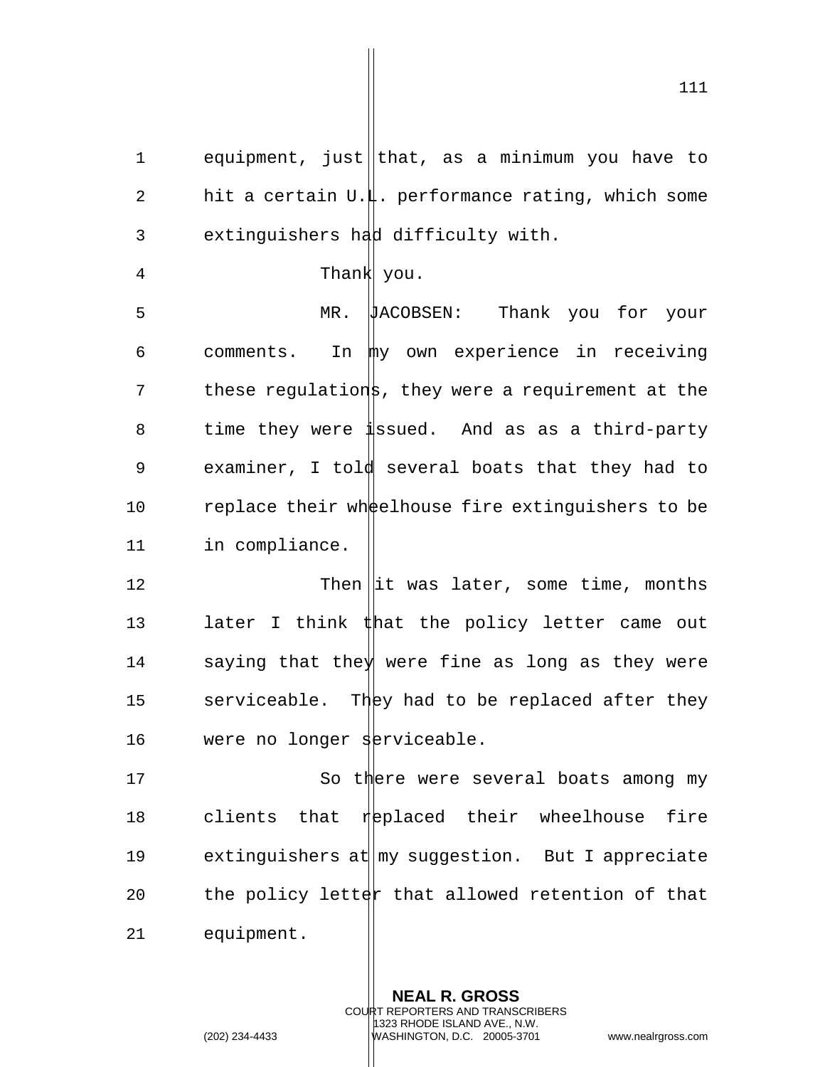equipment, just that, as a minimum you have to hit a certain U.L. performance rating, which some extinguishers had difficulty with.

Thank you.

MR. JACOBSEN: Thank you for your comments. In my own experience in receiving these regulations, they were a requirement at the time they were issued. And as as a third-party examiner, I told several boats that they had to replace their wheelhouse fire extinguishers to be in compliance.

Then it was later, some time, months later I think that the policy letter came out saying that they were fine as long as they were serviceable. They had to be replaced after they were no longer serviceable.

So there were several boats among my clients that replaced their wheelhouse fire extinguishers at my suggestion. But I appreciate the policy letter that allowed retention of that equipment.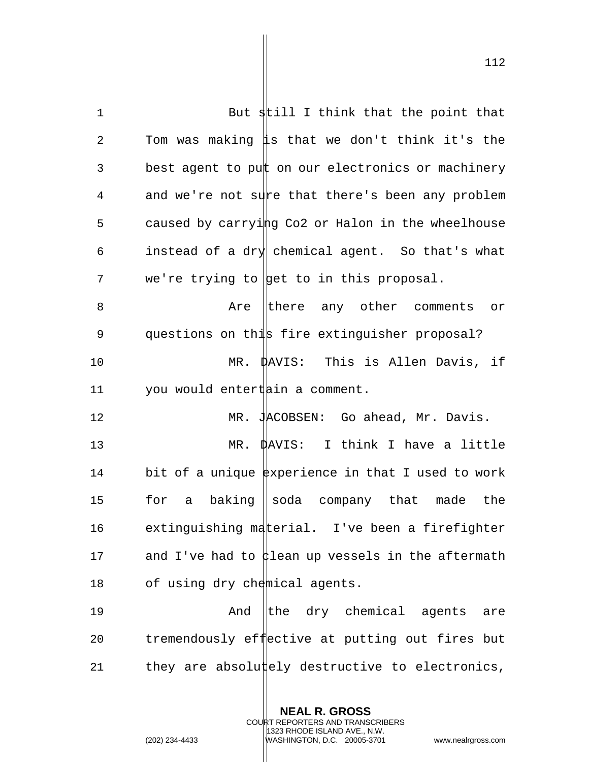But still I think that the point that Tom was making is that we don't think it's the best agent to put on our electronics or machinery and we're not sure that there's been any problem caused by carrying Co2 or Halon in the wheelhouse instead of a dry chemical agent. So that's what we're trying to get to in this proposal.

Are there any other comments or questions on this fire extinguisher proposal?

MR. DAVIS: This is Allen Davis, if you would entertain a comment.

MR. JACOBSEN: Go ahead, Mr. Davis.

MR. DAVIS: I think I have a little bit of a unique experience in that I used to work for a baking soda company that made the extinguishing material. I've been a firefighter and I've had to clean up vessels in the aftermath of using dry chemical agents.

And the dry chemical agents are tremendously effective at putting out fires but they are absolutely destructive to electronics,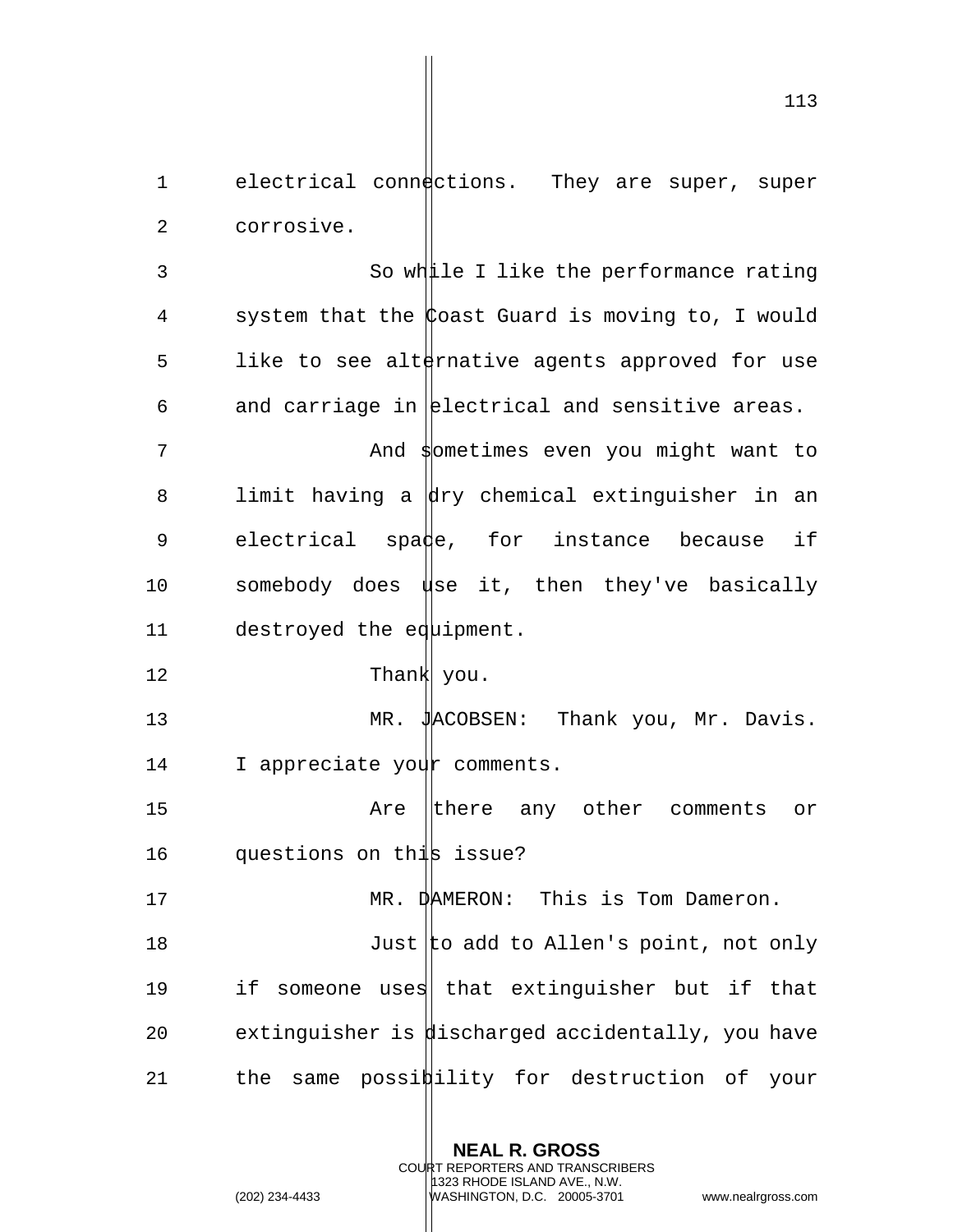electrical connections. They are super, super corrosive.

So while I like the performance rating system that the Coast Guard is moving to, I would like to see alternative agents approved for use and carriage in electrical and sensitive areas.

And sometimes even you might want to limit having a dry chemical extinguisher in an electrical space, for instance because if somebody does use it, then they've basically destroyed the equipment.

Thank you.

MR. JACOBSEN: Thank you, Mr. Davis. I appreciate your comments.

Are there any other comments or questions on this issue?

MR. DAMERON: This is Tom Dameron.

Just to add to Allen's point, not only if someone uses that extinguisher but if that extinguisher is discharged accidentally, you have the same possibility for destruction of your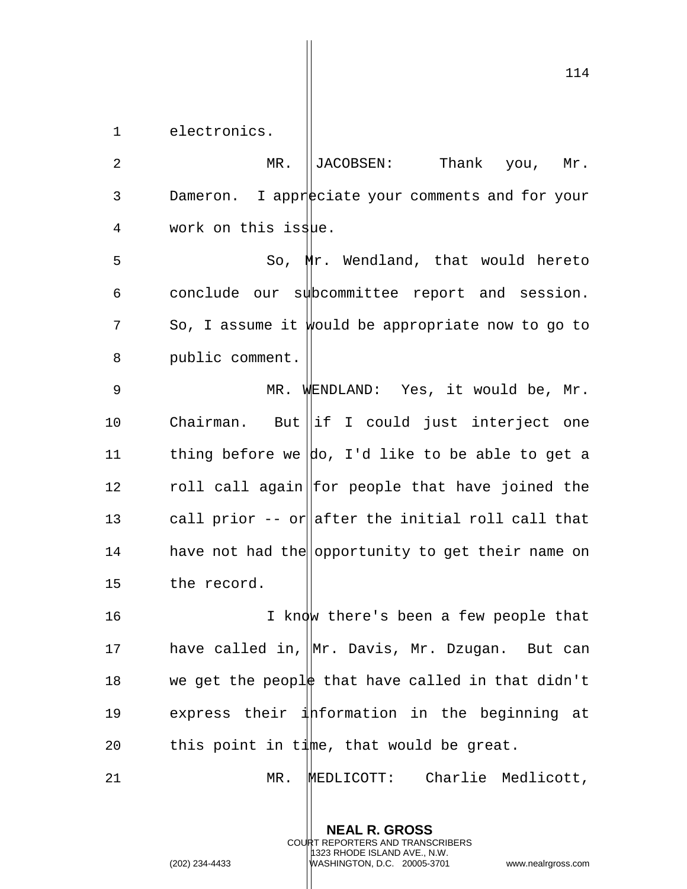electronics.

MR. JACOBSEN: Thank you, Mr. Dameron. I appreciate your comments and for your work on this issue.

So, Mr. Wendland, that would hereto conclude our subcommittee report and session. So, I assume it would be appropriate now to go to public comment.

MR. WENDLAND: Yes, it would be, Mr. Chairman. But if I could just interject one thing before we do, I'd like to be able to get a roll call again for people that have joined the call prior -- or after the initial roll call that have not had the opportunity to get their name on the record.

I know there's been a few people that have called in, Mr. Davis, Mr. Dzugan. But can we get the people that have called in that didn't express their information in the beginning at this point in time, that would be great.

MR. MEDLICOTT: Charlie Medlicott,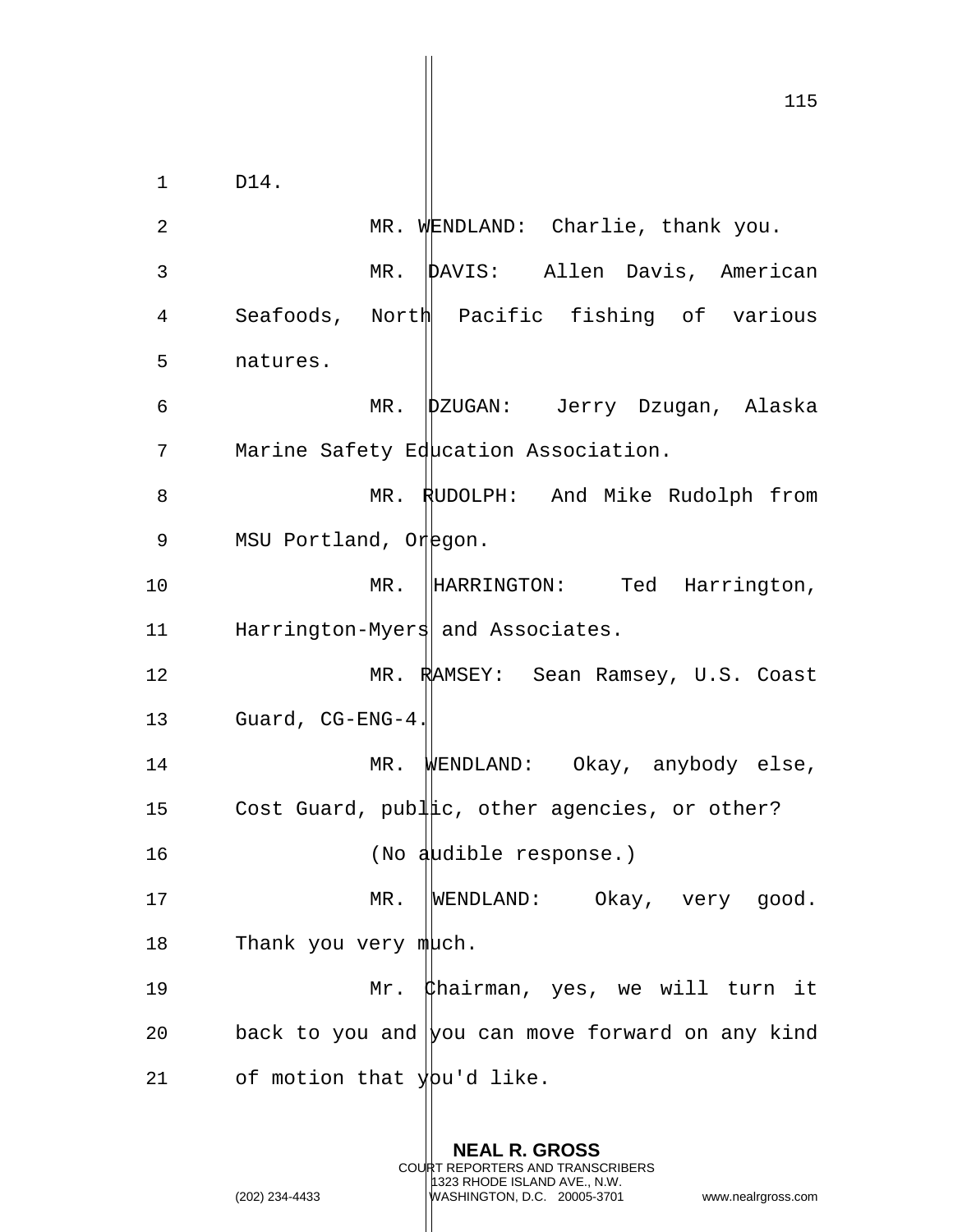D14.

MR. WENDLAND: Charlie, thank you.

MR. DAVIS: Allen Davis, American Seafoods, North Pacific fishing of various natures.

MR. DZUGAN: Jerry Dzugan, Alaska Marine Safety Education Association.

MR. RUDOLPH: And Mike Rudolph from MSU Portland, Oregon.

MR. HARRINGTON: Ted Harrington, Harrington-Myers and Associates.

MR. RAMSEY: Sean Ramsey, U.S. Coast Guard, CG-ENG-4.

MR. WENDLAND: Okay, anybody else, Cost Guard, public, other agencies, or other?

(No audible response.)

MR. WENDLAND: Okay, very good. Thank you very much.

Mr. Chairman, yes, we will turn it back to you and you can move forward on any kind of motion that you'd like.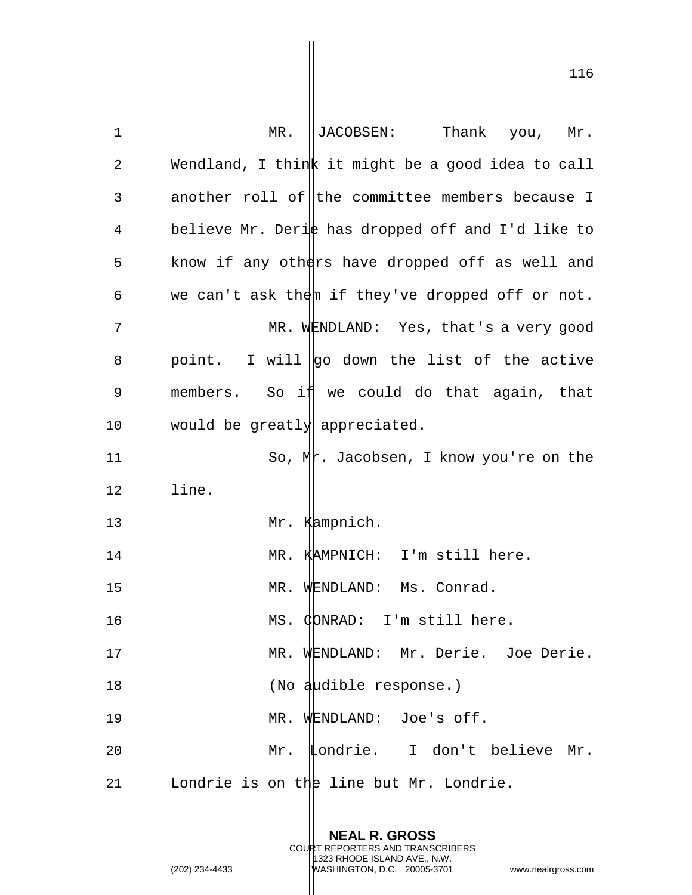MR. JACOBSEN: Thank you, Mr. Wendland, I think it might be a good idea to call another roll of the committee members because I believe Mr. Derie has dropped off and I'd like to know if any others have dropped off as well and we can't ask them if they've dropped off or not.

MR. WENDLAND: Yes, that's a very good point. I will go down the list of the active members. So if we could do that again, that would be greatly appreciated.

So, Mr. Jacobsen, I know you're on the line.

Mr. Kampnich.

MR. KAMPNICH: I'm still here.

MR. WENDLAND: Ms. Conrad.

MS. CONRAD: I'm still here.

MR. WENDLAND: Mr. Derie. Joe Derie.

(No audible response.)

MR. WENDLAND: Joe's off.

Mr. Londrie. I don't believe Mr. Londrie is on the line but Mr. Londrie.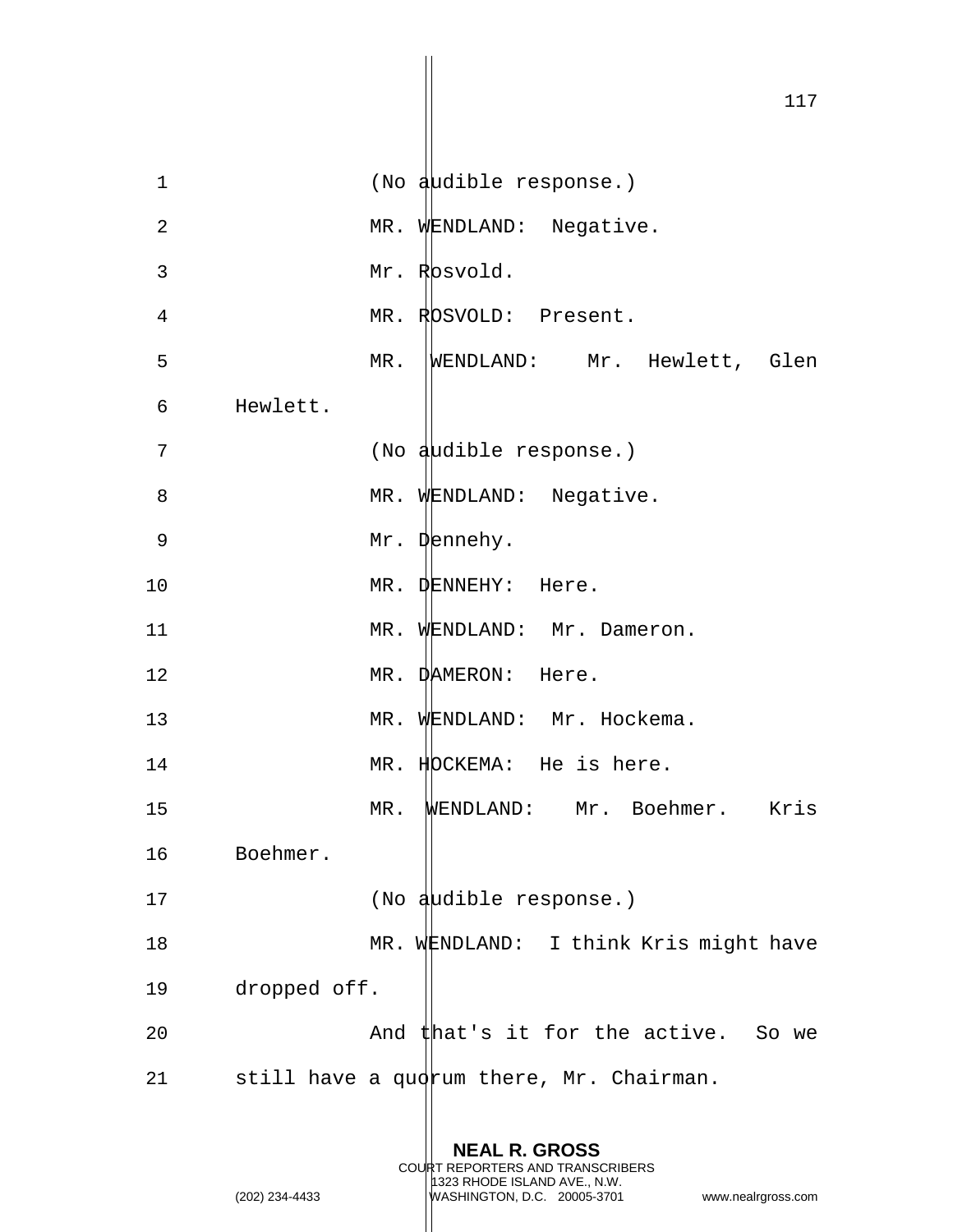(No audible response.)

MR. WENDLAND: Negative.

Mr. Rosvold.

MR. ROSVOLD: Present.

MR. WENDLAND: Mr. Hewlett, Glen Hewlett.

(No audible response.)

MR. WENDLAND: Negative.

Mr. Dennehy.

MR. DENNEHY: Here.

MR. WENDLAND: Mr. Dameron.

MR. DAMERON: Here.

MR. WENDLAND: Mr. Hockema.

MR. HOCKEMA: He is here.

MR. WENDLAND: Mr. Boehmer. Kris Boehmer.

(No audible response.)

MR. WENDLAND: I think Kris might have dropped off.

And that's it for the active. So we still have a quorum there, Mr. Chairman.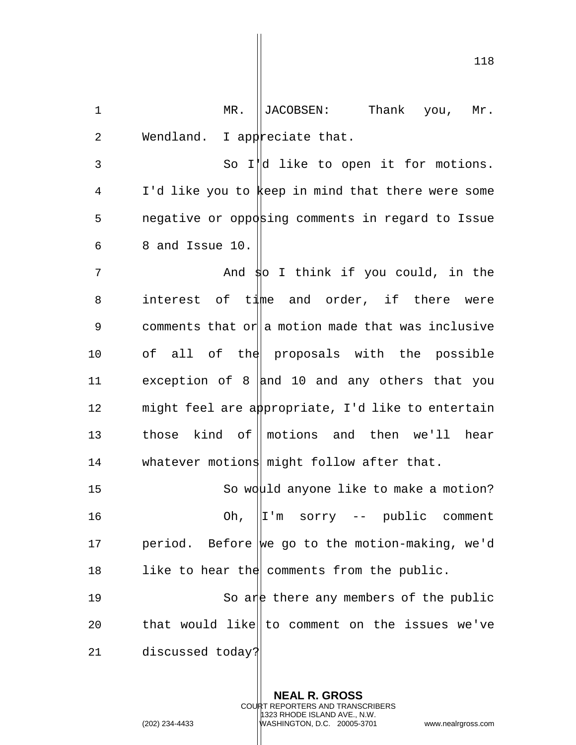MR. JACOBSEN: Thank you, Mr. Wendland. I appreciate that.

So I'd like to open it for motions. I'd like you to keep in mind that there were some negative or opposing comments in regard to Issue 8 and Issue 10.

And so I think if you could, in the interest of time and order, if there were comments that or a motion made that was inclusive of all of the proposals with the possible exception of 8 and 10 and any others that you might feel are appropriate, I'd like to entertain those kind of motions and then we'll hear whatever motions might follow after that.

So would anyone like to make a motion?

Oh, I'm sorry -- public comment period. Before we go to the motion-making, we'd like to hear the comments from the public.

So are there any members of the public that would like to comment on the issues we've discussed today?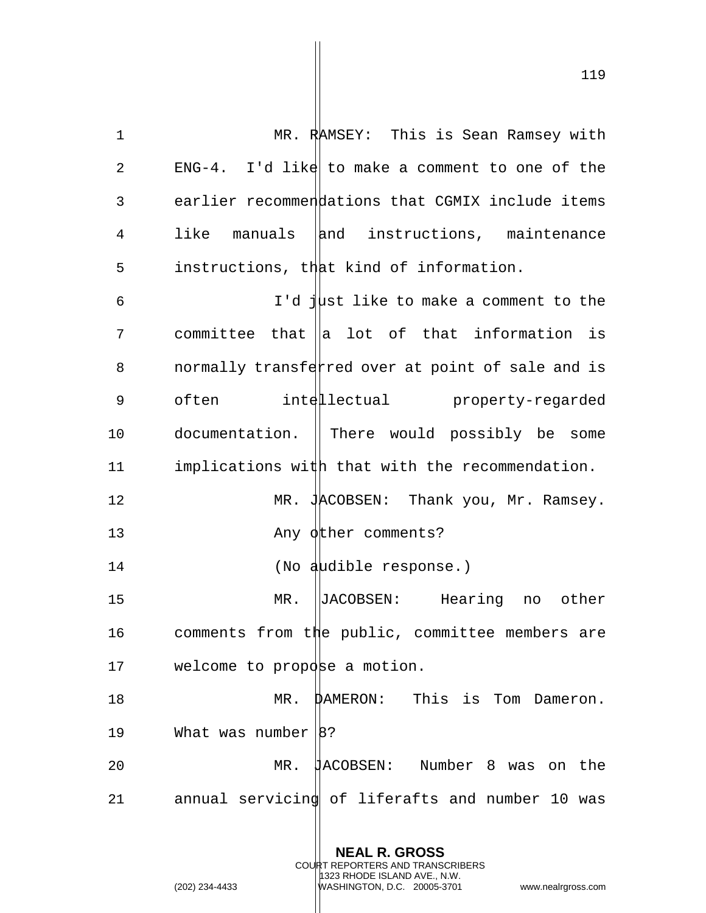MR. RAMSEY: This is Sean Ramsey with ENG-4. I'd like to make a comment to one of the earlier recommendations that CGMIX include items like manuals and instructions, maintenance instructions, that kind of information.

I'd just like to make a comment to the committee that a lot of that information is normally transferred over at point of sale and is often intellectual property-regarded documentation. There would possibly be some implications with that with the recommendation.

MR. JACOBSEN: Thank you, Mr. Ramsey.

Any other comments?

(No audible response.)

MR. JACOBSEN: Hearing no other comments from the public, committee members are welcome to propose a motion.

MR. DAMERON: This is Tom Dameron. What was number 8?

MR. JACOBSEN: Number 8 was on the annual servicing of liferafts and number 10 was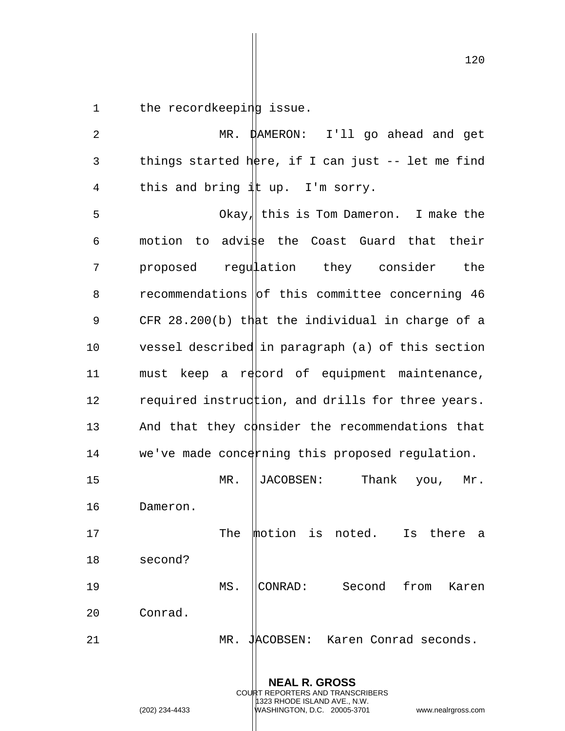the recordkeeping issue.

MR. DAMERON: I'll go ahead and get things started here, if I can just -- let me find this and bring it up. I'm sorry.

Okay, this is Tom Dameron. I make the motion to advise the Coast Guard that their proposed regulation they consider the recommendations of this committee concerning 46 CFR 28.200(b) that the individual in charge of a vessel described in paragraph (a) of this section must keep a record of equipment maintenance, required instruction, and drills for three years. And that they consider the recommendations that we've made concerning this proposed regulation.

MR. JACOBSEN: Thank you, Mr. Dameron.

The motion is noted. Is there a second?

MS. CONRAD: Second from Karen Conrad.

MR. JACOBSEN: Karen Conrad seconds.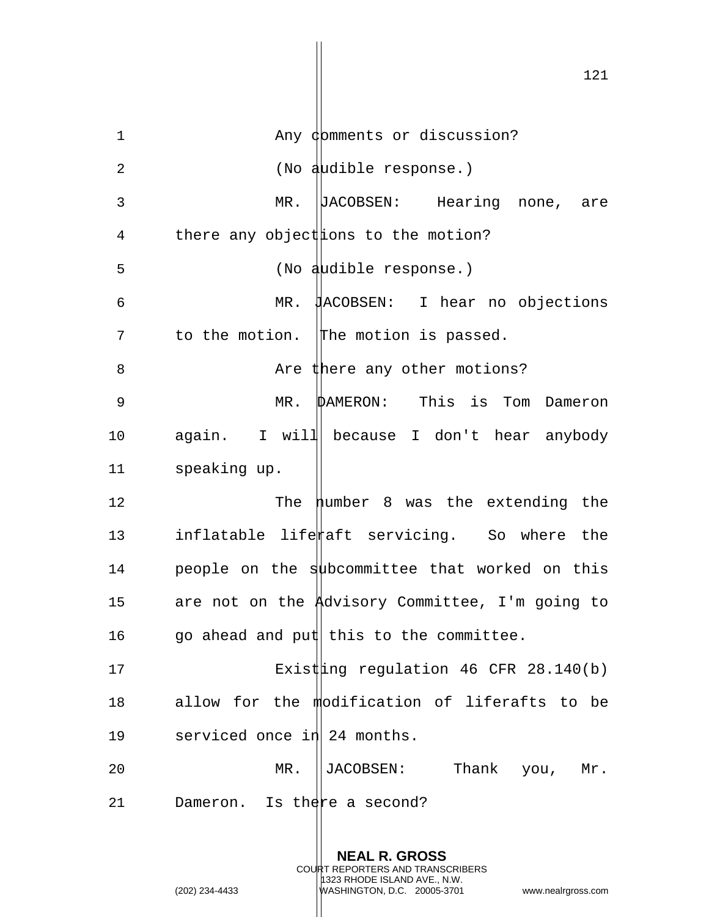Any comments or discussion?

(No audible response.)

MR. JACOBSEN: Hearing none, are there any objections to the motion?

(No audible response.)

MR. JACOBSEN: I hear no objections to the motion. The motion is passed.

Are there any other motions?

MR. DAMERON: This is Tom Dameron again. I will because I don't hear anybody speaking up.

The number 8 was the extending the inflatable liferaft servicing. So where the people on the subcommittee that worked on this are not on the Advisory Committee, I'm going to go ahead and put this to the committee.

Existing regulation 46 CFR 28.140(b) allow for the modification of liferafts to be serviced once in 24 months.

MR. JACOBSEN: Thank you, Mr. Dameron. Is there a second?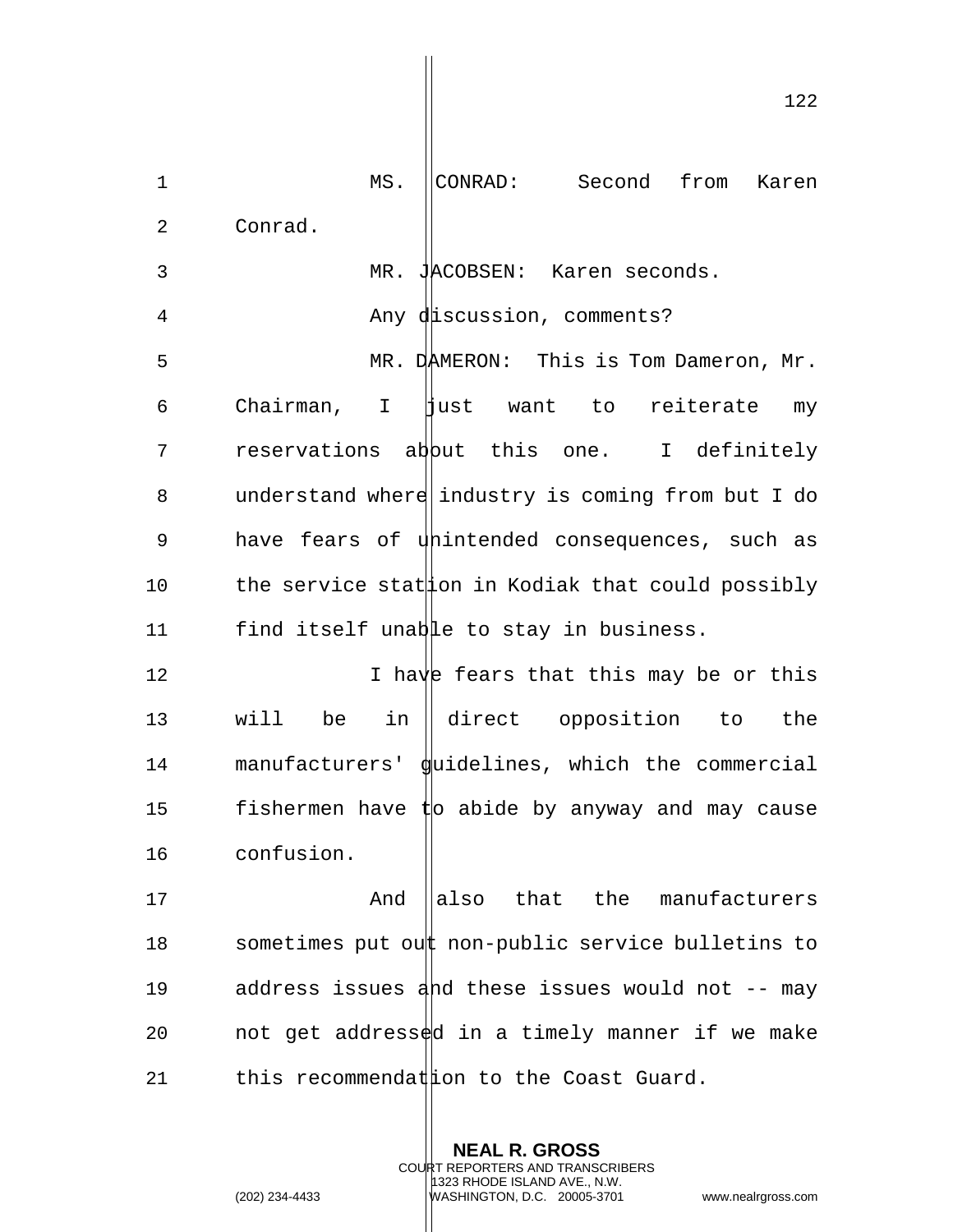MS. CONRAD: Second from Karen Conrad.

MR. JACOBSEN: Karen seconds.

Any discussion, comments?

MR. DAMERON: This is Tom Dameron, Mr. Chairman, I just want to reiterate my reservations about this one. I definitely understand where industry is coming from but I do have fears of unintended consequences, such as the service station in Kodiak that could possibly find itself unable to stay in business.

I have fears that this may be or this will be in direct opposition to the manufacturers' guidelines, which the commercial fishermen have to abide by anyway and may cause confusion.

And also that the manufacturers sometimes put out non-public service bulletins to address issues and these issues would not -- may not get addressed in a timely manner if we make this recommendation to the Coast Guard.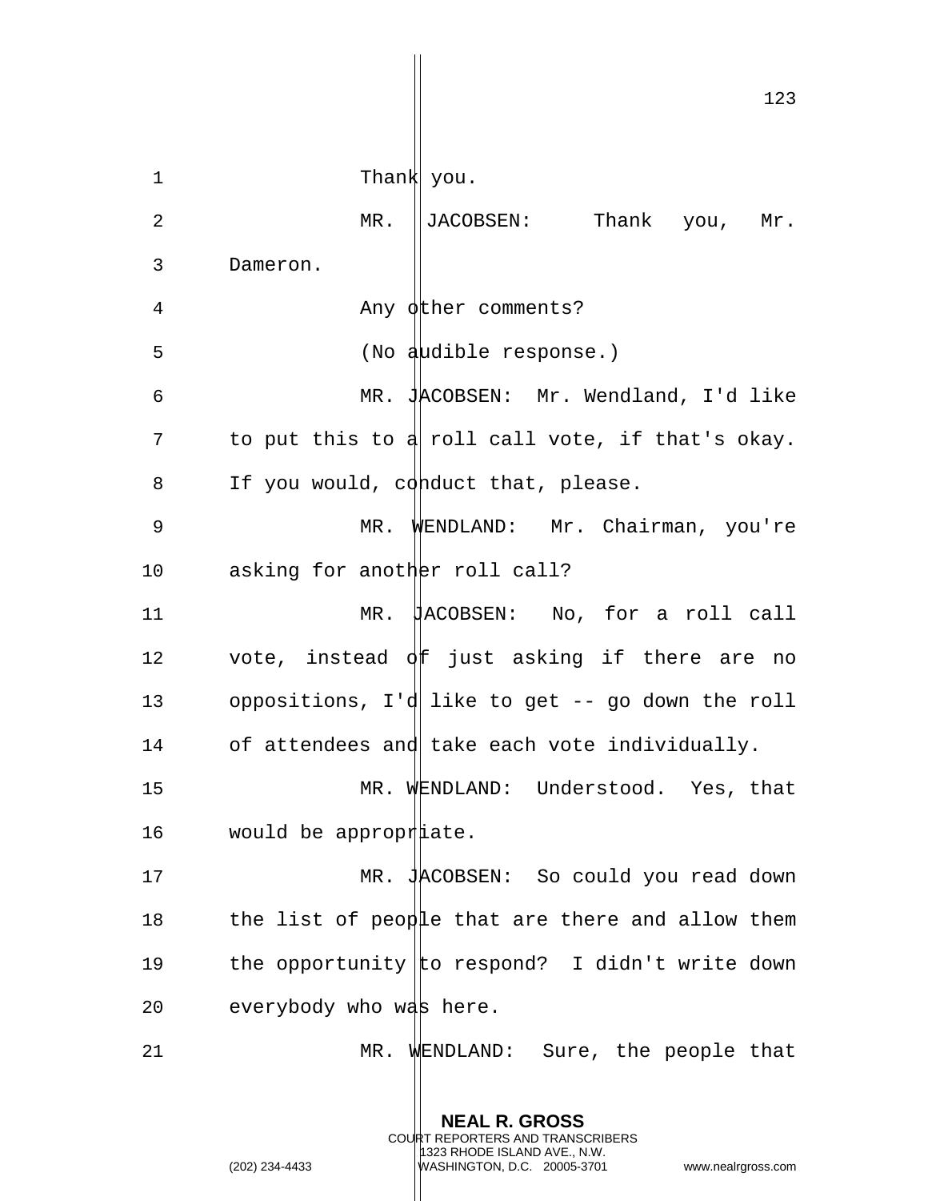Thank you.

MR. JACOBSEN: Thank you, Mr. Dameron.

Any other comments?

(No audible response.)

MR. JACOBSEN: Mr. Wendland, I'd like to put this to a roll call vote, if that's okay. If you would, conduct that, please.

MR. WENDLAND: Mr. Chairman, you're asking for another roll call?

MR. JACOBSEN: No, for a roll call vote, instead of just asking if there are no oppositions, I'd like to get -- go down the roll of attendees and take each vote individually.

MR. WENDLAND: Understood. Yes, that would be appropriate.

MR. JACOBSEN: So could you read down the list of people that are there and allow them the opportunity to respond? I didn't write down everybody who was here.

MR. WENDLAND: Sure, the people that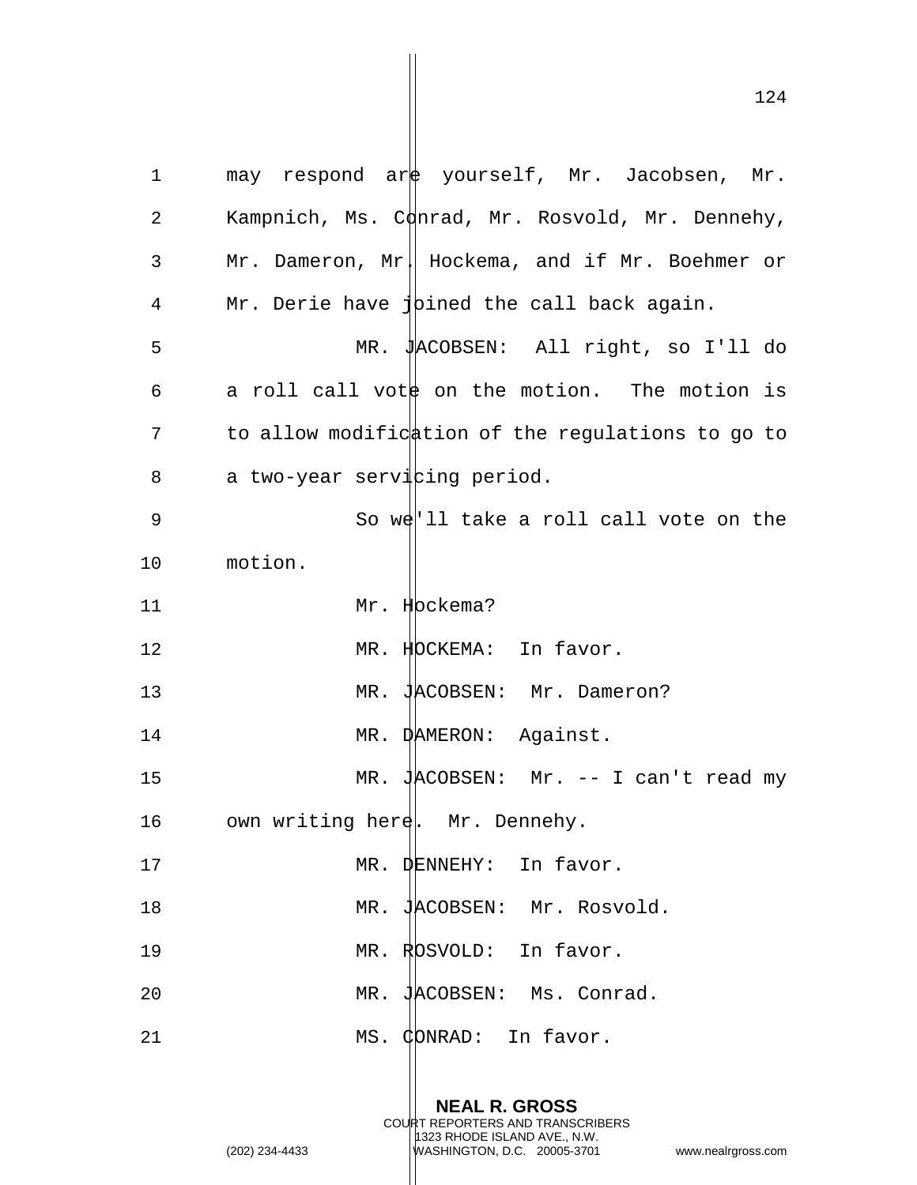may respond are yourself, Mr. Jacobsen, Mr. Kampnich, Ms. Conrad, Mr. Rosvold, Mr. Dennehy, Mr. Dameron, Mr. Hockema, and if Mr. Boehmer or Mr. Derie have joined the call back again.

MR. JACOBSEN: All right, so I'll do a roll call vote on the motion. The motion is to allow modification of the regulations to go to a two-year servicing period.

So we'll take a roll call vote on the motion.

Mr. Hockema?

MR. HOCKEMA: In favor.

MR. JACOBSEN: Mr. Dameron?

MR. DAMERON: Against.

MR. JACOBSEN: Mr. -- I can't read my own writing here. Mr. Dennehy.

MR. DENNEHY: In favor.

MR. JACOBSEN: Mr. Rosvold.

MR. ROSVOLD: In favor.

MR. JACOBSEN: Ms. Conrad.

MS. CONRAD: In favor.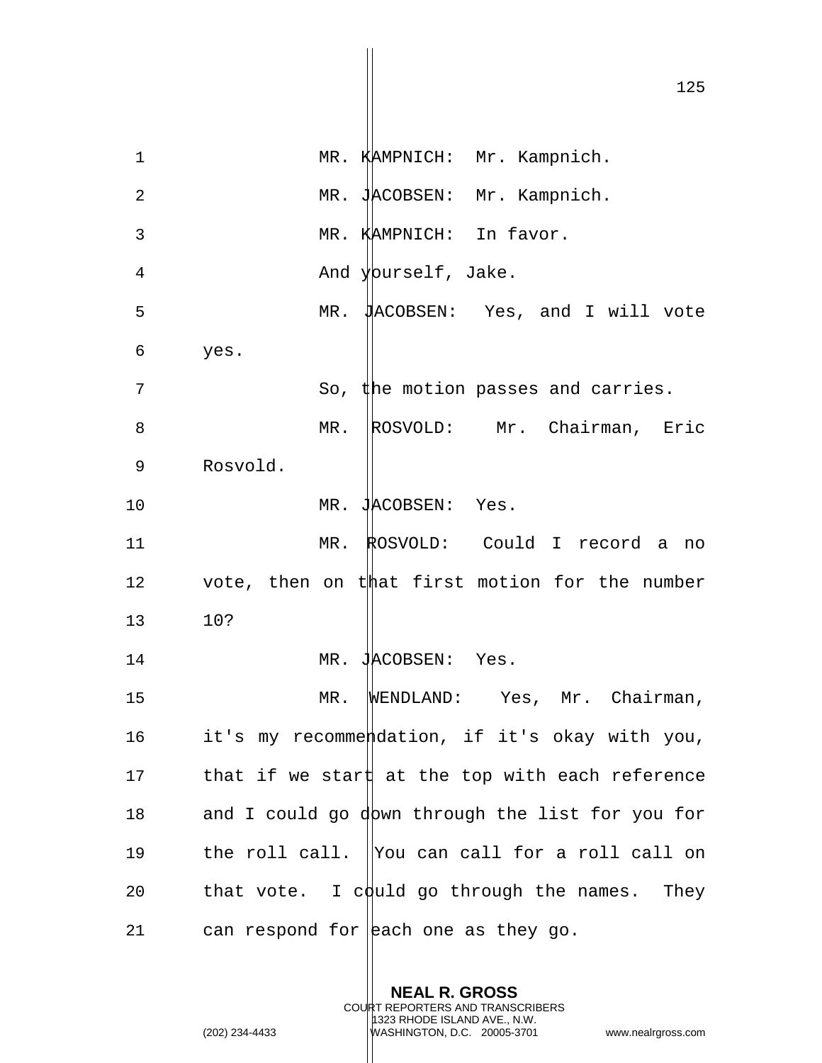MR. KAMPNICH: Mr. Kampnich.

MR. JACOBSEN: Mr. Kampnich.

MR. KAMPNICH: In favor.

And yourself, Jake.

MR. JACOBSEN: Yes, and I will vote yes.

So, the motion passes and carries.

MR. ROSVOLD: Mr. Chairman, Eric Rosvold.

MR. JACOBSEN: Yes.

MR. ROSVOLD: Could I record a no vote, then on that first motion for the number 10?

MR. JACOBSEN: Yes.

MR. WENDLAND: Yes, Mr. Chairman, it's my recommendation, if it's okay with you, that if we start at the top with each reference and I could go down through the list for you for the roll call. You can call for a roll call on that vote. I could go through the names. They can respond for each one as they go.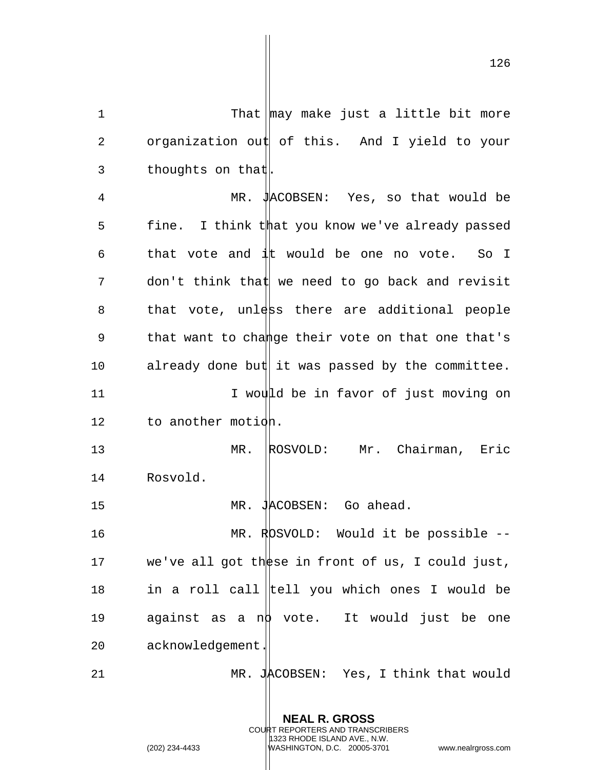That may make just a little bit more organization out of this. And I yield to your thoughts on that.

MR. JACOBSEN: Yes, so that would be fine. I think that you know we've already passed that vote and it would be one no vote. So I don't think that we need to go back and revisit that vote, unless there are additional people that want to change their vote on that one that's already done but it was passed by the committee.

I would be in favor of just moving on to another motion.

MR. ROSVOLD: Mr. Chairman, Eric Rosvold.

MR. JACOBSEN: Go ahead.

MR. ROSVOLD: Would it be possible -- we've all got these in front of us, I could just, in a roll call tell you which ones I would be against as a no vote. It would just be one acknowledgement.

MR. JACOBSEN: Yes, I think that would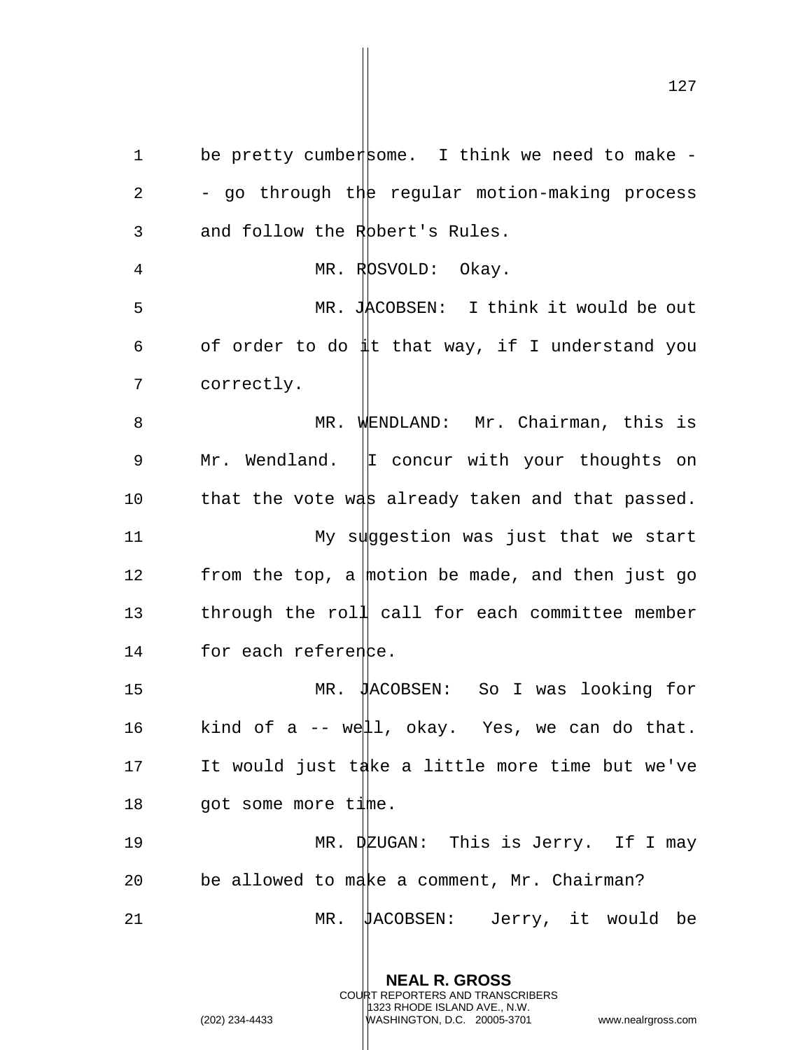be pretty cumbersome. I think we need to make -- go through the regular motion-making process and follow the Robert's Rules.

MR. ROSVOLD: Okay.

MR. JACOBSEN: I think it would be out of order to do it that way, if I understand you correctly.

MR. WENDLAND: Mr. Chairman, this is Mr. Wendland. I concur with your thoughts on that the vote was already taken and that passed.

My suggestion was just that we start from the top, a motion be made, and then just go through the roll call for each committee member for each reference.

MR. JACOBSEN: So I was looking for kind of a -- well, okay. Yes, we can do that. It would just take a little more time but we've got some more time.

MR. DZUGAN: This is Jerry. If I may be allowed to make a comment, Mr. Chairman?

MR. JACOBSEN: Jerry, it would be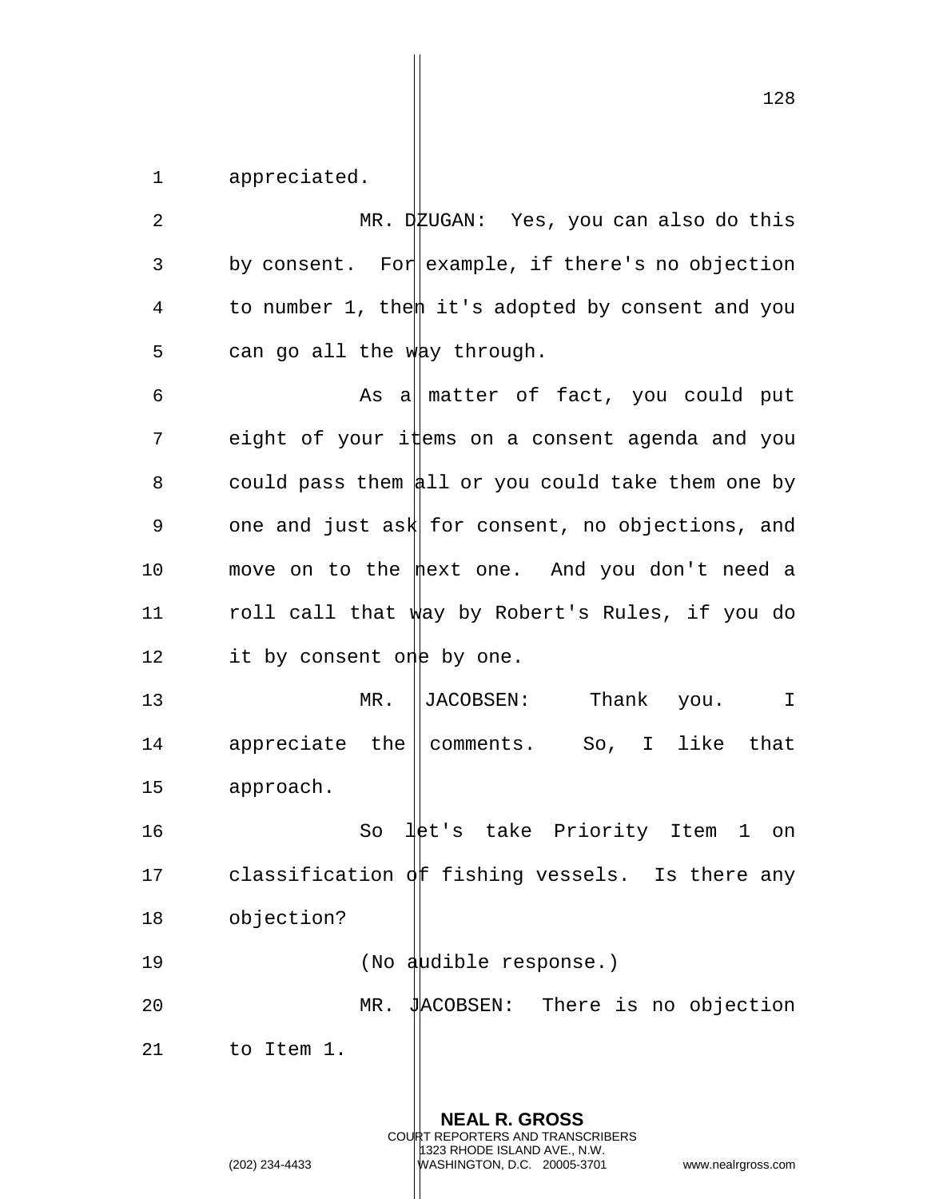appreciated.

MR. DZUGAN: Yes, you can also do this by consent. For example, if there's no objection to number 1, then it's adopted by consent and you can go all the way through.

As a matter of fact, you could put eight of your items on a consent agenda and you could pass them all or you could take them one by one and just ask for consent, no objections, and move on to the next one. And you don't need a roll call that way by Robert's Rules, if you do it by consent one by one.

MR. JACOBSEN: Thank you. I appreciate the comments. So, I like that approach.

So let's take Priority Item 1 on classification of fishing vessels. Is there any objection?

(No audible response.)

MR. JACOBSEN: There is no objection to Item 1.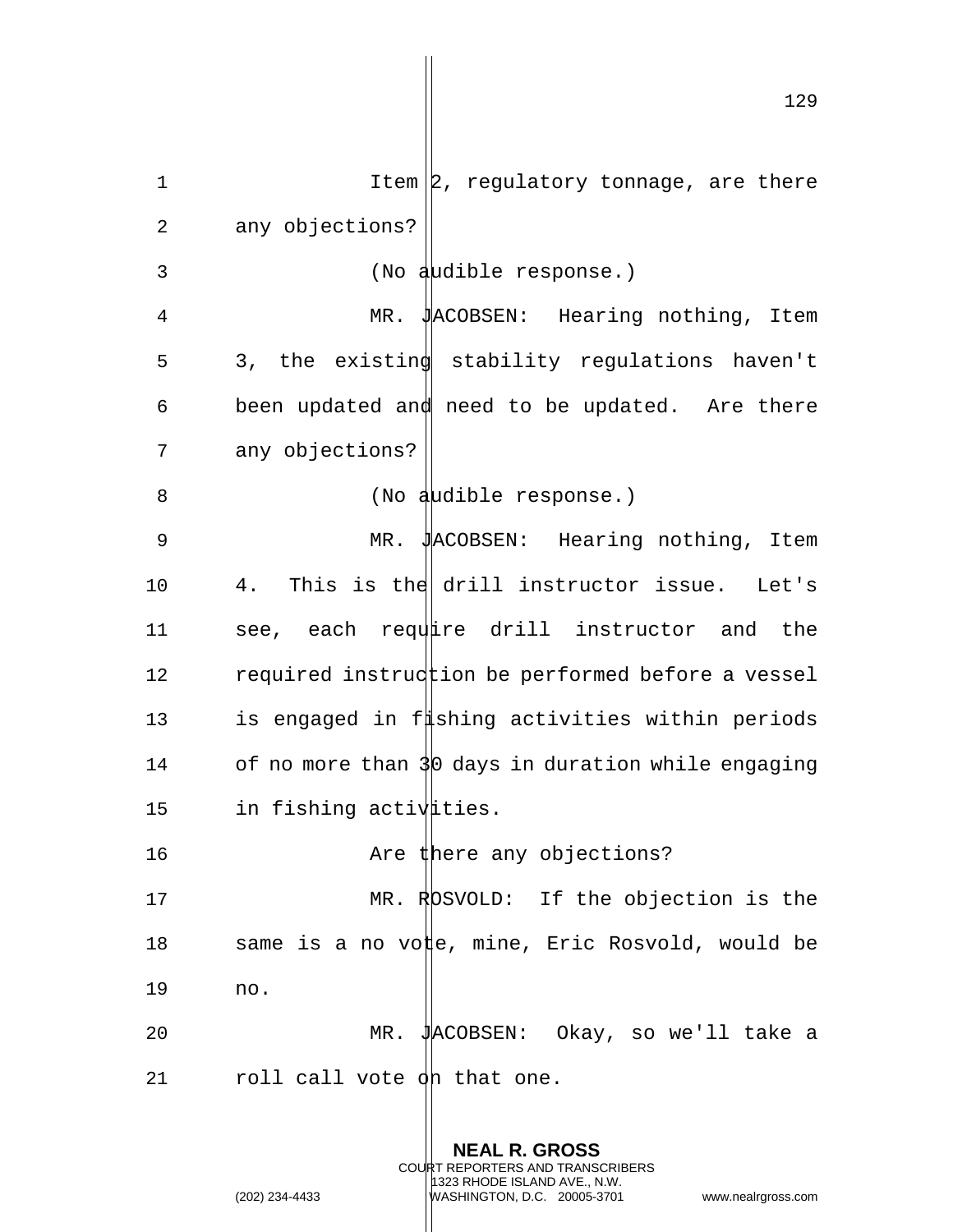Item 2, regulatory tonnage, are there any objections?

(No audible response.)

MR. JACOBSEN: Hearing nothing, Item 3, the existing stability regulations haven't been updated and need to be updated. Are there any objections?

(No audible response.)

MR. JACOBSEN: Hearing nothing, Item 4. This is the drill instructor issue. Let's see, each require drill instructor and the required instruction be performed before a vessel is engaged in fishing activities within periods of no more than 30 days in duration while engaging in fishing activities.

Are there any objections?

MR. ROSVOLD: If the objection is the same is a no vote, mine, Eric Rosvold, would be no.

MR. JACOBSEN: Okay, so we'll take a roll call vote on that one.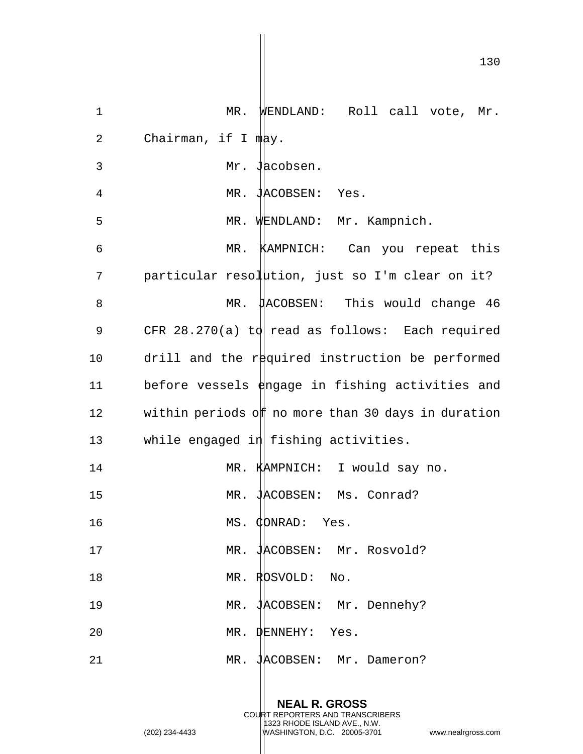MR. WENDLAND: Roll call vote, Mr. Chairman, if I may.

Mr. Jacobsen.

MR. JACOBSEN: Yes.

MR. WENDLAND: Mr. Kampnich.

MR. KAMPNICH: Can you repeat this particular resolution, just so I'm clear on it?

MR. JACOBSEN: This would change 46 CFR 28.270(a) to read as follows: Each required drill and the required instruction be performed before vessels engage in fishing activities and within periods of no more than 30 days in duration while engaged in fishing activities.

MR. KAMPNICH: I would say no.

MR. JACOBSEN: Ms. Conrad?

MS. CONRAD: Yes.

MR. JACOBSEN: Mr. Rosvold?

MR. ROSVOLD: No.

MR. JACOBSEN: Mr. Dennehy?

MR. DENNEHY: Yes.

MR. JACOBSEN: Mr. Dameron?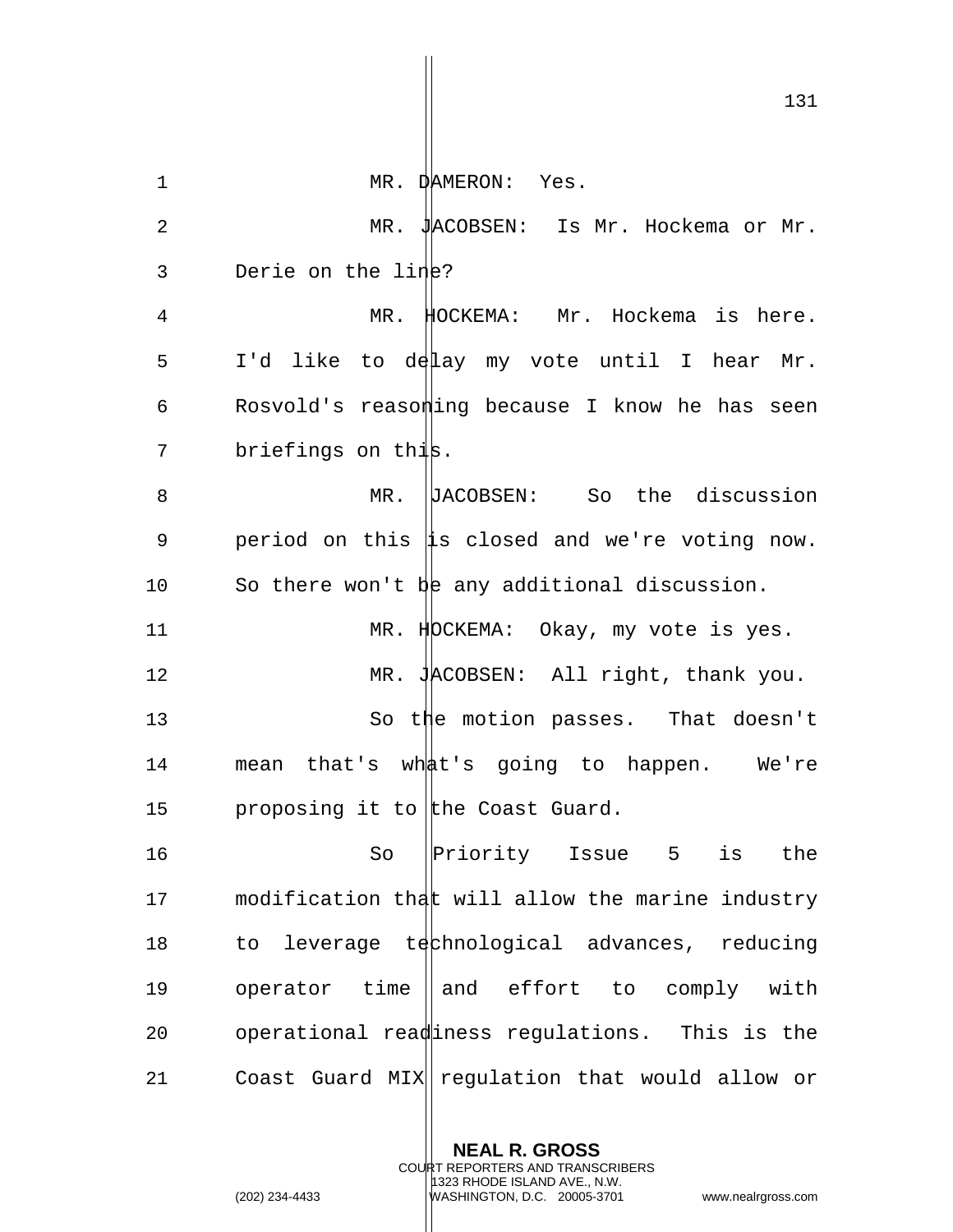MR. DAMERON: Yes.

MR. JACOBSEN: Is Mr. Hockema or Mr. Derie on the line?

MR. HOCKEMA: Mr. Hockema is here. I'd like to delay my vote until I hear Mr. Rosvold's reasoning because I know he has seen briefings on this.

MR. JACOBSEN: So the discussion period on this is closed and we're voting now. So there won't be any additional discussion.

MR. HOCKEMA: Okay, my vote is yes.

MR. JACOBSEN: All right, thank you.

So the motion passes. That doesn't mean that's what's going to happen. We're proposing it to the Coast Guard.

So Priority Issue 5 is the modification that will allow the marine industry to leverage technological advances, reducing operator time and effort to comply with operational readiness regulations. This is the Coast Guard MIX regulation that would allow or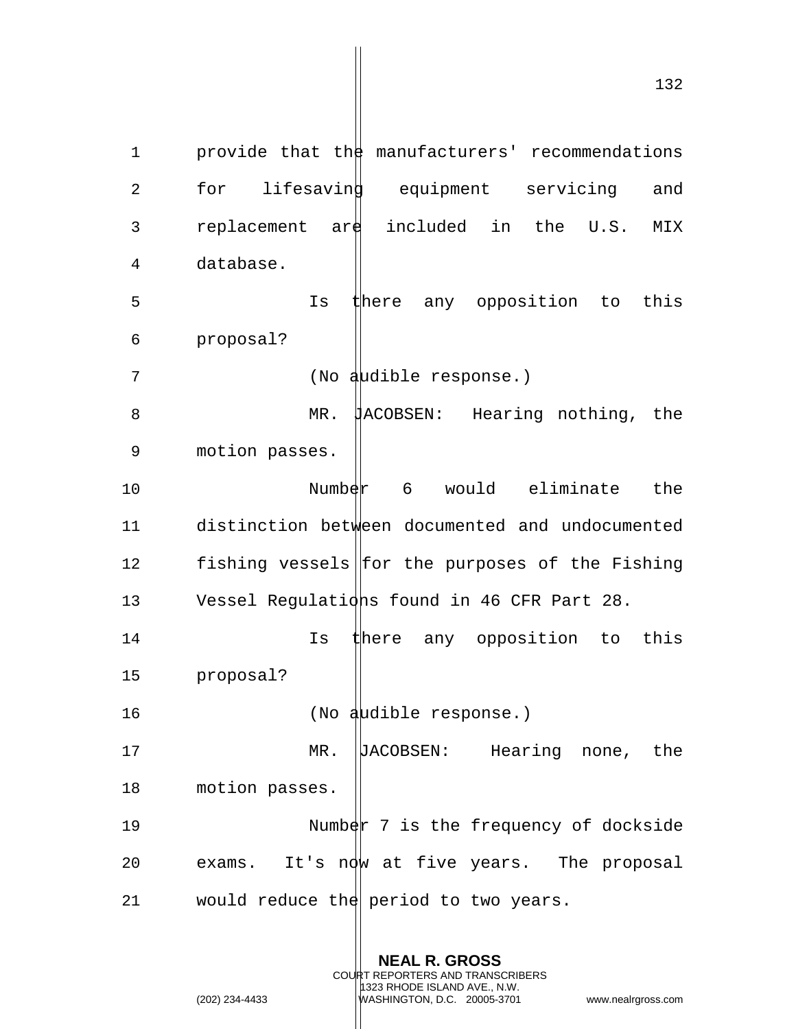provide that the manufacturers' recommendations for lifesaving equipment servicing and replacement are included in the U.S. MIX database.

Is there any opposition to this proposal?

(No audible response.)

MR. JACOBSEN: Hearing nothing, the motion passes.

Number 6 would eliminate the distinction between documented and undocumented fishing vessels for the purposes of the Fishing Vessel Regulations found in 46 CFR Part 28.

Is there any opposition to this proposal?

(No audible response.)

MR. JACOBSEN: Hearing none, the motion passes.

Number 7 is the frequency of dockside exams. It's now at five years. The proposal would reduce the period to two years.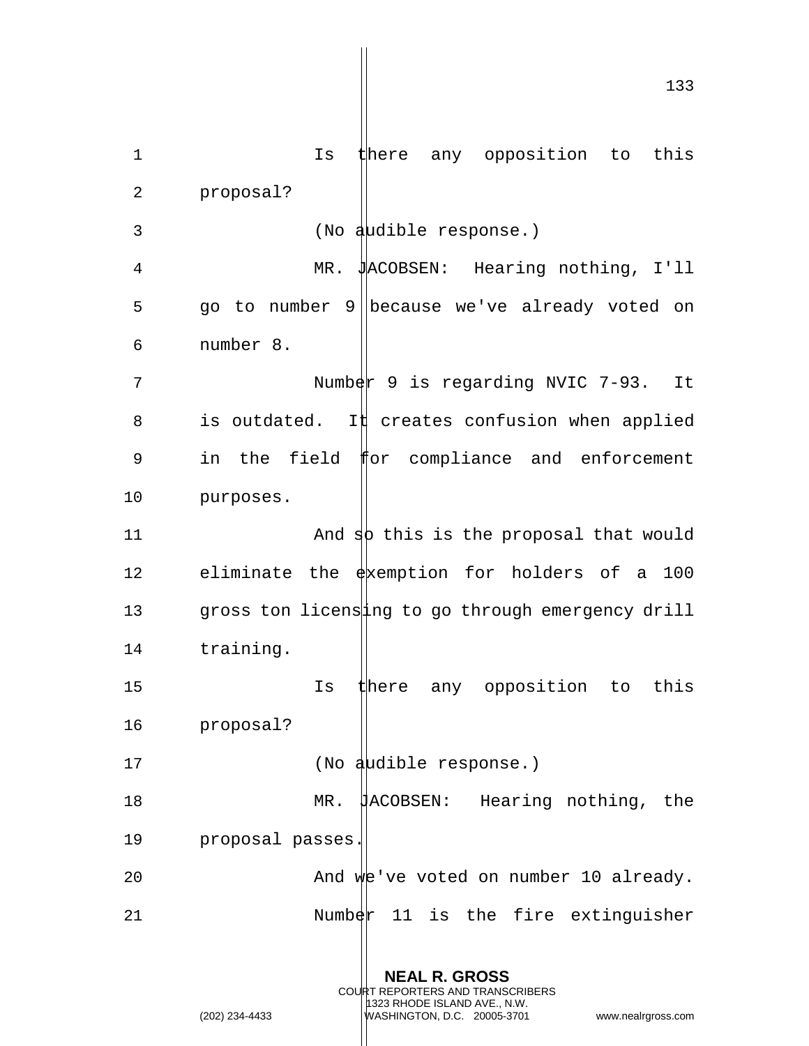Is there any opposition to this proposal?

(No audible response.)

MR. JACOBSEN: Hearing nothing, I'll go to number 9 because we've already voted on number 8.

Number 9 is regarding NVIC 7-93. It is outdated. It creates confusion when applied in the field for compliance and enforcement purposes.

And so this is the proposal that would eliminate the exemption for holders of a 100 gross ton licensing to go through emergency drill training.

Is there any opposition to this proposal?

(No audible response.)

MR. JACOBSEN: Hearing nothing, the proposal passes.

And we've voted on number 10 already.

Number 11 is the fire extinguisher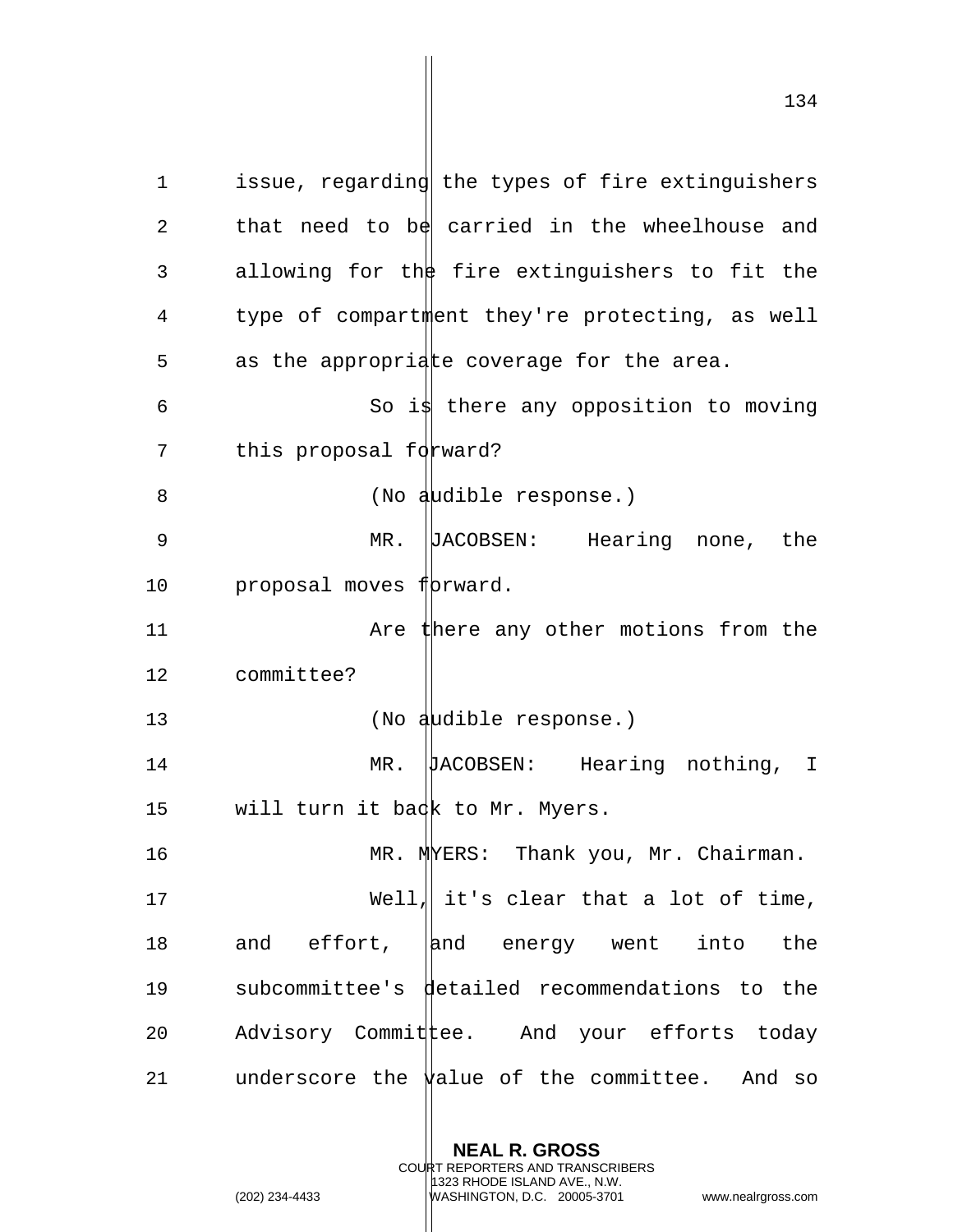issue, regarding the types of fire extinguishers that need to be carried in the wheelhouse and allowing for the fire extinguishers to fit the type of compartment they're protecting, as well as the appropriate coverage for the area.

So is there any opposition to moving this proposal forward?

(No audible response.)

MR. JACOBSEN: Hearing none, the proposal moves forward.

Are there any other motions from the committee?

(No audible response.)

MR. JACOBSEN: Hearing nothing, I will turn it back to Mr. Myers.

MR. MYERS: Thank you, Mr. Chairman.

Well, it's clear that a lot of time, and effort, and energy went into the subcommittee's detailed recommendations to the Advisory Committee. And your efforts today underscore the value of the committee. And so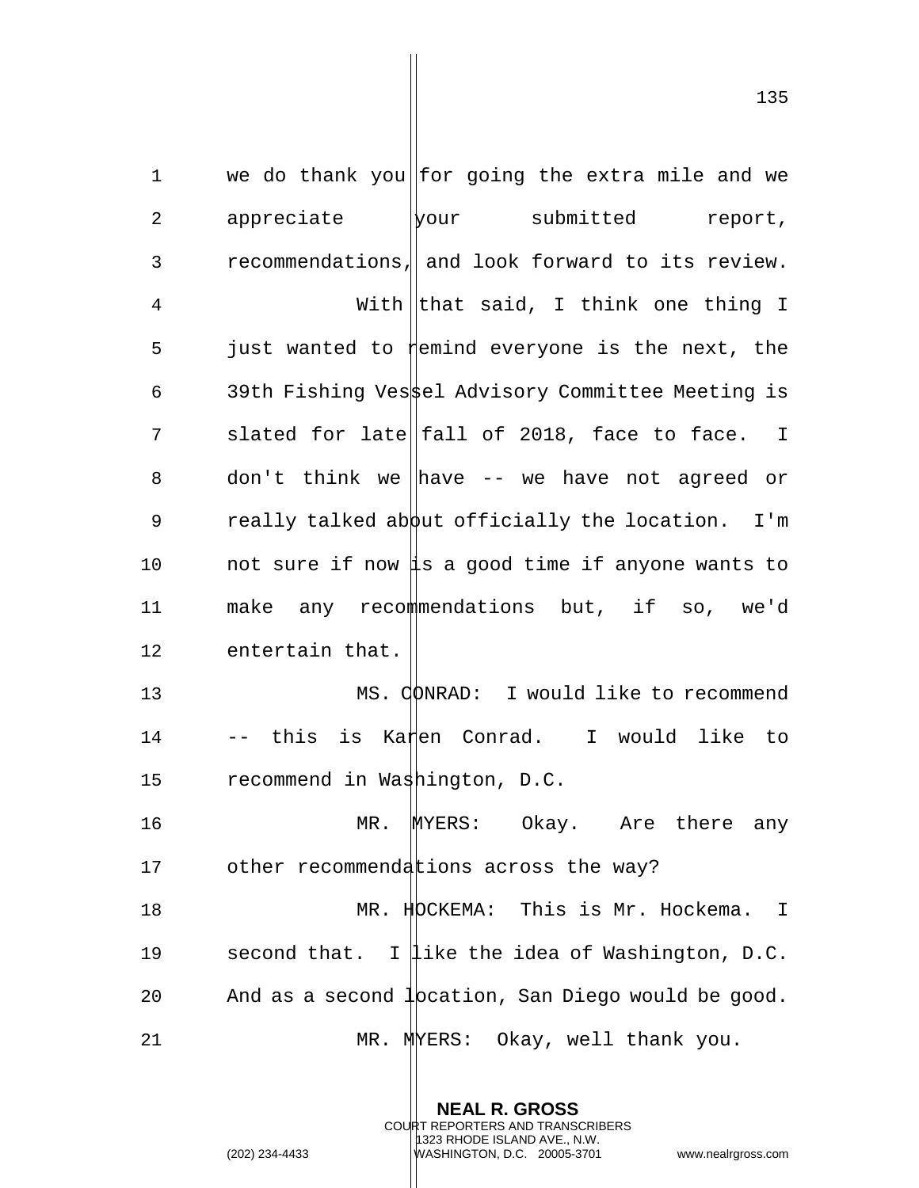we do thank you for going the extra mile and we appreciate your submitted report, recommendations, and look forward to its review.

With that said, I think one thing I just wanted to remind everyone is the next, the 39th Fishing Vessel Advisory Committee Meeting is slated for late fall of 2018, face to face. I don't think we have -- we have not agreed or really talked about officially the location. I'm not sure if now is a good time if anyone wants to make any recommendations but, if so, we'd entertain that.

MS. CONRAD: I would like to recommend -- this is Karen Conrad. I would like to recommend in Washington, D.C.

MR. MYERS: Okay. Are there any other recommendations across the way?

MR. HOCKEMA: This is Mr. Hockema. I second that. I like the idea of Washington, D.C. And as a second location, San Diego would be good.

MR. MYERS: Okay, well thank you.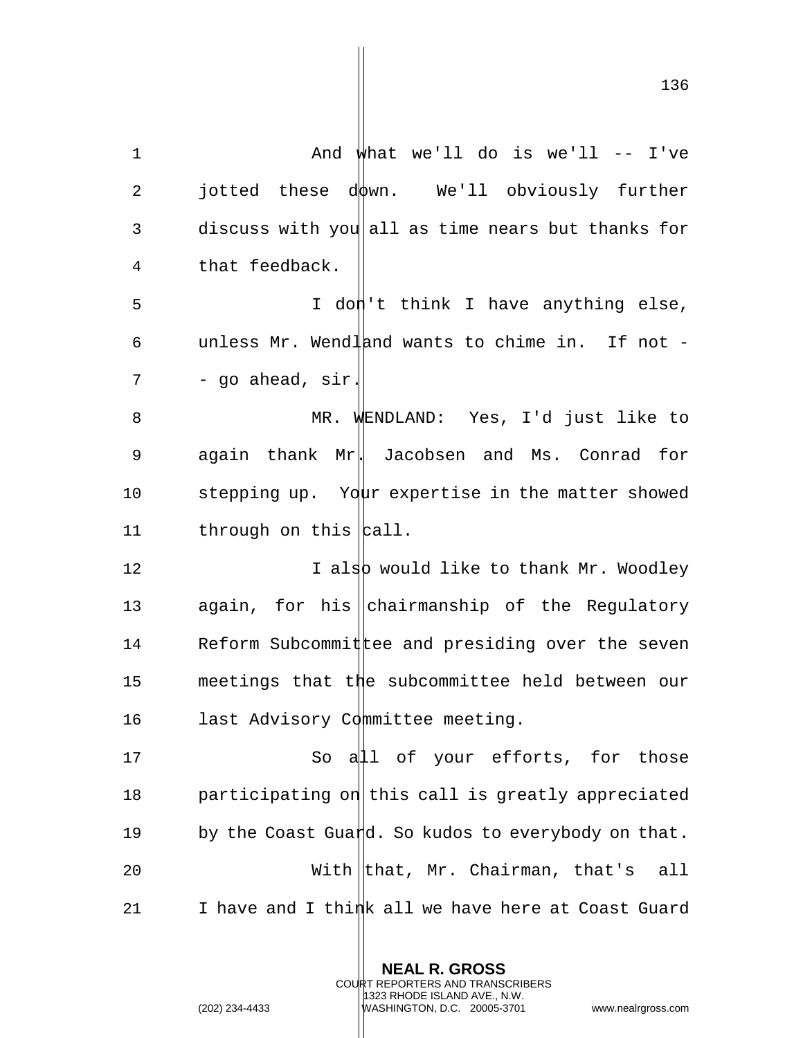And what we'll do is we'll -- I've jotted these down. We'll obviously further discuss with you all as time nears but thanks for that feedback.

I don't think I have anything else, unless Mr. Wendland wants to chime in. If not -- go ahead, sir.

MR. WENDLAND: Yes, I'd just like to again thank Mr. Jacobsen and Ms. Conrad for stepping up. Your expertise in the matter showed through on this call.

I also would like to thank Mr. Woodley again, for his chairmanship of the Regulatory Reform Subcommittee and presiding over the seven meetings that the subcommittee held between our last Advisory Committee meeting.

So all of your efforts, for those participating on this call is greatly appreciated by the Coast Guard. So kudos to everybody on that.

With that, Mr. Chairman, that's all I have and I think all we have here at Coast Guard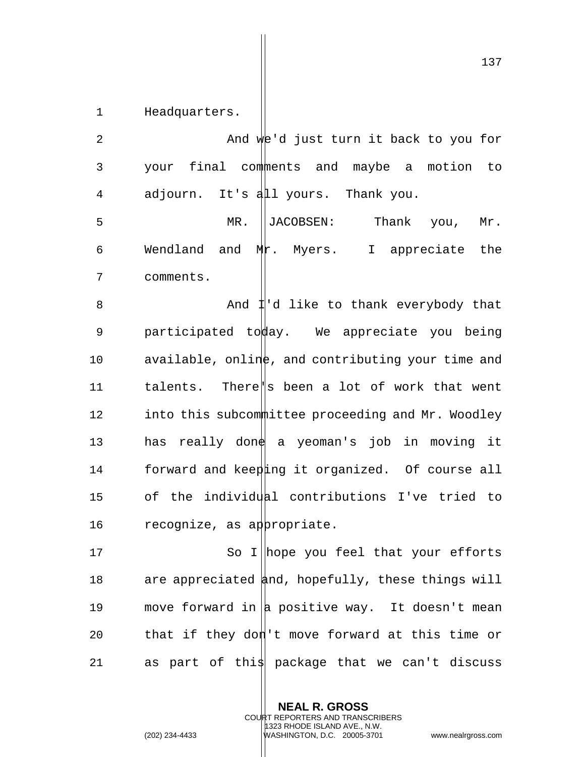Headquarters.

And we'd just turn it back to you for your final comments and maybe a motion to adjourn. It's all yours. Thank you.

MR. JACOBSEN: Thank you, Mr. Wendland and Mr. Myers. I appreciate the comments.

And I'd like to thank everybody that participated today. We appreciate you being available, online, and contributing your time and talents. There's been a lot of work that went into this subcommittee proceeding and Mr. Woodley has really done a yeoman's job in moving it forward and keeping it organized. Of course all of the individual contributions I've tried to recognize, as appropriate.

So I hope you feel that your efforts are appreciated and, hopefully, these things will move forward in a positive way. It doesn't mean that if they don't move forward at this time or as part of this package that we can't discuss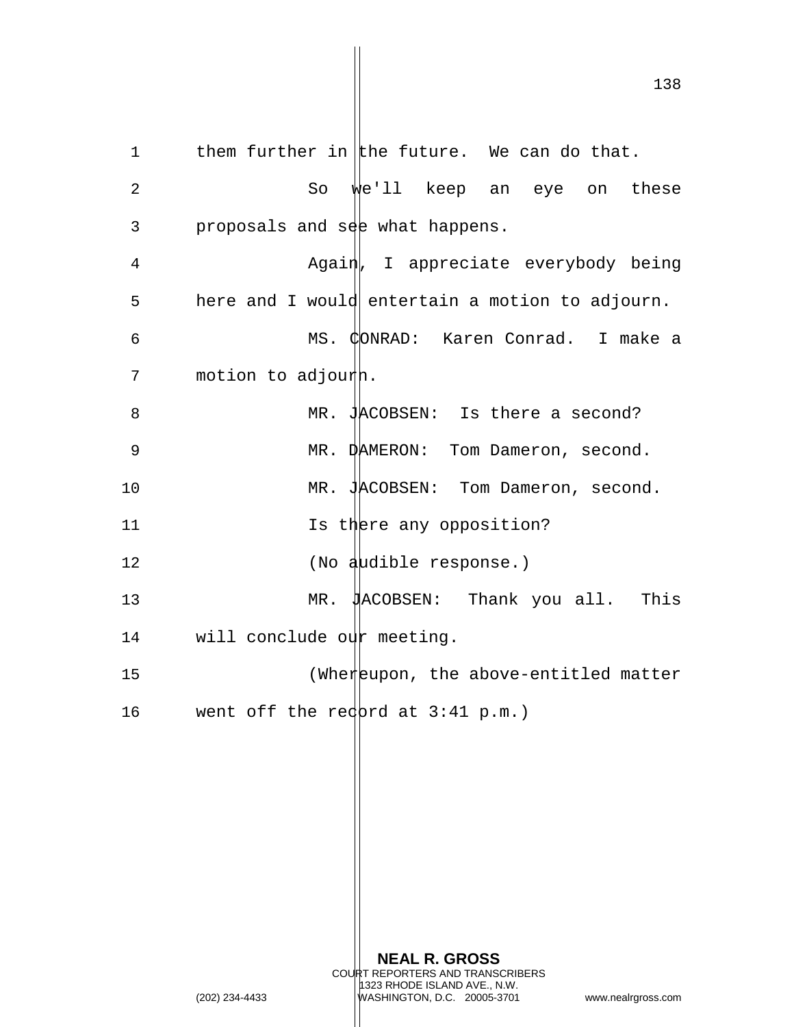them further in the future. We can do that.

So we'll keep an eye on these proposals and see what happens.

Again, I appreciate everybody being here and I would entertain a motion to adjourn.

MS. CONRAD: Karen Conrad. I make a motion to adjourn.

MR. JACOBSEN: Is there a second?

MR. DAMERON: Tom Dameron, second.

MR. JACOBSEN: Tom Dameron, second.

Is there any opposition?

(No audible response.)

MR. JACOBSEN: Thank you all. This will conclude our meeting.

(Whereupon, the above-entitled matter went off the record at 3:41 p.m.)